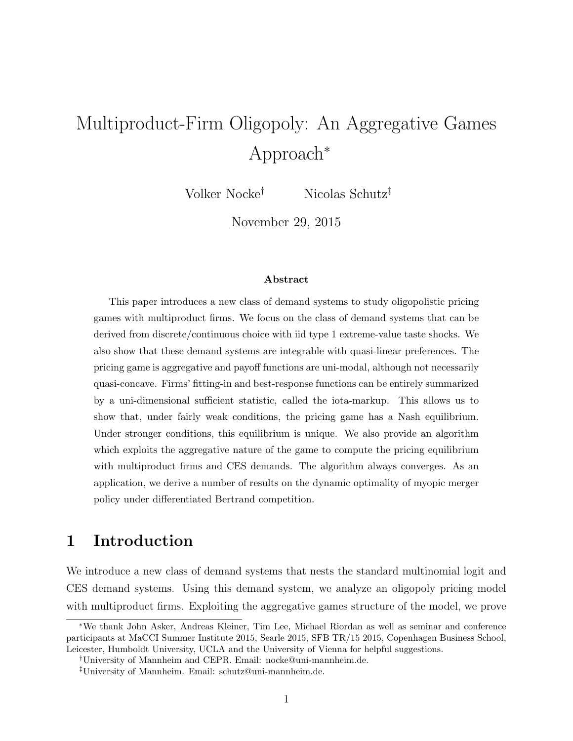# Multiproduct-Firm Oligopoly: An Aggregative Games Approach*

Volker Nocke[†] Nicolas Schutz[‡]

November 29, 2015

### Abstract

This paper introduces a new class of demand systems to study oligopolistic pricing games with multiproduct firms. We focus on the class of demand systems that can be derived from discrete/continuous choice with iid type 1 extreme-value taste shocks. We also show that these demand systems are integrable with quasi-linear preferences. The pricing game is aggregative and payoff functions are uni-modal, although not necessarily quasi-concave. Firms' fitting-in and best-response functions can be entirely summarized by a uni-dimensional sufficient statistic, called the iota-markup. This allows us to show that, under fairly weak conditions, the pricing game has a Nash equilibrium. Under stronger conditions, this equilibrium is unique. We also provide an algorithm which exploits the aggregative nature of the game to compute the pricing equilibrium with multiproduct firms and CES demands. The algorithm always converges. As an application, we derive a number of results on the dynamic optimality of myopic merger policy under differentiated Bertrand competition.

## 1 Introduction

We introduce a new class of demand systems that nests the standard multinomial logit and CES demand systems. Using this demand system, we analyze an oligopoly pricing model with multiproduct firms. Exploiting the aggregative games structure of the model, we prove

---

*We thank John Asker, Andreas Kleiner, Tim Lee, Michael Riordan as well as seminar and conference participants at MaCCI Summer Institute 2015, Searle 2015, SFB TR/15 2015, Copenhagen Business School, Leicester, Humboldt University, UCLA and the University of Vienna for helpful suggestions.

[†]University of Mannheim and CEPR. Email: nocke@uni-mannheim.de.

[‡]University of Mannheim. Email: schutz@uni-mannheim.de.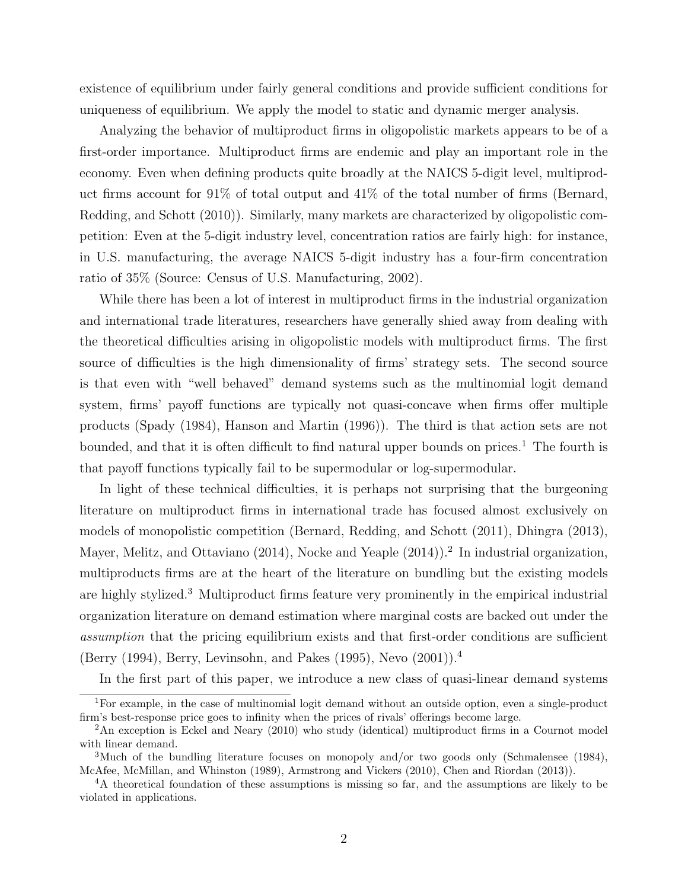existence of equilibrium under fairly general conditions and provide sufficient conditions for uniqueness of equilibrium. We apply the model to static and dynamic merger analysis.

Analyzing the behavior of multiproduct firms in oligopolistic markets appears to be of a first-order importance. Multiproduct firms are endemic and play an important role in the economy. Even when defining products quite broadly at the NAICS 5-digit level, multiproduct firms account for 91% of total output and 41% of the total number of firms (Bernard, Redding, and Schott (2010)). Similarly, many markets are characterized by oligopolistic competition: Even at the 5-digit industry level, concentration ratios are fairly high: for instance, in U.S. manufacturing, the average NAICS 5-digit industry has a four-firm concentration ratio of 35% (Source: Census of U.S. Manufacturing, 2002).

While there has been a lot of interest in multiproduct firms in the industrial organization and international trade literatures, researchers have generally shied away from dealing with the theoretical difficulties arising in oligopolistic models with multiproduct firms. The first source of difficulties is the high dimensionality of firms' strategy sets. The second source is that even with "well behaved" demand systems such as the multinomial logit demand system, firms' payoff functions are typically not quasi-concave when firms offer multiple products (Spady (1984), Hanson and Martin (1996)). The third is that action sets are not bounded, and that it is often difficult to find natural upper bounds on prices.[1] The fourth is that payoff functions typically fail to be supermodular or log-supermodular.

In light of these technical difficulties, it is perhaps not surprising that the burgeoning literature on multiproduct firms in international trade has focused almost exclusively on models of monopolistic competition (Bernard, Redding, and Schott (2011), Dhingra (2013), Mayer, Melitz, and Ottaviano (2014), Nocke and Yeaple (2014)).[2] In industrial organization, multiproducts firms are at the heart of the literature on bundling but the existing models are highly stylized.[3] Multiproduct firms feature very prominently in the empirical industrial organization literature on demand estimation where marginal costs are backed out under the *assumption* that the pricing equilibrium exists and that first-order conditions are sufficient (Berry (1994), Berry, Levinsohn, and Pakes (1995), Nevo (2001)).[4]

In the first part of this paper, we introduce a new class of quasi-linear demand systems

[1] For example, in the case of multinomial logit demand without an outside option, even a single-product firm's best-response price goes to infinity when the prices of rivals' offerings become large.

[2] An exception is Eckel and Neary (2010) who study (identical) multiproduct firms in a Cournot model with linear demand.

[3] Much of the bundling literature focuses on monopoly and/or two goods only (Schmalensee (1984), McAfee, McMillan, and Whinston (1989), Armstrong and Vickers (2010), Chen and Riordan (2013)).

[4] A theoretical foundation of these assumptions is missing so far, and the assumptions are likely to be violated in applications.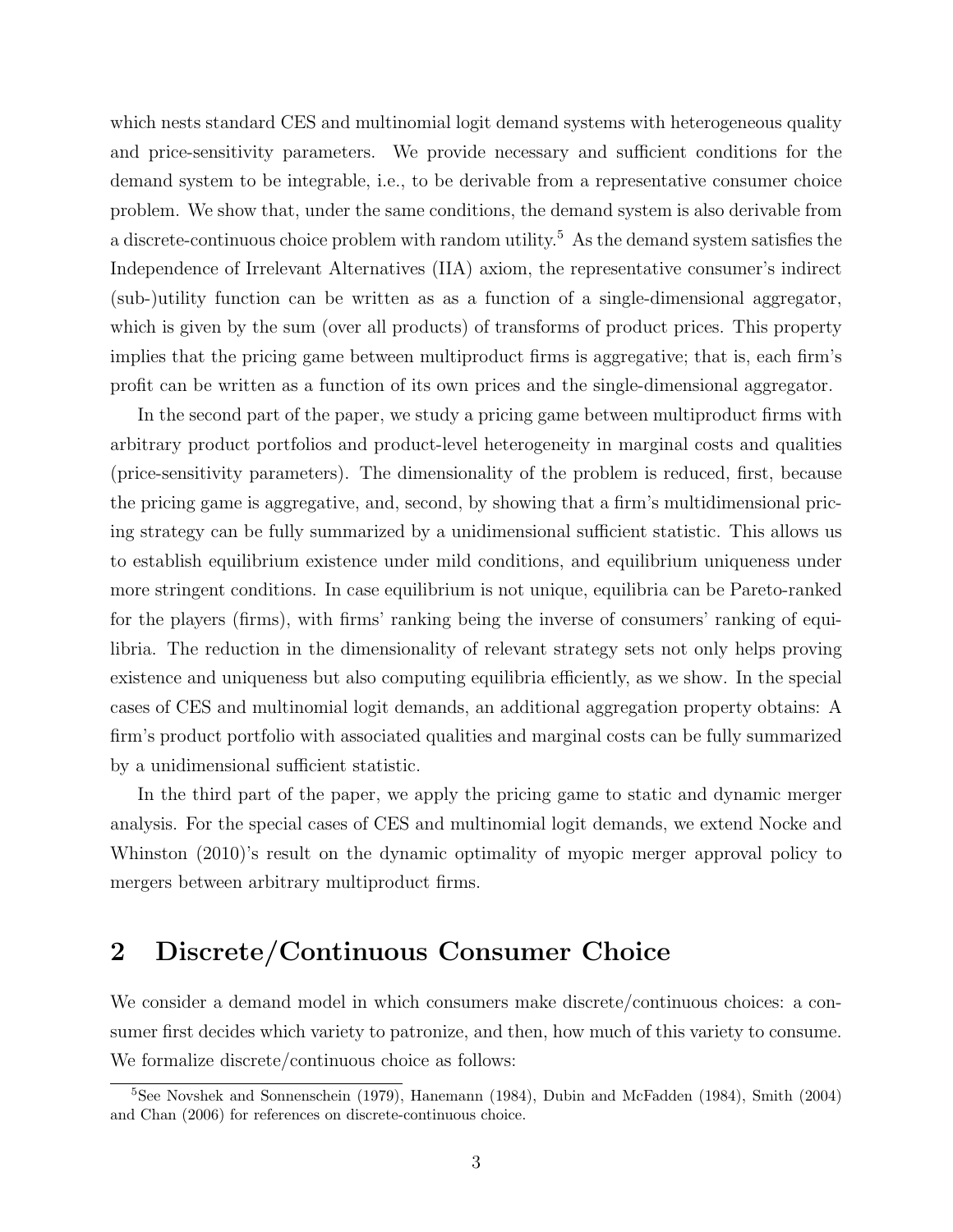which nests standard CES and multinomial logit demand systems with heterogeneous quality and price-sensitivity parameters. We provide necessary and sufficient conditions for the demand system to be integrable, i.e., to be derivable from a representative consumer choice problem. We show that, under the same conditions, the demand system is also derivable from a discrete-continuous choice problem with random utility.[5] As the demand system satisfies the Independence of Irrelevant Alternatives (IIA) axiom, the representative consumer's indirect (sub-)utility function can be written as as a function of a single-dimensional aggregator, which is given by the sum (over all products) of transforms of product prices. This property implies that the pricing game between multiproduct firms is aggregative; that is, each firm's profit can be written as a function of its own prices and the single-dimensional aggregator.

In the second part of the paper, we study a pricing game between multiproduct firms with arbitrary product portfolios and product-level heterogeneity in marginal costs and qualities (price-sensitivity parameters). The dimensionality of the problem is reduced, first, because the pricing game is aggregative, and, second, by showing that a firm's multidimensional pricing strategy can be fully summarized by a unidimensional sufficient statistic. This allows us to establish equilibrium existence under mild conditions, and equilibrium uniqueness under more stringent conditions. In case equilibrium is not unique, equilibria can be Pareto-ranked for the players (firms), with firms' ranking being the inverse of consumers' ranking of equilibria. The reduction in the dimensionality of relevant strategy sets not only helps proving existence and uniqueness but also computing equilibria efficiently, as we show. In the special cases of CES and multinomial logit demands, an additional aggregation property obtains: A firm's product portfolio with associated qualities and marginal costs can be fully summarized by a unidimensional sufficient statistic.

In the third part of the paper, we apply the pricing game to static and dynamic merger analysis. For the special cases of CES and multinomial logit demands, we extend Nocke and Whinston (2010)'s result on the dynamic optimality of myopic merger approval policy to mergers between arbitrary multiproduct firms.

## 2 Discrete/Continuous Consumer Choice

We consider a demand model in which consumers make discrete/continuous choices: a consumer first decides which variety to patronize, and then, how much of this variety to consume. We formalize discrete/continuous choice as follows:

[5] See Novshek and Sonnenschein (1979), Hanemann (1984), Dubin and McFadden (1984), Smith (2004) and Chan (2006) for references on discrete-continuous choice.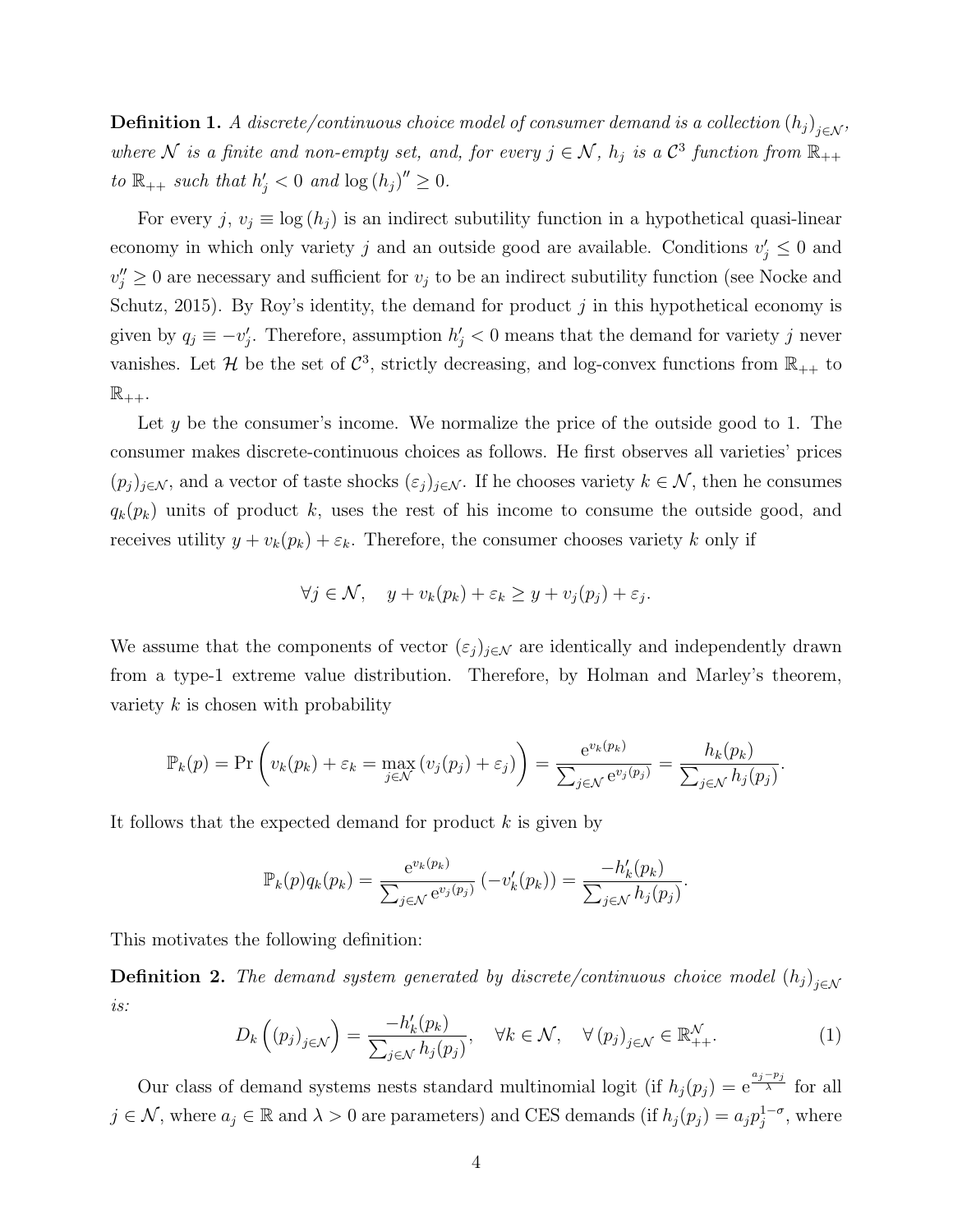**Definition 1.** *A discrete/continuous choice model of consumer demand is a collection $(h_j)_{j\in\mathcal{N}}$, where $\mathcal{N}$ is a finite and non-empty set, and, for every $j \in \mathcal{N}$, $h_j$ is a $\mathcal{C}^3$ function from $\mathbb{R}_{++}$ to $\mathbb{R}_{++}$ such that $h_j' < 0$ and $\log(h_j)'' \geq 0$.*

For every $j$, $v_j \equiv \log(h_j)$ is an indirect subutility function in a hypothetical quasi-linear economy in which only variety $j$ and an outside good are available. Conditions $v_j' \leq 0$ and $v_j'' \geq 0$ are necessary and sufficient for $v_j$ to be an indirect subutility function (see Nocke and Schutz, 2015). By Roy's identity, the demand for product $j$ in this hypothetical economy is given by $q_j \equiv -v_j'$. Therefore, assumption $h_j' < 0$ means that the demand for variety $j$ never vanishes. Let $\mathcal{H}$ be the set of $\mathcal{C}^3$, strictly decreasing, and log-convex functions from $\mathbb{R}_{++}$ to $\mathbb{R}_{++}$.

Let $y$ be the consumer's income. We normalize the price of the outside good to 1. The consumer makes discrete-continuous choices as follows. He first observes all varieties' prices $(p_j)_{j\in\mathcal{N}}$, and a vector of taste shocks $(\varepsilon_j)_{j\in\mathcal{N}}$. If he chooses variety $k \in \mathcal{N}$, then he consumes $q_k(p_k)$ units of product $k$, uses the rest of his income to consume the outside good, and receives utility $y + v_k(p_k) + \varepsilon_k$. Therefore, the consumer chooses variety $k$ only if

$$\forall j \in \mathcal{N}, \quad y + v_k(p_k) + \varepsilon_k \geq y + v_j(p_j) + \varepsilon_j.$$

We assume that the components of vector $(\varepsilon_j)_{j\in\mathcal{N}}$ are identically and independently drawn from a type-1 extreme value distribution. Therefore, by Holman and Marley's theorem, variety $k$ is chosen with probability

$$\mathbb{P}_k(p) = \Pr\left(v_k(p_k) + \varepsilon_k = \max_{j\in\mathcal{N}}\left(v_j(p_j) + \varepsilon_j\right)\right) = \frac{\mathrm{e}^{v_k(p_k)}}{\sum_{j\in\mathcal{N}} \mathrm{e}^{v_j(p_j)}} = \frac{h_k(p_k)}{\sum_{j\in\mathcal{N}} h_j(p_j)}.$$

It follows that the expected demand for product $k$ is given by

$$\mathbb{P}_k(p)q_k(p_k) = \frac{\mathrm{e}^{v_k(p_k)}}{\sum_{j\in\mathcal{N}} \mathrm{e}^{v_j(p_j)}}\left(-v_k'(p_k)\right) = \frac{-h_k'(p_k)}{\sum_{j\in\mathcal{N}} h_j(p_j)}.$$

This motivates the following definition:

**Definition 2.** *The demand system generated by discrete/continuous choice model $(h_j)_{j\in\mathcal{N}}$ is:*

$$D_k\left((p_j)_{j\in\mathcal{N}}\right) = \frac{-h_k'(p_k)}{\sum_{j\in\mathcal{N}} h_j(p_j)}, \quad \forall k \in \mathcal{N}, \quad \forall (p_j)_{j\in\mathcal{N}} \in \mathbb{R}_{++}^{\mathcal{N}}. \tag{1}$$

Our class of demand systems nests standard multinomial logit (if $h_j(p_j) = \mathrm{e}^{\frac{a_j - p_j}{\lambda}}$ for all $j \in \mathcal{N}$, where $a_j \in \mathbb{R}$ and $\lambda > 0$ are parameters) and CES demands (if $h_j(p_j) = a_j p_j^{1-\sigma}$, where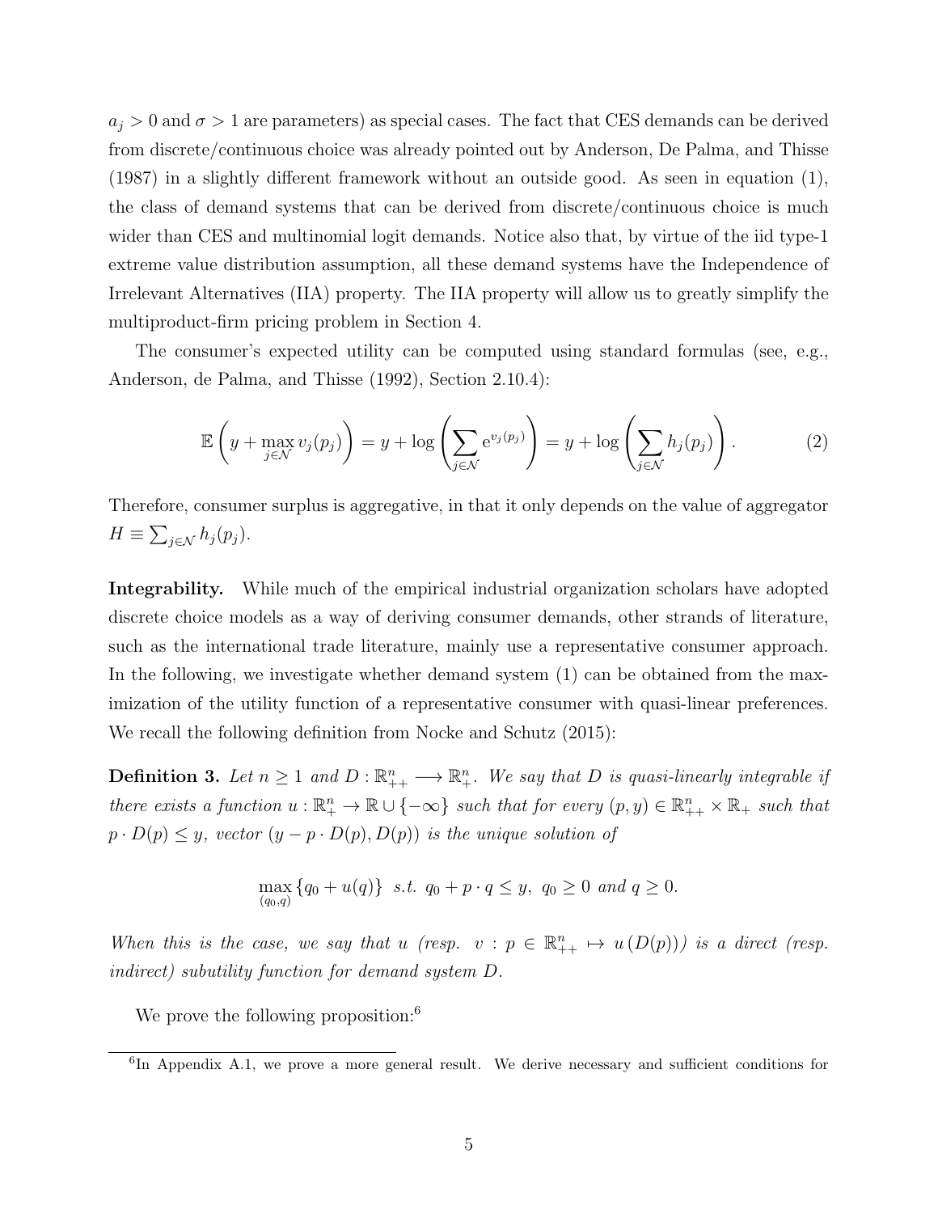$a_j > 0$ and $\sigma > 1$ are parameters) as special cases. The fact that CES demands can be derived from discrete/continuous choice was already pointed out by Anderson, De Palma, and Thisse (1987) in a slightly different framework without an outside good. As seen in equation (1), the class of demand systems that can be derived from discrete/continuous choice is much wider than CES and multinomial logit demands. Notice also that, by virtue of the iid type-1 extreme value distribution assumption, all these demand systems have the Independence of Irrelevant Alternatives (IIA) property. The IIA property will allow us to greatly simplify the multiproduct-firm pricing problem in Section 4.

The consumer's expected utility can be computed using standard formulas (see, e.g., Anderson, de Palma, and Thisse (1992), Section 2.10.4):

$$\mathbb{E}\left(y + \max_{j \in \mathcal{N}} v_j(p_j)\right) = y + \log\left(\sum_{j \in \mathcal{N}} \mathrm{e}^{v_j(p_j)}\right) = y + \log\left(\sum_{j \in \mathcal{N}} h_j(p_j)\right). \tag{2}$$

Therefore, consumer surplus is aggregative, in that it only depends on the value of aggregator $H \equiv \sum_{j \in \mathcal{N}} h_j(p_j)$.

**Integrability.** While much of the empirical industrial organization scholars have adopted discrete choice models as a way of deriving consumer demands, other strands of literature, such as the international trade literature, mainly use a representative consumer approach. In the following, we investigate whether demand system (1) can be obtained from the maximization of the utility function of a representative consumer with quasi-linear preferences. We recall the following definition from Nocke and Schutz (2015):

**Definition 3.** *Let $n \geq 1$ and $D : \mathbb{R}^n_{++} \longrightarrow \mathbb{R}^n_+$. We say that $D$ is quasi-linearly integrable if there exists a function $u : \mathbb{R}^n_+ \to \mathbb{R} \cup \{-\infty\}$ such that for every $(p, y) \in \mathbb{R}^n_{++} \times \mathbb{R}_+$ such that $p \cdot D(p) \leq y$, vector $(y - p \cdot D(p), D(p))$ is the unique solution of*

$$\max_{(q_0, q)} \{q_0 + u(q)\} \;\; s.t. \;\; q_0 + p \cdot q \leq y, \;\; q_0 \geq 0 \text{ and } q \geq 0.$$

*When this is the case, we say that $u$ (resp. $v : p \in \mathbb{R}^n_{++} \mapsto u(D(p))$) is a direct (resp. indirect) subutility function for demand system $D$.*

We prove the following proposition:[6]

[6] In Appendix A.1, we prove a more general result. We derive necessary and sufficient conditions for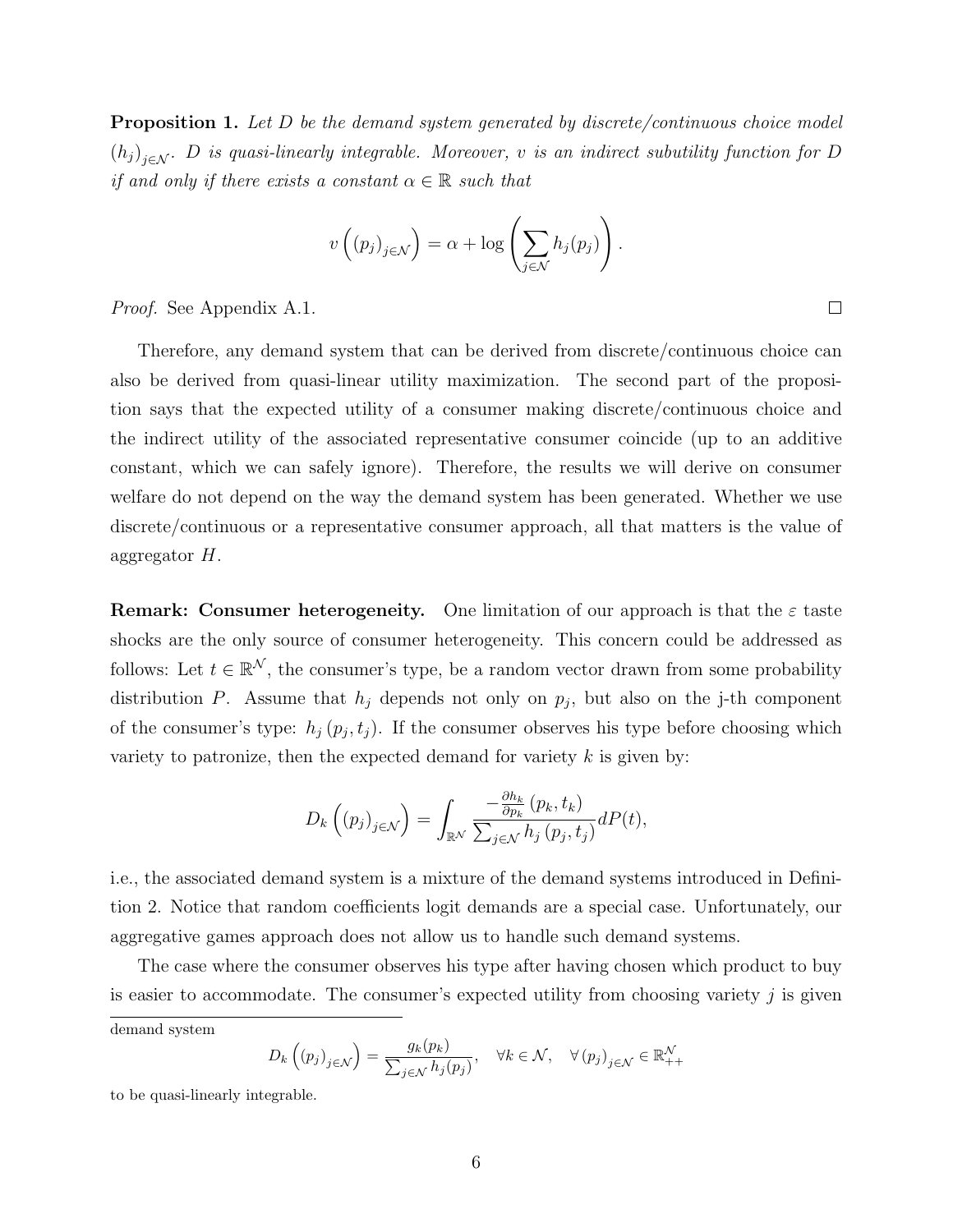**Proposition 1.** *Let $D$ be the demand system generated by discrete/continuous choice model $(h_j)_{j\in\mathcal{N}}$. $D$ is quasi-linearly integrable. Moreover, $v$ is an indirect subutility function for $D$ if and only if there exists a constant $\alpha \in \mathbb{R}$ such that*

$$v\left((p_j)_{j\in\mathcal{N}}\right) = \alpha + \log\left(\sum_{j\in\mathcal{N}} h_j(p_j)\right).$$

*Proof.* See Appendix A.1. □

Therefore, any demand system that can be derived from discrete/continuous choice can also be derived from quasi-linear utility maximization. The second part of the proposition says that the expected utility of a consumer making discrete/continuous choice and the indirect utility of the associated representative consumer coincide (up to an additive constant, which we can safely ignore). Therefore, the results we will derive on consumer welfare do not depend on the way the demand system has been generated. Whether we use discrete/continuous or a representative consumer approach, all that matters is the value of aggregator $H$.

**Remark: Consumer heterogeneity.** One limitation of our approach is that the $\varepsilon$ taste shocks are the only source of consumer heterogeneity. This concern could be addressed as follows: Let $t \in \mathbb{R}^{\mathcal{N}}$, the consumer's type, be a random vector drawn from some probability distribution $P$. Assume that $h_j$ depends not only on $p_j$, but also on the j-th component of the consumer's type: $h_j(p_j, t_j)$. If the consumer observes his type before choosing which variety to patronize, then the expected demand for variety $k$ is given by:

$$D_k\left((p_j)_{j\in\mathcal{N}}\right) = \int_{\mathbb{R}^{\mathcal{N}}} \frac{-\frac{\partial h_k}{\partial p_k}(p_k, t_k)}{\sum_{j\in\mathcal{N}} h_j(p_j, t_j)} dP(t),$$

i.e., the associated demand system is a mixture of the demand systems introduced in Definition 2. Notice that random coefficients logit demands are a special case. Unfortunately, our aggregative games approach does not allow us to handle such demand systems.

The case where the consumer observes his type after having chosen which product to buy is easier to accommodate. The consumer's expected utility from choosing variety $j$ is given

---

demand system

$$D_k\left((p_j)_{j\in\mathcal{N}}\right) = \frac{g_k(p_k)}{\sum_{j\in\mathcal{N}} h_j(p_j)}, \quad \forall k \in \mathcal{N}, \quad \forall (p_j)_{j\in\mathcal{N}} \in \mathbb{R}^{\mathcal{N}}_{++}$$

to be quasi-linearly integrable.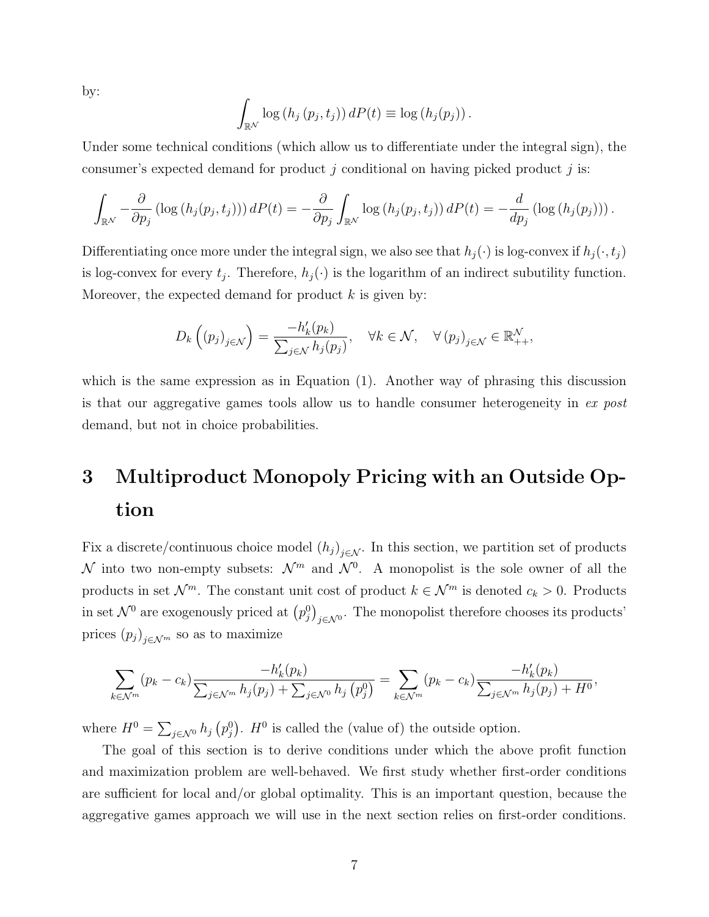by:

$$\int_{\mathbb{R}^{\mathcal{N}}} \log \left(h_j\left(p_j, t_j\right)\right) dP(t) \equiv \log \left(h_j(p_j)\right).$$

Under some technical conditions (which allow us to differentiate under the integral sign), the consumer's expected demand for product $j$ conditional on having picked product $j$ is:

$$\int_{\mathbb{R}^{\mathcal{N}}} -\frac{\partial}{\partial p_j} \left(\log \left(h_j(p_j, t_j)\right)\right) dP(t) = -\frac{\partial}{\partial p_j} \int_{\mathbb{R}^{\mathcal{N}}} \log \left(h_j(p_j, t_j)\right) dP(t) = -\frac{d}{dp_j} \left(\log \left(h_j(p_j)\right)\right).$$

Differentiating once more under the integral sign, we also see that $h_j(\cdot)$ is log-convex if $h_j(\cdot, t_j)$ is log-convex for every $t_j$. Therefore, $h_j(\cdot)$ is the logarithm of an indirect subutility function. Moreover, the expected demand for product $k$ is given by:

$$D_k\left((p_j)_{j \in \mathcal{N}}\right) = \frac{-h_k'(p_k)}{\sum_{j \in \mathcal{N}} h_j(p_j)}, \quad \forall k \in \mathcal{N}, \quad \forall \left(p_j\right)_{j \in \mathcal{N}} \in \mathbb{R}_{++}^{\mathcal{N}},$$

which is the same expression as in Equation (1). Another way of phrasing this discussion is that our aggregative games tools allow us to handle consumer heterogeneity in *ex post* demand, but not in choice probabilities.

# 3 Multiproduct Monopoly Pricing with an Outside Option

Fix a discrete/continuous choice model $(h_j)_{j \in \mathcal{N}}$. In this section, we partition set of products $\mathcal{N}$ into two non-empty subsets: $\mathcal{N}^m$ and $\mathcal{N}^0$. A monopolist is the sole owner of all the products in set $\mathcal{N}^m$. The constant unit cost of product $k \in \mathcal{N}^m$ is denoted $c_k > 0$. Products in set $\mathcal{N}^0$ are exogenously priced at $\left(p_j^0\right)_{j \in \mathcal{N}^0}$. The monopolist therefore chooses its products' prices $(p_j)_{j \in \mathcal{N}^m}$ so as to maximize

$$\sum_{k \in \mathcal{N}^m} (p_k - c_k) \frac{-h_k'(p_k)}{\sum_{j \in \mathcal{N}^m} h_j(p_j) + \sum_{j \in \mathcal{N}^0} h_j\left(p_j^0\right)} = \sum_{k \in \mathcal{N}^m} (p_k - c_k) \frac{-h_k'(p_k)}{\sum_{j \in \mathcal{N}^m} h_j(p_j) + H^0},$$

where $H^0 = \sum_{j \in \mathcal{N}^0} h_j\left(p_j^0\right)$. $H^0$ is called the (value of) the outside option.

The goal of this section is to derive conditions under which the above profit function and maximization problem are well-behaved. We first study whether first-order conditions are sufficient for local and/or global optimality. This is an important question, because the aggregative games approach we will use in the next section relies on first-order conditions.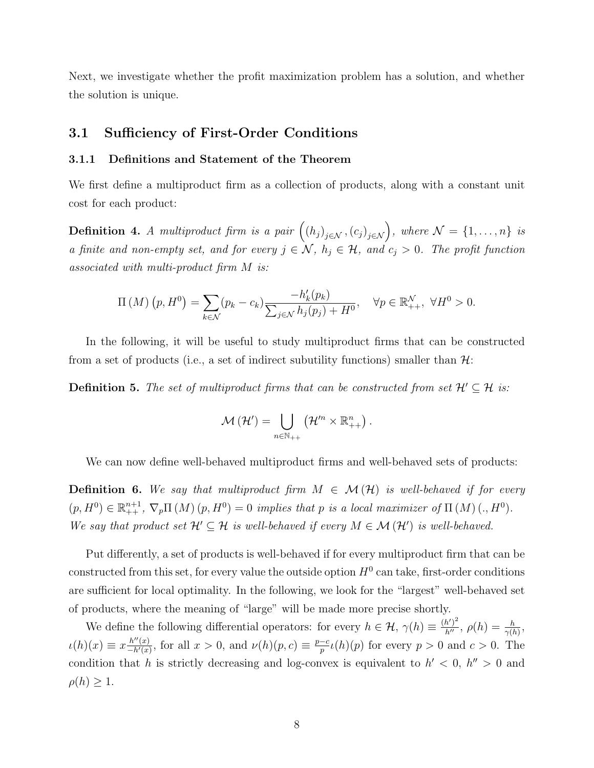Next, we investigate whether the profit maximization problem has a solution, and whether the solution is unique.

## 3.1 Sufficiency of First-Order Conditions

### 3.1.1 Definitions and Statement of the Theorem

We first define a multiproduct firm as a collection of products, along with a constant unit cost for each product:

**Definition 4.** *A multiproduct firm is a pair* $\left((h_j)_{j\in\mathcal{N}}, (c_j)_{j\in\mathcal{N}}\right)$*, where* $\mathcal{N} = \{1, \ldots, n\}$ *is a finite and non-empty set, and for every* $j \in \mathcal{N}$*,* $h_j \in \mathcal{H}$*, and* $c_j > 0$*. The profit function associated with multi-product firm* $M$ *is:*

$$\Pi(M)\left(p, H^0\right) = \sum_{k\in\mathcal{N}} (p_k - c_k) \frac{-h_k'(p_k)}{\sum_{j\in\mathcal{N}} h_j(p_j) + H^0}, \quad \forall p \in \mathbb{R}_{++}^{\mathcal{N}},\ \forall H^0 > 0.$$

In the following, it will be useful to study multiproduct firms that can be constructed from a set of products (i.e., a set of indirect subutility functions) smaller than $\mathcal{H}$:

**Definition 5.** *The set of multiproduct firms that can be constructed from set* $\mathcal{H}' \subseteq \mathcal{H}$ *is:*

$$\mathcal{M}(\mathcal{H}') = \bigcup_{n\in\mathbb{N}_{++}} \left(\mathcal{H}'^n \times \mathbb{R}_{++}^n\right).$$

We can now define well-behaved multiproduct firms and well-behaved sets of products:

**Definition 6.** *We say that multiproduct firm* $M \in \mathcal{M}(\mathcal{H})$ *is well-behaved if for every* $(p, H^0) \in \mathbb{R}_{++}^{n+1}$*,* $\nabla_p \Pi(M)(p, H^0) = 0$ *implies that* $p$ *is a local maximizer of* $\Pi(M)(., H^0)$*. We say that product set* $\mathcal{H}' \subseteq \mathcal{H}$ *is well-behaved if every* $M \in \mathcal{M}(\mathcal{H}')$ *is well-behaved.*

Put differently, a set of products is well-behaved if for every multiproduct firm that can be constructed from this set, for every value the outside option $H^0$ can take, first-order conditions are sufficient for local optimality. In the following, we look for the "largest" well-behaved set of products, where the meaning of "large" will be made more precise shortly.

We define the following differential operators: for every $h \in \mathcal{H}$, $\gamma(h) \equiv \frac{(h')^2}{h''}$, $\rho(h) = \frac{h}{\gamma(h)}$, $\iota(h)(x) \equiv x\frac{h''(x)}{-h'(x)}$, for all $x > 0$, and $\nu(h)(p, c) \equiv \frac{p-c}{p}\iota(h)(p)$ for every $p > 0$ and $c > 0$. The condition that $h$ is strictly decreasing and log-convex is equivalent to $h' < 0$, $h'' > 0$ and $\rho(h) \geq 1$.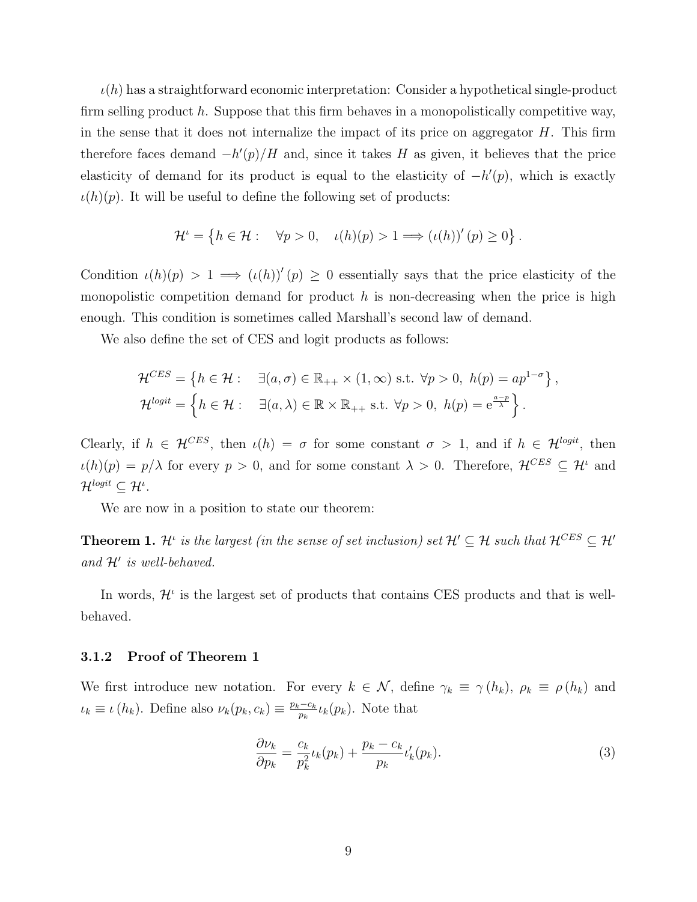$\iota(h)$ has a straightforward economic interpretation: Consider a hypothetical single-product firm selling product $h$. Suppose that this firm behaves in a monopolistically competitive way, in the sense that it does not internalize the impact of its price on aggregator $H$. This firm therefore faces demand $-h'(p)/H$ and, since it takes $H$ as given, it believes that the price elasticity of demand for its product is equal to the elasticity of $-h'(p)$, which is exactly $\iota(h)(p)$. It will be useful to define the following set of products:

$$\mathcal{H}^{\iota} = \left\{ h \in \mathcal{H} : \quad \forall p > 0, \quad \iota(h)(p) > 1 \Longrightarrow (\iota(h))'(p) \geq 0 \right\}.$$

Condition $\iota(h)(p) > 1 \Longrightarrow (\iota(h))'(p) \geq 0$ essentially says that the price elasticity of the monopolistic competition demand for product $h$ is non-decreasing when the price is high enough. This condition is sometimes called Marshall's second law of demand.

We also define the set of CES and logit products as follows:

$$\mathcal{H}^{CES} = \left\{ h \in \mathcal{H} : \quad \exists (a, \sigma) \in \mathbb{R}_{++} \times (1, \infty) \text{ s.t. } \forall p > 0, \ h(p) = a p^{1-\sigma} \right\},$$
$$\mathcal{H}^{logit} = \left\{ h \in \mathcal{H} : \quad \exists (a, \lambda) \in \mathbb{R} \times \mathbb{R}_{++} \text{ s.t. } \forall p > 0, \ h(p) = \mathrm{e}^{\frac{a-p}{\lambda}} \right\}.$$

Clearly, if $h \in \mathcal{H}^{CES}$, then $\iota(h) = \sigma$ for some constant $\sigma > 1$, and if $h \in \mathcal{H}^{logit}$, then $\iota(h)(p) = p/\lambda$ for every $p > 0$, and for some constant $\lambda > 0$. Therefore, $\mathcal{H}^{CES} \subseteq \mathcal{H}^{\iota}$ and $\mathcal{H}^{logit} \subseteq \mathcal{H}^{\iota}$.

We are now in a position to state our theorem:

**Theorem 1.** *$\mathcal{H}^{\iota}$ is the largest (in the sense of set inclusion) set $\mathcal{H}' \subseteq \mathcal{H}$ such that $\mathcal{H}^{CES} \subseteq \mathcal{H}'$ and $\mathcal{H}'$ is well-behaved.*

In words, $\mathcal{H}^{\iota}$ is the largest set of products that contains CES products and that is well-behaved.

### 3.1.2 Proof of Theorem 1

We first introduce new notation. For every $k \in \mathcal{N}$, define $\gamma_k \equiv \gamma(h_k)$, $\rho_k \equiv \rho(h_k)$ and $\iota_k \equiv \iota(h_k)$. Define also $\nu_k(p_k, c_k) \equiv \frac{p_k - c_k}{p_k} \iota_k(p_k)$. Note that

$$\frac{\partial \nu_k}{\partial p_k} = \frac{c_k}{p_k^2} \iota_k(p_k) + \frac{p_k - c_k}{p_k} \iota_k'(p_k). \tag{3}$$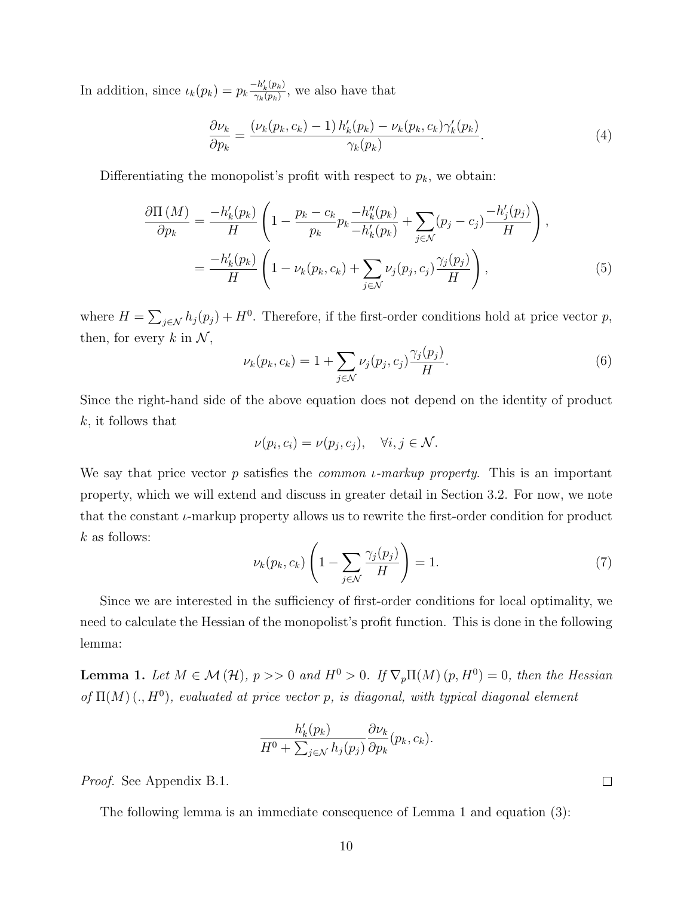In addition, since $\iota_k(p_k) = p_k \frac{-h_k'(p_k)}{\gamma_k(p_k)}$, we also have that

$$
\frac{\partial \nu_k}{\partial p_k} = \frac{(\nu_k(p_k, c_k) - 1)\, h_k'(p_k) - \nu_k(p_k, c_k)\gamma_k'(p_k)}{\gamma_k(p_k)}. \tag{4}
$$

Differentiating the monopolist's profit with respect to $p_k$, we obtain:

$$
\begin{aligned}
\frac{\partial \Pi\,(M)}{\partial p_k} &= \frac{-h_k'(p_k)}{H}\left(1 - \frac{p_k - c_k}{p_k} p_k \frac{-h_k''(p_k)}{-h_k'(p_k)} + \sum_{j \in \mathcal{N}} (p_j - c_j)\frac{-h_j'(p_j)}{H}\right), \\
&= \frac{-h_k'(p_k)}{H}\left(1 - \nu_k(p_k, c_k) + \sum_{j \in \mathcal{N}} \nu_j(p_j, c_j)\frac{\gamma_j(p_j)}{H}\right),
\end{aligned} \tag{5}
$$

where $H = \sum_{j \in \mathcal{N}} h_j(p_j) + H^0$. Therefore, if the first-order conditions hold at price vector $p$, then, for every $k$ in $\mathcal{N}$,

$$
\nu_k(p_k, c_k) = 1 + \sum_{j \in \mathcal{N}} \nu_j(p_j, c_j)\frac{\gamma_j(p_j)}{H}. \tag{6}
$$

Since the right-hand side of the above equation does not depend on the identity of product $k$, it follows that

$$
\nu(p_i, c_i) = \nu(p_j, c_j), \quad \forall i, j \in \mathcal{N}.
$$

We say that price vector $p$ satisfies the *common $\iota$-markup property*. This is an important property, which we will extend and discuss in greater detail in Section 3.2. For now, we note that the constant $\iota$-markup property allows us to rewrite the first-order condition for product $k$ as follows:

$$
\nu_k(p_k, c_k)\left(1 - \sum_{j \in \mathcal{N}} \frac{\gamma_j(p_j)}{H}\right) = 1. \tag{7}
$$

Since we are interested in the sufficiency of first-order conditions for local optimality, we need to calculate the Hessian of the monopolist's profit function. This is done in the following lemma:

**Lemma 1.** *Let $M \in \mathcal{M}(\mathcal{H})$, $p >> 0$ and $H^0 > 0$. If $\nabla_p \Pi(M)\,(p, H^0) = 0$, then the Hessian of $\Pi(M)\,(., H^0)$, evaluated at price vector $p$, is diagonal, with typical diagonal element*

$$
\frac{h_k'(p_k)}{H^0 + \sum_{j \in \mathcal{N}} h_j(p_j)} \frac{\partial \nu_k}{\partial p_k}(p_k, c_k).
$$

*Proof.* See Appendix B.1. □

The following lemma is an immediate consequence of Lemma 1 and equation (3):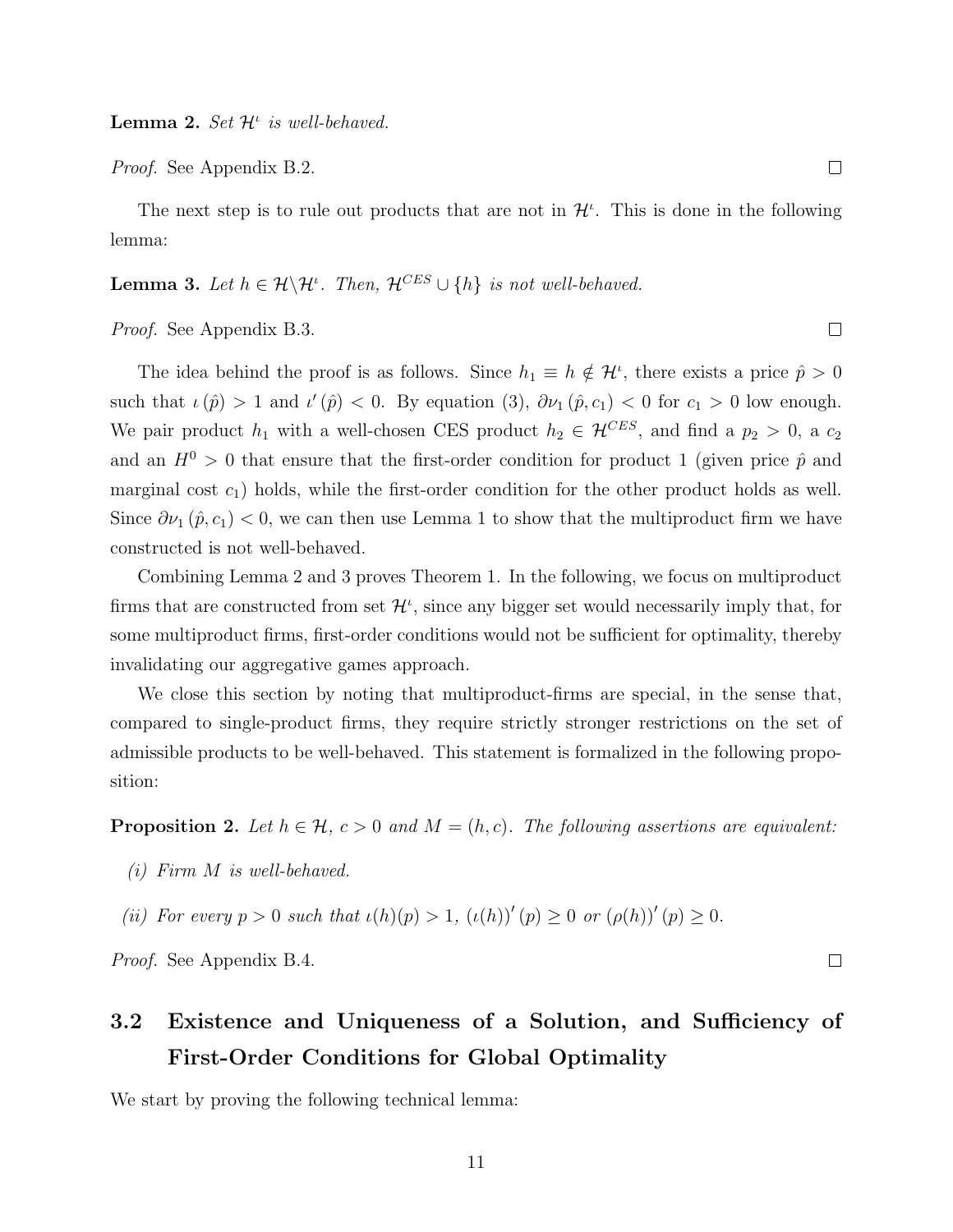**Lemma 2.** *Set $\mathcal{H}^{\iota}$ is well-behaved.*

*Proof.* See Appendix B.2. $\square$

The next step is to rule out products that are not in $\mathcal{H}^{\iota}$. This is done in the following lemma:

**Lemma 3.** *Let $h \in \mathcal{H} \backslash \mathcal{H}^{\iota}$. Then, $\mathcal{H}^{CES} \cup \{h\}$ is not well-behaved.*

*Proof.* See Appendix B.3. $\square$

The idea behind the proof is as follows. Since $h_1 \equiv h \notin \mathcal{H}^{\iota}$, there exists a price $\hat{p} > 0$ such that $\iota(\hat{p}) > 1$ and $\iota'(\hat{p}) < 0$. By equation (3), $\partial\nu_1(\hat{p}, c_1) < 0$ for $c_1 > 0$ low enough. We pair product $h_1$ with a well-chosen CES product $h_2 \in \mathcal{H}^{CES}$, and find a $p_2 > 0$, a $c_2$ and an $H^0 > 0$ that ensure that the first-order condition for product 1 (given price $\hat{p}$ and marginal cost $c_1$) holds, while the first-order condition for the other product holds as well. Since $\partial\nu_1(\hat{p}, c_1) < 0$, we can then use Lemma 1 to show that the multiproduct firm we have constructed is not well-behaved.

Combining Lemma 2 and 3 proves Theorem 1. In the following, we focus on multiproduct firms that are constructed from set $\mathcal{H}^{\iota}$, since any bigger set would necessarily imply that, for some multiproduct firms, first-order conditions would not be sufficient for optimality, thereby invalidating our aggregative games approach.

We close this section by noting that multiproduct-firms are special, in the sense that, compared to single-product firms, they require strictly stronger restrictions on the set of admissible products to be well-behaved. This statement is formalized in the following proposition:

**Proposition 2.** *Let $h \in \mathcal{H}$, $c > 0$ and $M = (h, c)$. The following assertions are equivalent:*

*(i) Firm $M$ is well-behaved.*

*(ii) For every $p > 0$ such that $\iota(h)(p) > 1$, $(\iota(h))'(p) \geq 0$ or $(\rho(h))'(p) \geq 0$.*

*Proof.* See Appendix B.4. $\square$

## 3.2 Existence and Uniqueness of a Solution, and Sufficiency of First-Order Conditions for Global Optimality

We start by proving the following technical lemma: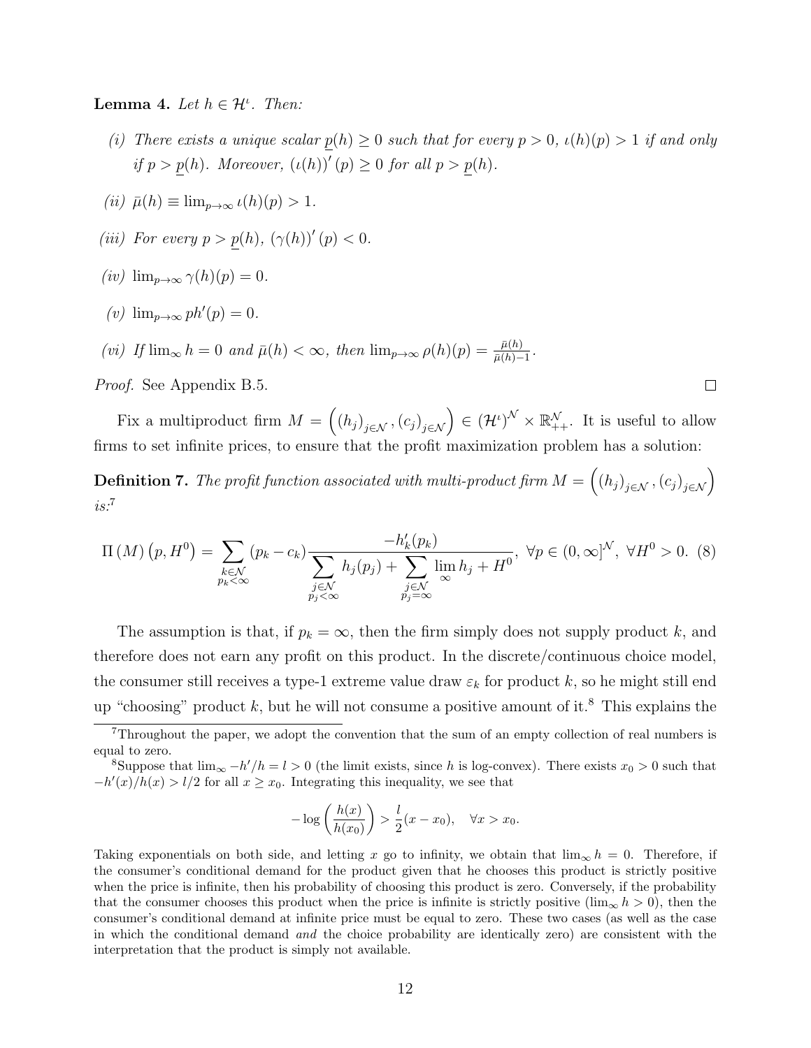**Lemma 4.** *Let $h \in \mathcal{H}^\iota$. Then:*

*(i) There exists a unique scalar $\underline{p}(h) \geq 0$ such that for every $p > 0$, $\iota(h)(p) > 1$ if and only if $p > \underline{p}(h)$. Moreover, $(\iota(h))'(p) \geq 0$ for all $p > \underline{p}(h)$.*

*(ii) $\bar{\mu}(h) \equiv \lim_{p \to \infty} \iota(h)(p) > 1$.*

*(iii) For every $p > \underline{p}(h)$, $(\gamma(h))'(p) < 0$.*

*(iv) $\lim_{p \to \infty} \gamma(h)(p) = 0$.*

*(v) $\lim_{p \to \infty} p h'(p) = 0$.*

*(vi) If $\lim_\infty h = 0$ and $\bar{\mu}(h) < \infty$, then $\lim_{p \to \infty} \rho(h)(p) = \frac{\bar{\mu}(h)}{\bar{\mu}(h) - 1}$.*

*Proof.* See Appendix B.5. $\square$

Fix a multiproduct firm $M = \left( (h_j)_{j \in \mathcal{N}}, (c_j)_{j \in \mathcal{N}} \right) \in (\mathcal{H}^\iota)^{\mathcal{N}} \times \mathbb{R}^{\mathcal{N}}_{++}$. It is useful to allow firms to set infinite prices, to ensure that the profit maximization problem has a solution:

**Definition 7.** *The profit function associated with multi-product firm $M = \left( (h_j)_{j \in \mathcal{N}}, (c_j)_{j \in \mathcal{N}} \right)$ is:*[7]

$$\Pi(M)\left(p, H^0\right) = \sum_{\substack{k \in \mathcal{N} \\ p_k < \infty}} (p_k - c_k) \frac{-h_k'(p_k)}{\sum\limits_{\substack{j \in \mathcal{N} \\ p_j < \infty}} h_j(p_j) + \sum\limits_{\substack{j \in \mathcal{N} \\ p_j = \infty}} \lim\limits_{\infty} h_j + H^0}, \ \forall p \in (0, \infty]^{\mathcal{N}}, \ \forall H^0 > 0. \quad (8)$$

The assumption is that, if $p_k = \infty$, then the firm simply does not supply product $k$, and therefore does not earn any profit on this product. In the discrete/continuous choice model, the consumer still receives a type-1 extreme value draw $\varepsilon_k$ for product $k$, so he might still end up "choosing" product $k$, but he will not consume a positive amount of it.[8] This explains the

[7] Throughout the paper, we adopt the convention that the sum of an empty collection of real numbers is equal to zero.

[8] Suppose that $\lim_\infty -h'/h = l > 0$ (the limit exists, since $h$ is log-convex). There exists $x_0 > 0$ such that $-h'(x)/h(x) > l/2$ for all $x \geq x_0$. Integrating this inequality, we see that

$$-\log\left(\frac{h(x)}{h(x_0)}\right) > \frac{l}{2}(x - x_0), \quad \forall x > x_0.$$

Taking exponentials on both side, and letting $x$ go to infinity, we obtain that $\lim_\infty h = 0$. Therefore, if the consumer's conditional demand for the product given that he chooses this product is strictly positive when the price is infinite, then his probability of choosing this product is zero. Conversely, if the probability that the consumer chooses this product when the price is infinite is strictly positive ($\lim_\infty h > 0$), then the consumer's conditional demand at infinite price must be equal to zero. These two cases (as well as the case in which the conditional demand *and* the choice probability are identically zero) are consistent with the interpretation that the product is simply not available.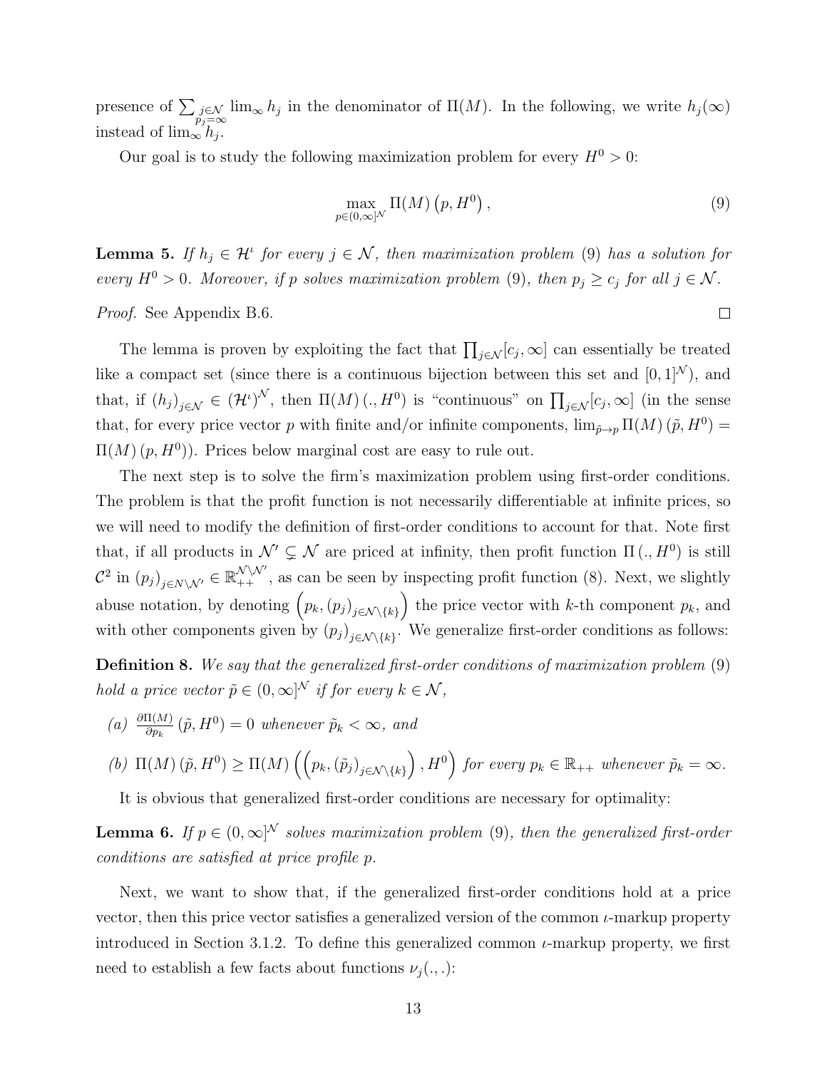presence of $\sum_{\substack{j\in\mathcal{N} \\ p_j=\infty}} \lim_\infty h_j$ in the denominator of $\Pi(M)$. In the following, we write $h_j(\infty)$ instead of $\lim_\infty h_j$.

Our goal is to study the following maximization problem for every $H^0 > 0$:

$$\max_{p\in(0,\infty]^{\mathcal{N}}} \Pi(M)\left(p, H^0\right), \tag{9}$$

**Lemma 5.** *If $h_j \in \mathcal{H}^\iota$ for every $j \in \mathcal{N}$, then maximization problem (9) has a solution for every $H^0 > 0$. Moreover, if $p$ solves maximization problem (9), then $p_j \geq c_j$ for all $j \in \mathcal{N}$.*

*Proof.* See Appendix B.6. □

The lemma is proven by exploiting the fact that $\prod_{j\in\mathcal{N}}[c_j, \infty]$ can essentially be treated like a compact set (since there is a continuous bijection between this set and $[0,1]^{\mathcal{N}}$), and that, if $(h_j)_{j\in\mathcal{N}} \in (\mathcal{H}^\iota)^{\mathcal{N}}$, then $\Pi(M)\left(., H^0\right)$ is "continuous" on $\prod_{j\in\mathcal{N}}[c_j, \infty]$ (in the sense that, for every price vector $p$ with finite and/or infinite components, $\lim_{\tilde{p}\to p} \Pi(M)\left(\tilde{p}, H^0\right) = \Pi(M)\left(p, H^0\right)$). Prices below marginal cost are easy to rule out.

The next step is to solve the firm's maximization problem using first-order conditions. The problem is that the profit function is not necessarily differentiable at infinite prices, so we will need to modify the definition of first-order conditions to account for that. Note first that, if all products in $\mathcal{N}' \subsetneq \mathcal{N}$ are priced at infinity, then profit function $\Pi\left(., H^0\right)$ is still $\mathcal{C}^2$ in $(p_j)_{j\in N\setminus\mathcal{N}'} \in \mathbb{R}_{++}^{\mathcal{N}\setminus\mathcal{N}'}$, as can be seen by inspecting profit function (8). Next, we slightly abuse notation, by denoting $\left(p_k, (p_j)_{j\in\mathcal{N}\setminus\{k\}}\right)$ the price vector with $k$-th component $p_k$, and with other components given by $(p_j)_{j\in\mathcal{N}\setminus\{k\}}$. We generalize first-order conditions as follows:

**Definition 8.** *We say that the generalized first-order conditions of maximization problem (9) hold a price vector $\tilde{p} \in (0,\infty]^{\mathcal{N}}$ if for every $k \in \mathcal{N}$,*

*(a)* $\frac{\partial \Pi(M)}{\partial p_k}\left(\tilde{p}, H^0\right) = 0$ *whenever $\tilde{p}_k < \infty$, and*

*(b)* $\Pi(M)\left(\tilde{p}, H^0\right) \geq \Pi(M)\left(\left(p_k, (\tilde{p}_j)_{j\in\mathcal{N}\setminus\{k\}}\right), H^0\right)$ *for every $p_k \in \mathbb{R}_{++}$ whenever $\tilde{p}_k = \infty$.*

It is obvious that generalized first-order conditions are necessary for optimality:

**Lemma 6.** *If $p \in (0,\infty]^{\mathcal{N}}$ solves maximization problem (9), then the generalized first-order conditions are satisfied at price profile $p$.*

Next, we want to show that, if the generalized first-order conditions hold at a price vector, then this price vector satisfies a generalized version of the common $\iota$-markup property introduced in Section 3.1.2. To define this generalized common $\iota$-markup property, we first need to establish a few facts about functions $\nu_j(.,.)$: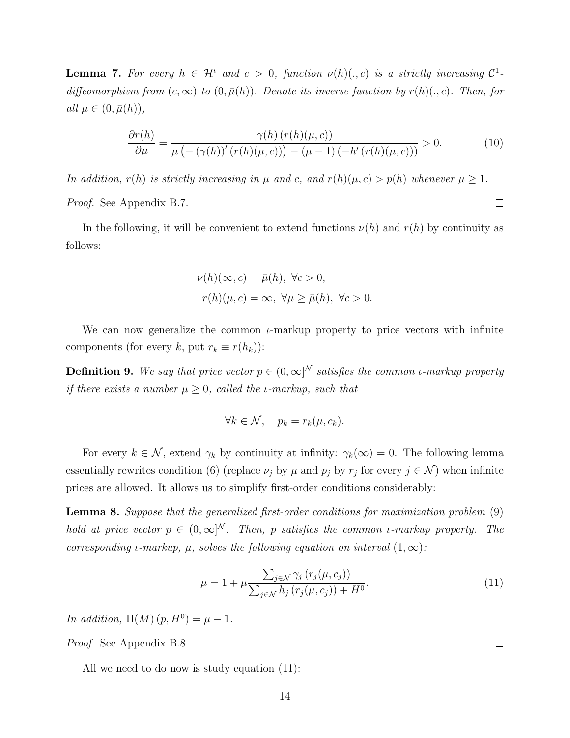**Lemma 7.** *For every $h \in \mathcal{H}^\iota$ and $c > 0$, function $\nu(h)(.,c)$ is a strictly increasing $\mathcal{C}^1$-diffeomorphism from $(c, \infty)$ to $(0, \bar{\mu}(h))$. Denote its inverse function by $r(h)(.,c)$. Then, for all $\mu \in (0, \bar{\mu}(h))$,*

$$\frac{\partial r(h)}{\partial \mu} = \frac{\gamma(h)\left(r(h)(\mu, c)\right)}{\mu\left(-\left(\gamma(h)\right)'\left(r(h)(\mu, c)\right)\right) - (\mu - 1)\left(-h'\left(r(h)(\mu, c)\right)\right)} > 0. \tag{10}$$

*In addition, $r(h)$ is strictly increasing in $\mu$ and $c$, and $r(h)(\mu, c) > \underline{p}(h)$ whenever $\mu \geq 1$.*

*Proof.* See Appendix B.7. □

In the following, it will be convenient to extend functions $\nu(h)$ and $r(h)$ by continuity as follows:

$$\nu(h)(\infty, c) = \bar{\mu}(h), \ \forall c > 0,$$
$$r(h)(\mu, c) = \infty, \ \forall \mu \geq \bar{\mu}(h), \ \forall c > 0.$$

We can now generalize the common $\iota$-markup property to price vectors with infinite components (for every $k$, put $r_k \equiv r(h_k)$):

**Definition 9.** *We say that price vector $p \in (0, \infty]^{\mathcal{N}}$ satisfies the common $\iota$-markup property if there exists a number $\mu \geq 0$, called the $\iota$-markup, such that*

$$\forall k \in \mathcal{N}, \quad p_k = r_k(\mu, c_k).$$

For every $k \in \mathcal{N}$, extend $\gamma_k$ by continuity at infinity: $\gamma_k(\infty) = 0$. The following lemma essentially rewrites condition (6) (replace $\nu_j$ by $\mu$ and $p_j$ by $r_j$ for every $j \in \mathcal{N}$) when infinite prices are allowed. It allows us to simplify first-order conditions considerably:

**Lemma 8.** *Suppose that the generalized first-order conditions for maximization problem (9) hold at price vector $p \in (0, \infty]^{\mathcal{N}}$. Then, $p$ satisfies the common $\iota$-markup property. The corresponding $\iota$-markup, $\mu$, solves the following equation on interval $(1, \infty)$:*

$$\mu = 1 + \mu \frac{\sum_{j \in \mathcal{N}} \gamma_j\left(r_j(\mu, c_j)\right)}{\sum_{j \in \mathcal{N}} h_j\left(r_j(\mu, c_j)\right) + H^0}. \tag{11}$$

*In addition, $\Pi(M)\left(p, H^0\right) = \mu - 1$.*

*Proof.* See Appendix B.8. □

All we need to do now is study equation (11):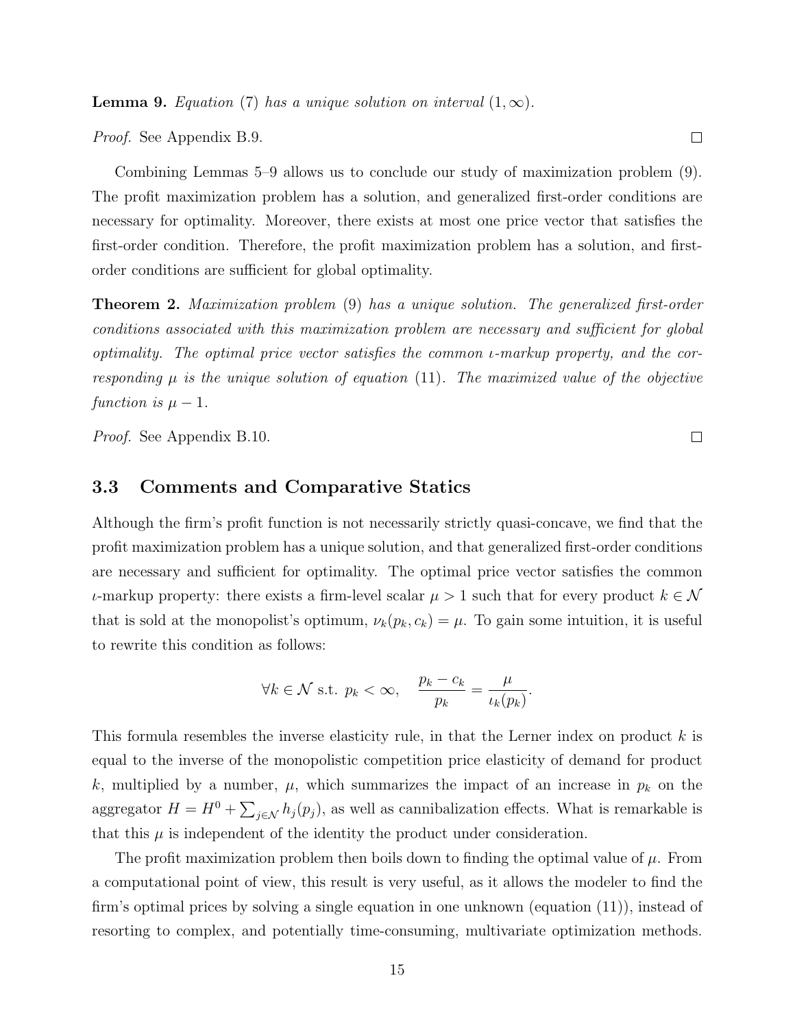**Lemma 9.** *Equation* (7) *has a unique solution on interval* $(1, \infty)$.

*Proof.* See Appendix B.9. □

Combining Lemmas 5–9 allows us to conclude our study of maximization problem (9). The profit maximization problem has a solution, and generalized first-order conditions are necessary for optimality. Moreover, there exists at most one price vector that satisfies the first-order condition. Therefore, the profit maximization problem has a solution, and first-order conditions are sufficient for global optimality.

**Theorem 2.** *Maximization problem* (9) *has a unique solution. The generalized first-order conditions associated with this maximization problem are necessary and sufficient for global optimality. The optimal price vector satisfies the common* $\iota$*-markup property, and the corresponding* $\mu$ *is the unique solution of equation* (11)*. The maximized value of the objective function is* $\mu - 1$.

*Proof.* See Appendix B.10. □

## 3.3 Comments and Comparative Statics

Although the firm's profit function is not necessarily strictly quasi-concave, we find that the profit maximization problem has a unique solution, and that generalized first-order conditions are necessary and sufficient for optimality. The optimal price vector satisfies the common $\iota$-markup property: there exists a firm-level scalar $\mu > 1$ such that for every product $k \in \mathcal{N}$ that is sold at the monopolist's optimum, $\nu_k(p_k, c_k) = \mu$. To gain some intuition, it is useful to rewrite this condition as follows:

$$\forall k \in \mathcal{N} \text{ s.t. } p_k < \infty, \quad \frac{p_k - c_k}{p_k} = \frac{\mu}{\iota_k(p_k)}.$$

This formula resembles the inverse elasticity rule, in that the Lerner index on product $k$ is equal to the inverse of the monopolistic competition price elasticity of demand for product $k$, multiplied by a number, $\mu$, which summarizes the impact of an increase in $p_k$ on the aggregator $H = H^0 + \sum_{j \in \mathcal{N}} h_j(p_j)$, as well as cannibalization effects. What is remarkable is that this $\mu$ is independent of the identity the product under consideration.

The profit maximization problem then boils down to finding the optimal value of $\mu$. From a computational point of view, this result is very useful, as it allows the modeler to find the firm's optimal prices by solving a single equation in one unknown (equation (11)), instead of resorting to complex, and potentially time-consuming, multivariate optimization methods.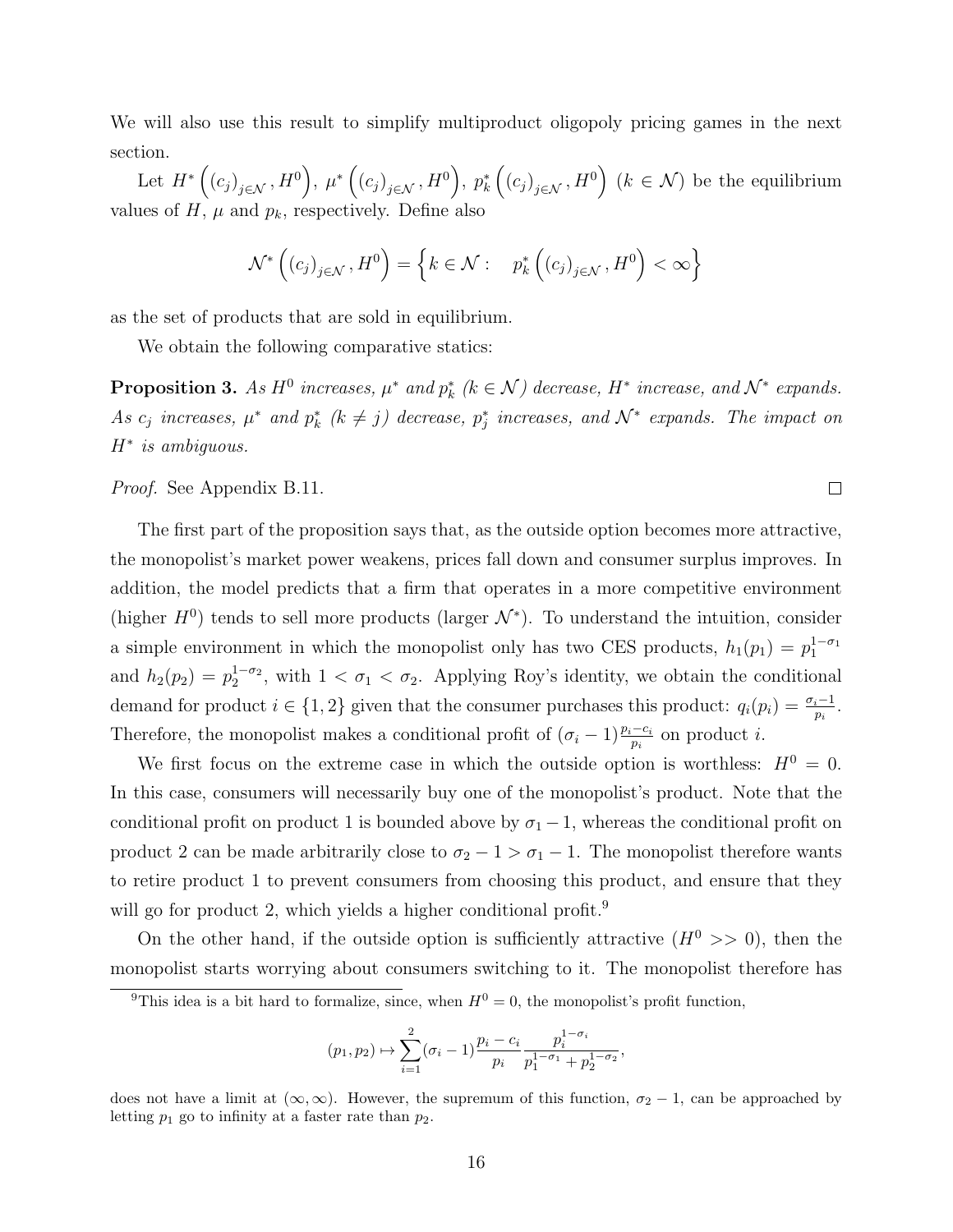We will also use this result to simplify multiproduct oligopoly pricing games in the next section.

Let $H^*\left((c_j)_{j\in\mathcal{N}}, H^0\right)$, $\mu^*\left((c_j)_{j\in\mathcal{N}}, H^0\right)$, $p_k^*\left((c_j)_{j\in\mathcal{N}}, H^0\right)$ $(k \in \mathcal{N})$ be the equilibrium values of $H$, $\mu$ and $p_k$, respectively. Define also

$$\mathcal{N}^*\left((c_j)_{j\in\mathcal{N}}, H^0\right) = \left\{k \in \mathcal{N} : \quad p_k^*\left((c_j)_{j\in\mathcal{N}}, H^0\right) < \infty\right\}$$

as the set of products that are sold in equilibrium.

We obtain the following comparative statics:

**Proposition 3.** *As $H^0$ increases, $\mu^*$ and $p_k^*$ ($k \in \mathcal{N}$) decrease, $H^*$ increase, and $\mathcal{N}^*$ expands. As $c_j$ increases, $\mu^*$ and $p_k^*$ ($k \neq j$) decrease, $p_j^*$ increases, and $\mathcal{N}^*$ expands. The impact on $H^*$ is ambiguous.*

*Proof.* See Appendix B.11. □

The first part of the proposition says that, as the outside option becomes more attractive, the monopolist's market power weakens, prices fall down and consumer surplus improves. In addition, the model predicts that a firm that operates in a more competitive environment (higher $H^0$) tends to sell more products (larger $\mathcal{N}^*$). To understand the intuition, consider a simple environment in which the monopolist only has two CES products, $h_1(p_1) = p_1^{1-\sigma_1}$ and $h_2(p_2) = p_2^{1-\sigma_2}$, with $1 < \sigma_1 < \sigma_2$. Applying Roy's identity, we obtain the conditional demand for product $i \in \{1, 2\}$ given that the consumer purchases this product: $q_i(p_i) = \frac{\sigma_i - 1}{p_i}$. Therefore, the monopolist makes a conditional profit of $(\sigma_i - 1)\frac{p_i - c_i}{p_i}$ on product $i$.

We first focus on the extreme case in which the outside option is worthless: $H^0 = 0$. In this case, consumers will necessarily buy one of the monopolist's product. Note that the conditional profit on product 1 is bounded above by $\sigma_1 - 1$, whereas the conditional profit on product 2 can be made arbitrarily close to $\sigma_2 - 1 > \sigma_1 - 1$. The monopolist therefore wants to retire product 1 to prevent consumers from choosing this product, and ensure that they will go for product 2, which yields a higher conditional profit.[9]

On the other hand, if the outside option is sufficiently attractive ($H^0 >> 0$), then the monopolist starts worrying about consumers switching to it. The monopolist therefore has

[9] This idea is a bit hard to formalize, since, when $H^0 = 0$, the monopolist's profit function,

$$(p_1, p_2) \mapsto \sum_{i=1}^{2} (\sigma_i - 1)\frac{p_i - c_i}{p_i} \frac{p_i^{1-\sigma_i}}{p_1^{1-\sigma_1} + p_2^{1-\sigma_2}},$$

does not have a limit at $(\infty, \infty)$. However, the supremum of this function, $\sigma_2 - 1$, can be approached by letting $p_1$ go to infinity at a faster rate than $p_2$.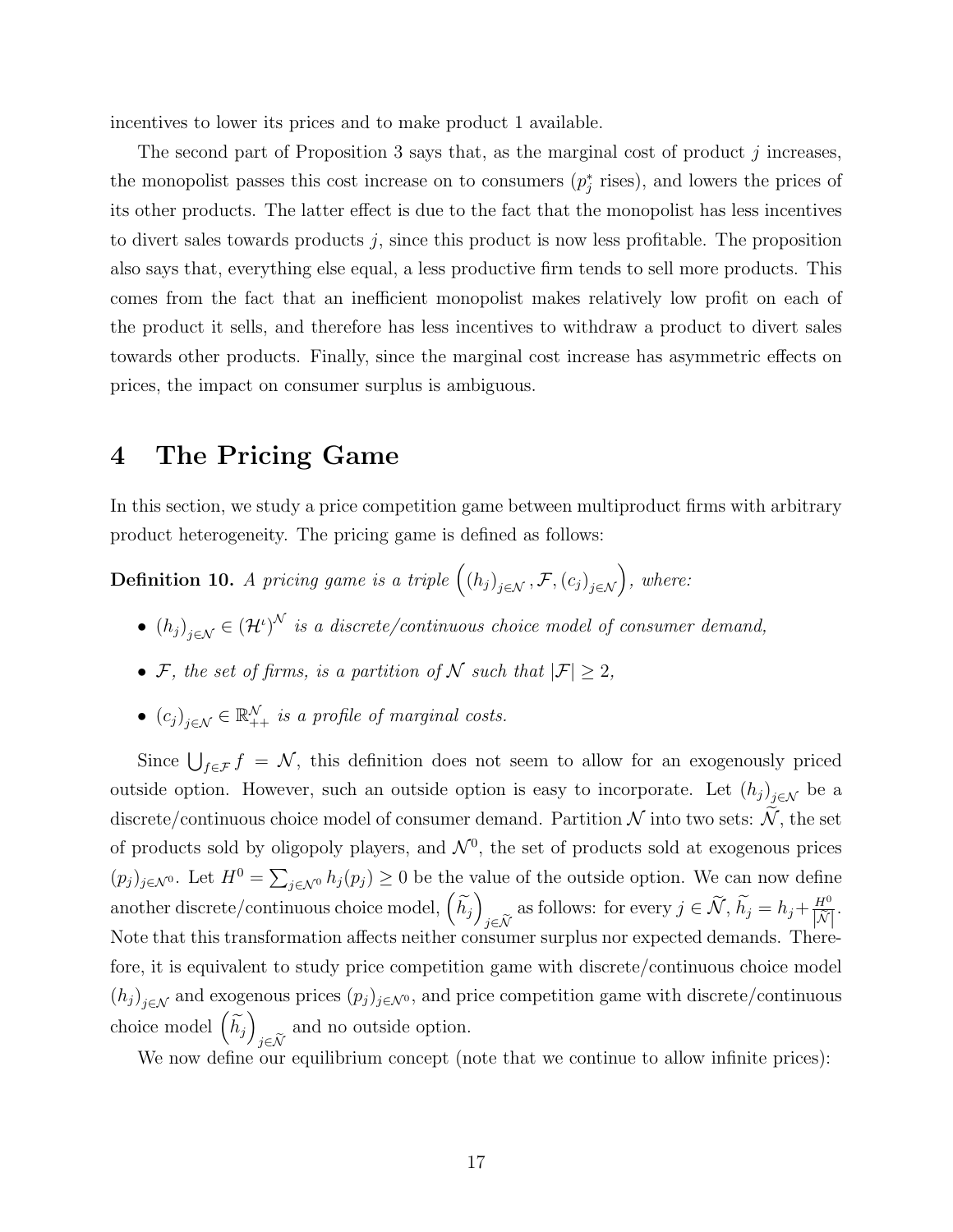incentives to lower its prices and to make product 1 available.

The second part of Proposition 3 says that, as the marginal cost of product $j$ increases, the monopolist passes this cost increase on to consumers ($p_j^*$ rises), and lowers the prices of its other products. The latter effect is due to the fact that the monopolist has less incentives to divert sales towards products $j$, since this product is now less profitable. The proposition also says that, everything else equal, a less productive firm tends to sell more products. This comes from the fact that an inefficient monopolist makes relatively low profit on each of the product it sells, and therefore has less incentives to withdraw a product to divert sales towards other products. Finally, since the marginal cost increase has asymmetric effects on prices, the impact on consumer surplus is ambiguous.

# 4 The Pricing Game

In this section, we study a price competition game between multiproduct firms with arbitrary product heterogeneity. The pricing game is defined as follows:

**Definition 10.** *A pricing game is a triple* $\left((h_j)_{j\in\mathcal{N}}, \mathcal{F}, (c_j)_{j\in\mathcal{N}}\right)$*, where:*

- $(h_j)_{j\in\mathcal{N}} \in (\mathcal{H}^\iota)^{\mathcal{N}}$ *is a discrete/continuous choice model of consumer demand,*
- $\mathcal{F}$*, the set of firms, is a partition of* $\mathcal{N}$ *such that* $|\mathcal{F}| \geq 2$*,*
- $(c_j)_{j\in\mathcal{N}} \in \mathbb{R}_{++}^{\mathcal{N}}$ *is a profile of marginal costs.*

Since $\bigcup_{f\in\mathcal{F}} f = \mathcal{N}$, this definition does not seem to allow for an exogenously priced outside option. However, such an outside option is easy to incorporate. Let $(h_j)_{j\in\mathcal{N}}$ be a discrete/continuous choice model of consumer demand. Partition $\mathcal{N}$ into two sets: $\widetilde{\mathcal{N}}$, the set of products sold by oligopoly players, and $\mathcal{N}^0$, the set of products sold at exogenous prices $(p_j)_{j\in\mathcal{N}^0}$. Let $H^0 = \sum_{j\in\mathcal{N}^0} h_j(p_j) \geq 0$ be the value of the outside option. We can now define another discrete/continuous choice model, $\left(\widetilde{h}_j\right)_{j\in\widetilde{\mathcal{N}}}$ as follows: for every $j \in \widetilde{\mathcal{N}}$, $\widetilde{h}_j = h_j + \frac{H^0}{|\widetilde{\mathcal{N}}|}$. Note that this transformation affects neither consumer surplus nor expected demands. Therefore, it is equivalent to study price competition game with discrete/continuous choice model $(h_j)_{j\in\mathcal{N}}$ and exogenous prices $(p_j)_{j\in\mathcal{N}^0}$, and price competition game with discrete/continuous choice model $\left(\widetilde{h}_j\right)_{j\in\widetilde{\mathcal{N}}}$ and no outside option.

We now define our equilibrium concept (note that we continue to allow infinite prices):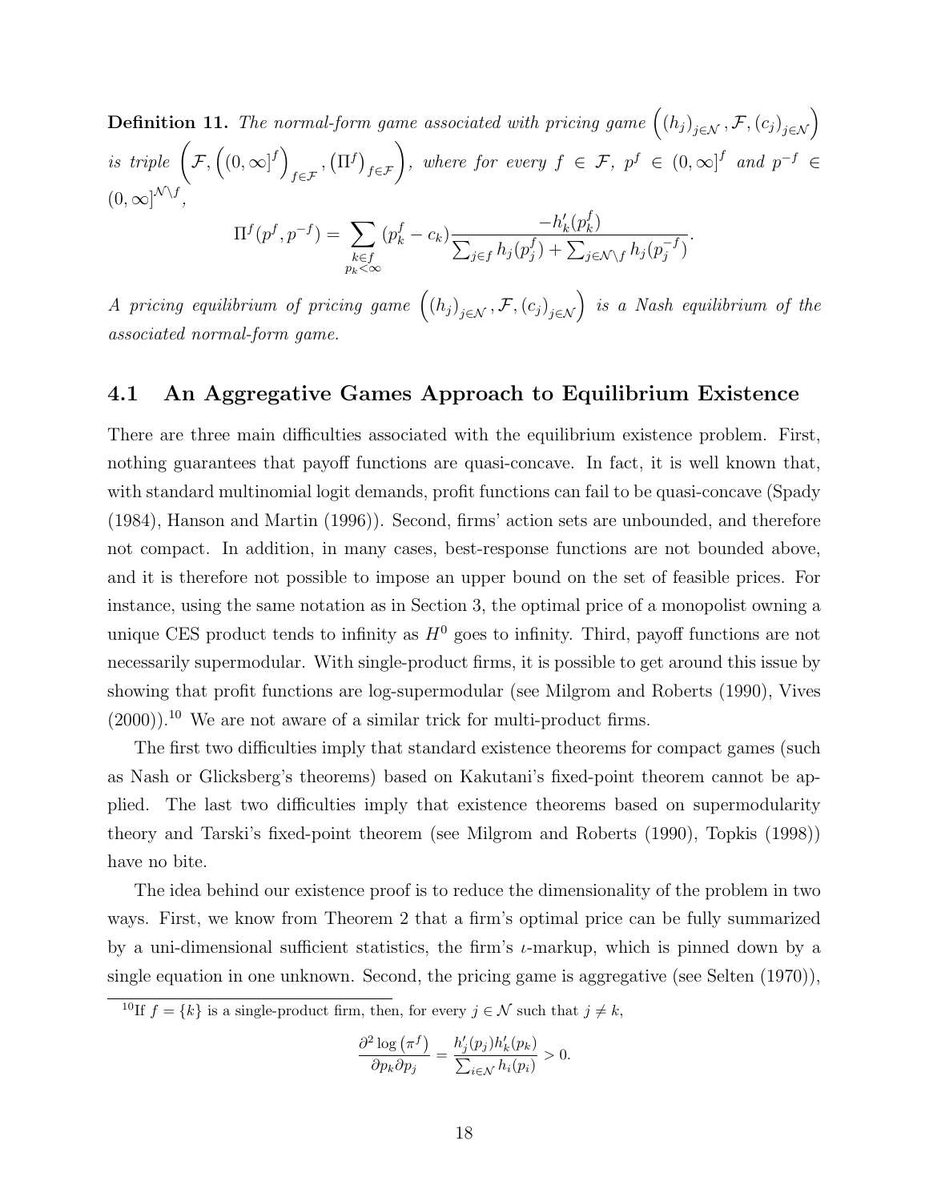**Definition 11.** *The normal-form game associated with pricing game* $\left((h_j)_{j\in\mathcal{N}}, \mathcal{F}, (c_j)_{j\in\mathcal{N}}\right)$ *is triple* $\left(\mathcal{F}, \left((0,\infty]^f\right)_{f\in\mathcal{F}}, \left(\Pi^f\right)_{f\in\mathcal{F}}\right)$*, where for every* $f \in \mathcal{F}$*,* $p^f \in (0,\infty]^f$ *and* $p^{-f} \in (0,\infty]^{\mathcal{N}\setminus f}$*,*

$$\Pi^f(p^f, p^{-f}) = \sum_{\substack{k\in f \\ p_k<\infty}} (p_k^f - c_k)\frac{-h_k'(p_k^f)}{\sum_{j\in f} h_j(p_j^f) + \sum_{j\in\mathcal{N}\setminus f} h_j(p_j^{-f})}.$$

*A pricing equilibrium of pricing game* $\left((h_j)_{j\in\mathcal{N}}, \mathcal{F}, (c_j)_{j\in\mathcal{N}}\right)$ *is a Nash equilibrium of the associated normal-form game.*

## 4.1 An Aggregative Games Approach to Equilibrium Existence

There are three main difficulties associated with the equilibrium existence problem. First, nothing guarantees that payoff functions are quasi-concave. In fact, it is well known that, with standard multinomial logit demands, profit functions can fail to be quasi-concave (Spady (1984), Hanson and Martin (1996)). Second, firms' action sets are unbounded, and therefore not compact. In addition, in many cases, best-response functions are not bounded above, and it is therefore not possible to impose an upper bound on the set of feasible prices. For instance, using the same notation as in Section 3, the optimal price of a monopolist owning a unique CES product tends to infinity as $H^0$ goes to infinity. Third, payoff functions are not necessarily supermodular. With single-product firms, it is possible to get around this issue by showing that profit functions are log-supermodular (see Milgrom and Roberts (1990), Vives (2000)).[10] We are not aware of a similar trick for multi-product firms.

The first two difficulties imply that standard existence theorems for compact games (such as Nash or Glicksberg's theorems) based on Kakutani's fixed-point theorem cannot be applied. The last two difficulties imply that existence theorems based on supermodularity theory and Tarski's fixed-point theorem (see Milgrom and Roberts (1990), Topkis (1998)) have no bite.

The idea behind our existence proof is to reduce the dimensionality of the problem in two ways. First, we know from Theorem 2 that a firm's optimal price can be fully summarized by a uni-dimensional sufficient statistics, the firm's $\iota$-markup, which is pinned down by a single equation in one unknown. Second, the pricing game is aggregative (see Selten (1970)),

[10] If $f = \{k\}$ is a single-product firm, then, for every $j \in \mathcal{N}$ such that $j \neq k$,

$$\frac{\partial^2 \log\left(\pi^f\right)}{\partial p_k \partial p_j} = \frac{h_j'(p_j)h_k'(p_k)}{\sum_{i\in\mathcal{N}} h_i(p_i)} > 0.$$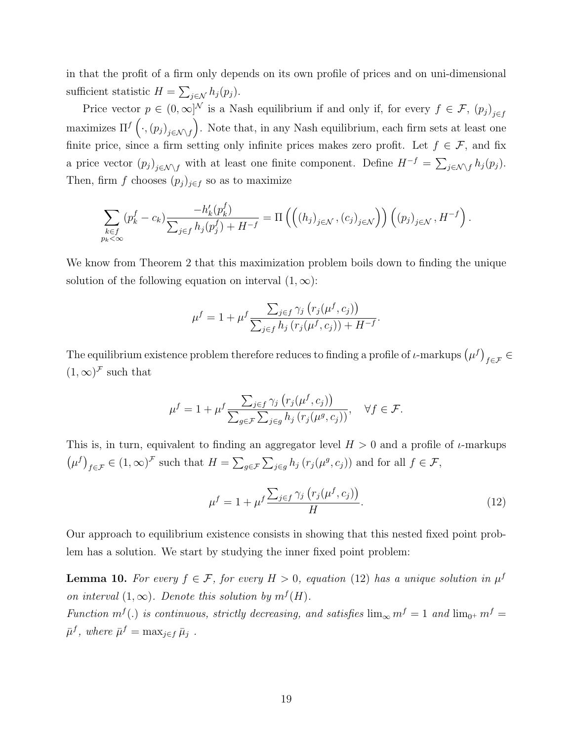in that the profit of a firm only depends on its own profile of prices and on uni-dimensional sufficient statistic $H = \sum_{j \in \mathcal{N}} h_j(p_j)$.

Price vector $p \in (0, \infty]^{\mathcal{N}}$ is a Nash equilibrium if and only if, for every $f \in \mathcal{F}$, $(p_j)_{j \in f}$ maximizes $\Pi^f \left(\cdot, (p_j)_{j \in \mathcal{N} \setminus f}\right)$. Note that, in any Nash equilibrium, each firm sets at least one finite price, since a firm setting only infinite prices makes zero profit. Let $f \in \mathcal{F}$, and fix a price vector $(p_j)_{j \in \mathcal{N} \setminus f}$ with at least one finite component. Define $H^{-f} = \sum_{j \in \mathcal{N} \setminus f} h_j(p_j)$. Then, firm $f$ chooses $(p_j)_{j \in f}$ so as to maximize

$$\sum_{\substack{k \in f \\ p_k < \infty}} (p_k^f - c_k) \frac{-h_k'(p_k^f)}{\sum_{j \in f} h_j(p_j^f) + H^{-f}} = \Pi \left( \left( (h_j)_{j \in \mathcal{N}}, (c_j)_{j \in \mathcal{N}} \right) \right) \left( (p_j)_{j \in \mathcal{N}}, H^{-f} \right).$$

We know from Theorem 2 that this maximization problem boils down to finding the unique solution of the following equation on interval $(1, \infty)$:

$$\mu^f = 1 + \mu^f \frac{\sum_{j \in f} \gamma_j \left( r_j(\mu^f, c_j) \right)}{\sum_{j \in f} h_j \left( r_j(\mu^f, c_j) \right) + H^{-f}}.$$

The equilibrium existence problem therefore reduces to finding a profile of $\iota$-markups $\left(\mu^f\right)_{f \in \mathcal{F}} \in (1, \infty)^{\mathcal{F}}$ such that

$$\mu^f = 1 + \mu^f \frac{\sum_{j \in f} \gamma_j \left( r_j(\mu^f, c_j) \right)}{\sum_{g \in \mathcal{F}} \sum_{j \in g} h_j \left( r_j(\mu^g, c_j) \right)}, \quad \forall f \in \mathcal{F}.$$

This is, in turn, equivalent to finding an aggregator level $H > 0$ and a profile of $\iota$-markups $\left(\mu^f\right)_{f \in \mathcal{F}} \in (1, \infty)^{\mathcal{F}}$ such that $H = \sum_{g \in \mathcal{F}} \sum_{j \in g} h_j \left( r_j(\mu^g, c_j) \right)$ and for all $f \in \mathcal{F}$,

$$\mu^f = 1 + \mu^f \frac{\sum_{j \in f} \gamma_j \left( r_j(\mu^f, c_j) \right)}{H}. \tag{12}$$

Our approach to equilibrium existence consists in showing that this nested fixed point problem has a solution. We start by studying the inner fixed point problem:

**Lemma 10.** *For every $f \in \mathcal{F}$, for every $H > 0$, equation (12) has a unique solution in $\mu^f$ on interval $(1, \infty)$. Denote this solution by $m^f(H)$.*
*Function $m^f(.)$ is continuous, strictly decreasing, and satisfies $\lim_{\infty} m^f = 1$ and $\lim_{0^+} m^f = \bar{\mu}^f$, where $\bar{\mu}^f = \max_{j \in f} \bar{\mu}_j$ .*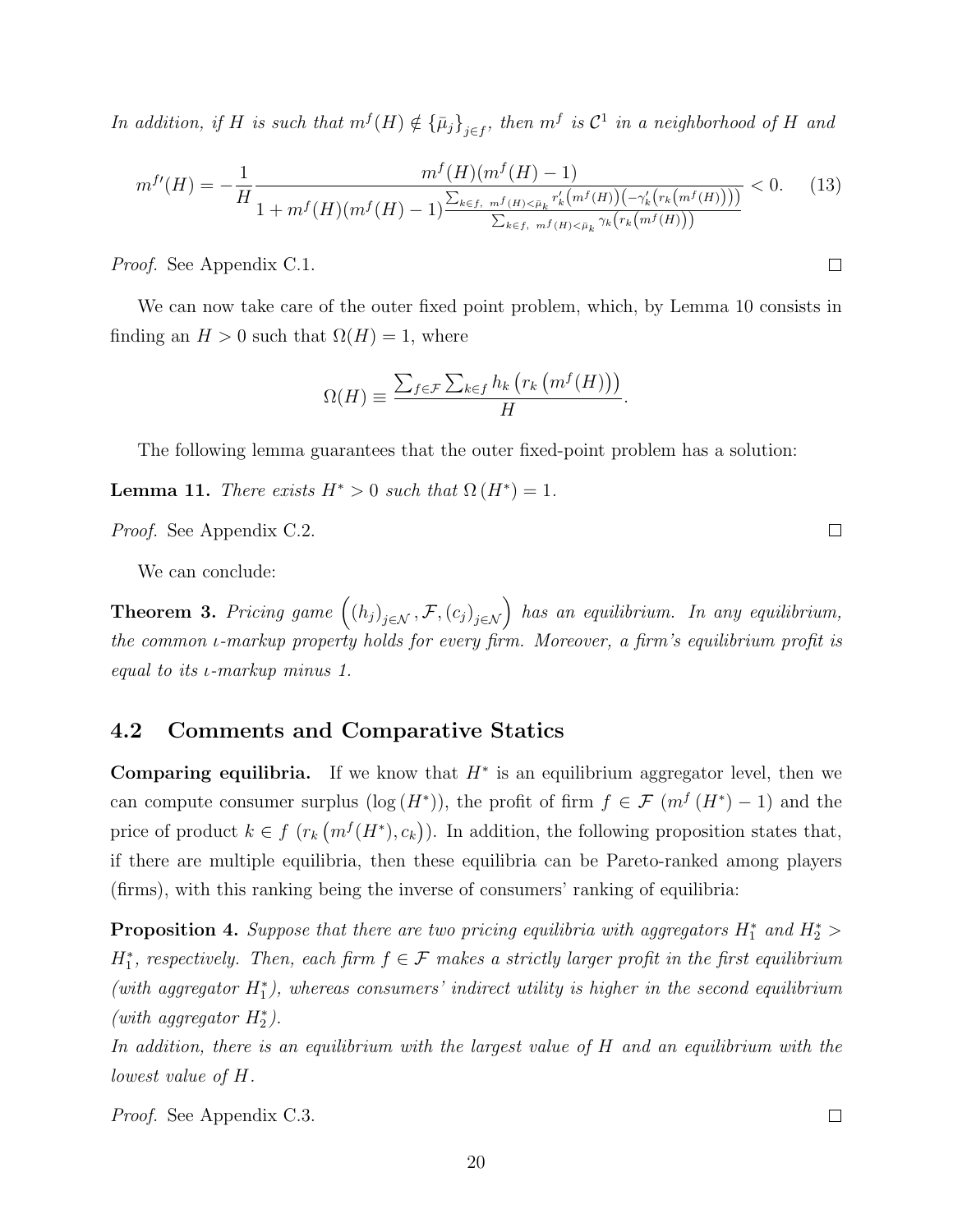*In addition, if $H$ is such that $m^f(H) \notin \{\bar{\mu}_j\}_{j\in f}$, then $m^f$ is $\mathcal{C}^1$ in a neighborhood of $H$ and*

$$m^{f\prime}(H) = -\frac{1}{H}\frac{m^f(H)(m^f(H)-1)}{1 + m^f(H)(m^f(H)-1)\frac{\sum_{k\in f,\ m^f(H)<\bar{\mu}_k} r_k'\left(m^f(H)\right)\left(-\gamma_k'\left(r_k\left(m^f(H)\right)\right)\right)}{\sum_{k\in f,\ m^f(H)<\bar{\mu}_k}\gamma_k\left(r_k\left(m^f(H)\right)\right)}} < 0. \quad (13)$$

*Proof.* See Appendix C.1. □

We can now take care of the outer fixed point problem, which, by Lemma 10 consists in finding an $H > 0$ such that $\Omega(H) = 1$, where

$$\Omega(H) \equiv \frac{\sum_{f\in\mathcal{F}}\sum_{k\in f} h_k\left(r_k\left(m^f(H)\right)\right)}{H}.$$

The following lemma guarantees that the outer fixed-point problem has a solution:

**Lemma 11.** *There exists $H^* > 0$ such that $\Omega(H^*) = 1$.*

*Proof.* See Appendix C.2. □

We can conclude:

**Theorem 3.** *Pricing game $\left((h_j)_{j\in\mathcal{N}}, \mathcal{F}, (c_j)_{j\in\mathcal{N}}\right)$ has an equilibrium. In any equilibrium, the common $\iota$-markup property holds for every firm. Moreover, a firm's equilibrium profit is equal to its $\iota$-markup minus 1.*

## 4.2 Comments and Comparative Statics

**Comparing equilibria.** If we know that $H^*$ is an equilibrium aggregator level, then we can compute consumer surplus ($\log(H^*)$), the profit of firm $f \in \mathcal{F}$ ($m^f(H^*) - 1$) and the price of product $k \in f$ ($r_k\left(m^f(H^*), c_k\right)$). In addition, the following proposition states that, if there are multiple equilibria, then these equilibria can be Pareto-ranked among players (firms), with this ranking being the inverse of consumers' ranking of equilibria:

**Proposition 4.** *Suppose that there are two pricing equilibria with aggregators $H_1^*$ and $H_2^* > H_1^*$, respectively. Then, each firm $f \in \mathcal{F}$ makes a strictly larger profit in the first equilibrium (with aggregator $H_1^*$), whereas consumers' indirect utility is higher in the second equilibrium (with aggregator $H_2^*$).*

*In addition, there is an equilibrium with the largest value of $H$ and an equilibrium with the lowest value of $H$.*

*Proof.* See Appendix C.3. □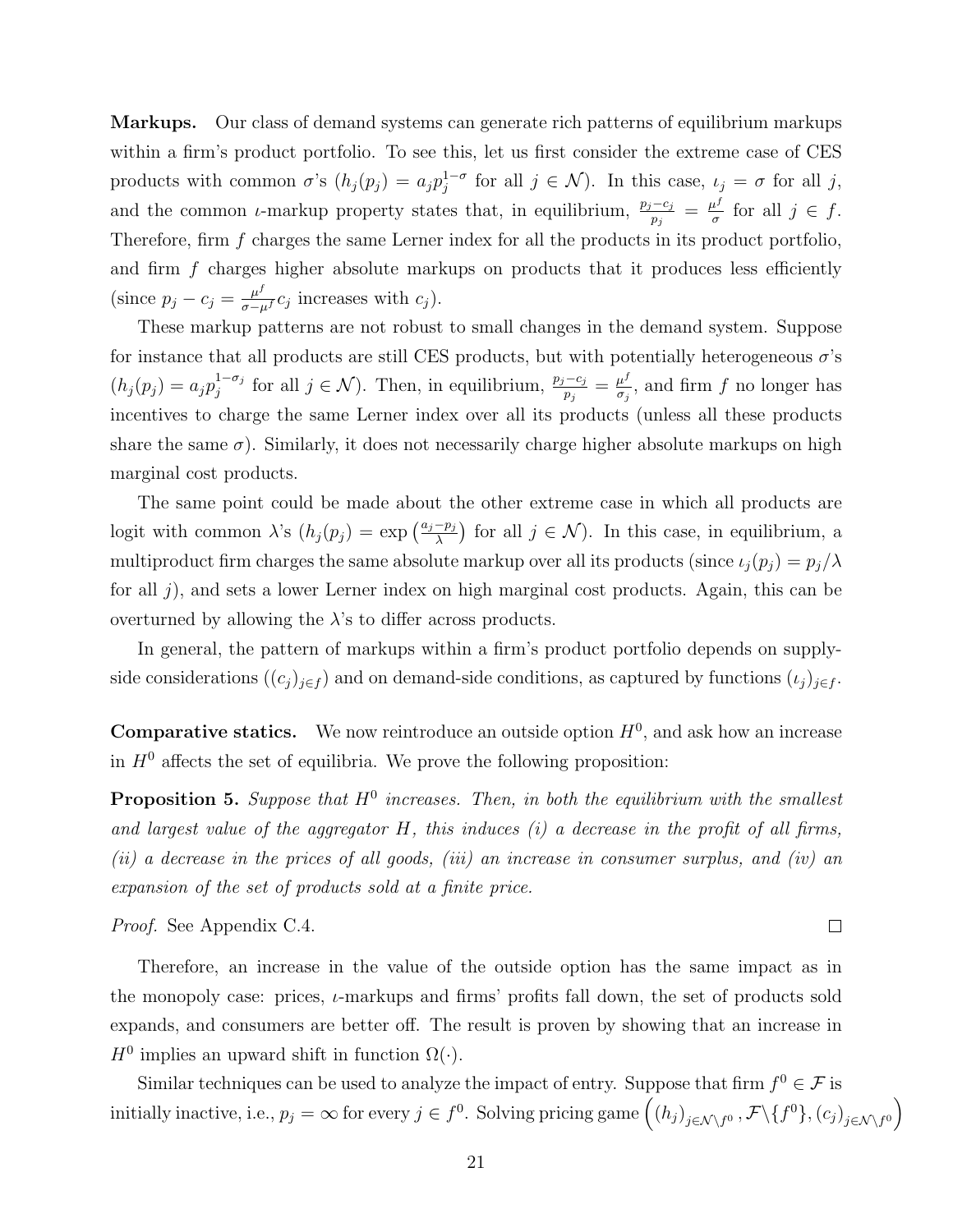**Markups.** Our class of demand systems can generate rich patterns of equilibrium markups within a firm's product portfolio. To see this, let us first consider the extreme case of CES products with common $\sigma$'s ($h_j(p_j) = a_j p_j^{1-\sigma}$ for all $j \in \mathcal{N}$). In this case, $\iota_j = \sigma$ for all $j$, and the common $\iota$-markup property states that, in equilibrium, $\frac{p_j - c_j}{p_j} = \frac{\mu^f}{\sigma}$ for all $j \in f$. Therefore, firm $f$ charges the same Lerner index for all the products in its product portfolio, and firm $f$ charges higher absolute markups on products that it produces less efficiently (since $p_j - c_j = \frac{\mu^f}{\sigma - \mu^f} c_j$ increases with $c_j$).

These markup patterns are not robust to small changes in the demand system. Suppose for instance that all products are still CES products, but with potentially heterogeneous $\sigma$'s ($h_j(p_j) = a_j p_j^{1-\sigma_j}$ for all $j \in \mathcal{N}$). Then, in equilibrium, $\frac{p_j - c_j}{p_j} = \frac{\mu^f}{\sigma_j}$, and firm $f$ no longer has incentives to charge the same Lerner index over all its products (unless all these products share the same $\sigma$). Similarly, it does not necessarily charge higher absolute markups on high marginal cost products.

The same point could be made about the other extreme case in which all products are logit with common $\lambda$'s ($h_j(p_j) = \exp\left(\frac{a_j - p_j}{\lambda}\right)$ for all $j \in \mathcal{N}$). In this case, in equilibrium, a multiproduct firm charges the same absolute markup over all its products (since $\iota_j(p_j) = p_j/\lambda$ for all $j$), and sets a lower Lerner index on high marginal cost products. Again, this can be overturned by allowing the $\lambda$'s to differ across products.

In general, the pattern of markups within a firm's product portfolio depends on supply-side considerations ($(c_j)_{j\in f}$) and on demand-side conditions, as captured by functions $(\iota_j)_{j\in f}$.

**Comparative statics.** We now reintroduce an outside option $H^0$, and ask how an increase in $H^0$ affects the set of equilibria. We prove the following proposition:

**Proposition 5.** *Suppose that $H^0$ increases. Then, in both the equilibrium with the smallest and largest value of the aggregator $H$, this induces (i) a decrease in the profit of all firms, (ii) a decrease in the prices of all goods, (iii) an increase in consumer surplus, and (iv) an expansion of the set of products sold at a finite price.*

*Proof.* See Appendix C.4. □

Therefore, an increase in the value of the outside option has the same impact as in the monopoly case: prices, $\iota$-markups and firms' profits fall down, the set of products sold expands, and consumers are better off. The result is proven by showing that an increase in $H^0$ implies an upward shift in function $\Omega(\cdot)$.

Similar techniques can be used to analyze the impact of entry. Suppose that firm $f^0 \in \mathcal{F}$ is initially inactive, i.e., $p_j = \infty$ for every $j \in f^0$. Solving pricing game $\left((h_j)_{j\in\mathcal{N}\setminus f^0}, \mathcal{F}\setminus\{f^0\}, (c_j)_{j\in\mathcal{N}\setminus f^0}\right)$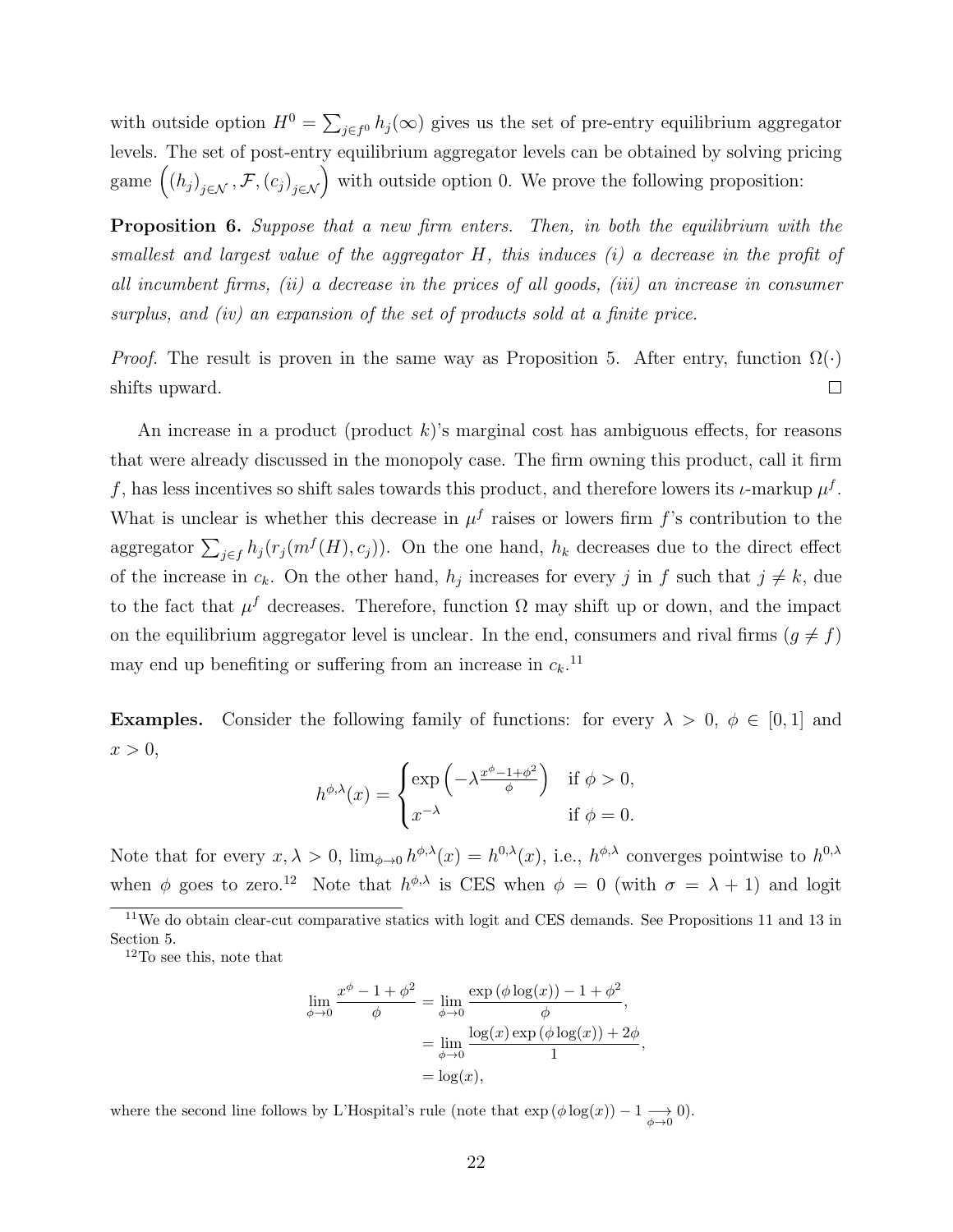with outside option $H^0 = \sum_{j \in f^0} h_j(\infty)$ gives us the set of pre-entry equilibrium aggregator levels. The set of post-entry equilibrium aggregator levels can be obtained by solving pricing game $\left( (h_j)_{j \in \mathcal{N}}, \mathcal{F}, (c_j)_{j \in \mathcal{N}} \right)$ with outside option 0. We prove the following proposition:

**Proposition 6.** *Suppose that a new firm enters. Then, in both the equilibrium with the smallest and largest value of the aggregator $H$, this induces (i) a decrease in the profit of all incumbent firms, (ii) a decrease in the prices of all goods, (iii) an increase in consumer surplus, and (iv) an expansion of the set of products sold at a finite price.*

*Proof.* The result is proven in the same way as Proposition 5. After entry, function $\Omega(\cdot)$ shifts upward. □

An increase in a product (product $k$)'s marginal cost has ambiguous effects, for reasons that were already discussed in the monopoly case. The firm owning this product, call it firm $f$, has less incentives so shift sales towards this product, and therefore lowers its $\iota$-markup $\mu^f$. What is unclear is whether this decrease in $\mu^f$ raises or lowers firm $f$'s contribution to the aggregator $\sum_{j \in f} h_j(r_j(m^f(H), c_j))$. On the one hand, $h_k$ decreases due to the direct effect of the increase in $c_k$. On the other hand, $h_j$ increases for every $j$ in $f$ such that $j \neq k$, due to the fact that $\mu^f$ decreases. Therefore, function $\Omega$ may shift up or down, and the impact on the equilibrium aggregator level is unclear. In the end, consumers and rival firms ($g \neq f$) may end up benefiting or suffering from an increase in $c_k$.[11]

**Examples.** Consider the following family of functions: for every $\lambda > 0$, $\phi \in [0, 1]$ and $x > 0$,

$$h^{\phi,\lambda}(x) = \begin{cases} \exp\left( -\lambda \frac{x^\phi - 1 + \phi^2}{\phi} \right) & \text{if } \phi > 0, \\ x^{-\lambda} & \text{if } \phi = 0. \end{cases}$$

Note that for every $x, \lambda > 0$, $\lim_{\phi \to 0} h^{\phi,\lambda}(x) = h^{0,\lambda}(x)$, i.e., $h^{\phi,\lambda}$ converges pointwise to $h^{0,\lambda}$ when $\phi$ goes to zero.[12] Note that $h^{\phi,\lambda}$ is CES when $\phi = 0$ (with $\sigma = \lambda + 1$) and logit

[11] We do obtain clear-cut comparative statics with logit and CES demands. See Propositions 11 and 13 in Section 5.

[12] To see this, note that

$$\begin{aligned} \lim_{\phi \to 0} \frac{x^\phi - 1 + \phi^2}{\phi} &= \lim_{\phi \to 0} \frac{\exp(\phi \log(x)) - 1 + \phi^2}{\phi}, \\ &= \lim_{\phi \to 0} \frac{\log(x) \exp(\phi \log(x)) + 2\phi}{1}, \\ &= \log(x), \end{aligned}$$

where the second line follows by L'Hospital's rule (note that $\exp(\phi \log(x)) - 1 \underset{\phi \to 0}{\longrightarrow} 0$).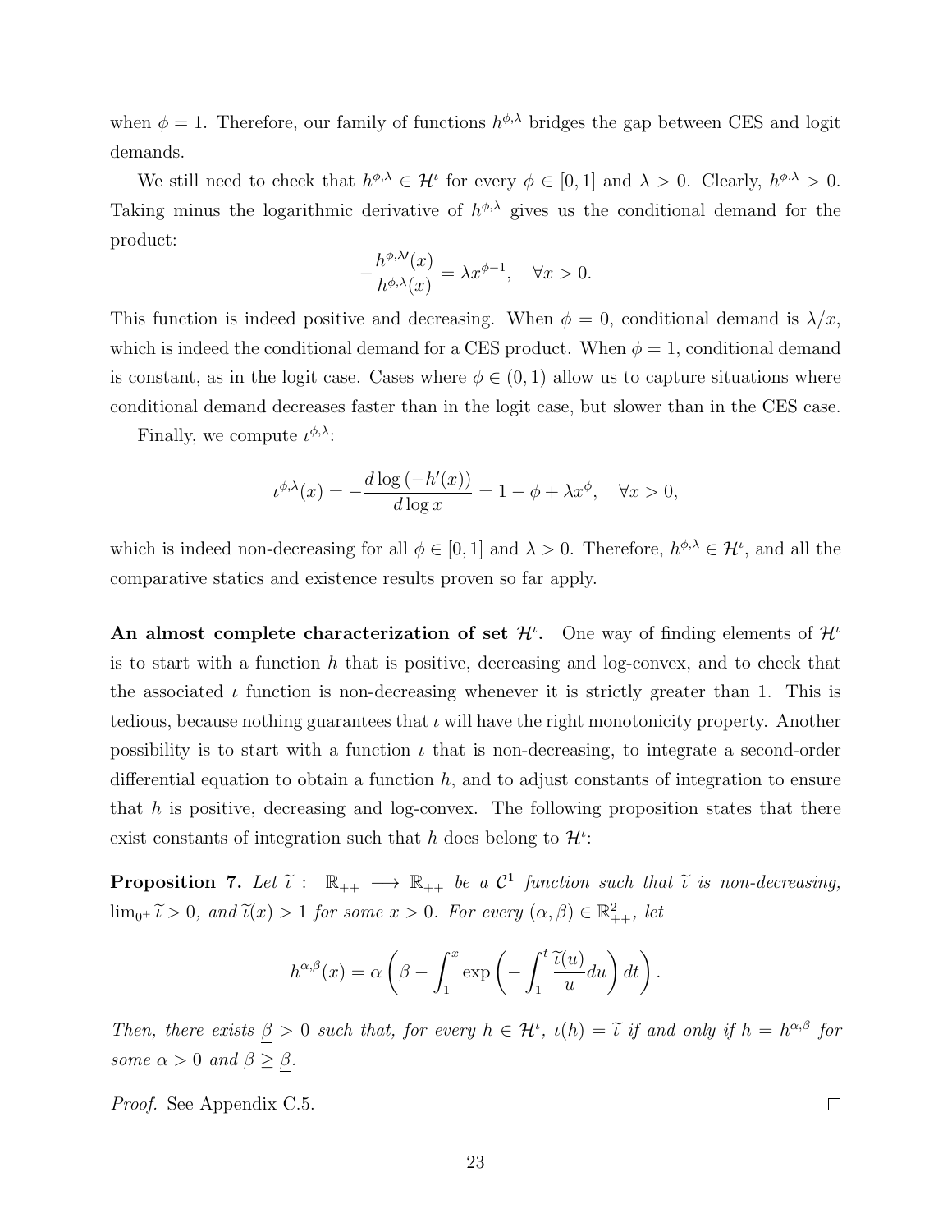when $\phi = 1$. Therefore, our family of functions $h^{\phi,\lambda}$ bridges the gap between CES and logit demands.

We still need to check that $h^{\phi,\lambda} \in \mathcal{H}^{\iota}$ for every $\phi \in [0,1]$ and $\lambda > 0$. Clearly, $h^{\phi,\lambda} > 0$. Taking minus the logarithmic derivative of $h^{\phi,\lambda}$ gives us the conditional demand for the product:

$$-\frac{h^{\phi,\lambda\prime}(x)}{h^{\phi,\lambda}(x)} = \lambda x^{\phi-1}, \quad \forall x > 0.$$

This function is indeed positive and decreasing. When $\phi = 0$, conditional demand is $\lambda/x$, which is indeed the conditional demand for a CES product. When $\phi = 1$, conditional demand is constant, as in the logit case. Cases where $\phi \in (0,1)$ allow us to capture situations where conditional demand decreases faster than in the logit case, but slower than in the CES case.

Finally, we compute $\iota^{\phi,\lambda}$:

$$\iota^{\phi,\lambda}(x) = -\frac{d\log(-h'(x))}{d\log x} = 1 - \phi + \lambda x^{\phi}, \quad \forall x > 0,$$

which is indeed non-decreasing for all $\phi \in [0,1]$ and $\lambda > 0$. Therefore, $h^{\phi,\lambda} \in \mathcal{H}^{\iota}$, and all the comparative statics and existence results proven so far apply.

**An almost complete characterization of set $\mathcal{H}^{\iota}$.** One way of finding elements of $\mathcal{H}^{\iota}$ is to start with a function $h$ that is positive, decreasing and log-convex, and to check that the associated $\iota$ function is non-decreasing whenever it is strictly greater than 1. This is tedious, because nothing guarantees that $\iota$ will have the right monotonicity property. Another possibility is to start with a function $\iota$ that is non-decreasing, to integrate a second-order differential equation to obtain a function $h$, and to adjust constants of integration to ensure that $h$ is positive, decreasing and log-convex. The following proposition states that there exist constants of integration such that $h$ does belong to $\mathcal{H}^{\iota}$:

**Proposition 7.** *Let $\widetilde{\iota} : \mathbb{R}_{++} \longrightarrow \mathbb{R}_{++}$ be a $\mathcal{C}^1$ function such that $\widetilde{\iota}$ is non-decreasing, $\lim_{0^+} \widetilde{\iota} > 0$, and $\widetilde{\iota}(x) > 1$ for some $x > 0$. For every $(\alpha, \beta) \in \mathbb{R}^2_{++}$, let*

$$h^{\alpha,\beta}(x) = \alpha \left( \beta - \int_1^x \exp\left( -\int_1^t \frac{\widetilde{\iota}(u)}{u} du \right) dt \right).$$

*Then, there exists $\underline{\beta} > 0$ such that, for every $h \in \mathcal{H}^{\iota}$, $\iota(h) = \widetilde{\iota}$ if and only if $h = h^{\alpha,\beta}$ for some $\alpha > 0$ and $\beta \geq \underline{\beta}$.*

*Proof.* See Appendix C.5. $\square$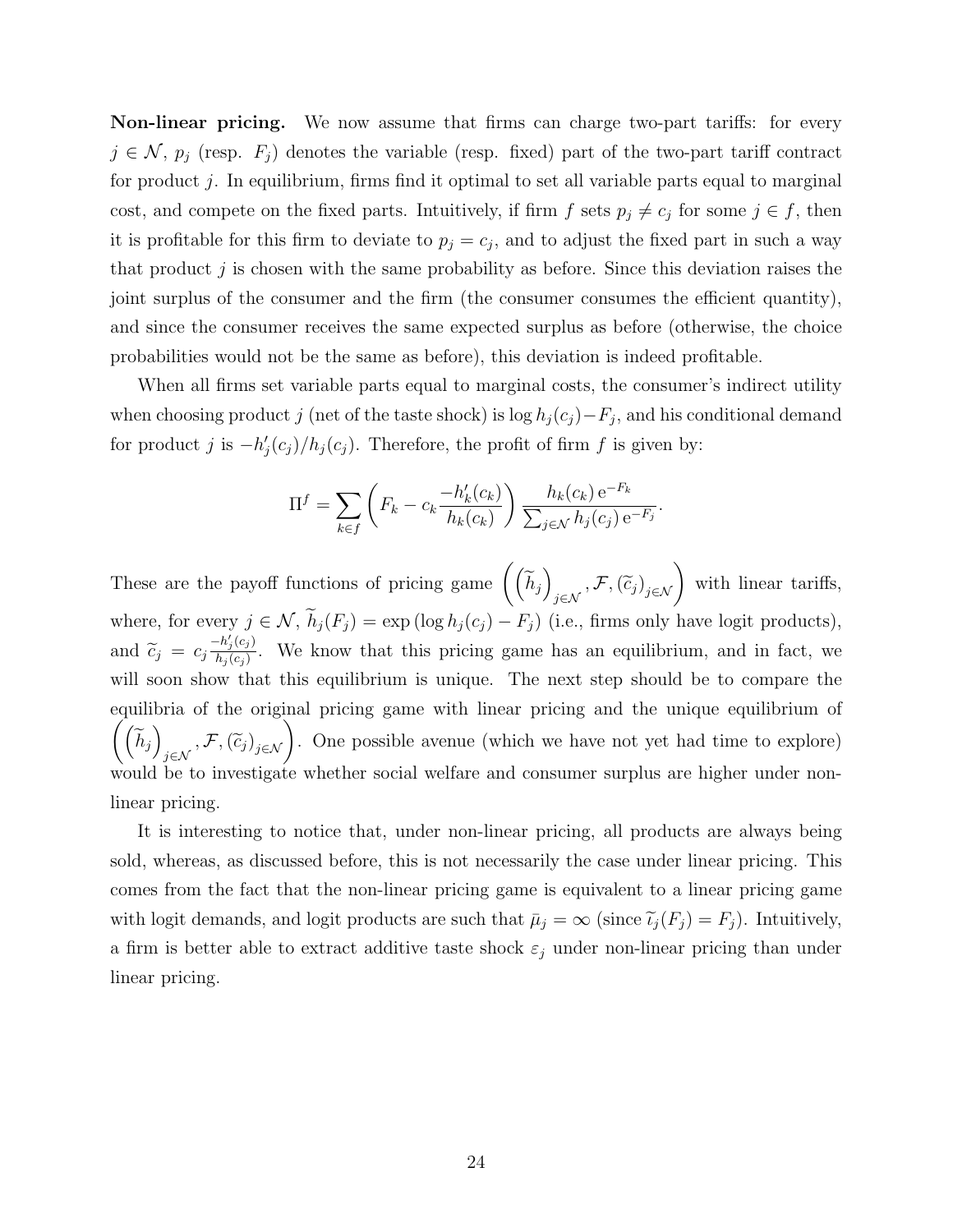**Non-linear pricing.** We now assume that firms can charge two-part tariffs: for every $j \in \mathcal{N}$, $p_j$ (resp. $F_j$) denotes the variable (resp. fixed) part of the two-part tariff contract for product $j$. In equilibrium, firms find it optimal to set all variable parts equal to marginal cost, and compete on the fixed parts. Intuitively, if firm $f$ sets $p_j \neq c_j$ for some $j \in f$, then it is profitable for this firm to deviate to $p_j = c_j$, and to adjust the fixed part in such a way that product $j$ is chosen with the same probability as before. Since this deviation raises the joint surplus of the consumer and the firm (the consumer consumes the efficient quantity), and since the consumer receives the same expected surplus as before (otherwise, the choice probabilities would not be the same as before), this deviation is indeed profitable.

When all firms set variable parts equal to marginal costs, the consumer's indirect utility when choosing product $j$ (net of the taste shock) is $\log h_j(c_j) - F_j$, and his conditional demand for product $j$ is $-h_j'(c_j)/h_j(c_j)$. Therefore, the profit of firm $f$ is given by:

$$\Pi^f = \sum_{k \in f} \left( F_k - c_k \frac{-h_k'(c_k)}{h_k(c_k)} \right) \frac{h_k(c_k)\, \mathrm{e}^{-F_k}}{\sum_{j \in \mathcal{N}} h_j(c_j)\, \mathrm{e}^{-F_j}}.$$

These are the payoff functions of pricing game $\left( \left( \widetilde{h}_j \right)_{j \in \mathcal{N}}, \mathcal{F}, (\widetilde{c}_j)_{j \in \mathcal{N}} \right)$ with linear tariffs, where, for every $j \in \mathcal{N}$, $\widetilde{h}_j(F_j) = \exp\left(\log h_j(c_j) - F_j\right)$ (i.e., firms only have logit products), and $\widetilde{c}_j = c_j \frac{-h_j'(c_j)}{h_j(c_j)}$. We know that this pricing game has an equilibrium, and in fact, we will soon show that this equilibrium is unique. The next step should be to compare the equilibria of the original pricing game with linear pricing and the unique equilibrium of $\left( \left( \widetilde{h}_j \right)_{j \in \mathcal{N}}, \mathcal{F}, (\widetilde{c}_j)_{j \in \mathcal{N}} \right)$. One possible avenue (which we have not yet had time to explore) would be to investigate whether social welfare and consumer surplus are higher under non-linear pricing.

It is interesting to notice that, under non-linear pricing, all products are always being sold, whereas, as discussed before, this is not necessarily the case under linear pricing. This comes from the fact that the non-linear pricing game is equivalent to a linear pricing game with logit demands, and logit products are such that $\bar{\mu}_j = \infty$ (since $\widetilde{\iota}_j(F_j) = F_j$). Intuitively, a firm is better able to extract additive taste shock $\varepsilon_j$ under non-linear pricing than under linear pricing.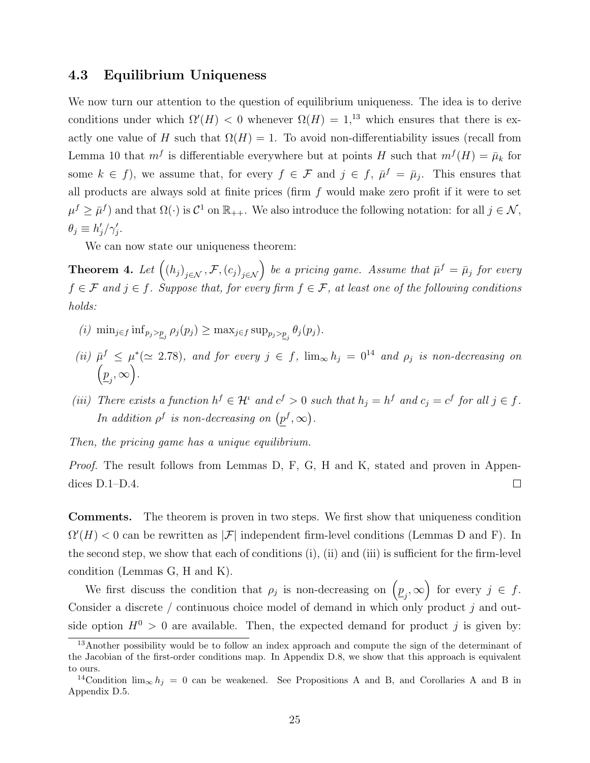### 4.3 Equilibrium Uniqueness

We now turn our attention to the question of equilibrium uniqueness. The idea is to derive conditions under which $\Omega'(H) < 0$ whenever $\Omega(H) = 1$,[13] which ensures that there is exactly one value of $H$ such that $\Omega(H) = 1$. To avoid non-differentiability issues (recall from Lemma 10 that $m^f$ is differentiable everywhere but at points $H$ such that $m^f(H) = \bar{\mu}_k$ for some $k \in f$), we assume that, for every $f \in \mathcal{F}$ and $j \in f$, $\bar{\mu}^f = \bar{\mu}_j$. This ensures that all products are always sold at finite prices (firm $f$ would make zero profit if it were to set $\mu^f \geq \bar{\mu}^f$) and that $\Omega(\cdot)$ is $\mathcal{C}^1$ on $\mathbb{R}_{++}$. We also introduce the following notation: for all $j \in \mathcal{N}$, $\theta_j \equiv h_j'/\gamma_j'$.

We can now state our uniqueness theorem:

**Theorem 4.** *Let $\left((h_j)_{j\in\mathcal{N}}, \mathcal{F}, (c_j)_{j\in\mathcal{N}}\right)$ be a pricing game. Assume that $\bar{\mu}^f = \bar{\mu}_j$ for every $f \in \mathcal{F}$ and $j \in f$. Suppose that, for every firm $f \in \mathcal{F}$, at least one of the following conditions holds:*

*(i) $\min_{j\in f} \inf_{p_j > \underline{p}_j} \rho_j(p_j) \geq \max_{j\in f} \sup_{p_j > \underline{p}_j} \theta_j(p_j)$.*

*(ii) $\bar{\mu}^f \leq \mu^* (\simeq 2.78)$, and for every $j \in f$, $\lim_\infty h_j = 0$[14] and $\rho_j$ is non-decreasing on $\left(\underline{p}_j, \infty\right)$.*

*(iii) There exists a function $h^f \in \mathcal{H}^\iota$ and $c^f > 0$ such that $h_j = h^f$ and $c_j = c^f$ for all $j \in f$. In addition $\rho^f$ is non-decreasing on $\left(\underline{p}^f, \infty\right)$.*

*Then, the pricing game has a unique equilibrium.*

*Proof.* The result follows from Lemmas D, F, G, H and K, stated and proven in Appendices D.1–D.4. □

**Comments.** The theorem is proven in two steps. We first show that uniqueness condition $\Omega'(H) < 0$ can be rewritten as $|\mathcal{F}|$ independent firm-level conditions (Lemmas D and F). In the second step, we show that each of conditions (i), (ii) and (iii) is sufficient for the firm-level condition (Lemmas G, H and K).

We first discuss the condition that $\rho_j$ is non-decreasing on $\left(\underline{p}_j, \infty\right)$ for every $j \in f$. Consider a discrete / continuous choice model of demand in which only product $j$ and outside option $H^0 > 0$ are available. Then, the expected demand for product $j$ is given by:

[13] Another possibility would be to follow an index approach and compute the sign of the determinant of the Jacobian of the first-order conditions map. In Appendix D.8, we show that this approach is equivalent to ours.

[14] Condition $\lim_\infty h_j = 0$ can be weakened. See Propositions A and B, and Corollaries A and B in Appendix D.5.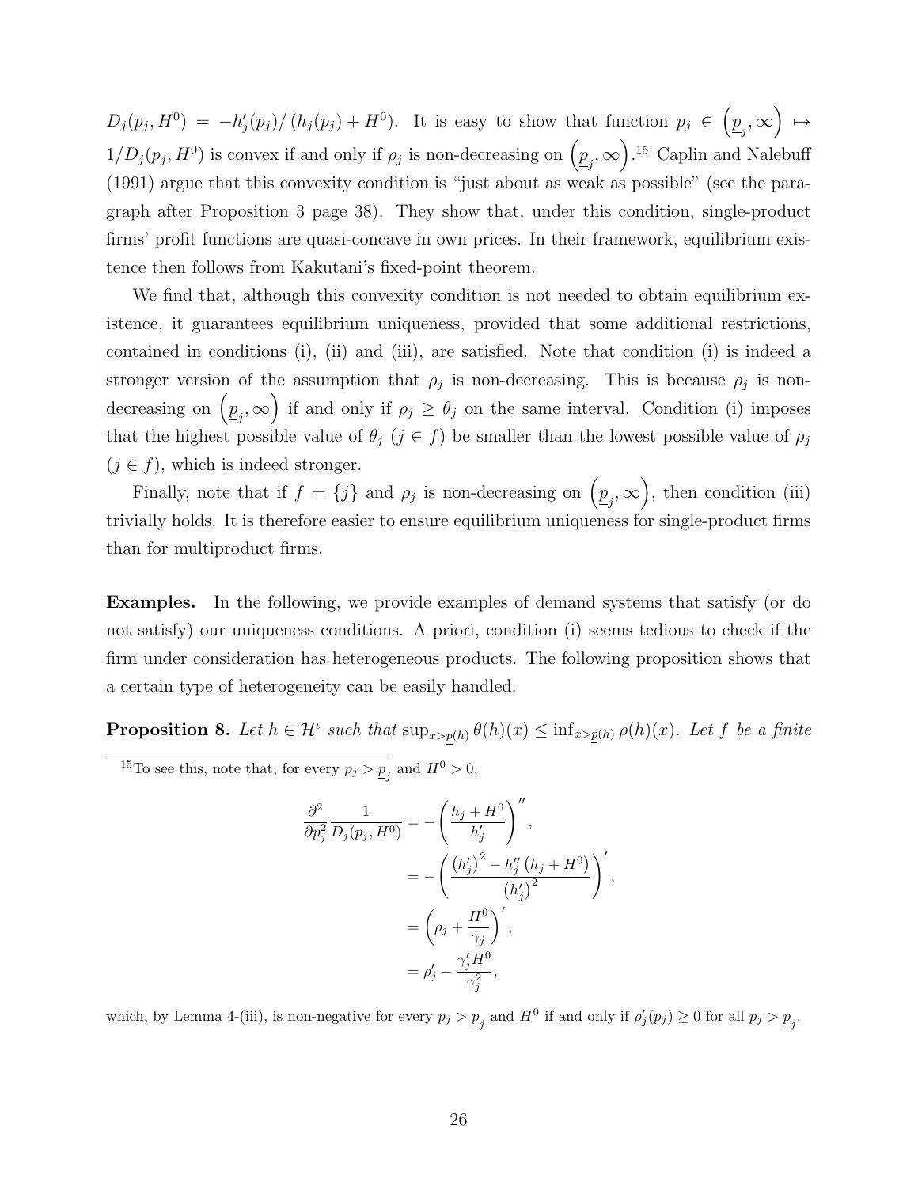$D_j(p_j, H^0) = -h_j'(p_j)/(h_j(p_j) + H^0)$. It is easy to show that function $p_j \in \left(\underline{p}_j, \infty\right) \mapsto 1/D_j(p_j, H^0)$ is convex if and only if $\rho_j$ is non-decreasing on $\left(\underline{p}_j, \infty\right)$.[15] Caplin and Nalebuff (1991) argue that this convexity condition is "just about as weak as possible" (see the paragraph after Proposition 3 page 38). They show that, under this condition, single-product firms' profit functions are quasi-concave in own prices. In their framework, equilibrium existence then follows from Kakutani's fixed-point theorem.

We find that, although this convexity condition is not needed to obtain equilibrium existence, it guarantees equilibrium uniqueness, provided that some additional restrictions, contained in conditions (i), (ii) and (iii), are satisfied. Note that condition (i) is indeed a stronger version of the assumption that $\rho_j$ is non-decreasing. This is because $\rho_j$ is non-decreasing on $\left(\underline{p}_j, \infty\right)$ if and only if $\rho_j \geq \theta_j$ on the same interval. Condition (i) imposes that the highest possible value of $\theta_j$ ($j \in f$) be smaller than the lowest possible value of $\rho_j$ ($j \in f$), which is indeed stronger.

Finally, note that if $f = \{j\}$ and $\rho_j$ is non-decreasing on $\left(\underline{p}_j, \infty\right)$, then condition (iii) trivially holds. It is therefore easier to ensure equilibrium uniqueness for single-product firms than for multiproduct firms.

**Examples.** In the following, we provide examples of demand systems that satisfy (or do not satisfy) our uniqueness conditions. A priori, condition (i) seems tedious to check if the firm under consideration has heterogeneous products. The following proposition shows that a certain type of heterogeneity can be easily handled:

**Proposition 8.** *Let $h \in \mathcal{H}^\iota$ such that $\sup_{x > \underline{p}(h)} \theta(h)(x) \leq \inf_{x > \underline{p}(h)} \rho(h)(x)$. Let $f$ be a finite*

[15] To see this, note that, for every $p_j > \underline{p}_j$ and $H^0 > 0$,

$$
\begin{aligned}
\frac{\partial^2}{\partial p_j^2} \frac{1}{D_j(p_j, H^0)} &= -\left(\frac{h_j + H^0}{h_j'}\right)'', \\
&= -\left(\frac{\left(h_j'\right)^2 - h_j''\left(h_j + H^0\right)}{\left(h_j'\right)^2}\right)', \\
&= \left(\rho_j + \frac{H^0}{\gamma_j}\right)', \\
&= \rho_j' - \frac{\gamma_j' H^0}{\gamma_j^2},
\end{aligned}
$$

which, by Lemma 4-(iii), is non-negative for every $p_j > \underline{p}_j$ and $H^0$ if and only if $\rho_j'(p_j) \geq 0$ for all $p_j > \underline{p}_j$.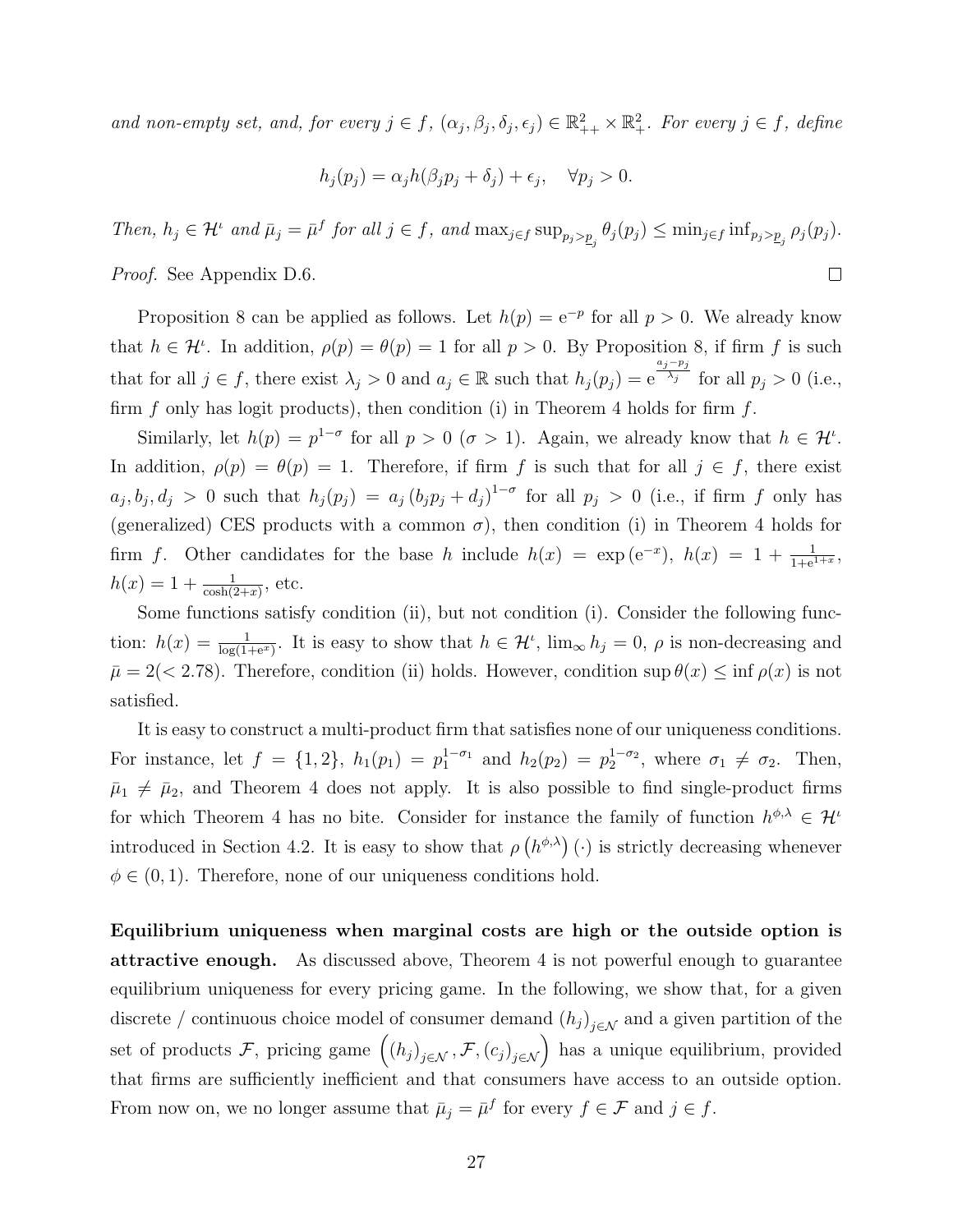*and non-empty set, and, for every $j \in f$, $(\alpha_j, \beta_j, \delta_j, \epsilon_j) \in \mathbb{R}^2_{++} \times \mathbb{R}^2_{+}$. For every $j \in f$, define*

$$h_j(p_j) = \alpha_j h(\beta_j p_j + \delta_j) + \epsilon_j, \quad \forall p_j > 0.$$

*Then, $h_j \in \mathcal{H}^\iota$ and $\bar{\mu}_j = \bar{\mu}^f$ for all $j \in f$, and $\max_{j\in f} \sup_{p_j > \underline{p}_j} \theta_j(p_j) \leq \min_{j \in f} \inf_{p_j > \underline{p}_j} \rho_j(p_j)$.*

*Proof.* See Appendix D.6. □

Proposition 8 can be applied as follows. Let $h(p) = \mathrm{e}^{-p}$ for all $p > 0$. We already know that $h \in \mathcal{H}^\iota$. In addition, $\rho(p) = \theta(p) = 1$ for all $p > 0$. By Proposition 8, if firm $f$ is such that for all $j \in f$, there exist $\lambda_j > 0$ and $a_j \in \mathbb{R}$ such that $h_j(p_j) = \mathrm{e}^{\frac{a_j - p_j}{\lambda_j}}$ for all $p_j > 0$ (i.e., firm $f$ only has logit products), then condition (i) in Theorem 4 holds for firm $f$.

Similarly, let $h(p) = p^{1-\sigma}$ for all $p > 0$ ($\sigma > 1$). Again, we already know that $h \in \mathcal{H}^\iota$. In addition, $\rho(p) = \theta(p) = 1$. Therefore, if firm $f$ is such that for all $j \in f$, there exist $a_j, b_j, d_j > 0$ such that $h_j(p_j) = a_j (b_j p_j + d_j)^{1-\sigma}$ for all $p_j > 0$ (i.e., if firm $f$ only has (generalized) CES products with a common $\sigma$), then condition (i) in Theorem 4 holds for firm $f$. Other candidates for the base $h$ include $h(x) = \exp(\mathrm{e}^{-x})$, $h(x) = 1 + \frac{1}{1+\mathrm{e}^{1+x}}$, $h(x) = 1 + \frac{1}{\cosh(2+x)}$, etc.

Some functions satisfy condition (ii), but not condition (i). Consider the following function: $h(x) = \frac{1}{\log(1+\mathrm{e}^x)}$. It is easy to show that $h \in \mathcal{H}^\iota$, $\lim_\infty h_j = 0$, $\rho$ is non-decreasing and $\bar{\mu} = 2 (< 2.78)$. Therefore, condition (ii) holds. However, condition $\sup \theta(x) \leq \inf \rho(x)$ is not satisfied.

It is easy to construct a multi-product firm that satisfies none of our uniqueness conditions. For instance, let $f = \{1, 2\}$, $h_1(p_1) = p_1^{1-\sigma_1}$ and $h_2(p_2) = p_2^{1-\sigma_2}$, where $\sigma_1 \neq \sigma_2$. Then, $\bar{\mu}_1 \neq \bar{\mu}_2$, and Theorem 4 does not apply. It is also possible to find single-product firms for which Theorem 4 has no bite. Consider for instance the family of function $h^{\phi,\lambda} \in \mathcal{H}^\iota$ introduced in Section 4.2. It is easy to show that $\rho\left(h^{\phi,\lambda}\right)(\cdot)$ is strictly decreasing whenever $\phi \in (0, 1)$. Therefore, none of our uniqueness conditions hold.

**Equilibrium uniqueness when marginal costs are high or the outside option is attractive enough.** As discussed above, Theorem 4 is not powerful enough to guarantee equilibrium uniqueness for every pricing game. In the following, we show that, for a given discrete / continuous choice model of consumer demand $(h_j)_{j\in\mathcal{N}}$ and a given partition of the set of products $\mathcal{F}$, pricing game $\left((h_j)_{j\in\mathcal{N}}, \mathcal{F}, (c_j)_{j\in\mathcal{N}}\right)$ has a unique equilibrium, provided that firms are sufficiently inefficient and that consumers have access to an outside option. From now on, we no longer assume that $\bar{\mu}_j = \bar{\mu}^f$ for every $f \in \mathcal{F}$ and $j \in f$.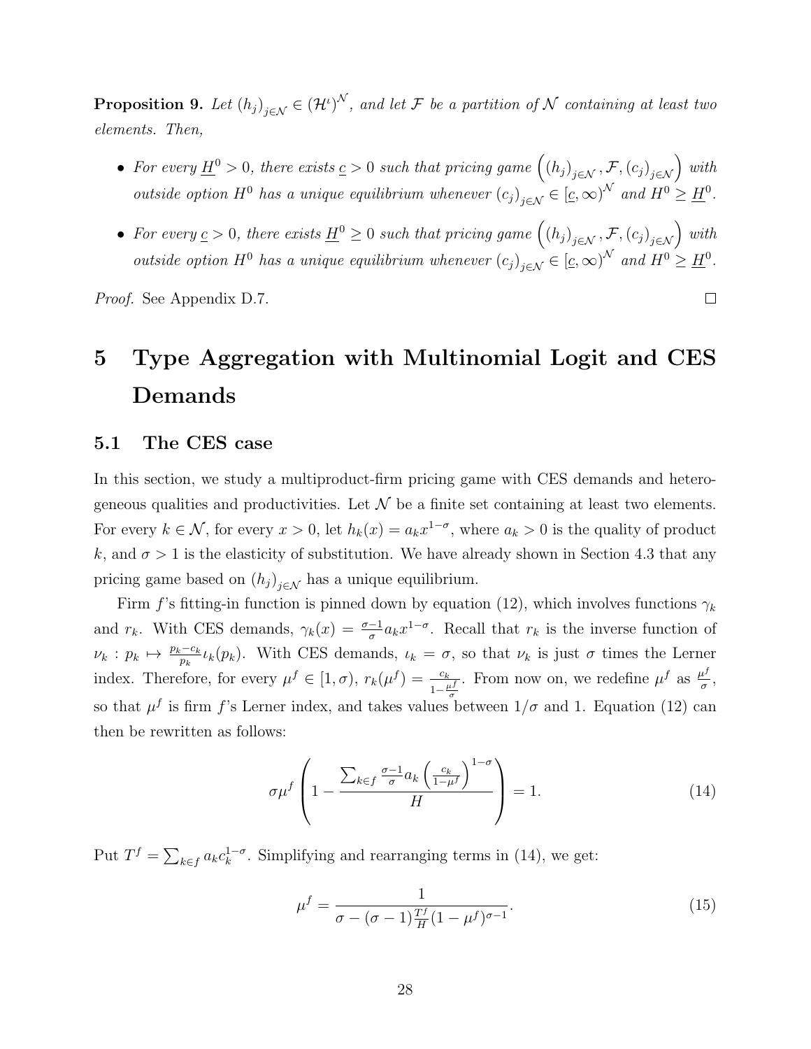**Proposition 9.** *Let $(h_j)_{j\in\mathcal{N}} \in (\mathcal{H}^\iota)^{\mathcal{N}}$, and let $\mathcal{F}$ be a partition of $\mathcal{N}$ containing at least two elements. Then,*

- *For every $\underline{H}^0 > 0$, there exists $\underline{c} > 0$ such that pricing game $\left((h_j)_{j\in\mathcal{N}}, \mathcal{F}, (c_j)_{j\in\mathcal{N}}\right)$ with outside option $H^0$ has a unique equilibrium whenever $(c_j)_{j\in\mathcal{N}} \in [\underline{c}, \infty)^{\mathcal{N}}$ and $H^0 \geq \underline{H}^0$.*
- *For every $\underline{c} > 0$, there exists $\underline{H}^0 \geq 0$ such that pricing game $\left((h_j)_{j\in\mathcal{N}}, \mathcal{F}, (c_j)_{j\in\mathcal{N}}\right)$ with outside option $H^0$ has a unique equilibrium whenever $(c_j)_{j\in\mathcal{N}} \in [\underline{c}, \infty)^{\mathcal{N}}$ and $H^0 \geq \underline{H}^0$.*

*Proof.* See Appendix D.7. □

# 5 Type Aggregation with Multinomial Logit and CES Demands

## 5.1 The CES case

In this section, we study a multiproduct-firm pricing game with CES demands and heterogeneous qualities and productivities. Let $\mathcal{N}$ be a finite set containing at least two elements. For every $k \in \mathcal{N}$, for every $x > 0$, let $h_k(x) = a_k x^{1-\sigma}$, where $a_k > 0$ is the quality of product $k$, and $\sigma > 1$ is the elasticity of substitution. We have already shown in Section 4.3 that any pricing game based on $(h_j)_{j\in\mathcal{N}}$ has a unique equilibrium.

Firm $f$'s fitting-in function is pinned down by equation (12), which involves functions $\gamma_k$ and $r_k$. With CES demands, $\gamma_k(x) = \frac{\sigma-1}{\sigma} a_k x^{1-\sigma}$. Recall that $r_k$ is the inverse function of $\nu_k : p_k \mapsto \frac{p_k - c_k}{p_k}\iota_k(p_k)$. With CES demands, $\iota_k = \sigma$, so that $\nu_k$ is just $\sigma$ times the Lerner index. Therefore, for every $\mu^f \in [1, \sigma)$, $r_k(\mu^f) = \frac{c_k}{1-\frac{\mu^f}{\sigma}}$. From now on, we redefine $\mu^f$ as $\frac{\mu^f}{\sigma}$, so that $\mu^f$ is firm $f$'s Lerner index, and takes values between $1/\sigma$ and 1. Equation (12) can then be rewritten as follows:

$$\sigma\mu^f \left(1 - \frac{\sum_{k\in f} \frac{\sigma-1}{\sigma} a_k \left(\frac{c_k}{1-\mu^f}\right)^{1-\sigma}}{H}\right) = 1. \tag{14}$$

Put $T^f = \sum_{k\in f} a_k c_k^{1-\sigma}$. Simplifying and rearranging terms in (14), we get:

$$\mu^f = \frac{1}{\sigma - (\sigma-1)\frac{T^f}{H}(1-\mu^f)^{\sigma-1}}. \tag{15}$$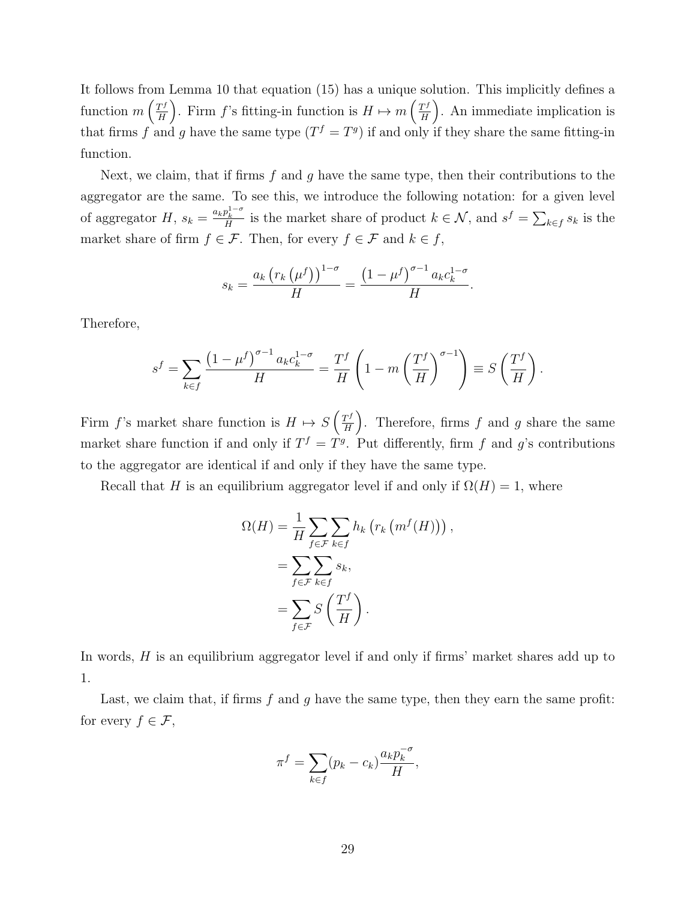It follows from Lemma 10 that equation (15) has a unique solution. This implicitly defines a function $m\left(\frac{T^f}{H}\right)$. Firm $f$'s fitting-in function is $H \mapsto m\left(\frac{T^f}{H}\right)$. An immediate implication is that firms $f$ and $g$ have the same type ($T^f = T^g$) if and only if they share the same fitting-in function.

Next, we claim, that if firms $f$ and $g$ have the same type, then their contributions to the aggregator are the same. To see this, we introduce the following notation: for a given level of aggregator $H$, $s_k = \frac{a_k p_k^{1-\sigma}}{H}$ is the market share of product $k \in \mathcal{N}$, and $s^f = \sum_{k \in f} s_k$ is the market share of firm $f \in \mathcal{F}$. Then, for every $f \in \mathcal{F}$ and $k \in f$,

$$s_k = \frac{a_k \left(r_k\left(\mu^f\right)\right)^{1-\sigma}}{H} = \frac{\left(1-\mu^f\right)^{\sigma-1} a_k c_k^{1-\sigma}}{H}.$$

Therefore,

$$s^f = \sum_{k \in f} \frac{\left(1-\mu^f\right)^{\sigma-1} a_k c_k^{1-\sigma}}{H} = \frac{T^f}{H}\left(1 - m\left(\frac{T^f}{H}\right)^{\sigma-1}\right) \equiv S\left(\frac{T^f}{H}\right).$$

Firm $f$'s market share function is $H \mapsto S\left(\frac{T^f}{H}\right)$. Therefore, firms $f$ and $g$ share the same market share function if and only if $T^f = T^g$. Put differently, firm $f$ and $g$'s contributions to the aggregator are identical if and only if they have the same type.

Recall that $H$ is an equilibrium aggregator level if and only if $\Omega(H) = 1$, where

$$\begin{aligned}
\Omega(H) &= \frac{1}{H} \sum_{f \in \mathcal{F}} \sum_{k \in f} h_k\left(r_k\left(m^f(H)\right)\right), \\
&= \sum_{f \in \mathcal{F}} \sum_{k \in f} s_k, \\
&= \sum_{f \in \mathcal{F}} S\left(\frac{T^f}{H}\right).
\end{aligned}$$

In words, $H$ is an equilibrium aggregator level if and only if firms' market shares add up to 1.

Last, we claim that, if firms $f$ and $g$ have the same type, then they earn the same profit: for every $f \in \mathcal{F}$,

$$\pi^f = \sum_{k \in f} (p_k - c_k) \frac{a_k p_k^{-\sigma}}{H},$$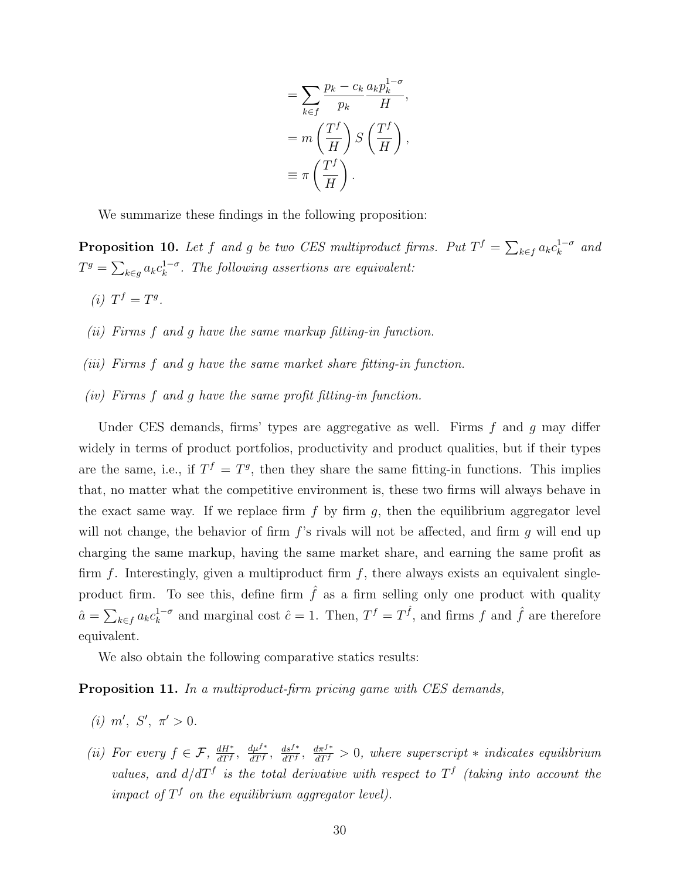$$
\begin{aligned}
&= \sum_{k \in f} \frac{p_k - c_k}{p_k} \frac{a_k p_k^{1-\sigma}}{H}, \\
&= m\left(\frac{T^f}{H}\right) S\left(\frac{T^f}{H}\right), \\
&\equiv \pi\left(\frac{T^f}{H}\right).
\end{aligned}
$$

We summarize these findings in the following proposition:

**Proposition 10.** *Let $f$ and $g$ be two CES multiproduct firms. Put $T^f = \sum_{k \in f} a_k c_k^{1-\sigma}$ and $T^g = \sum_{k \in g} a_k c_k^{1-\sigma}$. The following assertions are equivalent:*

*(i) $T^f = T^g$.*

*(ii) Firms $f$ and $g$ have the same markup fitting-in function.*

*(iii) Firms $f$ and $g$ have the same market share fitting-in function.*

*(iv) Firms $f$ and $g$ have the same profit fitting-in function.*

Under CES demands, firms' types are aggregative as well. Firms $f$ and $g$ may differ widely in terms of product portfolios, productivity and product qualities, but if their types are the same, i.e., if $T^f = T^g$, then they share the same fitting-in functions. This implies that, no matter what the competitive environment is, these two firms will always behave in the exact same way. If we replace firm $f$ by firm $g$, then the equilibrium aggregator level will not change, the behavior of firm $f$'s rivals will not be affected, and firm $g$ will end up charging the same markup, having the same market share, and earning the same profit as firm $f$. Interestingly, given a multiproduct firm $f$, there always exists an equivalent single-product firm. To see this, define firm $\hat{f}$ as a firm selling only one product with quality $\hat{a} = \sum_{k \in f} a_k c_k^{1-\sigma}$ and marginal cost $\hat{c} = 1$. Then, $T^f = T^{\hat{f}}$, and firms $f$ and $\hat{f}$ are therefore equivalent.

We also obtain the following comparative statics results:

**Proposition 11.** *In a multiproduct-firm pricing game with CES demands,*

*(i) $m', S', \pi' > 0$.*

*(ii) For every $f \in \mathcal{F}$, $\frac{dH^*}{dT^f}, \frac{d\mu^{f*}}{dT^f}, \frac{ds^{f*}}{dT^f}, \frac{d\pi^{f*}}{dT^f} > 0$, where superscript $*$ indicates equilibrium values, and $d/dT^f$ is the total derivative with respect to $T^f$ (taking into account the impact of $T^f$ on the equilibrium aggregator level).*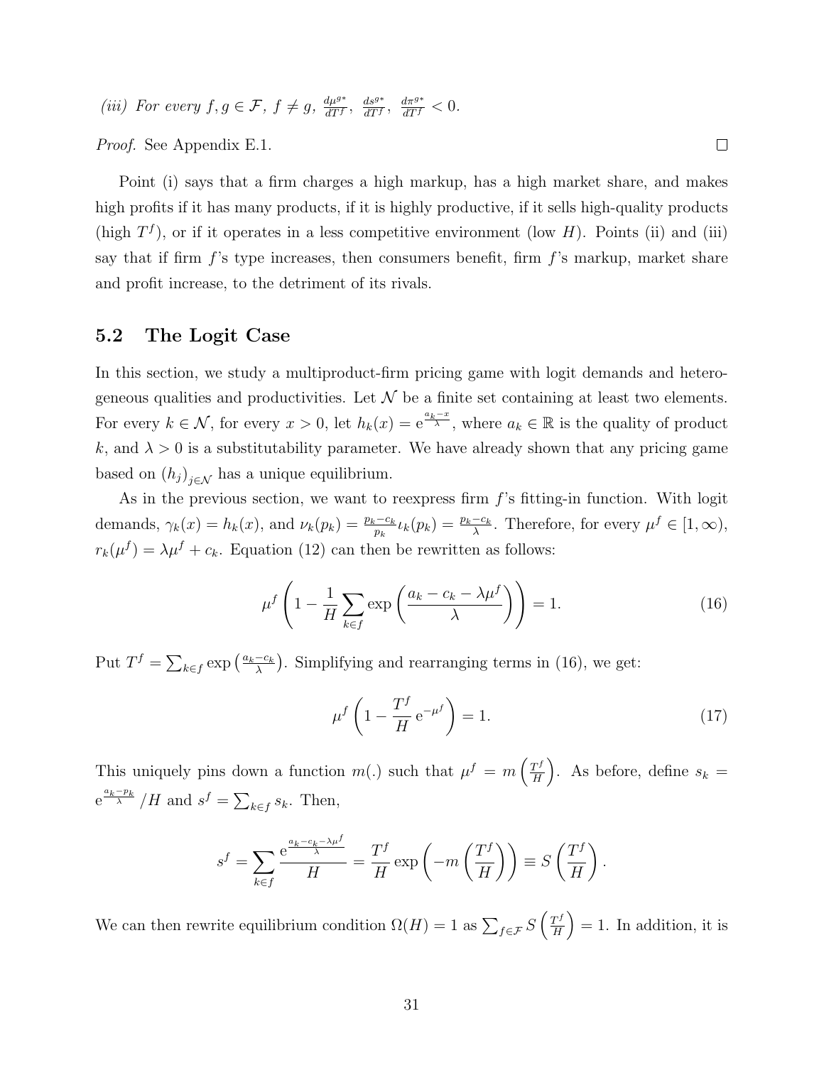*(iii) For every $f, g \in \mathcal{F}$, $f \neq g$, $\frac{d\mu^{g*}}{dT^f}$, $\frac{ds^{g*}}{dT^f}$, $\frac{d\pi^{g*}}{dT^f} < 0$.*

*Proof.* See Appendix E.1. □

Point (i) says that a firm charges a high markup, has a high market share, and makes high profits if it has many products, if it is highly productive, if it sells high-quality products (high $T^f$), or if it operates in a less competitive environment (low $H$). Points (ii) and (iii) say that if firm $f$'s type increases, then consumers benefit, firm $f$'s markup, market share and profit increase, to the detriment of its rivals.

## 5.2 The Logit Case

In this section, we study a multiproduct-firm pricing game with logit demands and heterogeneous qualities and productivities. Let $\mathcal{N}$ be a finite set containing at least two elements. For every $k \in \mathcal{N}$, for every $x > 0$, let $h_k(x) = \mathrm{e}^{\frac{a_k - x}{\lambda}}$, where $a_k \in \mathbb{R}$ is the quality of product $k$, and $\lambda > 0$ is a substitutability parameter. We have already shown that any pricing game based on $(h_j)_{j \in \mathcal{N}}$ has a unique equilibrium.

As in the previous section, we want to reexpress firm $f$'s fitting-in function. With logit demands, $\gamma_k(x) = h_k(x)$, and $\nu_k(p_k) = \frac{p_k - c_k}{p_k} \iota_k(p_k) = \frac{p_k - c_k}{\lambda}$. Therefore, for every $\mu^f \in [1, \infty)$, $r_k(\mu^f) = \lambda \mu^f + c_k$. Equation (12) can then be rewritten as follows:

$$\mu^f \left( 1 - \frac{1}{H} \sum_{k \in f} \exp\left( \frac{a_k - c_k - \lambda \mu^f}{\lambda} \right) \right) = 1. \tag{16}$$

Put $T^f = \sum_{k \in f} \exp\left(\frac{a_k - c_k}{\lambda}\right)$. Simplifying and rearranging terms in (16), we get:

$$\mu^f \left( 1 - \frac{T^f}{H} \mathrm{e}^{-\mu^f} \right) = 1. \tag{17}$$

This uniquely pins down a function $m(.)$ such that $\mu^f = m\left(\frac{T^f}{H}\right)$. As before, define $s_k = \mathrm{e}^{\frac{a_k - p_k}{\lambda}} / H$ and $s^f = \sum_{k \in f} s_k$. Then,

$$s^f = \sum_{k \in f} \frac{\mathrm{e}^{\frac{a_k - c_k - \lambda \mu^f}{\lambda}}}{H} = \frac{T^f}{H} \exp\left( -m\left( \frac{T^f}{H} \right) \right) \equiv S\left( \frac{T^f}{H} \right).$$

We can then rewrite equilibrium condition $\Omega(H) = 1$ as $\sum_{f \in \mathcal{F}} S\left(\frac{T^f}{H}\right) = 1$. In addition, it is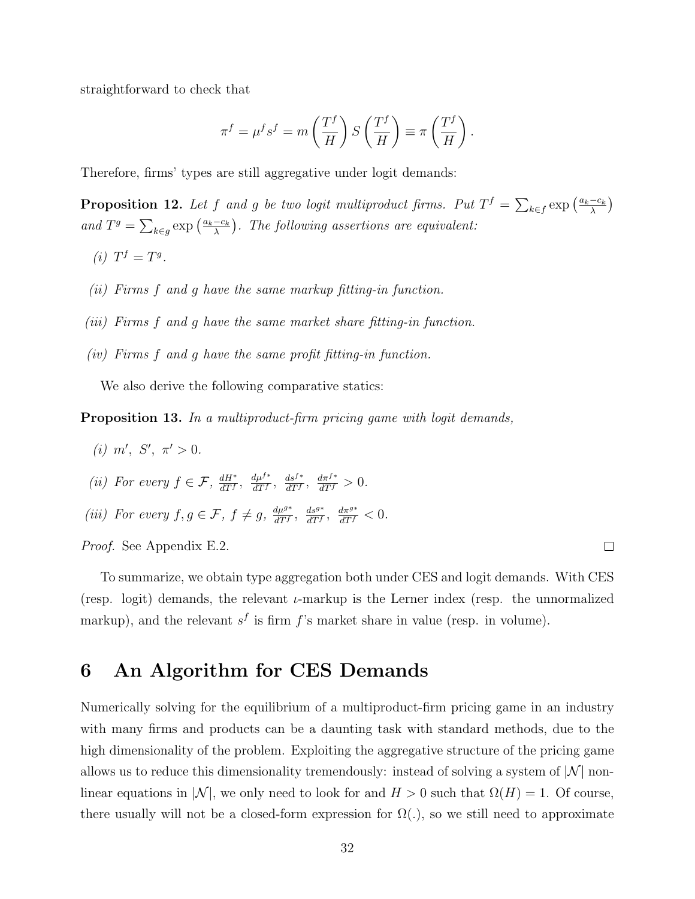straightforward to check that

$$\pi^f = \mu^f s^f = m\left(\frac{T^f}{H}\right) S\left(\frac{T^f}{H}\right) \equiv \pi\left(\frac{T^f}{H}\right).$$

Therefore, firms' types are still aggregative under logit demands:

**Proposition 12.** *Let $f$ and $g$ be two logit multiproduct firms. Put $T^f = \sum_{k \in f} \exp\left(\frac{a_k - c_k}{\lambda}\right)$ and $T^g = \sum_{k \in g} \exp\left(\frac{a_k - c_k}{\lambda}\right)$. The following assertions are equivalent:*

*(i)* $T^f = T^g$.

*(ii) Firms $f$ and $g$ have the same markup fitting-in function.*

*(iii) Firms $f$ and $g$ have the same market share fitting-in function.*

*(iv) Firms $f$ and $g$ have the same profit fitting-in function.*

We also derive the following comparative statics:

**Proposition 13.** *In a multiproduct-firm pricing game with logit demands,*

*(i)* $m', \ S', \ \pi' > 0$.

*(ii) For every $f \in \mathcal{F}$,* $\frac{dH^*}{dT^f}, \ \frac{d\mu^{f*}}{dT^f}, \ \frac{ds^{f*}}{dT^f}, \ \frac{d\pi^{f*}}{dT^f} > 0$.

*(iii) For every $f, g \in \mathcal{F}$, $f \neq g$,* $\frac{d\mu^{g*}}{dT^f}, \ \frac{ds^{g*}}{dT^f}, \ \frac{d\pi^{g*}}{dT^f} < 0$.

*Proof.* See Appendix E.2. □

To summarize, we obtain type aggregation both under CES and logit demands. With CES (resp. logit) demands, the relevant $\iota$-markup is the Lerner index (resp. the unnormalized markup), and the relevant $s^f$ is firm $f$'s market share in value (resp. in volume).

# 6 An Algorithm for CES Demands

Numerically solving for the equilibrium of a multiproduct-firm pricing game in an industry with many firms and products can be a daunting task with standard methods, due to the high dimensionality of the problem. Exploiting the aggregative structure of the pricing game allows us to reduce this dimensionality tremendously: instead of solving a system of $|\mathcal{N}|$ non-linear equations in $|\mathcal{N}|$, we only need to look for and $H > 0$ such that $\Omega(H) = 1$. Of course, there usually will not be a closed-form expression for $\Omega(.)$, so we still need to approximate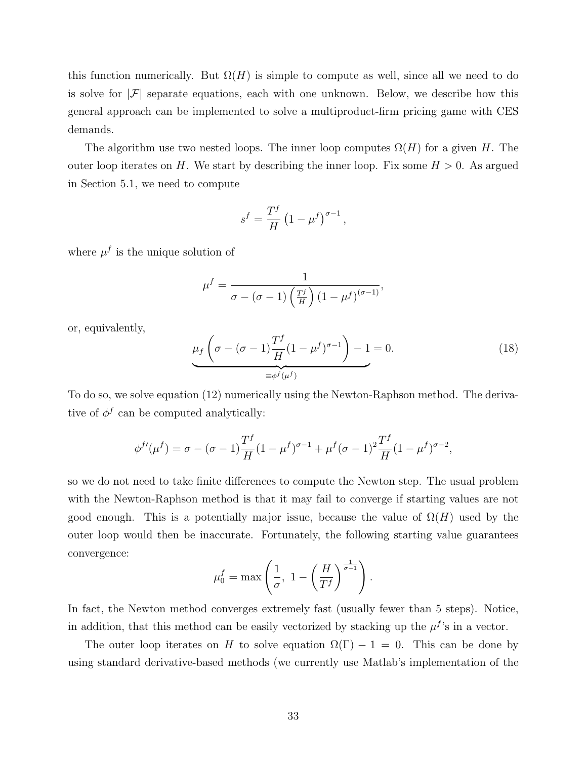this function numerically. But $\Omega(H)$ is simple to compute as well, since all we need to do is solve for $|\mathcal{F}|$ separate equations, each with one unknown. Below, we describe how this general approach can be implemented to solve a multiproduct-firm pricing game with CES demands.

The algorithm use two nested loops. The inner loop computes $\Omega(H)$ for a given $H$. The outer loop iterates on $H$. We start by describing the inner loop. Fix some $H > 0$. As argued in Section 5.1, we need to compute

$$s^f = \frac{T^f}{H}\left(1-\mu^f\right)^{\sigma-1},$$

where $\mu^f$ is the unique solution of

$$\mu^f = \frac{1}{\sigma - (\sigma-1)\left(\frac{T^f}{H}\right)\left(1-\mu^f\right)^{(\sigma-1)}},$$

or, equivalently,

$$\underbrace{\mu_f\left(\sigma - (\sigma-1)\frac{T^f}{H}(1-\mu^f)^{\sigma-1}\right) - 1}_{\equiv \phi^f(\mu^f)} = 0. \tag{18}$$

To do so, we solve equation (12) numerically using the Newton-Raphson method. The derivative of $\phi^f$ can be computed analytically:

$$\phi^{f\prime}(\mu^f) = \sigma - (\sigma-1)\frac{T^f}{H}(1-\mu^f)^{\sigma-1} + \mu^f(\sigma-1)^2\frac{T^f}{H}(1-\mu^f)^{\sigma-2},$$

so we do not need to take finite differences to compute the Newton step. The usual problem with the Newton-Raphson method is that it may fail to converge if starting values are not good enough. This is a potentially major issue, because the value of $\Omega(H)$ used by the outer loop would then be inaccurate. Fortunately, the following starting value guarantees convergence:

$$\mu_0^f = \max\left(\frac{1}{\sigma},\ 1-\left(\frac{H}{T^f}\right)^{\frac{1}{\sigma-1}}\right).$$

In fact, the Newton method converges extremely fast (usually fewer than 5 steps). Notice, in addition, that this method can be easily vectorized by stacking up the $\mu^f$'s in a vector.

The outer loop iterates on $H$ to solve equation $\Omega(\Gamma) - 1 = 0$. This can be done by using standard derivative-based methods (we currently use Matlab's implementation of the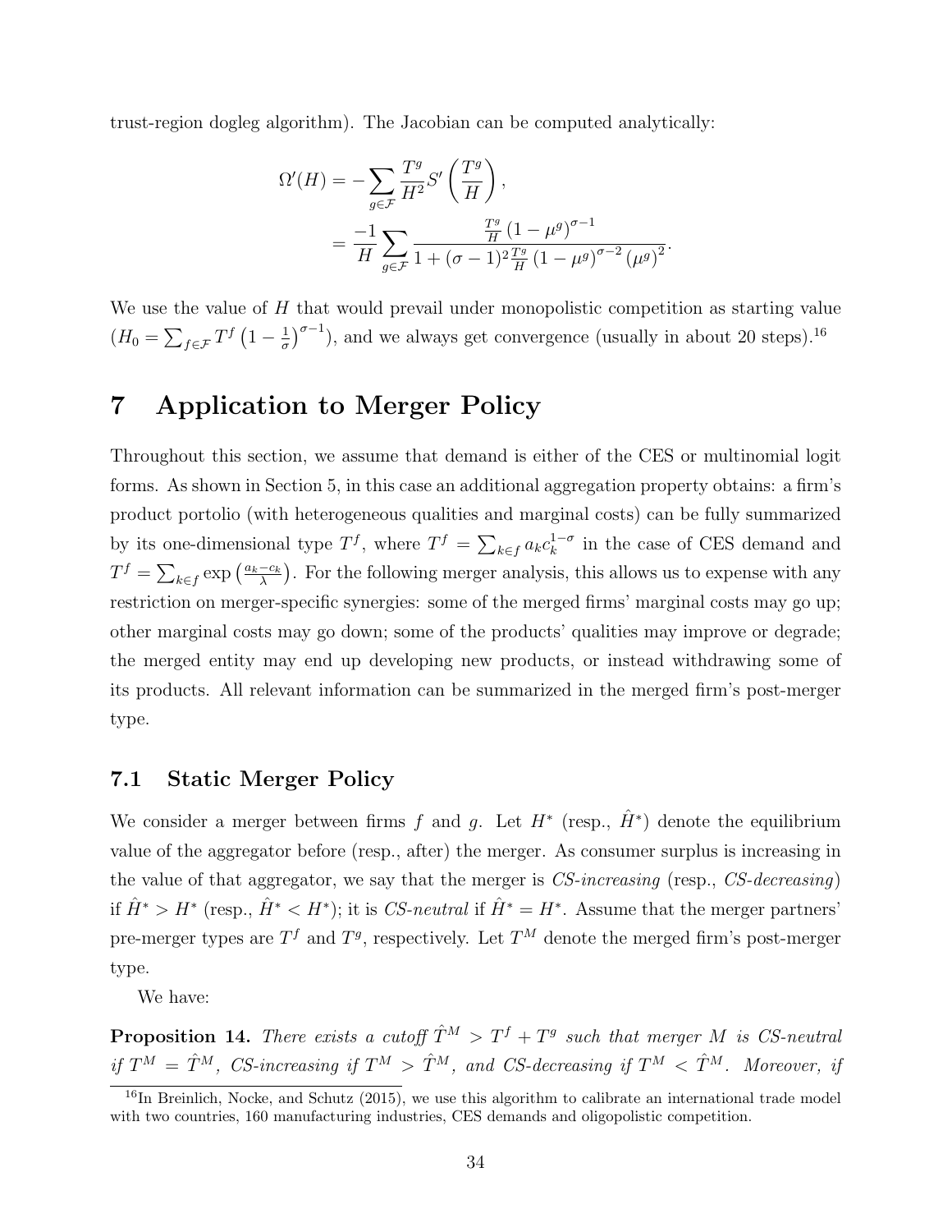trust-region dogleg algorithm). The Jacobian can be computed analytically:

$$
\begin{aligned}
\Omega'(H) &= -\sum_{g \in \mathcal{F}} \frac{T^g}{H^2} S'\left(\frac{T^g}{H}\right), \\
&= \frac{-1}{H} \sum_{g \in \mathcal{F}} \frac{\frac{T^g}{H}\left(1-\mu^g\right)^{\sigma-1}}{1+(\sigma-1)^2 \frac{T^g}{H}\left(1-\mu^g\right)^{\sigma-2}\left(\mu^g\right)^2}.
\end{aligned}
$$

We use the value of $H$ that would prevail under monopolistic competition as starting value ($H_0 = \sum_{f \in \mathcal{F}} T^f \left(1 - \frac{1}{\sigma}\right)^{\sigma-1}$), and we always get convergence (usually in about 20 steps).[16]

# 7 Application to Merger Policy

Throughout this section, we assume that demand is either of the CES or multinomial logit forms. As shown in Section 5, in this case an additional aggregation property obtains: a firm's product portolio (with heterogeneous qualities and marginal costs) can be fully summarized by its one-dimensional type $T^f$, where $T^f = \sum_{k \in f} a_k c_k^{1-\sigma}$ in the case of CES demand and $T^f = \sum_{k \in f} \exp\left(\frac{a_k - c_k}{\lambda}\right)$. For the following merger analysis, this allows us to expense with any restriction on merger-specific synergies: some of the merged firms' marginal costs may go up; other marginal costs may go down; some of the products' qualities may improve or degrade; the merged entity may end up developing new products, or instead withdrawing some of its products. All relevant information can be summarized in the merged firm's post-merger type.

## 7.1 Static Merger Policy

We consider a merger between firms $f$ and $g$. Let $H^*$ (resp., $\hat{H}^*$) denote the equilibrium value of the aggregator before (resp., after) the merger. As consumer surplus is increasing in the value of that aggregator, we say that the merger is *CS-increasing* (resp., *CS-decreasing*) if $\hat{H}^* > H^*$ (resp., $\hat{H}^* < H^*$); it is *CS-neutral* if $\hat{H}^* = H^*$. Assume that the merger partners' pre-merger types are $T^f$ and $T^g$, respectively. Let $T^M$ denote the merged firm's post-merger type.

We have:

**Proposition 14.** *There exists a cutoff $\hat{T}^M > T^f + T^g$ such that merger $M$ is CS-neutral if $T^M = \hat{T}^M$, CS-increasing if $T^M > \hat{T}^M$, and CS-decreasing if $T^M < \hat{T}^M$. Moreover, if*

[16] In Breinlich, Nocke, and Schutz (2015), we use this algorithm to calibrate an international trade model with two countries, 160 manufacturing industries, CES demands and oligopolistic competition.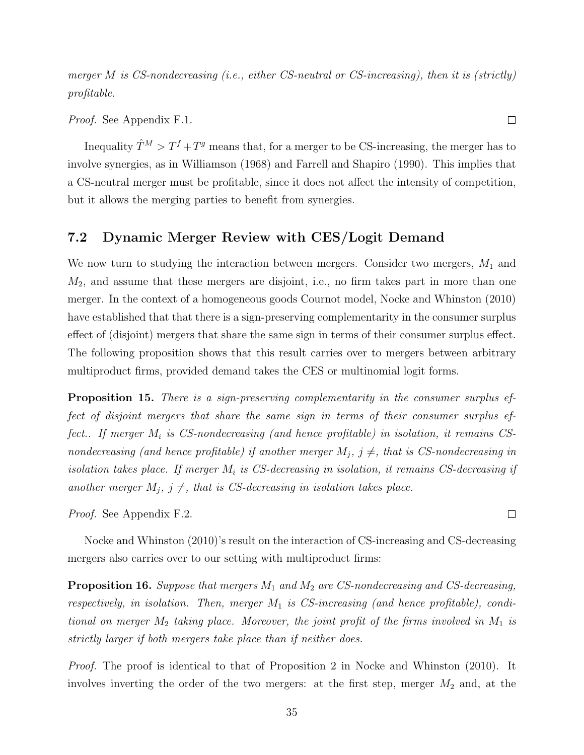*merger $M$ is CS-nondecreasing (i.e., either CS-neutral or CS-increasing), then it is (strictly) profitable.*

*Proof.* See Appendix F.1. □

Inequality $\hat{T}^M > T^f + T^g$ means that, for a merger to be CS-increasing, the merger has to involve synergies, as in Williamson (1968) and Farrell and Shapiro (1990). This implies that a CS-neutral merger must be profitable, since it does not affect the intensity of competition, but it allows the merging parties to benefit from synergies.

## 7.2 Dynamic Merger Review with CES/Logit Demand

We now turn to studying the interaction between mergers. Consider two mergers, $M_1$ and $M_2$, and assume that these mergers are disjoint, i.e., no firm takes part in more than one merger. In the context of a homogeneous goods Cournot model, Nocke and Whinston (2010) have established that that there is a sign-preserving complementarity in the consumer surplus effect of (disjoint) mergers that share the same sign in terms of their consumer surplus effect. The following proposition shows that this result carries over to mergers between arbitrary multiproduct firms, provided demand takes the CES or multinomial logit forms.

**Proposition 15.** *There is a sign-preserving complementarity in the consumer surplus effect of disjoint mergers that share the same sign in terms of their consumer surplus effect.. If merger $M_i$ is CS-nondecreasing (and hence profitable) in isolation, it remains CS-nondecreasing (and hence profitable) if another merger $M_j$, $j \neq$, that is CS-nondecreasing in isolation takes place. If merger $M_i$ is CS-decreasing in isolation, it remains CS-decreasing if another merger $M_j$, $j \neq$, that is CS-decreasing in isolation takes place.*

*Proof.* See Appendix F.2. □

Nocke and Whinston (2010)'s result on the interaction of CS-increasing and CS-decreasing mergers also carries over to our setting with multiproduct firms:

**Proposition 16.** *Suppose that mergers $M_1$ and $M_2$ are CS-nondecreasing and CS-decreasing, respectively, in isolation. Then, merger $M_1$ is CS-increasing (and hence profitable), conditional on merger $M_2$ taking place. Moreover, the joint profit of the firms involved in $M_1$ is strictly larger if both mergers take place than if neither does.*

*Proof.* The proof is identical to that of Proposition 2 in Nocke and Whinston (2010). It involves inverting the order of the two mergers: at the first step, merger $M_2$ and, at the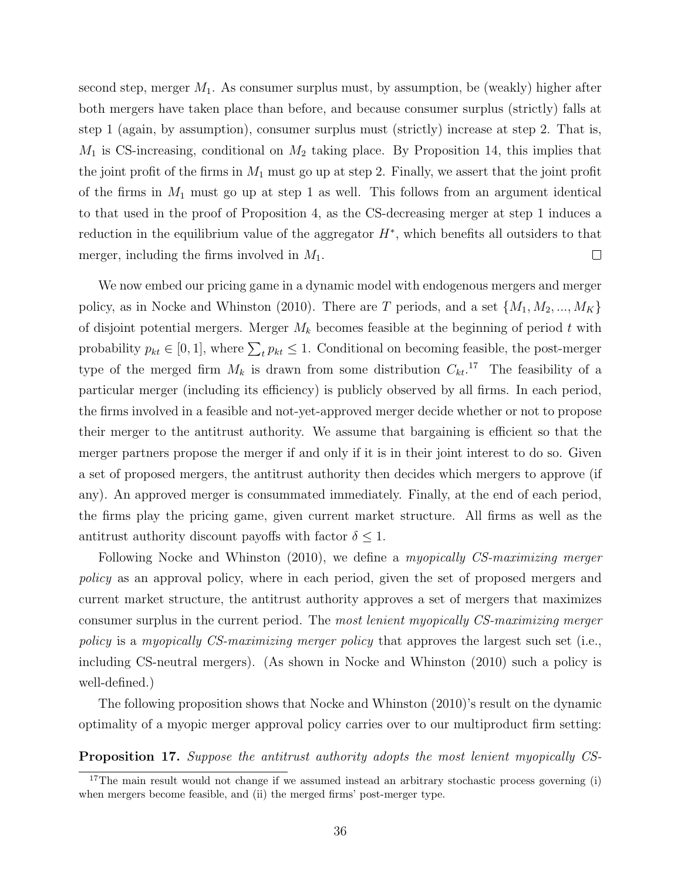second step, merger $M_1$. As consumer surplus must, by assumption, be (weakly) higher after both mergers have taken place than before, and because consumer surplus (strictly) falls at step 1 (again, by assumption), consumer surplus must (strictly) increase at step 2. That is, $M_1$ is CS-increasing, conditional on $M_2$ taking place. By Proposition 14, this implies that the joint profit of the firms in $M_1$ must go up at step 2. Finally, we assert that the joint profit of the firms in $M_1$ must go up at step 1 as well. This follows from an argument identical to that used in the proof of Proposition 4, as the CS-decreasing merger at step 1 induces a reduction in the equilibrium value of the aggregator $H^*$, which benefits all outsiders to that merger, including the firms involved in $M_1$. □

We now embed our pricing game in a dynamic model with endogenous mergers and merger policy, as in Nocke and Whinston (2010). There are $T$ periods, and a set $\{M_1, M_2, ..., M_K\}$ of disjoint potential mergers. Merger $M_k$ becomes feasible at the beginning of period $t$ with probability $p_{kt} \in [0, 1]$, where $\sum_t p_{kt} \leq 1$. Conditional on becoming feasible, the post-merger type of the merged firm $M_k$ is drawn from some distribution $C_{kt}$.[17] The feasibility of a particular merger (including its efficiency) is publicly observed by all firms. In each period, the firms involved in a feasible and not-yet-approved merger decide whether or not to propose their merger to the antitrust authority. We assume that bargaining is efficient so that the merger partners propose the merger if and only if it is in their joint interest to do so. Given a set of proposed mergers, the antitrust authority then decides which mergers to approve (if any). An approved merger is consummated immediately. Finally, at the end of each period, the firms play the pricing game, given current market structure. All firms as well as the antitrust authority discount payoffs with factor $\delta \leq 1$.

Following Nocke and Whinston (2010), we define a *myopically CS-maximizing merger policy* as an approval policy, where in each period, given the set of proposed mergers and current market structure, the antitrust authority approves a set of mergers that maximizes consumer surplus in the current period. The *most lenient myopically CS-maximizing merger policy* is a *myopically CS-maximizing merger policy* that approves the largest such set (i.e., including CS-neutral mergers). (As shown in Nocke and Whinston (2010) such a policy is well-defined.)

The following proposition shows that Nocke and Whinston (2010)'s result on the dynamic optimality of a myopic merger approval policy carries over to our multiproduct firm setting:

**Proposition 17.** *Suppose the antitrust authority adopts the most lenient myopically CS-*

[17] The main result would not change if we assumed instead an arbitrary stochastic process governing (i) when mergers become feasible, and (ii) the merged firms' post-merger type.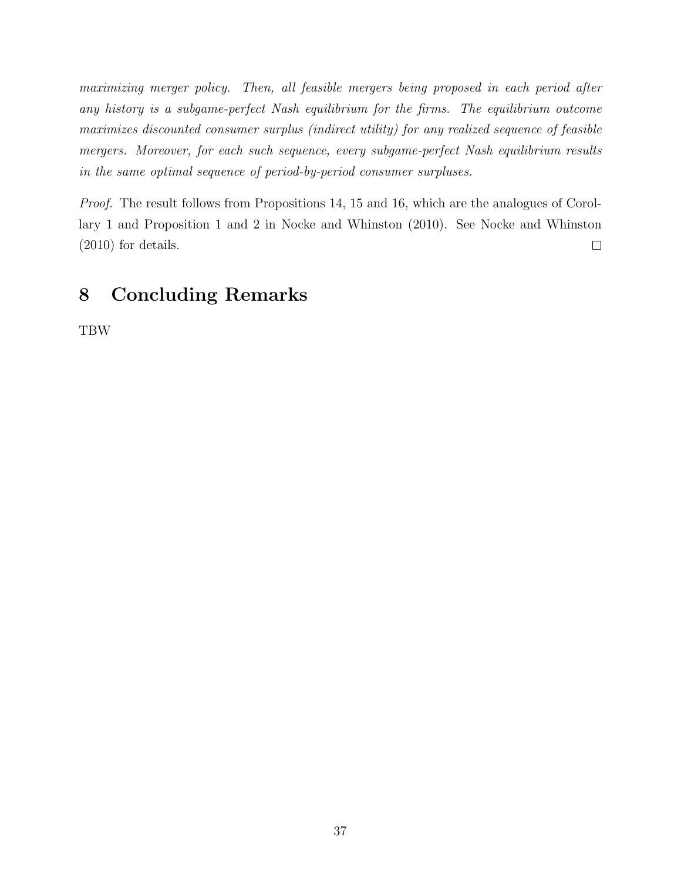*maximizing merger policy. Then, all feasible mergers being proposed in each period after any history is a subgame-perfect Nash equilibrium for the firms. The equilibrium outcome maximizes discounted consumer surplus (indirect utility) for any realized sequence of feasible mergers. Moreover, for each such sequence, every subgame-perfect Nash equilibrium results in the same optimal sequence of period-by-period consumer surpluses.*

*Proof.* The result follows from Propositions 14, 15 and 16, which are the analogues of Corollary 1 and Proposition 1 and 2 in Nocke and Whinston (2010). See Nocke and Whinston (2010) for details. □

# 8 Concluding Remarks

TBW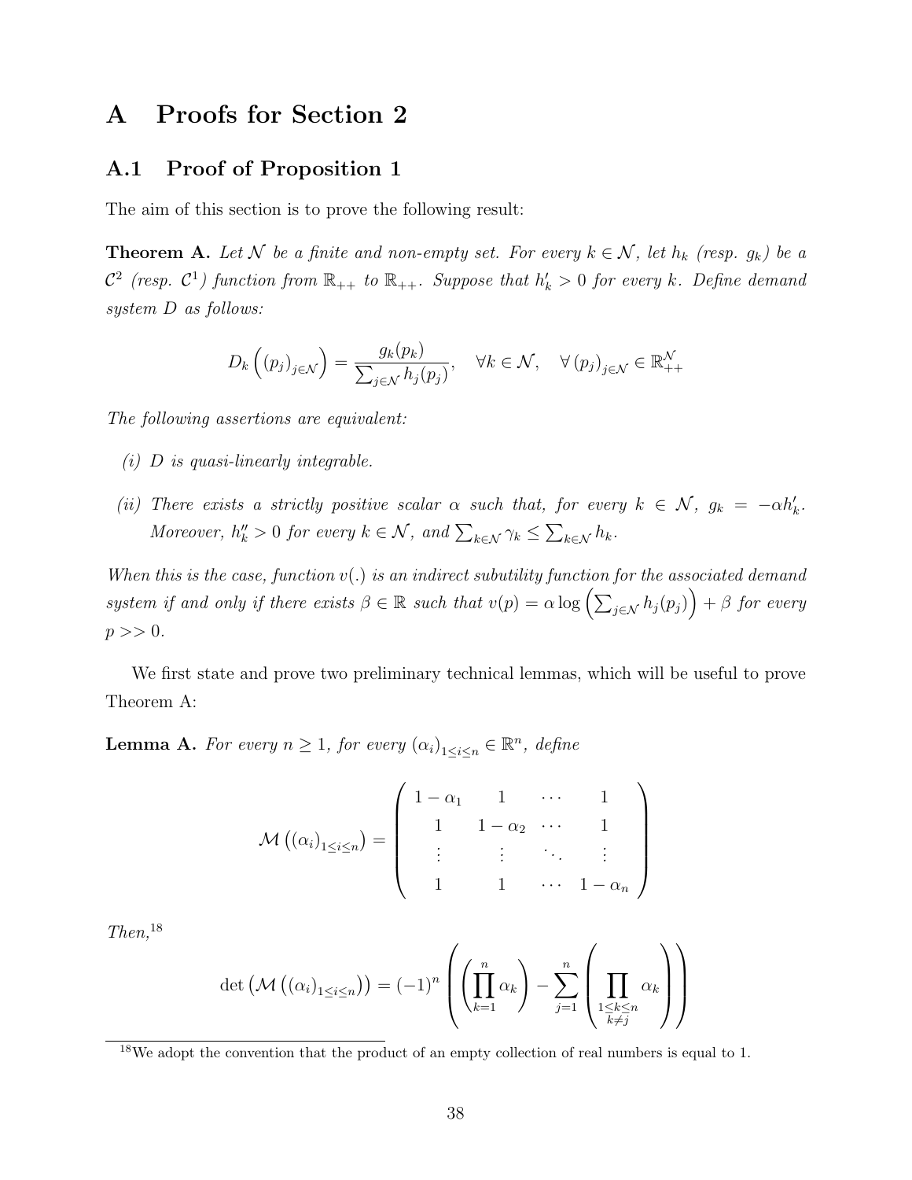# A Proofs for Section 2

## A.1 Proof of Proposition 1

The aim of this section is to prove the following result:

**Theorem A.** *Let $\mathcal{N}$ be a finite and non-empty set. For every $k \in \mathcal{N}$, let $h_k$ (resp. $g_k$) be a $\mathcal{C}^2$ (resp. $\mathcal{C}^1$) function from $\mathbb{R}_{++}$ to $\mathbb{R}_{++}$. Suppose that $h_k' > 0$ for every $k$. Define demand system $D$ as follows:*

$$D_k\left((p_j)_{j\in\mathcal{N}}\right) = \frac{g_k(p_k)}{\sum_{j\in\mathcal{N}} h_j(p_j)}, \quad \forall k \in \mathcal{N}, \quad \forall\, (p_j)_{j\in\mathcal{N}} \in \mathbb{R}_{++}^{\mathcal{N}}$$

*The following assertions are equivalent:*

*(i) $D$ is quasi-linearly integrable.*

*(ii) There exists a strictly positive scalar $\alpha$ such that, for every $k \in \mathcal{N}$, $g_k = -\alpha h_k'$. Moreover, $h_k'' > 0$ for every $k \in \mathcal{N}$, and $\sum_{k\in\mathcal{N}} \gamma_k \leq \sum_{k\in\mathcal{N}} h_k$.*

*When this is the case, function $v(.)$ is an indirect subutility function for the associated demand system if and only if there exists $\beta \in \mathbb{R}$ such that $v(p) = \alpha \log\left(\sum_{j\in\mathcal{N}} h_j(p_j)\right) + \beta$ for every $p >> 0$.*

We first state and prove two preliminary technical lemmas, which will be useful to prove Theorem A:

**Lemma A.** *For every $n \geq 1$, for every $(\alpha_i)_{1\leq i\leq n} \in \mathbb{R}^n$, define*

$$\mathcal{M}\left((\alpha_i)_{1\leq i\leq n}\right) = \begin{pmatrix} 1-\alpha_1 & 1 & \cdots & 1 \\ 1 & 1-\alpha_2 & \cdots & 1 \\ \vdots & \vdots & \ddots & \vdots \\ 1 & 1 & \cdots & 1-\alpha_n \end{pmatrix}$$

*Then,*[18]

$$\det\left(\mathcal{M}\left((\alpha_i)_{1\leq i\leq n}\right)\right) = (-1)^n \left(\left(\prod_{k=1}^{n} \alpha_k\right) - \sum_{j=1}^{n}\left(\prod_{\substack{1\leq k\leq n \\ k\neq j}} \alpha_k\right)\right)$$

[18] We adopt the convention that the product of an empty collection of real numbers is equal to 1.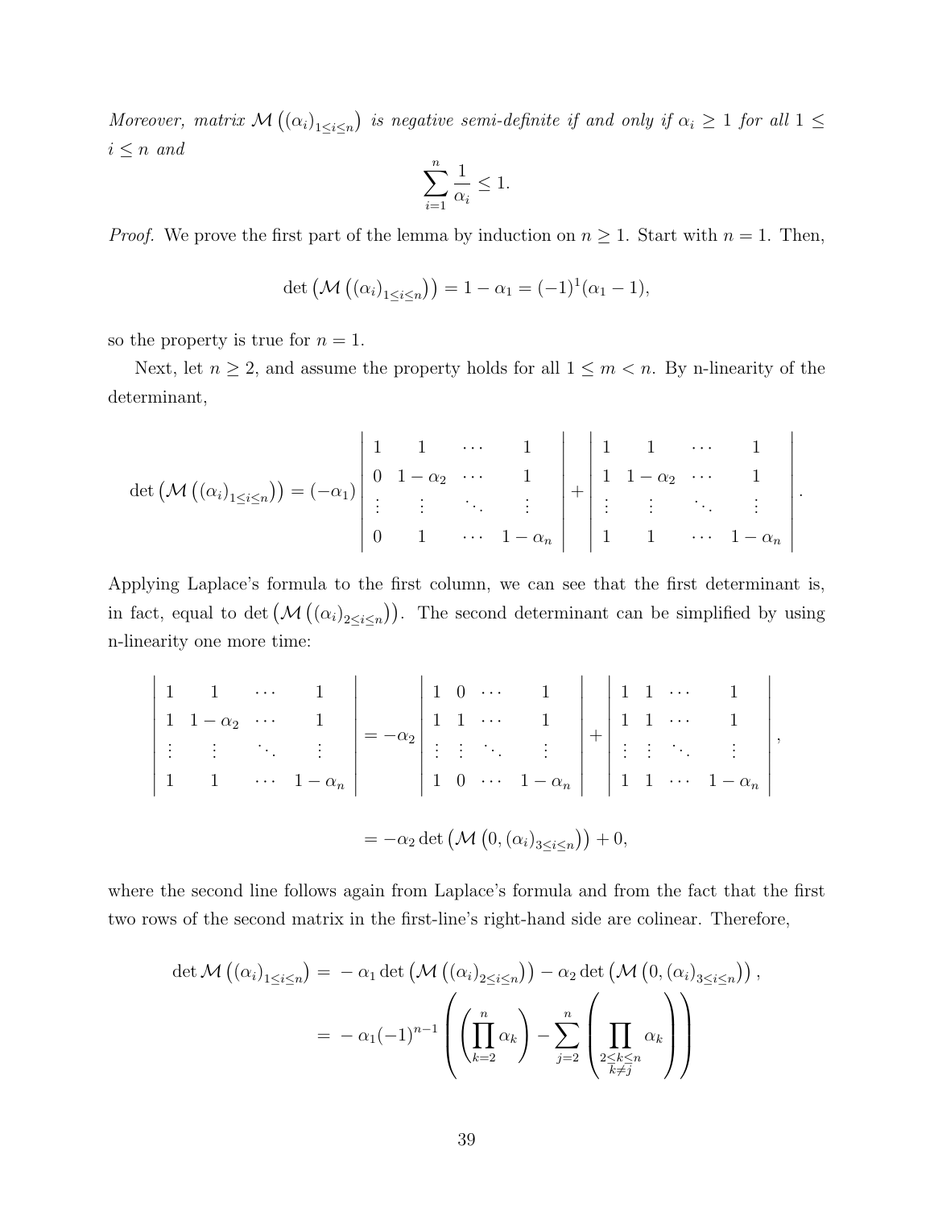*Moreover, matrix $\mathcal{M}\left((\alpha_i)_{1\leq i\leq n}\right)$ is negative semi-definite if and only if $\alpha_i \geq 1$ for all $1 \leq i \leq n$ and*

$$\sum_{i=1}^{n} \frac{1}{\alpha_i} \leq 1.$$

*Proof.* We prove the first part of the lemma by induction on $n \geq 1$. Start with $n = 1$. Then,

$$\det\left(\mathcal{M}\left((\alpha_i)_{1\leq i\leq n}\right)\right) = 1 - \alpha_1 = (-1)^1(\alpha_1 - 1),$$

so the property is true for $n = 1$.

Next, let $n \geq 2$, and assume the property holds for all $1 \leq m < n$. By n-linearity of the determinant,

$$\det\left(\mathcal{M}\left((\alpha_i)_{1\leq i\leq n}\right)\right) = (-\alpha_1)\begin{vmatrix} 1 & 1 & \cdots & 1 \\ 0 & 1-\alpha_2 & \cdots & 1 \\ \vdots & \vdots & \ddots & \vdots \\ 0 & 1 & \cdots & 1-\alpha_n \end{vmatrix} + \begin{vmatrix} 1 & 1 & \cdots & 1 \\ 1 & 1-\alpha_2 & \cdots & 1 \\ \vdots & \vdots & \ddots & \vdots \\ 1 & 1 & \cdots & 1-\alpha_n \end{vmatrix}.$$

Applying Laplace's formula to the first column, we can see that the first determinant is, in fact, equal to $\det\left(\mathcal{M}\left((\alpha_i)_{2\leq i\leq n}\right)\right)$. The second determinant can be simplified by using n-linearity one more time:

$$\begin{aligned}
\begin{vmatrix} 1 & 1 & \cdots & 1 \\ 1 & 1-\alpha_2 & \cdots & 1 \\ \vdots & \vdots & \ddots & \vdots \\ 1 & 1 & \cdots & 1-\alpha_n \end{vmatrix} &= -\alpha_2 \begin{vmatrix} 1 & 0 & \cdots & 1 \\ 1 & 1 & \cdots & 1 \\ \vdots & \vdots & \ddots & \vdots \\ 1 & 0 & \cdots & 1-\alpha_n \end{vmatrix} + \begin{vmatrix} 1 & 1 & \cdots & 1 \\ 1 & 1 & \cdots & 1 \\ \vdots & \vdots & \ddots & \vdots \\ 1 & 1 & \cdots & 1-\alpha_n \end{vmatrix}, \\
&= -\alpha_2 \det\left(\mathcal{M}\left(0, (\alpha_i)_{3\leq i\leq n}\right)\right) + 0,
\end{aligned}$$

where the second line follows again from Laplace's formula and from the fact that the first two rows of the second matrix in the first-line's right-hand side are colinear. Therefore,

$$\begin{aligned}
\det \mathcal{M}\left((\alpha_i)_{1\leq i\leq n}\right) &= -\alpha_1 \det\left(\mathcal{M}\left((\alpha_i)_{2\leq i\leq n}\right)\right) - \alpha_2 \det\left(\mathcal{M}\left(0, (\alpha_i)_{3\leq i\leq n}\right)\right), \\
&= -\alpha_1(-1)^{n-1}\left(\left(\prod_{k=2}^{n}\alpha_k\right) - \sum_{j=2}^{n}\left(\prod_{\substack{2\leq k\leq n \\ k\neq j}}\alpha_k\right)\right)
\end{aligned}$$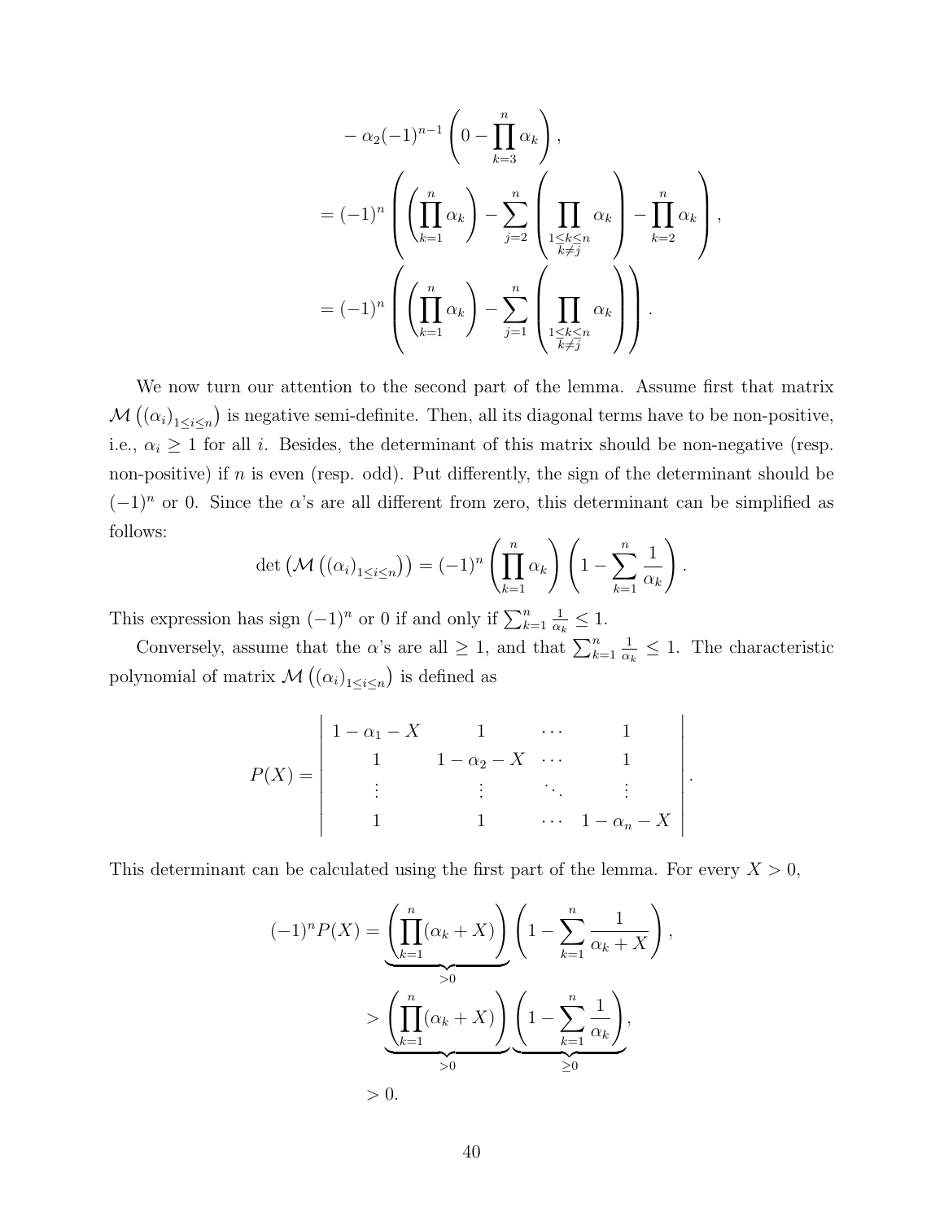$$
\begin{aligned}
&\quad - \alpha_2(-1)^{n-1}\left(0 - \prod_{k=3}^{n}\alpha_k\right), \\
&= (-1)^n\left(\left(\prod_{k=1}^{n}\alpha_k\right) - \sum_{j=2}^{n}\left(\prod_{\substack{1\leq k\leq n\\ k\neq j}}\alpha_k\right) - \prod_{k=2}^{n}\alpha_k\right), \\
&= (-1)^n\left(\left(\prod_{k=1}^{n}\alpha_k\right) - \sum_{j=1}^{n}\left(\prod_{\substack{1\leq k\leq n\\ k\neq j}}\alpha_k\right)\right).
\end{aligned}
$$

We now turn our attention to the second part of the lemma. Assume first that matrix $\mathcal{M}\left((\alpha_i)_{1\leq i\leq n}\right)$ is negative semi-definite. Then, all its diagonal terms have to be non-positive, i.e., $\alpha_i \geq 1$ for all $i$. Besides, the determinant of this matrix should be non-negative (resp. non-positive) if $n$ is even (resp. odd). Put differently, the sign of the determinant should be $(-1)^n$ or 0. Since the $\alpha$'s are all different from zero, this determinant can be simplified as follows:

$$
\det\left(\mathcal{M}\left((\alpha_i)_{1\leq i\leq n}\right)\right) = (-1)^n\left(\prod_{k=1}^{n}\alpha_k\right)\left(1 - \sum_{k=1}^{n}\frac{1}{\alpha_k}\right).
$$

This expression has sign $(-1)^n$ or 0 if and only if $\sum_{k=1}^{n}\frac{1}{\alpha_k} \leq 1$.

Conversely, assume that the $\alpha$'s are all $\geq 1$, and that $\sum_{k=1}^{n}\frac{1}{\alpha_k} \leq 1$. The characteristic polynomial of matrix $\mathcal{M}\left((\alpha_i)_{1\leq i\leq n}\right)$ is defined as

$$
P(X) = \begin{vmatrix} 1-\alpha_1-X & 1 & \cdots & 1 \\ 1 & 1-\alpha_2-X & \cdots & 1 \\ \vdots & \vdots & \ddots & \vdots \\ 1 & 1 & \cdots & 1-\alpha_n-X \end{vmatrix}.
$$

This determinant can be calculated using the first part of the lemma. For every $X > 0$,

$$
\begin{aligned}
(-1)^n P(X) &= \underbrace{\left(\prod_{k=1}^{n}(\alpha_k + X)\right)}_{>0}\left(1 - \sum_{k=1}^{n}\frac{1}{\alpha_k + X}\right), \\
&> \underbrace{\left(\prod_{k=1}^{n}(\alpha_k + X)\right)}_{>0}\underbrace{\left(1 - \sum_{k=1}^{n}\frac{1}{\alpha_k}\right)}_{\geq 0}, \\
&> 0.
\end{aligned}
$$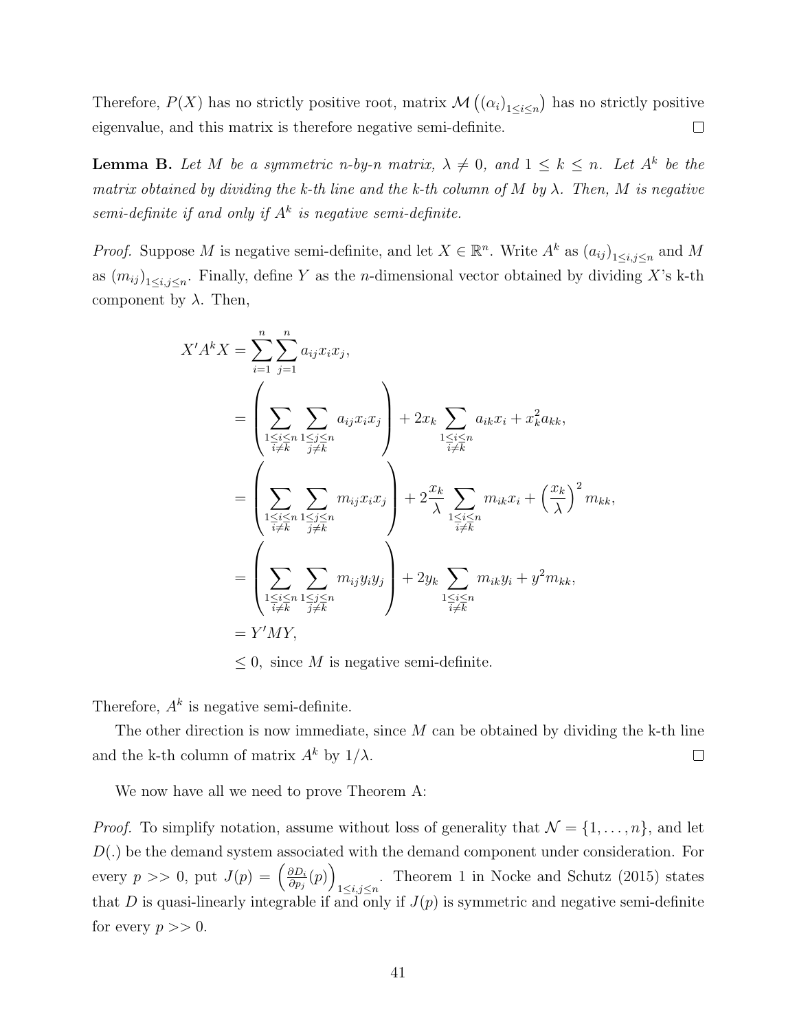Therefore, $P(X)$ has no strictly positive root, matrix $\mathcal{M}\left((\alpha_i)_{1\leq i\leq n}\right)$ has no strictly positive eigenvalue, and this matrix is therefore negative semi-definite. $\square$

**Lemma B.** *Let $M$ be a symmetric n-by-n matrix, $\lambda \neq 0$, and $1 \leq k \leq n$. Let $A^k$ be the matrix obtained by dividing the k-th line and the k-th column of $M$ by $\lambda$. Then, $M$ is negative semi-definite if and only if $A^k$ is negative semi-definite.*

*Proof.* Suppose $M$ is negative semi-definite, and let $X \in \mathbb{R}^n$. Write $A^k$ as $(a_{ij})_{1\leq i,j\leq n}$ and $M$ as $(m_{ij})_{1\leq i,j\leq n}$. Finally, define $Y$ as the $n$-dimensional vector obtained by dividing $X$'s k-th component by $\lambda$. Then,

$$
\begin{aligned}
X'A^kX &= \sum_{i=1}^{n}\sum_{j=1}^{n} a_{ij}x_i x_j,\\
&= \left(\sum_{\substack{1\leq i\leq n\\ i\neq k}}\sum_{\substack{1\leq j\leq n\\ j\neq k}} a_{ij}x_i x_j\right) + 2x_k \sum_{\substack{1\leq i\leq n\\ i\neq k}} a_{ik}x_i + x_k^2 a_{kk},\\
&= \left(\sum_{\substack{1\leq i\leq n\\ i\neq k}}\sum_{\substack{1\leq j\leq n\\ j\neq k}} m_{ij}x_i x_j\right) + 2\frac{x_k}{\lambda} \sum_{\substack{1\leq i\leq n\\ i\neq k}} m_{ik}x_i + \left(\frac{x_k}{\lambda}\right)^2 m_{kk},\\
&= \left(\sum_{\substack{1\leq i\leq n\\ i\neq k}}\sum_{\substack{1\leq j\leq n\\ j\neq k}} m_{ij}y_i y_j\right) + 2y_k \sum_{\substack{1\leq i\leq n\\ i\neq k}} m_{ik}y_i + y^2 m_{kk},\\
&= Y'MY,\\
&\leq 0, \text{ since } M \text{ is negative semi-definite.}
\end{aligned}
$$

Therefore, $A^k$ is negative semi-definite.

The other direction is now immediate, since $M$ can be obtained by dividing the k-th line and the k-th column of matrix $A^k$ by $1/\lambda$. $\square$

We now have all we need to prove Theorem A:

*Proof.* To simplify notation, assume without loss of generality that $\mathcal{N} = \{1, \ldots, n\}$, and let $D(.)$ be the demand system associated with the demand component under consideration. For every $p >> 0$, put $J(p) = \left(\frac{\partial D_i}{\partial p_j}(p)\right)_{1\leq i,j\leq n}$. Theorem 1 in Nocke and Schutz (2015) states that $D$ is quasi-linearly integrable if and only if $J(p)$ is symmetric and negative semi-definite for every $p >> 0$.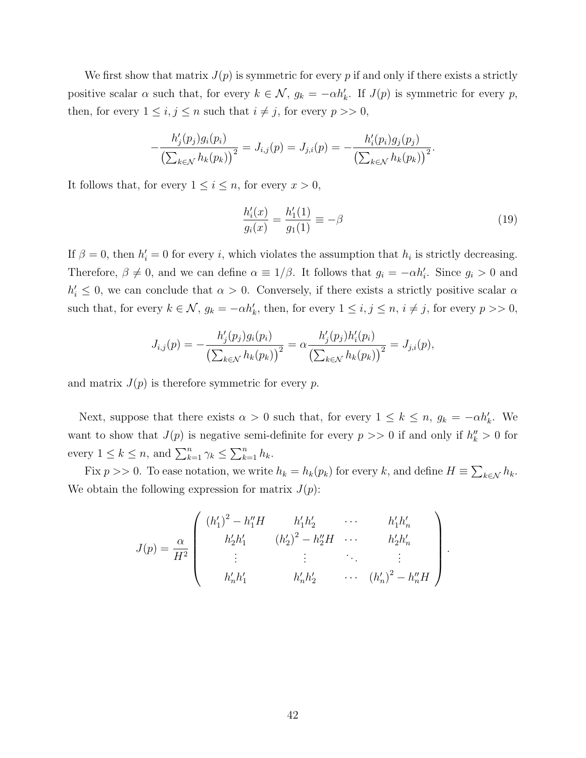We first show that matrix $J(p)$ is symmetric for every $p$ if and only if there exists a strictly positive scalar $\alpha$ such that, for every $k \in \mathcal{N}$, $g_k = -\alpha h'_k$. If $J(p)$ is symmetric for every $p$, then, for every $1 \leq i, j \leq n$ such that $i \neq j$, for every $p >> 0$,

$$-\frac{h'_j(p_j)g_i(p_i)}{\left(\sum_{k\in\mathcal{N}} h_k(p_k)\right)^2} = J_{i,j}(p) = J_{j,i}(p) = -\frac{h'_i(p_i)g_j(p_j)}{\left(\sum_{k\in\mathcal{N}} h_k(p_k)\right)^2}.$$

It follows that, for every $1 \leq i \leq n$, for every $x > 0$,

$$\frac{h'_i(x)}{g_i(x)} = \frac{h'_1(1)}{g_1(1)} \equiv -\beta \tag{19}$$

If $\beta = 0$, then $h'_i = 0$ for every $i$, which violates the assumption that $h_i$ is strictly decreasing. Therefore, $\beta \neq 0$, and we can define $\alpha \equiv 1/\beta$. It follows that $g_i = -\alpha h'_i$. Since $g_i > 0$ and $h'_i \leq 0$, we can conclude that $\alpha > 0$. Conversely, if there exists a strictly positive scalar $\alpha$ such that, for every $k \in \mathcal{N}$, $g_k = -\alpha h'_k$, then, for every $1 \leq i, j \leq n$, $i \neq j$, for every $p >> 0$,

$$J_{i,j}(p) = -\frac{h'_j(p_j)g_i(p_i)}{\left(\sum_{k\in\mathcal{N}} h_k(p_k)\right)^2} = \alpha\frac{h'_j(p_j)h'_i(p_i)}{\left(\sum_{k\in\mathcal{N}} h_k(p_k)\right)^2} = J_{j,i}(p),$$

and matrix $J(p)$ is therefore symmetric for every $p$.

Next, suppose that there exists $\alpha > 0$ such that, for every $1 \leq k \leq n$, $g_k = -\alpha h'_k$. We want to show that $J(p)$ is negative semi-definite for every $p >> 0$ if and only if $h''_k > 0$ for every $1 \leq k \leq n$, and $\sum_{k=1}^n \gamma_k \leq \sum_{k=1}^n h_k$.

Fix $p >> 0$. To ease notation, we write $h_k = h_k(p_k)$ for every $k$, and define $H \equiv \sum_{k\in\mathcal{N}} h_k$. We obtain the following expression for matrix $J(p)$:

$$J(p) = \frac{\alpha}{H^2}\begin{pmatrix} (h'_1)^2 - h''_1 H & h'_1 h'_2 & \cdots & h'_1 h'_n \\ h'_2 h'_1 & (h'_2)^2 - h''_2 H & \cdots & h'_2 h'_n \\ \vdots & \vdots & \ddots & \vdots \\ h'_n h'_1 & h'_n h'_2 & \cdots & (h'_n)^2 - h''_n H \end{pmatrix}.$$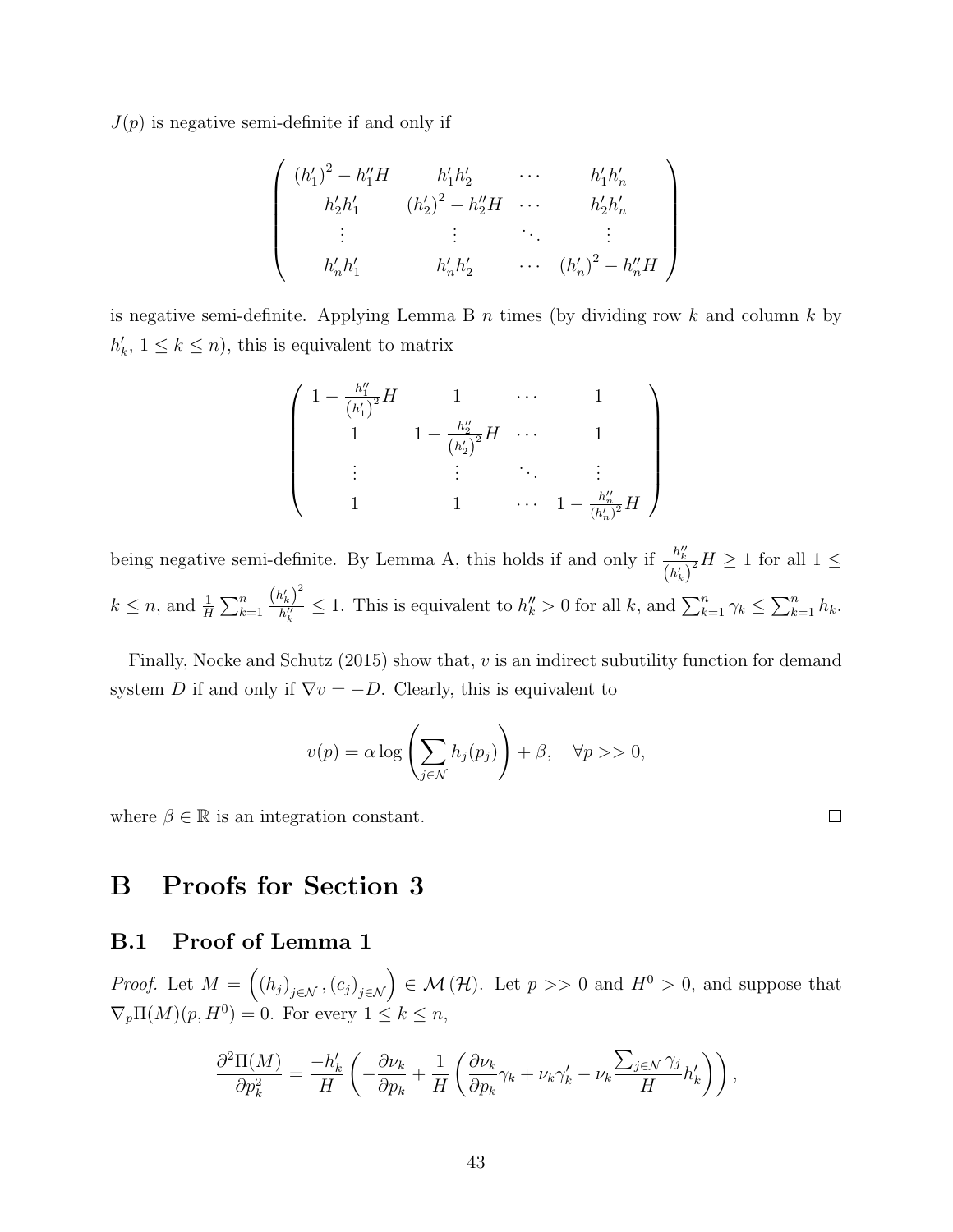$J(p)$ is negative semi-definite if and only if

$$\begin{pmatrix} (h_1')^2 - h_1''H & h_1'h_2' & \cdots & h_1'h_n' \\ h_2'h_1' & (h_2')^2 - h_2''H & \cdots & h_2'h_n' \\ \vdots & \vdots & \ddots & \vdots \\ h_n'h_1' & h_n'h_2' & \cdots & (h_n')^2 - h_n''H \end{pmatrix}$$

is negative semi-definite. Applying Lemma B $n$ times (by dividing row $k$ and column $k$ by $h_k'$, $1 \leq k \leq n$), this is equivalent to matrix

$$\begin{pmatrix} 1 - \frac{h_1''}{(h_1')^2}H & 1 & \cdots & 1 \\ 1 & 1 - \frac{h_2''}{(h_2')^2}H & \cdots & 1 \\ \vdots & \vdots & \ddots & \vdots \\ 1 & 1 & \cdots & 1 - \frac{h_n''}{(h_n')^2}H \end{pmatrix}$$

being negative semi-definite. By Lemma A, this holds if and only if $\frac{h_k''}{(h_k')^2}H \geq 1$ for all $1 \leq k \leq n$, and $\frac{1}{H}\sum_{k=1}^n \frac{(h_k')^2}{h_k''} \leq 1$. This is equivalent to $h_k'' > 0$ for all $k$, and $\sum_{k=1}^n \gamma_k \leq \sum_{k=1}^n h_k$.

Finally, Nocke and Schutz (2015) show that, $v$ is an indirect subutility function for demand system $D$ if and only if $\nabla v = -D$. Clearly, this is equivalent to

$$v(p) = \alpha \log\left(\sum_{j \in \mathcal{N}} h_j(p_j)\right) + \beta, \quad \forall p >> 0,$$

where $\beta \in \mathbb{R}$ is an integration constant. □

# B Proofs for Section 3

## B.1 Proof of Lemma 1

*Proof.* Let $M = \left((h_j)_{j \in \mathcal{N}}, (c_j)_{j \in \mathcal{N}}\right) \in \mathcal{M}(\mathcal{H})$. Let $p >> 0$ and $H^0 > 0$, and suppose that $\nabla_p \Pi(M)(p, H^0) = 0$. For every $1 \leq k \leq n$,

$$\frac{\partial^2 \Pi(M)}{\partial p_k^2} = \frac{-h_k'}{H}\left(-\frac{\partial \nu_k}{\partial p_k} + \frac{1}{H}\left(\frac{\partial \nu_k}{\partial p_k}\gamma_k + \nu_k \gamma_k' - \nu_k \frac{\sum_{j \in \mathcal{N}} \gamma_j}{H} h_k'\right)\right),$$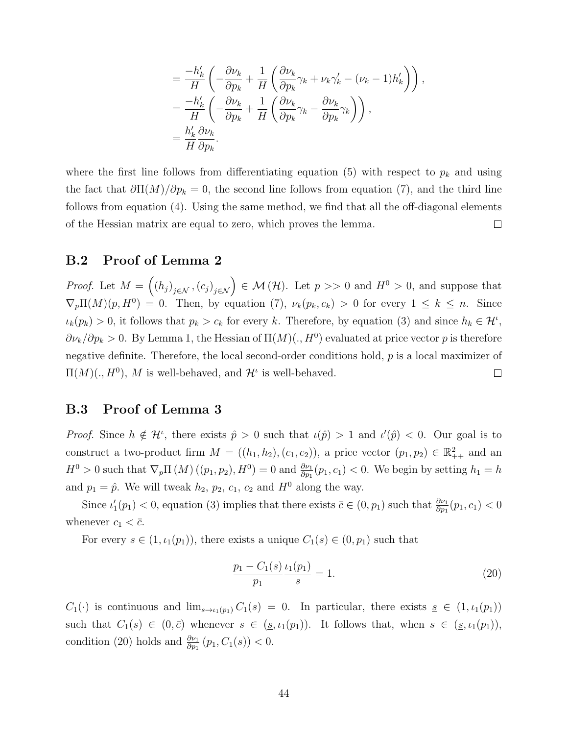$$
\begin{aligned}
&= \frac{-h_k'}{H}\left(-\frac{\partial \nu_k}{\partial p_k} + \frac{1}{H}\left(\frac{\partial \nu_k}{\partial p_k}\gamma_k + \nu_k \gamma_k' - (\nu_k - 1)h_k'\right)\right), \\
&= \frac{-h_k'}{H}\left(-\frac{\partial \nu_k}{\partial p_k} + \frac{1}{H}\left(\frac{\partial \nu_k}{\partial p_k}\gamma_k - \frac{\partial \nu_k}{\partial p_k}\gamma_k\right)\right), \\
&= \frac{h_k'}{H}\frac{\partial \nu_k}{\partial p_k}.
\end{aligned}
$$

where the first line follows from differentiating equation (5) with respect to $p_k$ and using the fact that $\partial \Pi(M)/\partial p_k = 0$, the second line follows from equation (7), and the third line follows from equation (4). Using the same method, we find that all the off-diagonal elements of the Hessian matrix are equal to zero, which proves the lemma. $\square$

## B.2 Proof of Lemma 2

*Proof.* Let $M = \left((h_j)_{j\in\mathcal{N}}, (c_j)_{j\in\mathcal{N}}\right) \in \mathcal{M}(\mathcal{H})$. Let $p >> 0$ and $H^0 > 0$, and suppose that $\nabla_p \Pi(M)(p, H^0) = 0$. Then, by equation (7), $\nu_k(p_k, c_k) > 0$ for every $1 \leq k \leq n$. Since $\iota_k(p_k) > 0$, it follows that $p_k > c_k$ for every $k$. Therefore, by equation (3) and since $h_k \in \mathcal{H}^\iota$, $\partial \nu_k / \partial p_k > 0$. By Lemma 1, the Hessian of $\Pi(M)(., H^0)$ evaluated at price vector $p$ is therefore negative definite. Therefore, the local second-order conditions hold, $p$ is a local maximizer of $\Pi(M)(., H^0)$, $M$ is well-behaved, and $\mathcal{H}^\iota$ is well-behaved. $\square$

## B.3 Proof of Lemma 3

*Proof.* Since $h \notin \mathcal{H}^\iota$, there exists $\hat{p} > 0$ such that $\iota(\hat{p}) > 1$ and $\iota'(\hat{p}) < 0$. Our goal is to construct a two-product firm $M = ((h_1, h_2), (c_1, c_2))$, a price vector $(p_1, p_2) \in \mathbb{R}^2_{++}$ and an $H^0 > 0$ such that $\nabla_p \Pi(M)((p_1, p_2), H^0) = 0$ and $\frac{\partial \nu_1}{\partial p_1}(p_1, c_1) < 0$. We begin by setting $h_1 = h$ and $p_1 = \hat{p}$. We will tweak $h_2$, $p_2$, $c_1$, $c_2$ and $H^0$ along the way.

Since $\iota_1'(p_1) < 0$, equation (3) implies that there exists $\bar{c} \in (0, p_1)$ such that $\frac{\partial \nu_1}{\partial p_1}(p_1, c_1) < 0$ whenever $c_1 < \bar{c}$.

For every $s \in (1, \iota_1(p_1))$, there exists a unique $C_1(s) \in (0, p_1)$ such that

$$
\frac{p_1 - C_1(s)}{p_1}\frac{\iota_1(p_1)}{s} = 1. \tag{20}
$$

$C_1(\cdot)$ is continuous and $\lim_{s\to\iota_1(p_1)} C_1(s) = 0$. In particular, there exists $\underline{s} \in (1, \iota_1(p_1))$ such that $C_1(s) \in (0, \bar{c})$ whenever $s \in (\underline{s}, \iota_1(p_1))$. It follows that, when $s \in (\underline{s}, \iota_1(p_1))$, condition (20) holds and $\frac{\partial \nu_1}{\partial p_1}(p_1, C_1(s)) < 0$.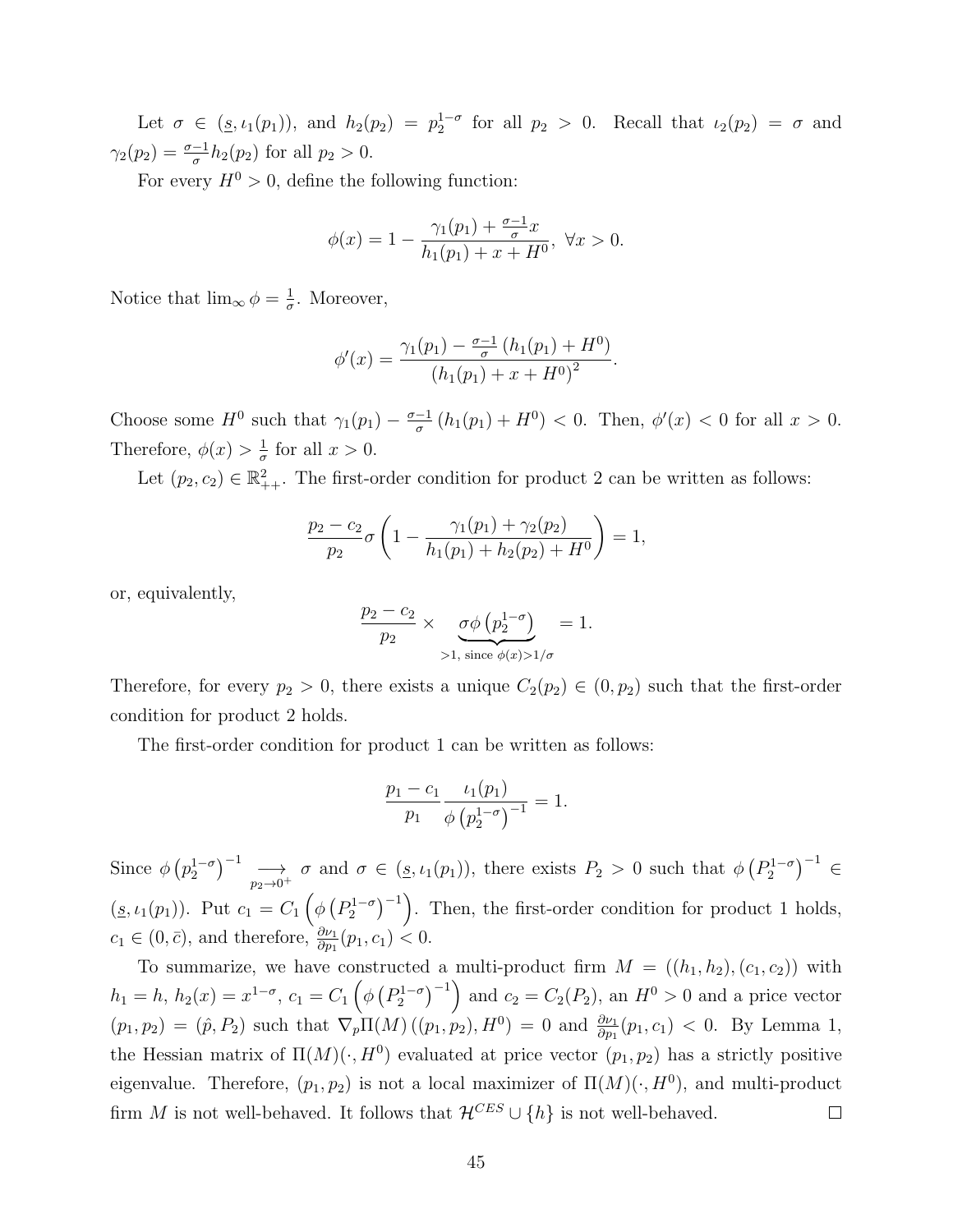Let $\sigma \in (\underline{s}, \iota_1(p_1))$, and $h_2(p_2) = p_2^{1-\sigma}$ for all $p_2 > 0$. Recall that $\iota_2(p_2) = \sigma$ and $\gamma_2(p_2) = \frac{\sigma-1}{\sigma} h_2(p_2)$ for all $p_2 > 0$.

For every $H^0 > 0$, define the following function:

$$\phi(x) = 1 - \frac{\gamma_1(p_1) + \frac{\sigma-1}{\sigma} x}{h_1(p_1) + x + H^0}, \; \forall x > 0.$$

Notice that $\lim_\infty \phi = \frac{1}{\sigma}$. Moreover,

$$\phi'(x) = \frac{\gamma_1(p_1) - \frac{\sigma-1}{\sigma}\left(h_1(p_1) + H^0\right)}{\left(h_1(p_1) + x + H^0\right)^2}.$$

Choose some $H^0$ such that $\gamma_1(p_1) - \frac{\sigma-1}{\sigma}\left(h_1(p_1) + H^0\right) < 0$. Then, $\phi'(x) < 0$ for all $x > 0$. Therefore, $\phi(x) > \frac{1}{\sigma}$ for all $x > 0$.

Let $(p_2, c_2) \in \mathbb{R}^2_{++}$. The first-order condition for product 2 can be written as follows:

$$\frac{p_2 - c_2}{p_2} \sigma \left(1 - \frac{\gamma_1(p_1) + \gamma_2(p_2)}{h_1(p_1) + h_2(p_2) + H^0}\right) = 1,$$

or, equivalently,

$$\frac{p_2 - c_2}{p_2} \times \underbrace{\sigma \phi\left(p_2^{1-\sigma}\right)}_{>1, \text{ since } \phi(x) > 1/\sigma} = 1.$$

Therefore, for every $p_2 > 0$, there exists a unique $C_2(p_2) \in (0, p_2)$ such that the first-order condition for product 2 holds.

The first-order condition for product 1 can be written as follows:

$$\frac{p_1 - c_1}{p_1} \frac{\iota_1(p_1)}{\phi\left(p_2^{1-\sigma}\right)^{-1}} = 1.$$

Since $\phi\left(p_2^{1-\sigma}\right)^{-1} \underset{p_2 \to 0^+}{\longrightarrow} \sigma$ and $\sigma \in (\underline{s}, \iota_1(p_1))$, there exists $P_2 > 0$ such that $\phi\left(P_2^{1-\sigma}\right)^{-1} \in (\underline{s}, \iota_1(p_1))$. Put $c_1 = C_1\left(\phi\left(P_2^{1-\sigma}\right)^{-1}\right)$. Then, the first-order condition for product 1 holds, $c_1 \in (0, \bar{c})$, and therefore, $\frac{\partial \nu_1}{\partial p_1}(p_1, c_1) < 0$.

To summarize, we have constructed a multi-product firm $M = ((h_1, h_2), (c_1, c_2))$ with $h_1 = h$, $h_2(x) = x^{1-\sigma}$, $c_1 = C_1\left(\phi\left(P_2^{1-\sigma}\right)^{-1}\right)$ and $c_2 = C_2(P_2)$, an $H^0 > 0$ and a price vector $(p_1, p_2) = (\hat{p}, P_2)$ such that $\nabla_p \Pi(M)\left((p_1, p_2), H^0\right) = 0$ and $\frac{\partial \nu_1}{\partial p_1}(p_1, c_1) < 0$. By Lemma 1, the Hessian matrix of $\Pi(M)(\cdot, H^0)$ evaluated at price vector $(p_1, p_2)$ has a strictly positive eigenvalue. Therefore, $(p_1, p_2)$ is not a local maximizer of $\Pi(M)(\cdot, H^0)$, and multi-product firm $M$ is not well-behaved. It follows that $\mathcal{H}^{CES} \cup \{h\}$ is not well-behaved. $\square$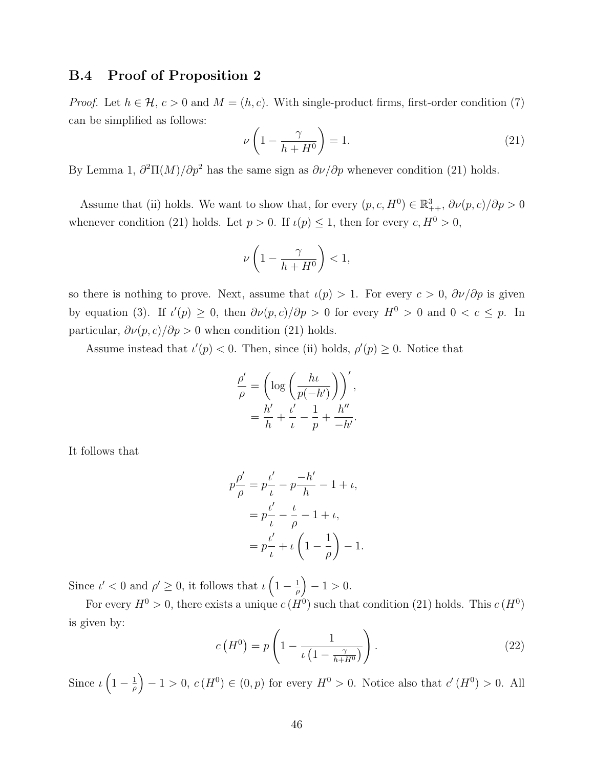## B.4 Proof of Proposition 2

*Proof.* Let $h \in \mathcal{H}$, $c > 0$ and $M = (h, c)$. With single-product firms, first-order condition (7) can be simplified as follows:

$$\nu \left(1 - \frac{\gamma}{h + H^0}\right) = 1. \tag{21}$$

By Lemma 1, $\partial^2 \Pi(M)/\partial p^2$ has the same sign as $\partial \nu / \partial p$ whenever condition (21) holds.

Assume that (ii) holds. We want to show that, for every $(p, c, H^0) \in \mathbb{R}^3_{++}$, $\partial \nu(p, c)/\partial p > 0$ whenever condition (21) holds. Let $p > 0$. If $\iota(p) \leq 1$, then for every $c, H^0 > 0$,

$$\nu \left(1 - \frac{\gamma}{h + H^0}\right) < 1,$$

so there is nothing to prove. Next, assume that $\iota(p) > 1$. For every $c > 0$, $\partial \nu / \partial p$ is given by equation (3). If $\iota'(p) \geq 0$, then $\partial \nu(p, c)/\partial p > 0$ for every $H^0 > 0$ and $0 < c \leq p$. In particular, $\partial \nu(p, c)/\partial p > 0$ when condition (21) holds.

Assume instead that $\iota'(p) < 0$. Then, since (ii) holds, $\rho'(p) \geq 0$. Notice that

$$\begin{aligned}
\frac{\rho'}{\rho} &= \left(\log\left(\frac{h\iota}{p(-h')}\right)\right)', \\
&= \frac{h'}{h} + \frac{\iota'}{\iota} - \frac{1}{p} + \frac{h''}{-h'}.
\end{aligned}$$

It follows that

$$\begin{aligned}
p\frac{\rho'}{\rho} &= p\frac{\iota'}{\iota} - p\frac{-h'}{h} - 1 + \iota, \\
&= p\frac{\iota'}{\iota} - \frac{\iota}{\rho} - 1 + \iota, \\
&= p\frac{\iota'}{\iota} + \iota\left(1 - \frac{1}{\rho}\right) - 1.
\end{aligned}$$

Since $\iota' < 0$ and $\rho' \geq 0$, it follows that $\iota\left(1 - \frac{1}{\rho}\right) - 1 > 0$.

For every $H^0 > 0$, there exists a unique $c\left(H^0\right)$ such that condition (21) holds. This $c\left(H^0\right)$ is given by:

$$c\left(H^0\right) = p\left(1 - \frac{1}{\iota\left(1 - \frac{\gamma}{h + H^0}\right)}\right). \tag{22}$$

Since $\iota\left(1 - \frac{1}{\rho}\right) - 1 > 0$, $c\left(H^0\right) \in (0, p)$ for every $H^0 > 0$. Notice also that $c'\left(H^0\right) > 0$. All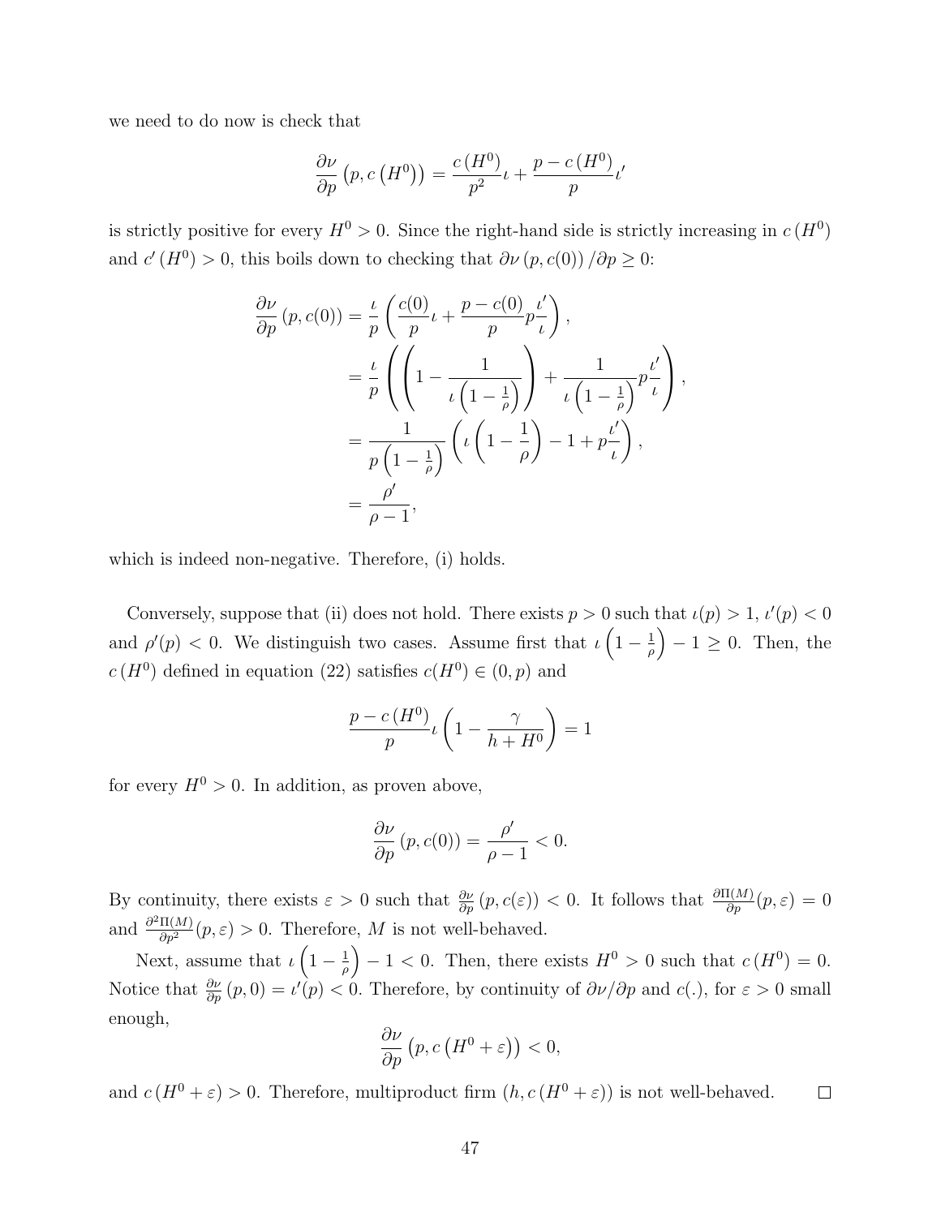we need to do now is check that

$$\frac{\partial \nu}{\partial p}\left(p, c\left(H^0\right)\right) = \frac{c\left(H^0\right)}{p^2}\iota + \frac{p - c\left(H^0\right)}{p}\iota'$$

is strictly positive for every $H^0 > 0$. Since the right-hand side is strictly increasing in $c\left(H^0\right)$ and $c'\left(H^0\right) > 0$, this boils down to checking that $\partial \nu\left(p, c(0)\right)/\partial p \geq 0$:

$$\begin{aligned}
\frac{\partial \nu}{\partial p}\left(p, c(0)\right) &= \frac{\iota}{p}\left(\frac{c(0)}{p}\iota + \frac{p - c(0)}{p} p \frac{\iota'}{\iota}\right), \\
&= \frac{\iota}{p}\left(\left(1 - \frac{1}{\iota\left(1 - \frac{1}{\rho}\right)}\right) + \frac{1}{\iota\left(1 - \frac{1}{\rho}\right)} p \frac{\iota'}{\iota}\right), \\
&= \frac{1}{p\left(1 - \frac{1}{\rho}\right)}\left(\iota\left(1 - \frac{1}{\rho}\right) - 1 + p\frac{\iota'}{\iota}\right), \\
&= \frac{\rho'}{\rho - 1},
\end{aligned}$$

which is indeed non-negative. Therefore, (i) holds.

Conversely, suppose that (ii) does not hold. There exists $p > 0$ such that $\iota(p) > 1$, $\iota'(p) < 0$ and $\rho'(p) < 0$. We distinguish two cases. Assume first that $\iota\left(1 - \frac{1}{\rho}\right) - 1 \geq 0$. Then, the $c\left(H^0\right)$ defined in equation (22) satisfies $c(H^0) \in (0, p)$ and

$$\frac{p - c\left(H^0\right)}{p}\iota\left(1 - \frac{\gamma}{h + H^0}\right) = 1$$

for every $H^0 > 0$. In addition, as proven above,

$$\frac{\partial \nu}{\partial p}\left(p, c(0)\right) = \frac{\rho'}{\rho - 1} < 0.$$

By continuity, there exists $\varepsilon > 0$ such that $\frac{\partial \nu}{\partial p}\left(p, c(\varepsilon)\right) < 0$. It follows that $\frac{\partial \Pi(M)}{\partial p}(p, \varepsilon) = 0$ and $\frac{\partial^2 \Pi(M)}{\partial p^2}(p, \varepsilon) > 0$. Therefore, $M$ is not well-behaved.

Next, assume that $\iota\left(1 - \frac{1}{\rho}\right) - 1 < 0$. Then, there exists $H^0 > 0$ such that $c\left(H^0\right) = 0$. Notice that $\frac{\partial \nu}{\partial p}(p, 0) = \iota'(p) < 0$. Therefore, by continuity of $\partial \nu/\partial p$ and $c(.)$, for $\varepsilon > 0$ small enough,

$$\frac{\partial \nu}{\partial p}\left(p, c\left(H^0 + \varepsilon\right)\right) < 0,$$

and $c\left(H^0 + \varepsilon\right) > 0$. Therefore, multiproduct firm $\left(h, c\left(H^0 + \varepsilon\right)\right)$ is not well-behaved. □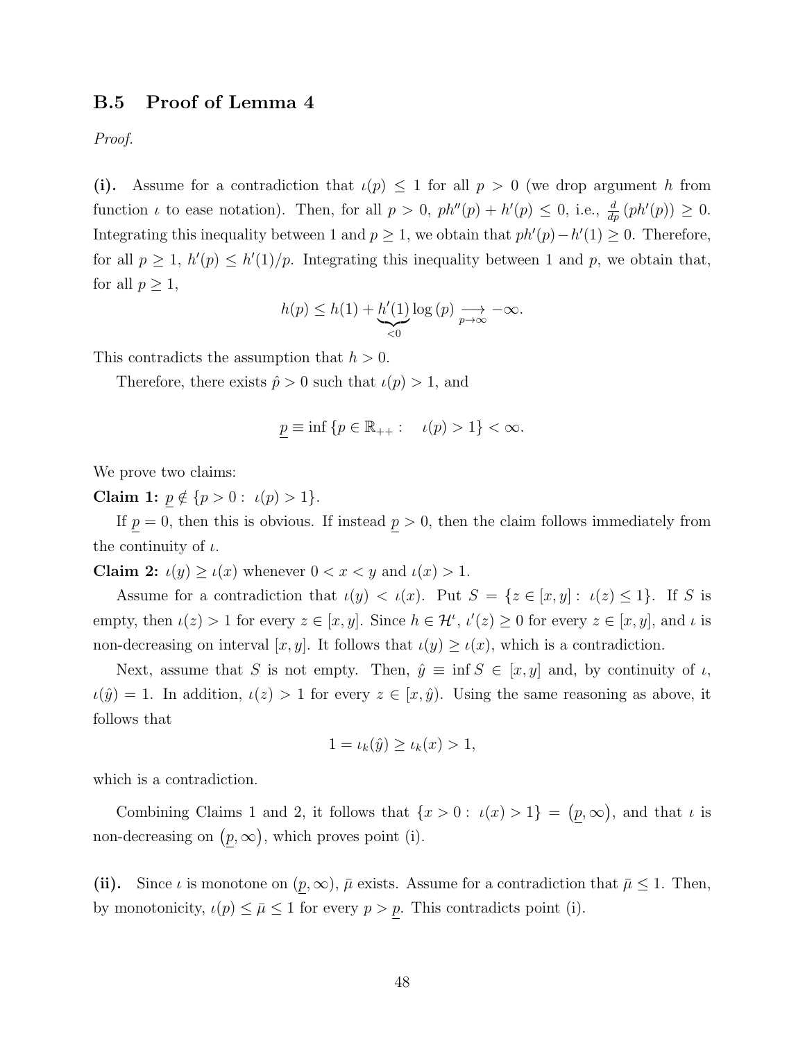### B.5 Proof of Lemma 4

*Proof.*

**(i).** Assume for a contradiction that $\iota(p) \leq 1$ for all $p > 0$ (we drop argument $h$ from function $\iota$ to ease notation). Then, for all $p > 0$, $ph''(p) + h'(p) \leq 0$, i.e., $\frac{d}{dp}(ph'(p)) \geq 0$. Integrating this inequality between 1 and $p \geq 1$, we obtain that $ph'(p) - h'(1) \geq 0$. Therefore, for all $p \geq 1$, $h'(p) \leq h'(1)/p$. Integrating this inequality between 1 and $p$, we obtain that, for all $p \geq 1$,

$$h(p) \leq h(1) + \underbrace{h'(1)}_{<0} \log(p) \underset{p \to \infty}{\longrightarrow} -\infty.$$

This contradicts the assumption that $h > 0$.

Therefore, there exists $\hat{p} > 0$ such that $\iota(p) > 1$, and

$$\underline{p} \equiv \inf \{p \in \mathbb{R}_{++} : \quad \iota(p) > 1\} < \infty.$$

We prove two claims:

**Claim 1:** $\underline{p} \notin \{p > 0 : \iota(p) > 1\}$.

If $\underline{p} = 0$, then this is obvious. If instead $\underline{p} > 0$, then the claim follows immediately from the continuity of $\iota$.

**Claim 2:** $\iota(y) \geq \iota(x)$ whenever $0 < x < y$ and $\iota(x) > 1$.

Assume for a contradiction that $\iota(y) < \iota(x)$. Put $S = \{z \in [x, y] : \iota(z) \leq 1\}$. If $S$ is empty, then $\iota(z) > 1$ for every $z \in [x, y]$. Since $h \in \mathcal{H}^{\iota}$, $\iota'(z) \geq 0$ for every $z \in [x, y]$, and $\iota$ is non-decreasing on interval $[x, y]$. It follows that $\iota(y) \geq \iota(x)$, which is a contradiction.

Next, assume that $S$ is not empty. Then, $\hat{y} \equiv \inf S \in [x, y]$ and, by continuity of $\iota$, $\iota(\hat{y}) = 1$. In addition, $\iota(z) > 1$ for every $z \in [x, \hat{y})$. Using the same reasoning as above, it follows that

$$1 = \iota_k(\hat{y}) \geq \iota_k(x) > 1,$$

which is a contradiction.

Combining Claims 1 and 2, it follows that $\{x > 0 : \iota(x) > 1\} = (\underline{p}, \infty)$, and that $\iota$ is non-decreasing on $(\underline{p}, \infty)$, which proves point (i).

**(ii).** Since $\iota$ is monotone on $(\underline{p}, \infty)$, $\bar{\mu}$ exists. Assume for a contradiction that $\bar{\mu} \leq 1$. Then, by monotonicity, $\iota(p) \leq \bar{\mu} \leq 1$ for every $p > \underline{p}$. This contradicts point (i).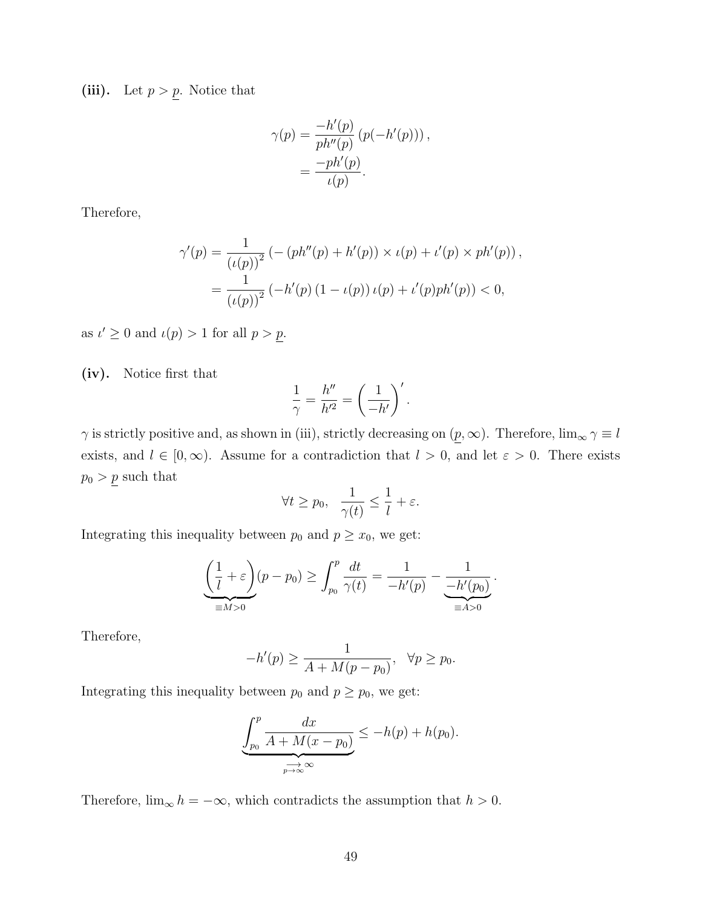**(iii).** Let $p > \underline{p}$. Notice that

$$\begin{aligned}
\gamma(p) &= \frac{-h'(p)}{ph''(p)}\left(p(-h'(p))\right), \\
&= \frac{-ph'(p)}{\iota(p)}.
\end{aligned}$$

Therefore,

$$\begin{aligned}
\gamma'(p) &= \frac{1}{(\iota(p))^2}\left(-\left(ph''(p)+h'(p)\right)\times\iota(p)+\iota'(p)\times ph'(p)\right), \\
&= \frac{1}{(\iota(p))^2}\left(-h'(p)\left(1-\iota(p)\right)\iota(p)+\iota'(p)ph'(p)\right) < 0,
\end{aligned}$$

as $\iota' \geq 0$ and $\iota(p) > 1$ for all $p > \underline{p}$.

**(iv).** Notice first that

$$\frac{1}{\gamma} = \frac{h''}{h'^2} = \left(\frac{1}{-h'}\right)'.$$

$\gamma$ is strictly positive and, as shown in (iii), strictly decreasing on $(\underline{p}, \infty)$. Therefore, $\lim_\infty \gamma \equiv l$ exists, and $l \in [0, \infty)$. Assume for a contradiction that $l > 0$, and let $\varepsilon > 0$. There exists $p_0 > \underline{p}$ such that

$$\forall t \geq p_0, \quad \frac{1}{\gamma(t)} \leq \frac{1}{l} + \varepsilon.$$

Integrating this inequality between $p_0$ and $p \geq x_0$, we get:

$$\underbrace{\left(\frac{1}{l}+\varepsilon\right)}_{\equiv M>0}(p-p_0) \geq \int_{p_0}^{p}\frac{dt}{\gamma(t)} = \frac{1}{-h'(p)} - \underbrace{\frac{1}{-h'(p_0)}}_{\equiv A>0}.$$

Therefore,

$$-h'(p) \geq \frac{1}{A + M(p-p_0)}, \quad \forall p \geq p_0.$$

Integrating this inequality between $p_0$ and $p \geq p_0$, we get:

$$\underbrace{\int_{p_0}^{p}\frac{dx}{A+M(x-p_0)}}_{\underset{p\to\infty}{\longrightarrow}\infty} \leq -h(p) + h(p_0).$$

Therefore, $\lim_\infty h = -\infty$, which contradicts the assumption that $h > 0$.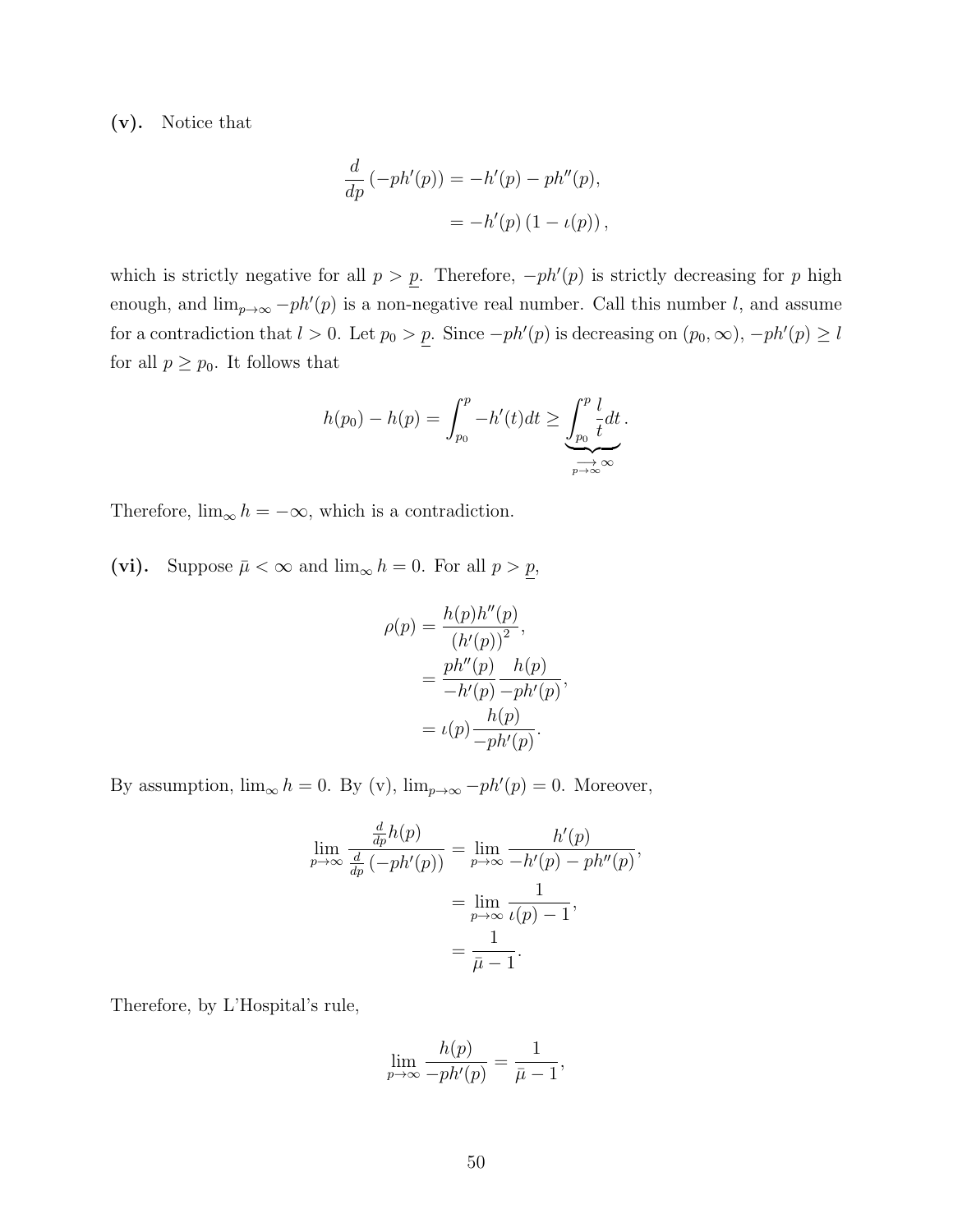**(v).** Notice that

$$
\begin{aligned}
\frac{d}{dp}\left(-ph'(p)\right) &= -h'(p) - ph''(p), \\
&= -h'(p)\left(1 - \iota(p)\right),
\end{aligned}
$$

which is strictly negative for all $p > \underline{p}$. Therefore, $-ph'(p)$ is strictly decreasing for $p$ high enough, and $\lim_{p\to\infty} -ph'(p)$ is a non-negative real number. Call this number $l$, and assume for a contradiction that $l > 0$. Let $p_0 > \underline{p}$. Since $-ph'(p)$ is decreasing on $(p_0, \infty)$, $-ph'(p) \geq l$ for all $p \geq p_0$. It follows that

$$
h(p_0) - h(p) = \int_{p_0}^{p} -h'(t)dt \geq \underbrace{\int_{p_0}^{p} \frac{l}{t} dt}_{\underset{p\to\infty}{\longrightarrow}\infty}.
$$

Therefore, $\lim_\infty h = -\infty$, which is a contradiction.

**(vi).** Suppose $\bar{\mu} < \infty$ and $\lim_\infty h = 0$. For all $p > \underline{p}$,

$$
\begin{aligned}
\rho(p) &= \frac{h(p)h''(p)}{\left(h'(p)\right)^2}, \\
&= \frac{ph''(p)}{-h'(p)} \frac{h(p)}{-ph'(p)}, \\
&= \iota(p)\frac{h(p)}{-ph'(p)}.
\end{aligned}
$$

By assumption, $\lim_\infty h = 0$. By (v), $\lim_{p\to\infty} -ph'(p) = 0$. Moreover,

$$
\begin{aligned}
\lim_{p\to\infty} \frac{\frac{d}{dp}h(p)}{\frac{d}{dp}\left(-ph'(p)\right)} &= \lim_{p\to\infty} \frac{h'(p)}{-h'(p) - ph''(p)}, \\
&= \lim_{p\to\infty} \frac{1}{\iota(p) - 1}, \\
&= \frac{1}{\bar{\mu} - 1}.
\end{aligned}
$$

Therefore, by L'Hospital's rule,

$$
\lim_{p\to\infty} \frac{h(p)}{-ph'(p)} = \frac{1}{\bar{\mu} - 1},
$$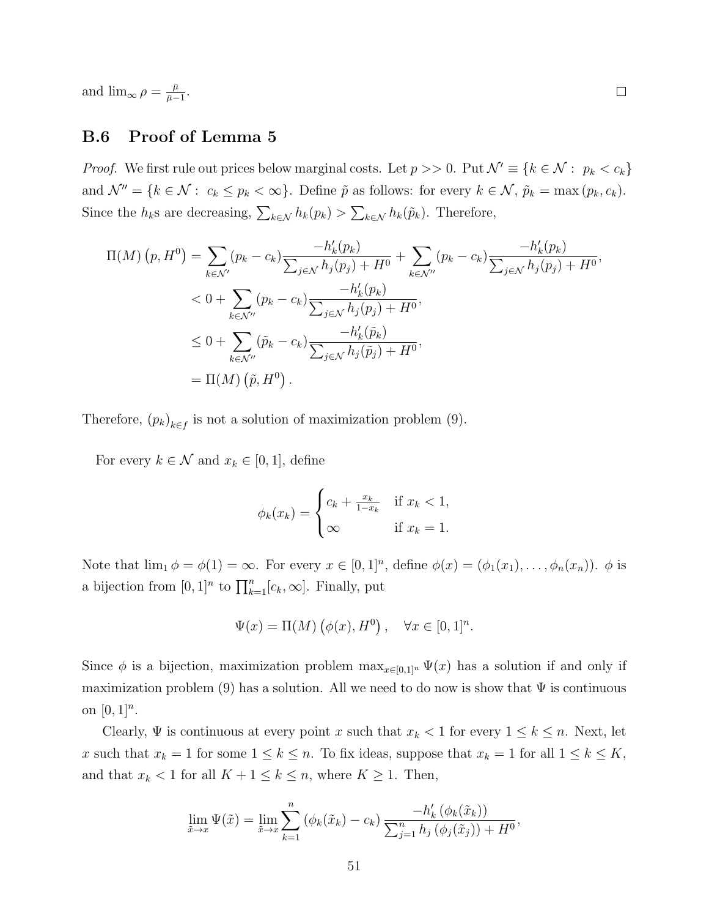and $\lim_\infty \rho = \frac{\bar{\mu}}{\bar{\mu}-1}$. □

### B.6 Proof of Lemma 5

*Proof.* We first rule out prices below marginal costs. Let $p >> 0$. Put $\mathcal{N}' \equiv \{k \in \mathcal{N} : \ p_k < c_k\}$ and $\mathcal{N}'' = \{k \in \mathcal{N} : \ c_k \leq p_k < \infty\}$. Define $\tilde{p}$ as follows: for every $k \in \mathcal{N}$, $\tilde{p}_k = \max(p_k, c_k)$. Since the $h_k$s are decreasing, $\sum_{k \in \mathcal{N}} h_k(p_k) > \sum_{k \in \mathcal{N}} h_k(\tilde{p}_k)$. Therefore,

$$
\begin{aligned}
\Pi(M)\left(p, H^0\right) &= \sum_{k \in \mathcal{N}'} (p_k - c_k) \frac{-h_k'(p_k)}{\sum_{j \in \mathcal{N}} h_j(p_j) + H^0} + \sum_{k \in \mathcal{N}''} (p_k - c_k) \frac{-h_k'(p_k)}{\sum_{j \in \mathcal{N}} h_j(p_j) + H^0}, \\
&< 0 + \sum_{k \in \mathcal{N}''} (p_k - c_k) \frac{-h_k'(p_k)}{\sum_{j \in \mathcal{N}} h_j(p_j) + H^0}, \\
&\leq 0 + \sum_{k \in \mathcal{N}''} (\tilde{p}_k - c_k) \frac{-h_k'(\tilde{p}_k)}{\sum_{j \in \mathcal{N}} h_j(\tilde{p}_j) + H^0}, \\
&= \Pi(M)\left(\tilde{p}, H^0\right).
\end{aligned}
$$

Therefore, $(p_k)_{k \in f}$ is not a solution of maximization problem (9).

For every $k \in \mathcal{N}$ and $x_k \in [0, 1]$, define

$$
\phi_k(x_k) = \begin{cases} c_k + \frac{x_k}{1-x_k} & \text{if } x_k < 1, \\ \infty & \text{if } x_k = 1. \end{cases}
$$

Note that $\lim_1 \phi = \phi(1) = \infty$. For every $x \in [0, 1]^n$, define $\phi(x) = (\phi_1(x_1), \ldots, \phi_n(x_n))$. $\phi$ is a bijection from $[0, 1]^n$ to $\prod_{k=1}^n [c_k, \infty]$. Finally, put

$$
\Psi(x) = \Pi(M)\left(\phi(x), H^0\right), \quad \forall x \in [0, 1]^n.
$$

Since $\phi$ is a bijection, maximization problem $\max_{x \in [0,1]^n} \Psi(x)$ has a solution if and only if maximization problem (9) has a solution. All we need to do now is show that $\Psi$ is continuous on $[0, 1]^n$.

Clearly, $\Psi$ is continuous at every point $x$ such that $x_k < 1$ for every $1 \leq k \leq n$. Next, let $x$ such that $x_k = 1$ for some $1 \leq k \leq n$. To fix ideas, suppose that $x_k = 1$ for all $1 \leq k \leq K$, and that $x_k < 1$ for all $K + 1 \leq k \leq n$, where $K \geq 1$. Then,

$$
\lim_{\tilde{x} \to x} \Psi(\tilde{x}) = \lim_{\tilde{x} \to x} \sum_{k=1}^n \left(\phi_k(\tilde{x}_k) - c_k\right) \frac{-h_k'\left(\phi_k(\tilde{x}_k)\right)}{\sum_{j=1}^n h_j\left(\phi_j(\tilde{x}_j)\right) + H^0},
$$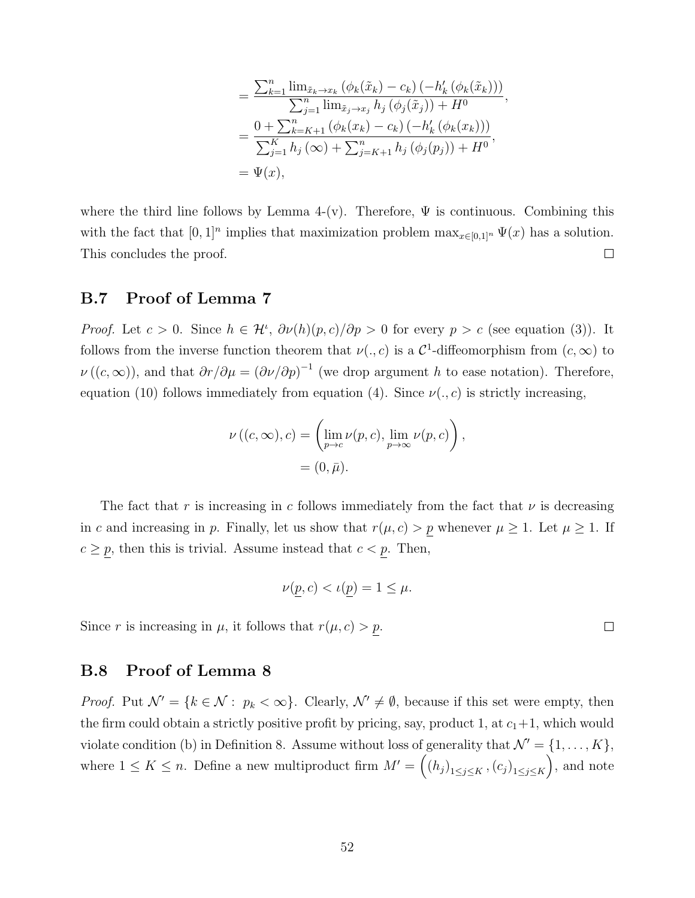$$
\begin{aligned}
&= \frac{\sum_{k=1}^{n} \lim_{\tilde{x}_k \to x_k} \left(\phi_k(\tilde{x}_k) - c_k\right) \left(-h'_k\left(\phi_k(\tilde{x}_k)\right)\right)}{\sum_{j=1}^{n} \lim_{\tilde{x}_j \to x_j} h_j\left(\phi_j(\tilde{x}_j)\right) + H^0}, \\
&= \frac{0 + \sum_{k=K+1}^{n} \left(\phi_k(x_k) - c_k\right) \left(-h'_k\left(\phi_k(x_k)\right)\right)}{\sum_{j=1}^{K} h_j\left(\infty\right) + \sum_{j=K+1}^{n} h_j\left(\phi_j(p_j)\right) + H^0}, \\
&= \Psi(x),
\end{aligned}
$$

where the third line follows by Lemma 4-(v). Therefore, $\Psi$ is continuous. Combining this with the fact that $[0,1]^n$ implies that maximization problem $\max_{x \in [0,1]^n} \Psi(x)$ has a solution. This concludes the proof. □

## B.7 Proof of Lemma 7

*Proof.* Let $c > 0$. Since $h \in \mathcal{H}^\iota$, $\partial \nu(h)(p,c)/\partial p > 0$ for every $p > c$ (see equation (3)). It follows from the inverse function theorem that $\nu(.,c)$ is a $\mathcal{C}^1$-diffeomorphism from $(c,\infty)$ to $\nu\left((c,\infty)\right)$, and that $\partial r/\partial \mu = \left(\partial \nu/\partial p\right)^{-1}$ (we drop argument $h$ to ease notation). Therefore, equation (10) follows immediately from equation (4). Since $\nu(.,c)$ is strictly increasing,

$$
\begin{aligned}
\nu\left((c,\infty),c\right) &= \left(\lim_{p \to c} \nu(p,c), \lim_{p \to \infty} \nu(p,c)\right), \\
&= (0, \bar{\mu}).
\end{aligned}
$$

The fact that $r$ is increasing in $c$ follows immediately from the fact that $\nu$ is decreasing in $c$ and increasing in $p$. Finally, let us show that $r(\mu,c) > \underline{p}$ whenever $\mu \geq 1$. Let $\mu \geq 1$. If $c \geq \underline{p}$, then this is trivial. Assume instead that $c < \underline{p}$. Then,

$$
\nu(\underline{p},c) < \iota(\underline{p}) = 1 \leq \mu.
$$

Since $r$ is increasing in $\mu$, it follows that $r(\mu,c) > \underline{p}$. □

## B.8 Proof of Lemma 8

*Proof.* Put $\mathcal{N}' = \{k \in \mathcal{N} : \; p_k < \infty\}$. Clearly, $\mathcal{N}' \neq \emptyset$, because if this set were empty, then the firm could obtain a strictly positive profit by pricing, say, product 1, at $c_1 + 1$, which would violate condition (b) in Definition 8. Assume without loss of generality that $\mathcal{N}' = \{1, \dots, K\}$, where $1 \leq K \leq n$. Define a new multiproduct firm $M' = \left((h_j)_{1 \leq j \leq K}, (c_j)_{1 \leq j \leq K}\right)$, and note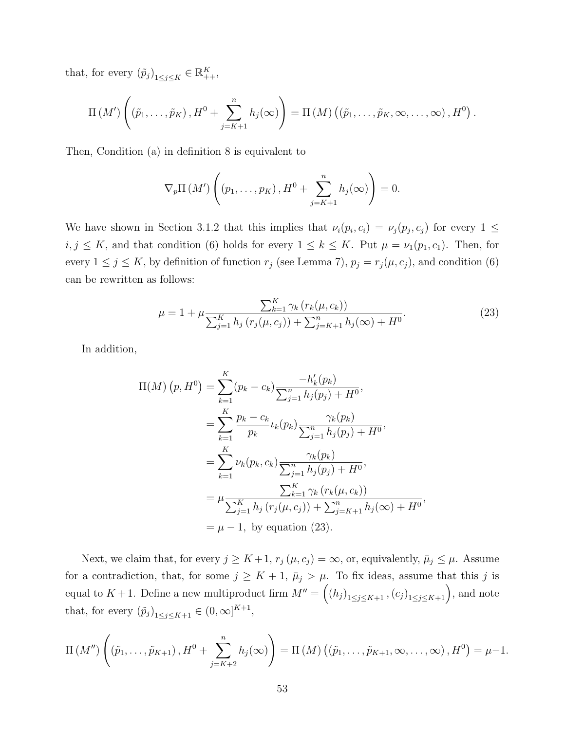that, for every $(\tilde{p}_j)_{1\leq j\leq K} \in \mathbb{R}^K_{++}$,

$$\Pi\left(M'\right)\left(\left(\tilde{p}_1,\ldots,\tilde{p}_K\right), H^0 + \sum_{j=K+1}^{n} h_j(\infty)\right) = \Pi\left(M\right)\left(\left(\tilde{p}_1,\ldots,\tilde{p}_K,\infty,\ldots,\infty\right), H^0\right).$$

Then, Condition (a) in definition 8 is equivalent to

$$\nabla_p \Pi\left(M'\right)\left(\left(p_1,\ldots,p_K\right), H^0 + \sum_{j=K+1}^{n} h_j(\infty)\right) = 0.$$

We have shown in Section 3.1.2 that this implies that $\nu_i(p_i, c_i) = \nu_j(p_j, c_j)$ for every $1 \leq i, j \leq K$, and that condition (6) holds for every $1 \leq k \leq K$. Put $\mu = \nu_1(p_1, c_1)$. Then, for every $1 \leq j \leq K$, by definition of function $r_j$ (see Lemma 7), $p_j = r_j(\mu, c_j)$, and condition (6) can be rewritten as follows:

$$\mu = 1 + \mu \frac{\sum_{k=1}^{K} \gamma_k\left(r_k(\mu, c_k)\right)}{\sum_{j=1}^{K} h_j\left(r_j(\mu, c_j)\right) + \sum_{j=K+1}^{n} h_j(\infty) + H^0}. \tag{23}$$

In addition,

$$\begin{aligned}
\Pi(M)\left(p, H^0\right) &= \sum_{k=1}^{K} (p_k - c_k) \frac{-h_k'(p_k)}{\sum_{j=1}^{n} h_j(p_j) + H^0}, \\
&= \sum_{k=1}^{K} \frac{p_k - c_k}{p_k} \iota_k(p_k) \frac{\gamma_k(p_k)}{\sum_{j=1}^{n} h_j(p_j) + H^0}, \\
&= \sum_{k=1}^{K} \nu_k(p_k, c_k) \frac{\gamma_k(p_k)}{\sum_{j=1}^{n} h_j(p_j) + H^0}, \\
&= \mu \frac{\sum_{k=1}^{K} \gamma_k\left(r_k(\mu, c_k)\right)}{\sum_{j=1}^{K} h_j\left(r_j(\mu, c_j)\right) + \sum_{j=K+1}^{n} h_j(\infty) + H^0}, \\
&= \mu - 1, \text{ by equation (23).}
\end{aligned}$$

Next, we claim that, for every $j \geq K+1$, $r_j(\mu, c_j) = \infty$, or, equivalently, $\bar{\mu}_j \leq \mu$. Assume for a contradiction, that, for some $j \geq K+1$, $\bar{\mu}_j > \mu$. To fix ideas, assume that this $j$ is equal to $K+1$. Define a new multiproduct firm $M'' = \left(\left(h_j\right)_{1\leq j\leq K+1}, \left(c_j\right)_{1\leq j\leq K+1}\right)$, and note that, for every $(\tilde{p}_j)_{1\leq j\leq K+1} \in (0,\infty]^{K+1}$,

$$\Pi\left(M''\right)\left(\left(\tilde{p}_1,\ldots,\tilde{p}_{K+1}\right), H^0 + \sum_{j=K+2}^{n} h_j(\infty)\right) = \Pi\left(M\right)\left(\left(\tilde{p}_1,\ldots,\tilde{p}_{K+1},\infty,\ldots,\infty\right), H^0\right) = \mu - 1.$$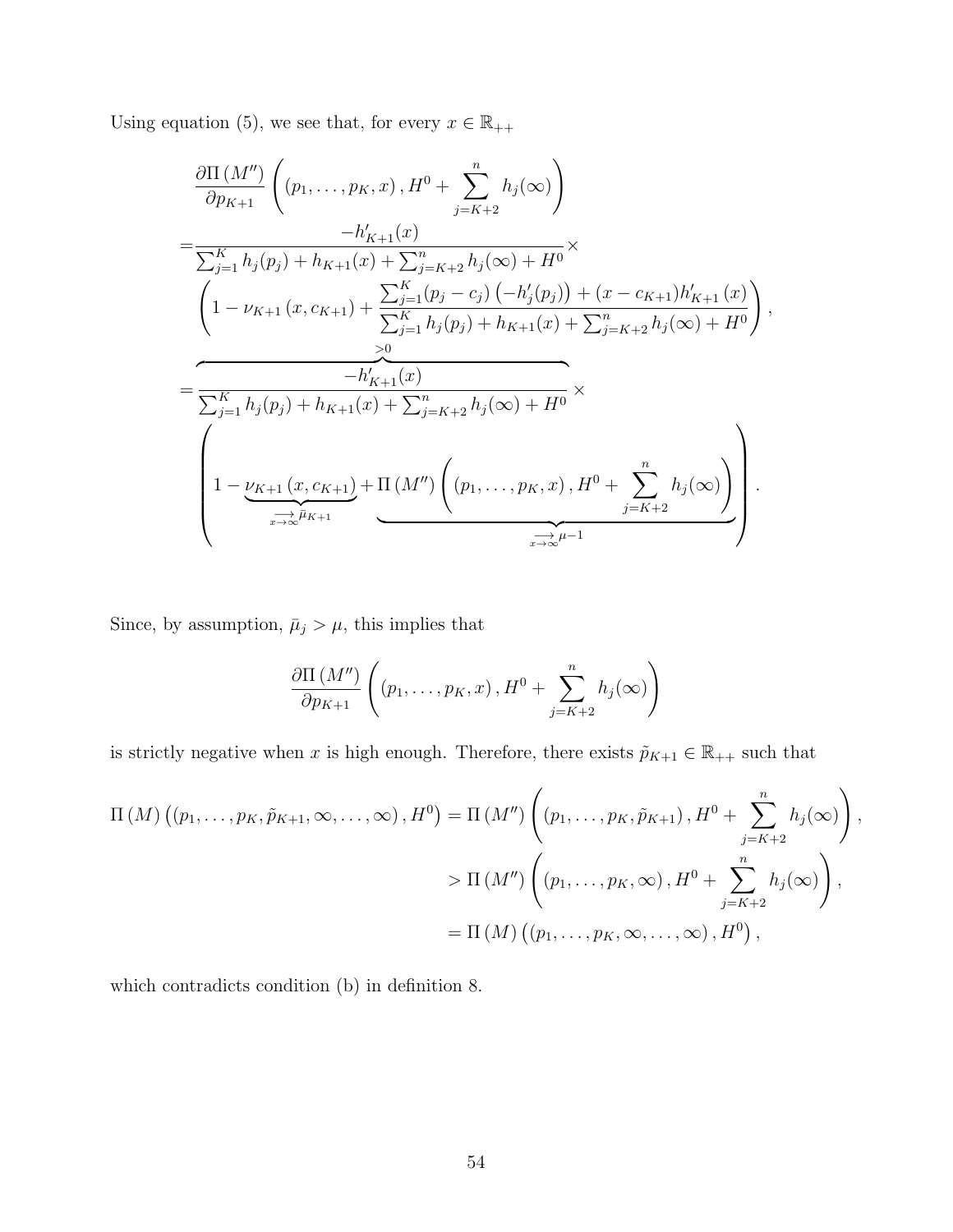Using equation (5), we see that, for every $x \in \mathbb{R}_{++}$

$$
\begin{aligned}
&\frac{\partial \Pi\left(M''\right)}{\partial p_{K+1}}\left(\left(p_1,\ldots,p_K,x\right), H^0+\sum_{j=K+2}^{n} h_j(\infty)\right) \\
=&\frac{-h'_{K+1}(x)}{\sum_{j=1}^{K} h_j(p_j)+h_{K+1}(x)+\sum_{j=K+2}^{n} h_j(\infty)+H^0}\times \\
&\left(1-\nu_{K+1}\left(x,c_{K+1}\right)+\frac{\sum_{j=1}^{K}(p_j-c_j)\left(-h'_j(p_j)\right)+(x-c_{K+1})h'_{K+1}\left(x\right)}{\sum_{j=1}^{K} h_j(p_j)+h_{K+1}(x)+\sum_{j=K+2}^{n} h_j(\infty)+H^0}\right), \\
=&\overbrace{\frac{-h'_{K+1}(x)}{\sum_{j=1}^{K} h_j(p_j)+h_{K+1}(x)+\sum_{j=K+2}^{n} h_j(\infty)+H^0}}^{>0}\times \\
&\left(1-\underbrace{\nu_{K+1}\left(x,c_{K+1}\right)}_{\underset{x\to\infty}{\longrightarrow}\bar{\mu}_{K+1}}+\underbrace{\Pi\left(M''\right)\left(\left(p_1,\ldots,p_K,x\right),H^0+\sum_{j=K+2}^{n} h_j(\infty)\right)}_{\underset{x\to\infty}{\longrightarrow}\mu-1}\right).
\end{aligned}
$$

Since, by assumption, $\bar{\mu}_j > \mu$, this implies that

$$
\frac{\partial \Pi\left(M''\right)}{\partial p_{K+1}}\left(\left(p_1,\ldots,p_K,x\right), H^0+\sum_{j=K+2}^{n} h_j(\infty)\right)
$$

is strictly negative when $x$ is high enough. Therefore, there exists $\tilde{p}_{K+1} \in \mathbb{R}_{++}$ such that

$$
\begin{aligned}
\Pi\left(M\right)\left(\left(p_1,\ldots,p_K,\tilde{p}_{K+1},\infty,\ldots,\infty\right),H^0\right) &= \Pi\left(M''\right)\left(\left(p_1,\ldots,p_K,\tilde{p}_{K+1}\right),H^0+\sum_{j=K+2}^{n} h_j(\infty)\right), \\
&> \Pi\left(M''\right)\left(\left(p_1,\ldots,p_K,\infty\right),H^0+\sum_{j=K+2}^{n} h_j(\infty)\right), \\
&= \Pi\left(M\right)\left(\left(p_1,\ldots,p_K,\infty,\ldots,\infty\right),H^0\right),
\end{aligned}
$$

which contradicts condition (b) in definition 8.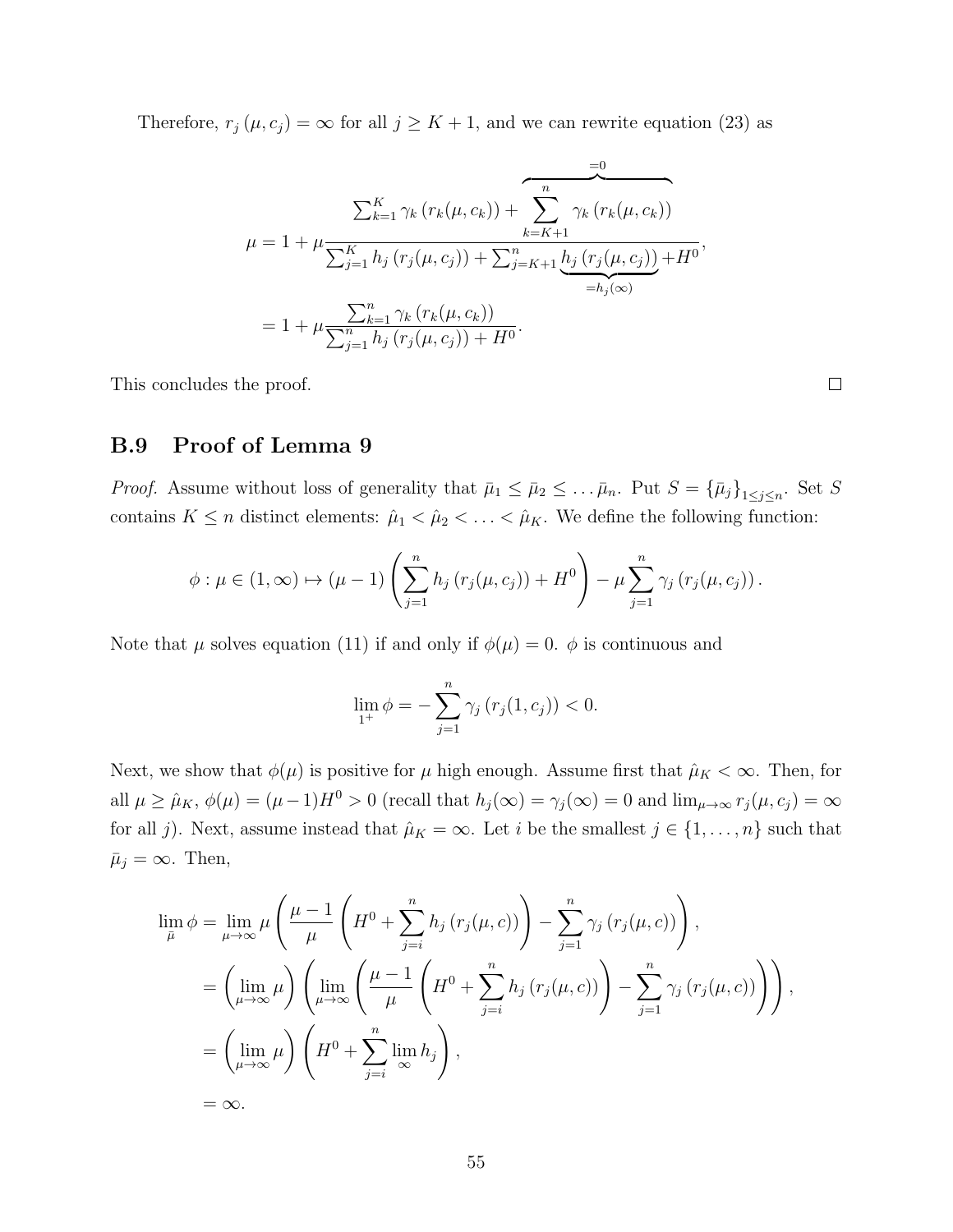Therefore, $r_j(\mu, c_j) = \infty$ for all $j \geq K+1$, and we can rewrite equation (23) as

$$
\begin{aligned}
\mu &= 1 + \mu \frac{\sum_{k=1}^{K} \gamma_k\left(r_k(\mu, c_k)\right) + \overbrace{\sum_{k=K+1}^{n} \gamma_k\left(r_k(\mu, c_k)\right)}^{=0}}{\sum_{j=1}^{K} h_j\left(r_j(\mu, c_j)\right) + \sum_{j=K+1}^{n} \underbrace{h_j\left(r_j(\mu, c_j)\right)}_{=h_j(\infty)} + H^0}, \\
&= 1 + \mu \frac{\sum_{k=1}^{n} \gamma_k\left(r_k(\mu, c_k)\right)}{\sum_{j=1}^{n} h_j\left(r_j(\mu, c_j)\right) + H^0}.
\end{aligned}
$$

This concludes the proof. $\square$

## B.9 Proof of Lemma 9

*Proof.* Assume without loss of generality that $\bar{\mu}_1 \leq \bar{\mu}_2 \leq \ldots \bar{\mu}_n$. Put $S = \{\bar{\mu}_j\}_{1 \leq j \leq n}$. Set $S$ contains $K \leq n$ distinct elements: $\hat{\mu}_1 < \hat{\mu}_2 < \ldots < \hat{\mu}_K$. We define the following function:

$$
\phi : \mu \in (1, \infty) \mapsto (\mu - 1)\left(\sum_{j=1}^{n} h_j\left(r_j(\mu, c_j)\right) + H^0\right) - \mu \sum_{j=1}^{n} \gamma_j\left(r_j(\mu, c_j)\right).
$$

Note that $\mu$ solves equation (11) if and only if $\phi(\mu) = 0$. $\phi$ is continuous and

$$
\lim_{1^+} \phi = -\sum_{j=1}^{n} \gamma_j\left(r_j(1, c_j)\right) < 0.
$$

Next, we show that $\phi(\mu)$ is positive for $\mu$ high enough. Assume first that $\hat{\mu}_K < \infty$. Then, for all $\mu \geq \hat{\mu}_K$, $\phi(\mu) = (\mu - 1)H^0 > 0$ (recall that $h_j(\infty) = \gamma_j(\infty) = 0$ and $\lim_{\mu \to \infty} r_j(\mu, c_j) = \infty$ for all $j$). Next, assume instead that $\hat{\mu}_K = \infty$. Let $i$ be the smallest $j \in \{1, \ldots, n\}$ such that $\bar{\mu}_j = \infty$. Then,

$$
\begin{aligned}
\lim_{\bar{\mu}} \phi &= \lim_{\mu \to \infty} \mu \left(\frac{\mu - 1}{\mu}\left(H^0 + \sum_{j=i}^{n} h_j\left(r_j(\mu, c)\right)\right) - \sum_{j=1}^{n} \gamma_j\left(r_j(\mu, c)\right)\right), \\
&= \left(\lim_{\mu \to \infty} \mu\right)\left(\lim_{\mu \to \infty}\left(\frac{\mu - 1}{\mu}\left(H^0 + \sum_{j=i}^{n} h_j\left(r_j(\mu, c)\right)\right) - \sum_{j=1}^{n} \gamma_j\left(r_j(\mu, c)\right)\right)\right), \\
&= \left(\lim_{\mu \to \infty} \mu\right)\left(H^0 + \sum_{j=i}^{n} \lim_{\infty} h_j\right), \\
&= \infty.
\end{aligned}
$$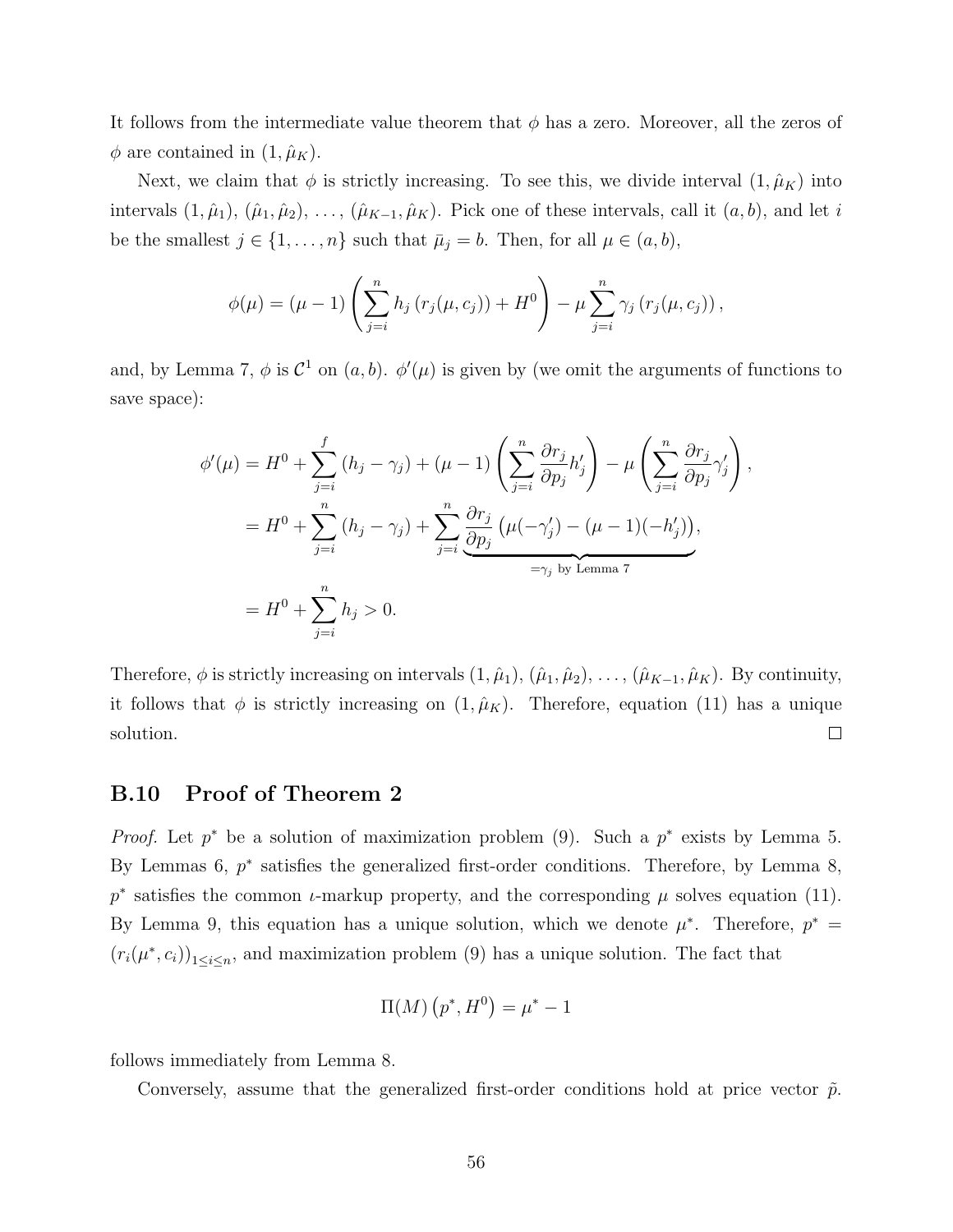It follows from the intermediate value theorem that $\phi$ has a zero. Moreover, all the zeros of $\phi$ are contained in $(1, \hat{\mu}_K)$.

Next, we claim that $\phi$ is strictly increasing. To see this, we divide interval $(1, \hat{\mu}_K)$ into intervals $(1, \hat{\mu}_1)$, $(\hat{\mu}_1, \hat{\mu}_2)$, $\ldots$, $(\hat{\mu}_{K-1}, \hat{\mu}_K)$. Pick one of these intervals, call it $(a, b)$, and let $i$ be the smallest $j \in \{1, \ldots, n\}$ such that $\bar{\mu}_j = b$. Then, for all $\mu \in (a, b)$,

$$\phi(\mu) = (\mu - 1)\left(\sum_{j=i}^{n} h_j\left(r_j(\mu, c_j)\right) + H^0\right) - \mu \sum_{j=i}^{n} \gamma_j\left(r_j(\mu, c_j)\right),$$

and, by Lemma 7, $\phi$ is $\mathcal{C}^1$ on $(a, b)$. $\phi'(\mu)$ is given by (we omit the arguments of functions to save space):

$$\begin{aligned}
\phi'(\mu) &= H^0 + \sum_{j=i}^{f} (h_j - \gamma_j) + (\mu - 1)\left(\sum_{j=i}^{n} \frac{\partial r_j}{\partial p_j} h_j'\right) - \mu\left(\sum_{j=i}^{n} \frac{\partial r_j}{\partial p_j} \gamma_j'\right), \\
&= H^0 + \sum_{j=i}^{n} (h_j - \gamma_j) + \sum_{j=i}^{n} \frac{\partial r_j}{\partial p_j} \underbrace{\left(\mu(-\gamma_j') - (\mu - 1)(-h_j')\right)}_{=\gamma_j \text{ by Lemma 7}}, \\
&= H^0 + \sum_{j=i}^{n} h_j > 0.
\end{aligned}$$

Therefore, $\phi$ is strictly increasing on intervals $(1, \hat{\mu}_1)$, $(\hat{\mu}_1, \hat{\mu}_2)$, $\ldots$, $(\hat{\mu}_{K-1}, \hat{\mu}_K)$. By continuity, it follows that $\phi$ is strictly increasing on $(1, \hat{\mu}_K)$. Therefore, equation (11) has a unique solution. $\square$

## B.10 Proof of Theorem 2

*Proof.* Let $p^*$ be a solution of maximization problem (9). Such a $p^*$ exists by Lemma 5. By Lemmas 6, $p^*$ satisfies the generalized first-order conditions. Therefore, by Lemma 8, $p^*$ satisfies the common $\iota$-markup property, and the corresponding $\mu$ solves equation (11). By Lemma 9, this equation has a unique solution, which we denote $\mu^*$. Therefore, $p^* = (r_i(\mu^*, c_i))_{1 \leq i \leq n}$, and maximization problem (9) has a unique solution. The fact that

$$\Pi(M)\left(p^*, H^0\right) = \mu^* - 1$$

follows immediately from Lemma 8.

Conversely, assume that the generalized first-order conditions hold at price vector $\tilde{p}$.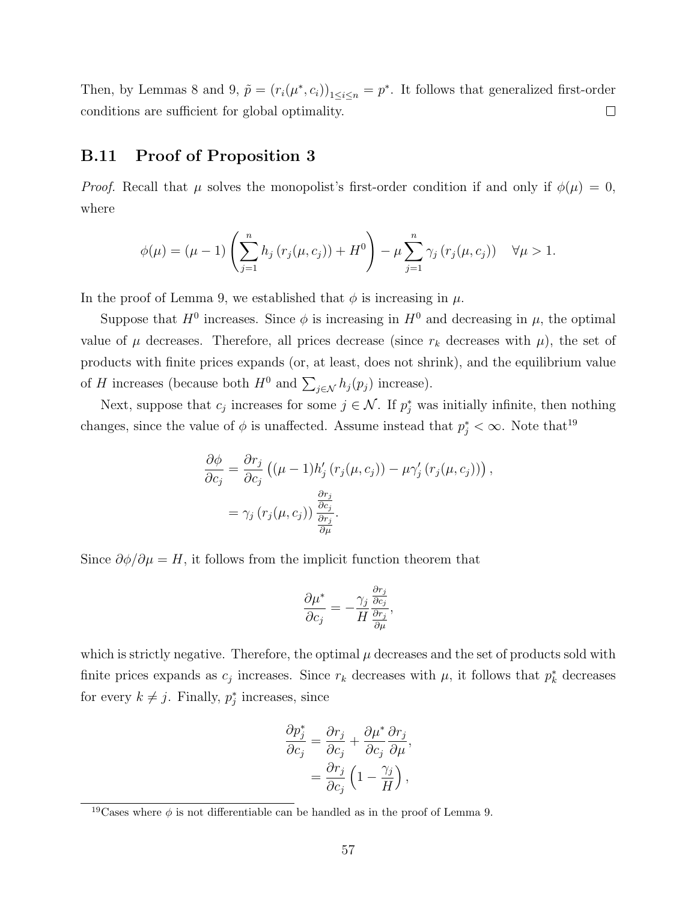Then, by Lemmas 8 and 9, $\tilde{p} = (r_i(\mu^*, c_i))_{1 \leq i \leq n} = p^*$. It follows that generalized first-order conditions are sufficient for global optimality. $\square$

## B.11 Proof of Proposition 3

*Proof.* Recall that $\mu$ solves the monopolist's first-order condition if and only if $\phi(\mu) = 0$, where

$$\phi(\mu) = (\mu - 1)\left(\sum_{j=1}^{n} h_j\left(r_j(\mu, c_j)\right) + H^0\right) - \mu \sum_{j=1}^{n} \gamma_j\left(r_j(\mu, c_j)\right) \quad \forall \mu > 1.$$

In the proof of Lemma 9, we established that $\phi$ is increasing in $\mu$.

Suppose that $H^0$ increases. Since $\phi$ is increasing in $H^0$ and decreasing in $\mu$, the optimal value of $\mu$ decreases. Therefore, all prices decrease (since $r_k$ decreases with $\mu$), the set of products with finite prices expands (or, at least, does not shrink), and the equilibrium value of $H$ increases (because both $H^0$ and $\sum_{j \in \mathcal{N}} h_j(p_j)$ increase).

Next, suppose that $c_j$ increases for some $j \in \mathcal{N}$. If $p_j^*$ was initially infinite, then nothing changes, since the value of $\phi$ is unaffected. Assume instead that $p_j^* < \infty$. Note that[19]

$$\begin{aligned}
\frac{\partial \phi}{\partial c_j} &= \frac{\partial r_j}{\partial c_j}\left((\mu - 1)h_j'\left(r_j(\mu, c_j)\right) - \mu \gamma_j'\left(r_j(\mu, c_j)\right)\right), \\
&= \gamma_j\left(r_j(\mu, c_j)\right) \frac{\frac{\partial r_j}{\partial c_j}}{\frac{\partial r_j}{\partial \mu}}.
\end{aligned}$$

Since $\partial \phi / \partial \mu = H$, it follows from the implicit function theorem that

$$\frac{\partial \mu^*}{\partial c_j} = -\frac{\gamma_j}{H} \frac{\frac{\partial r_j}{\partial c_j}}{\frac{\partial r_j}{\partial \mu}},$$

which is strictly negative. Therefore, the optimal $\mu$ decreases and the set of products sold with finite prices expands as $c_j$ increases. Since $r_k$ decreases with $\mu$, it follows that $p_k^*$ decreases for every $k \neq j$. Finally, $p_j^*$ increases, since

$$\begin{aligned}
\frac{\partial p_j^*}{\partial c_j} &= \frac{\partial r_j}{\partial c_j} + \frac{\partial \mu^*}{\partial c_j} \frac{\partial r_j}{\partial \mu}, \\
&= \frac{\partial r_j}{\partial c_j}\left(1 - \frac{\gamma_j}{H}\right),
\end{aligned}$$

[19] Cases where $\phi$ is not differentiable can be handled as in the proof of Lemma 9.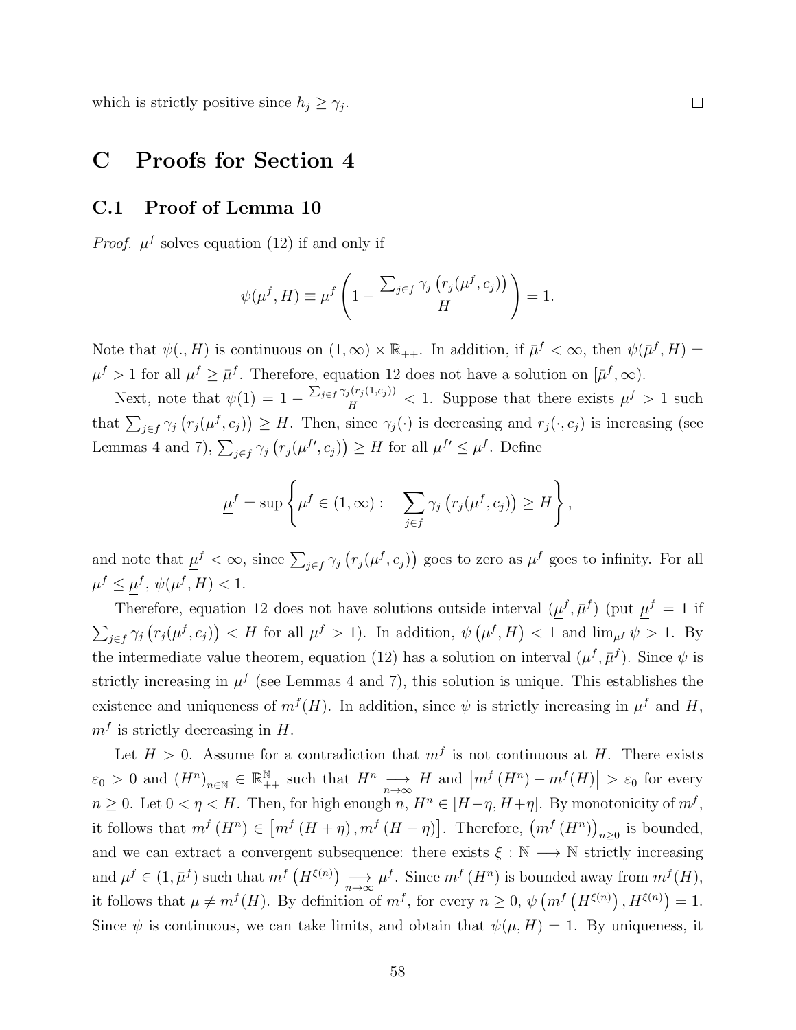which is strictly positive since $h_j \geq \gamma_j$. ◻

# C Proofs for Section 4

## C.1 Proof of Lemma 10

*Proof.* $\mu^f$ solves equation (12) if and only if

$$\psi(\mu^f, H) \equiv \mu^f \left( 1 - \frac{\sum_{j \in f} \gamma_j \left( r_j(\mu^f, c_j) \right)}{H} \right) = 1.$$

Note that $\psi(., H)$ is continuous on $(1, \infty) \times \mathbb{R}_{++}$. In addition, if $\bar{\mu}^f < \infty$, then $\psi(\bar{\mu}^f, H) = \mu^f > 1$ for all $\mu^f \geq \bar{\mu}^f$. Therefore, equation 12 does not have a solution on $[\bar{\mu}^f, \infty)$.

Next, note that $\psi(1) = 1 - \frac{\sum_{j \in f} \gamma_j (r_j(1, c_j))}{H} < 1$. Suppose that there exists $\mu^f > 1$ such that $\sum_{j \in f} \gamma_j \left( r_j(\mu^f, c_j) \right) \geq H$. Then, since $\gamma_j(\cdot)$ is decreasing and $r_j(\cdot, c_j)$ is increasing (see Lemmas 4 and 7), $\sum_{j \in f} \gamma_j \left( r_j(\mu^{f\prime}, c_j) \right) \geq H$ for all $\mu^{f\prime} \leq \mu^f$. Define

$$\underline{\mu}^f = \sup \left\{ \mu^f \in (1, \infty) : \quad \sum_{j \in f} \gamma_j \left( r_j(\mu^f, c_j) \right) \geq H \right\},$$

and note that $\underline{\mu}^f < \infty$, since $\sum_{j \in f} \gamma_j \left( r_j(\mu^f, c_j) \right)$ goes to zero as $\mu^f$ goes to infinity. For all $\mu^f \leq \underline{\mu}^f$, $\psi(\mu^f, H) < 1$.

Therefore, equation 12 does not have solutions outside interval $(\underline{\mu}^f, \bar{\mu}^f)$ (put $\underline{\mu}^f = 1$ if $\sum_{j \in f} \gamma_j \left( r_j(\mu^f, c_j) \right) < H$ for all $\mu^f > 1$). In addition, $\psi \left( \underline{\mu}^f, H \right) < 1$ and $\lim_{\bar{\mu}^f} \psi > 1$. By the intermediate value theorem, equation (12) has a solution on interval $(\underline{\mu}^f, \bar{\mu}^f)$. Since $\psi$ is strictly increasing in $\mu^f$ (see Lemmas 4 and 7), this solution is unique. This establishes the existence and uniqueness of $m^f(H)$. In addition, since $\psi$ is strictly increasing in $\mu^f$ and $H$, $m^f$ is strictly decreasing in $H$.

Let $H > 0$. Assume for a contradiction that $m^f$ is not continuous at $H$. There exists $\varepsilon_0 > 0$ and $(H^n)_{n \in \mathbb{N}} \in \mathbb{R}_{++}^{\mathbb{N}}$ such that $H^n \underset{n \to \infty}{\longrightarrow} H$ and $\left| m^f(H^n) - m^f(H) \right| > \varepsilon_0$ for every $n \geq 0$. Let $0 < \eta < H$. Then, for high enough $n$, $H^n \in [H - \eta, H + \eta]$. By monotonicity of $m^f$, it follows that $m^f(H^n) \in \left[ m^f(H + \eta), m^f(H - \eta) \right]$. Therefore, $\left( m^f(H^n) \right)_{n \geq 0}$ is bounded, and we can extract a convergent subsequence: there exists $\xi : \mathbb{N} \longrightarrow \mathbb{N}$ strictly increasing and $\mu^f \in (1, \bar{\mu}^f)$ such that $m^f \left( H^{\xi(n)} \right) \underset{n \to \infty}{\longrightarrow} \mu^f$. Since $m^f(H^n)$ is bounded away from $m^f(H)$, it follows that $\mu \neq m^f(H)$. By definition of $m^f$, for every $n \geq 0$, $\psi \left( m^f \left( H^{\xi(n)} \right), H^{\xi(n)} \right) = 1$. Since $\psi$ is continuous, we can take limits, and obtain that $\psi(\mu, H) = 1$. By uniqueness, it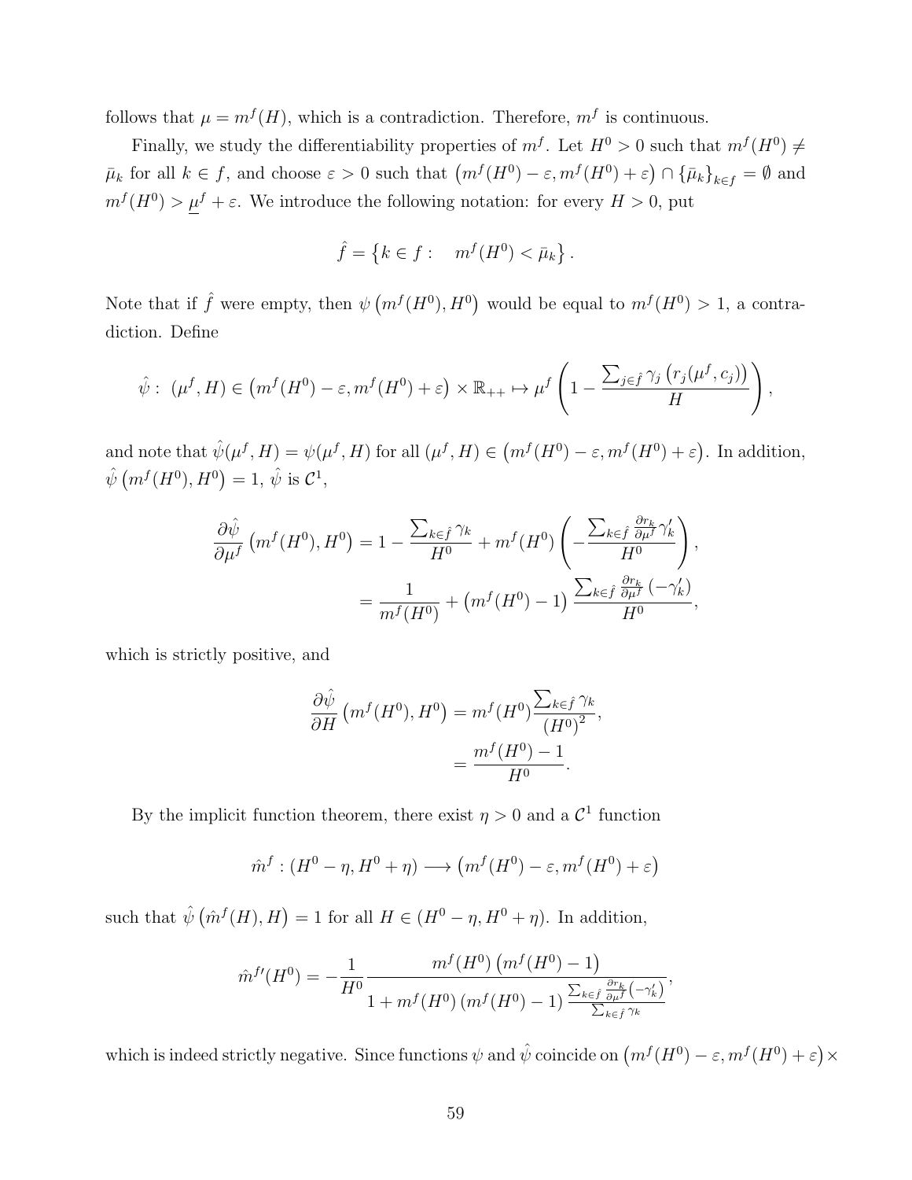follows that $\mu = m^f(H)$, which is a contradiction. Therefore, $m^f$ is continuous.

Finally, we study the differentiability properties of $m^f$. Let $H^0 > 0$ such that $m^f(H^0) \neq \bar{\mu}_k$ for all $k \in f$, and choose $\varepsilon > 0$ such that $\left(m^f(H^0) - \varepsilon, m^f(H^0) + \varepsilon\right) \cap \{\bar{\mu}_k\}_{k \in f} = \emptyset$ and $m^f(H^0) > \underline{\mu}^f + \varepsilon$. We introduce the following notation: for every $H > 0$, put

$$\hat{f} = \left\{k \in f : \quad m^f(H^0) < \bar{\mu}_k\right\}.$$

Note that if $\hat{f}$ were empty, then $\psi\left(m^f(H^0), H^0\right)$ would be equal to $m^f(H^0) > 1$, a contradiction. Define

$$\hat{\psi} : \left(\mu^f, H\right) \in \left(m^f(H^0) - \varepsilon, m^f(H^0) + \varepsilon\right) \times \mathbb{R}_{++} \mapsto \mu^f \left(1 - \frac{\sum_{j \in \hat{f}} \gamma_j \left(r_j(\mu^f, c_j)\right)}{H}\right),$$

and note that $\hat{\psi}(\mu^f, H) = \psi(\mu^f, H)$ for all $(\mu^f, H) \in \left(m^f(H^0) - \varepsilon, m^f(H^0) + \varepsilon\right)$. In addition, $\hat{\psi}\left(m^f(H^0), H^0\right) = 1$, $\hat{\psi}$ is $\mathcal{C}^1$,

$$\begin{aligned}
\frac{\partial \hat{\psi}}{\partial \mu^f}\left(m^f(H^0), H^0\right) &= 1 - \frac{\sum_{k \in \hat{f}} \gamma_k}{H^0} + m^f(H^0)\left(-\frac{\sum_{k \in \hat{f}} \frac{\partial r_k}{\partial \mu^f} \gamma_k'}{H^0}\right), \\
&= \frac{1}{m^f(H^0)} + \left(m^f(H^0) - 1\right) \frac{\sum_{k \in \hat{f}} \frac{\partial r_k}{\partial \mu^f}\left(-\gamma_k'\right)}{H^0},
\end{aligned}$$

which is strictly positive, and

$$\begin{aligned}
\frac{\partial \hat{\psi}}{\partial H}\left(m^f(H^0), H^0\right) &= m^f(H^0) \frac{\sum_{k \in \hat{f}} \gamma_k}{\left(H^0\right)^2}, \\
&= \frac{m^f(H^0) - 1}{H^0}.
\end{aligned}$$

By the implicit function theorem, there exist $\eta > 0$ and a $\mathcal{C}^1$ function

$$\hat{m}^f : (H^0 - \eta, H^0 + \eta) \longrightarrow \left(m^f(H^0) - \varepsilon, m^f(H^0) + \varepsilon\right)$$

such that $\hat{\psi}\left(\hat{m}^f(H), H\right) = 1$ for all $H \in (H^0 - \eta, H^0 + \eta)$. In addition,

$$\hat{m}^{f\prime}(H^0) = -\frac{1}{H^0} \frac{m^f(H^0)\left(m^f(H^0) - 1\right)}{1 + m^f(H^0)\left(m^f(H^0) - 1\right) \frac{\sum_{k \in \hat{f}} \frac{\partial r_k}{\partial \mu^f}\left(-\gamma_k'\right)}{\sum_{k \in \hat{f}} \gamma_k}},$$

which is indeed strictly negative. Since functions $\psi$ and $\hat{\psi}$ coincide on $\left(m^f(H^0) - \varepsilon, m^f(H^0) + \varepsilon\right) \times$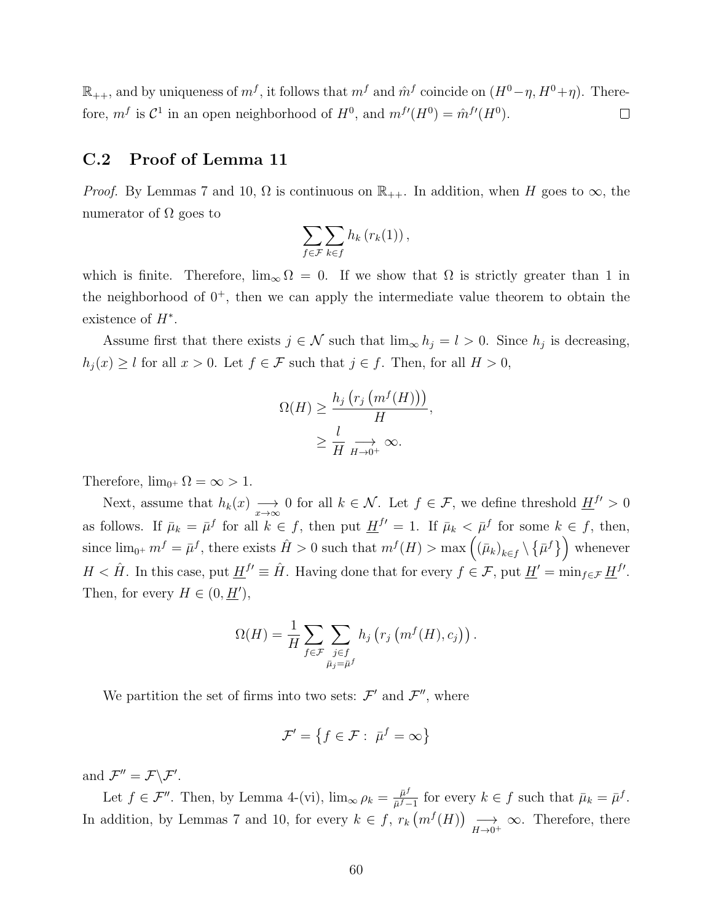$\mathbb{R}_{++}$, and by uniqueness of $m^f$, it follows that $m^f$ and $\hat{m}^f$ coincide on $(H^0-\eta, H^0+\eta)$. Therefore, $m^f$ is $\mathcal{C}^1$ in an open neighborhood of $H^0$, and $m^{f\prime}(H^0) = \hat{m}^{f\prime}(H^0)$. $\square$

## C.2 Proof of Lemma 11

*Proof.* By Lemmas 7 and 10, $\Omega$ is continuous on $\mathbb{R}_{++}$. In addition, when $H$ goes to $\infty$, the numerator of $\Omega$ goes to

$$\sum_{f\in\mathcal{F}}\sum_{k\in f} h_k\left(r_k(1)\right),$$

which is finite. Therefore, $\lim_\infty \Omega = 0$. If we show that $\Omega$ is strictly greater than 1 in the neighborhood of $0^+$, then we can apply the intermediate value theorem to obtain the existence of $H^*$.

Assume first that there exists $j \in \mathcal{N}$ such that $\lim_\infty h_j = l > 0$. Since $h_j$ is decreasing, $h_j(x) \geq l$ for all $x > 0$. Let $f \in \mathcal{F}$ such that $j \in f$. Then, for all $H > 0$,

$$\begin{aligned}\Omega(H) &\geq \frac{h_j\left(r_j\left(m^f(H)\right)\right)}{H},\\ &\geq \frac{l}{H} \underset{H\to 0^+}{\longrightarrow} \infty.\end{aligned}$$

Therefore, $\lim_{0^+} \Omega = \infty > 1$.

Next, assume that $h_k(x) \underset{x\to\infty}{\longrightarrow} 0$ for all $k \in \mathcal{N}$. Let $f \in \mathcal{F}$, we define threshold $\underline{H}^{f\prime} > 0$ as follows. If $\bar{\mu}_k = \bar{\mu}^f$ for all $k \in f$, then put $\underline{H}^{f\prime} = 1$. If $\bar{\mu}_k < \bar{\mu}^f$ for some $k \in f$, then, since $\lim_{0^+} m^f = \bar{\mu}^f$, there exists $\hat{H} > 0$ such that $m^f(H) > \max\left((\bar{\mu}_k)_{k\in f} \setminus \left\{\bar{\mu}^f\right\}\right)$ whenever $H < \hat{H}$. In this case, put $\underline{H}^{f\prime} \equiv \hat{H}$. Having done that for every $f \in \mathcal{F}$, put $\underline{H}' = \min_{f\in\mathcal{F}} \underline{H}^{f\prime}$. Then, for every $H \in (0, \underline{H}')$,

$$\Omega(H) = \frac{1}{H}\sum_{f\in\mathcal{F}}\sum_{\substack{j\in f\\ \bar{\mu}_j=\bar{\mu}^f}} h_j\left(r_j\left(m^f(H), c_j\right)\right).$$

We partition the set of firms into two sets: $\mathcal{F}'$ and $\mathcal{F}''$, where

$$\mathcal{F}' = \left\{f \in \mathcal{F} :\ \bar{\mu}^f = \infty\right\}$$

and $\mathcal{F}'' = \mathcal{F}\backslash\mathcal{F}'$.

Let $f \in \mathcal{F}''$. Then, by Lemma 4-(vi), $\lim_\infty \rho_k = \frac{\bar{\mu}^f}{\bar{\mu}^f - 1}$ for every $k \in f$ such that $\bar{\mu}_k = \bar{\mu}^f$. In addition, by Lemmas 7 and 10, for every $k \in f$, $r_k\left(m^f(H)\right) \underset{H\to 0^+}{\longrightarrow} \infty$. Therefore, there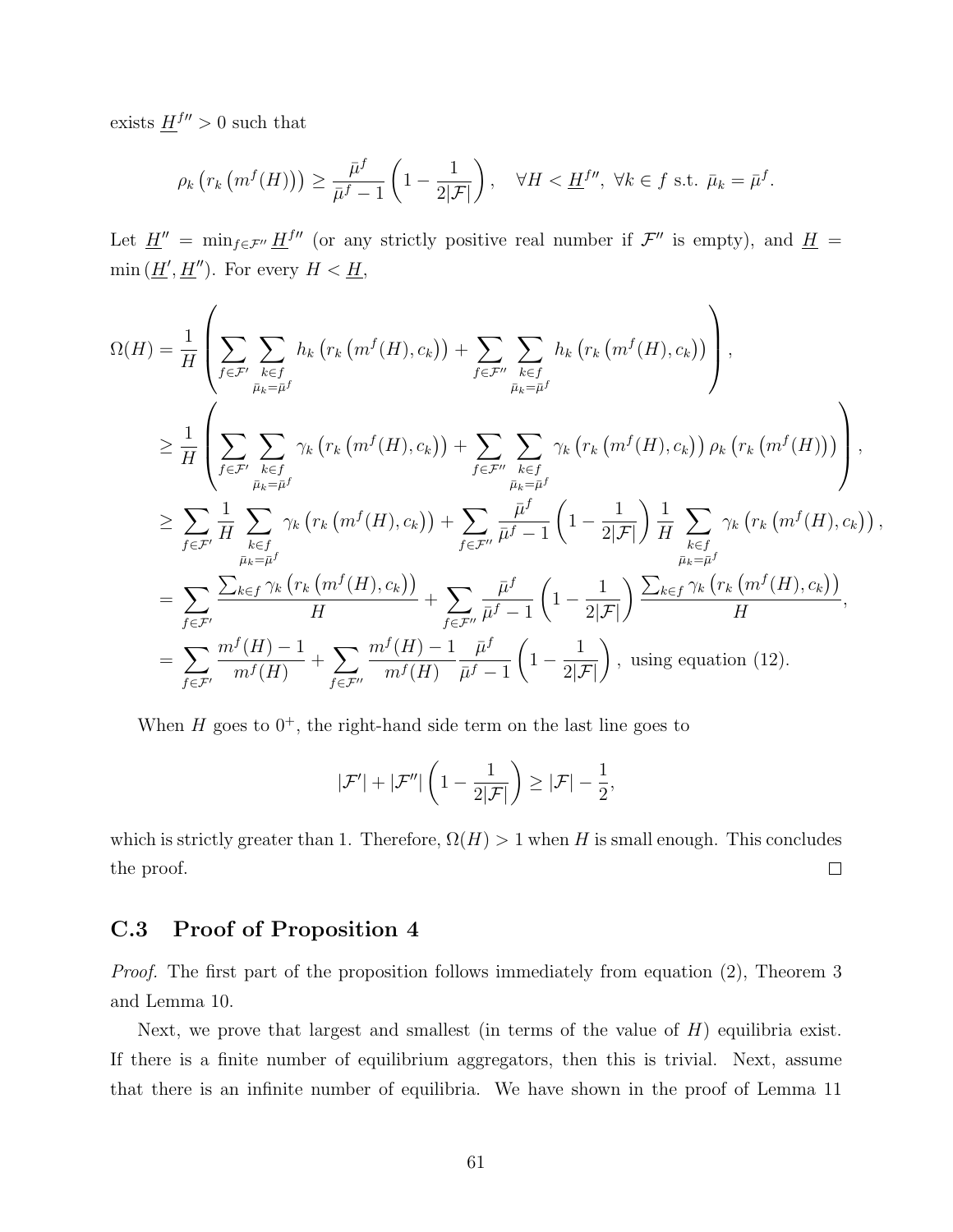exists $\underline{H}^{f\prime\prime} > 0$ such that

$$\rho_k\left(r_k\left(m^f(H)\right)\right) \geq \frac{\bar{\mu}^f}{\bar{\mu}^f - 1}\left(1 - \frac{1}{2|\mathcal{F}|}\right), \quad \forall H < \underline{H}^{f\prime\prime},\ \forall k \in f \text{ s.t. } \bar{\mu}_k = \bar{\mu}^f.$$

Let $\underline{H}'' = \min_{f\in\mathcal{F}''} \underline{H}^{f\prime\prime}$ (or any strictly positive real number if $\mathcal{F}''$ is empty), and $\underline{H} = \min\left(\underline{H}', \underline{H}''\right)$. For every $H < \underline{H}$,

$$\begin{aligned}
\Omega(H) &= \frac{1}{H}\left(\sum_{f\in\mathcal{F}'}\sum_{\substack{k\in f\\ \bar{\mu}_k=\bar{\mu}^f}} h_k\left(r_k\left(m^f(H), c_k\right)\right) + \sum_{f\in\mathcal{F}''}\sum_{\substack{k\in f\\ \bar{\mu}_k=\bar{\mu}^f}} h_k\left(r_k\left(m^f(H), c_k\right)\right)\right),\\
&\geq \frac{1}{H}\left(\sum_{f\in\mathcal{F}'}\sum_{\substack{k\in f\\ \bar{\mu}_k=\bar{\mu}^f}} \gamma_k\left(r_k\left(m^f(H), c_k\right)\right) + \sum_{f\in\mathcal{F}''}\sum_{\substack{k\in f\\ \bar{\mu}_k=\bar{\mu}^f}} \gamma_k\left(r_k\left(m^f(H), c_k\right)\right)\rho_k\left(r_k\left(m^f(H)\right)\right)\right),\\
&\geq \sum_{f\in\mathcal{F}'}\frac{1}{H}\sum_{\substack{k\in f\\ \bar{\mu}_k=\bar{\mu}^f}} \gamma_k\left(r_k\left(m^f(H), c_k\right)\right) + \sum_{f\in\mathcal{F}''}\frac{\bar{\mu}^f}{\bar{\mu}^f-1}\left(1-\frac{1}{2|\mathcal{F}|}\right)\frac{1}{H}\sum_{\substack{k\in f\\ \bar{\mu}_k=\bar{\mu}^f}} \gamma_k\left(r_k\left(m^f(H), c_k\right)\right),\\
&= \sum_{f\in\mathcal{F}'}\frac{\sum_{k\in f}\gamma_k\left(r_k\left(m^f(H), c_k\right)\right)}{H} + \sum_{f\in\mathcal{F}''}\frac{\bar{\mu}^f}{\bar{\mu}^f-1}\left(1-\frac{1}{2|\mathcal{F}|}\right)\frac{\sum_{k\in f}\gamma_k\left(r_k\left(m^f(H), c_k\right)\right)}{H},\\
&= \sum_{f\in\mathcal{F}'}\frac{m^f(H)-1}{m^f(H)} + \sum_{f\in\mathcal{F}''}\frac{m^f(H)-1}{m^f(H)}\frac{\bar{\mu}^f}{\bar{\mu}^f-1}\left(1-\frac{1}{2|\mathcal{F}|}\right), \text{ using equation (12).}
\end{aligned}$$

When $H$ goes to $0^+$, the right-hand side term on the last line goes to

$$|\mathcal{F}'| + |\mathcal{F}''|\left(1 - \frac{1}{2|\mathcal{F}|}\right) \geq |\mathcal{F}| - \frac{1}{2},$$

which is strictly greater than 1. Therefore, $\Omega(H) > 1$ when $H$ is small enough. This concludes the proof. □

### C.3 Proof of Proposition 4

*Proof.* The first part of the proposition follows immediately from equation (2), Theorem 3 and Lemma 10.

Next, we prove that largest and smallest (in terms of the value of $H$) equilibria exist. If there is a finite number of equilibrium aggregators, then this is trivial. Next, assume that there is an infinite number of equilibria. We have shown in the proof of Lemma 11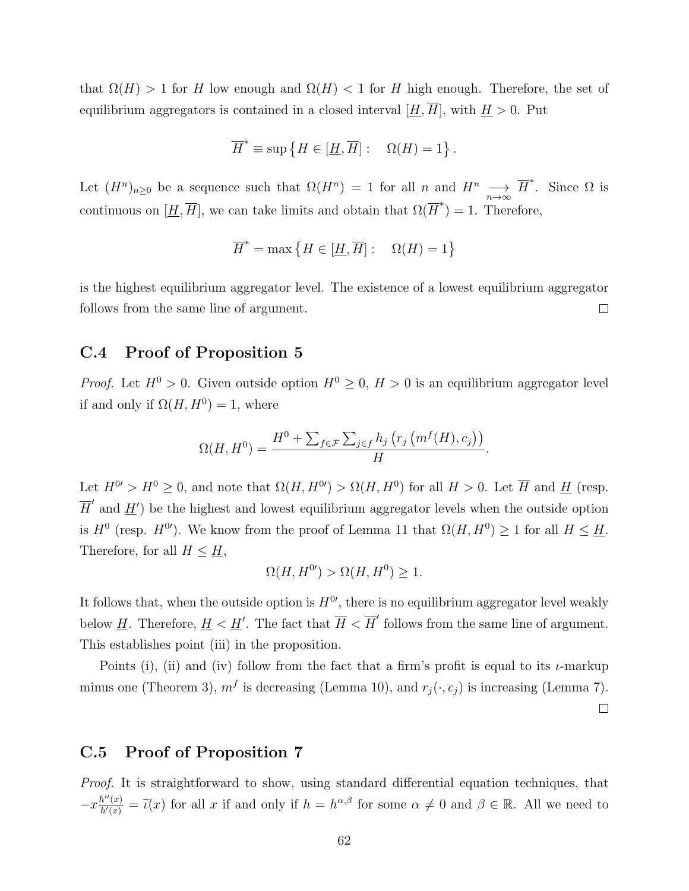that $\Omega(H) > 1$ for $H$ low enough and $\Omega(H) < 1$ for $H$ high enough. Therefore, the set of equilibrium aggregators is contained in a closed interval $[\underline{H}, \overline{H}]$, with $\underline{H} > 0$. Put

$$\overline{H}^* \equiv \sup \left\{ H \in [\underline{H}, \overline{H}] : \quad \Omega(H) = 1 \right\}.$$

Let $(H^n)_{n \geq 0}$ be a sequence such that $\Omega(H^n) = 1$ for all $n$ and $H^n \underset{n\to\infty}{\longrightarrow} \overline{H}^*$. Since $\Omega$ is continuous on $[\underline{H}, \overline{H}]$, we can take limits and obtain that $\Omega(\overline{H}^*) = 1$. Therefore,

$$\overline{H}^* = \max \left\{ H \in [\underline{H}, \overline{H}] : \quad \Omega(H) = 1 \right\}$$

is the highest equilibrium aggregator level. The existence of a lowest equilibrium aggregator follows from the same line of argument. □

## C.4 Proof of Proposition 5

*Proof.* Let $H^0 > 0$. Given outside option $H^0 \geq 0$, $H > 0$ is an equilibrium aggregator level if and only if $\Omega(H, H^0) = 1$, where

$$\Omega(H, H^0) = \frac{H^0 + \sum_{f \in \mathcal{F}} \sum_{j \in f} h_j \left( r_j \left( m^f(H), c_j \right) \right)}{H}.$$

Let $H^{0\prime} > H^0 \geq 0$, and note that $\Omega(H, H^{0\prime}) > \Omega(H, H^0)$ for all $H > 0$. Let $\overline{H}$ and $\underline{H}$ (resp. $\overline{H}'$ and $\underline{H}'$) be the highest and lowest equilibrium aggregator levels when the outside option is $H^0$ (resp. $H^{0\prime}$). We know from the proof of Lemma 11 that $\Omega(H, H^0) \geq 1$ for all $H \leq \underline{H}$. Therefore, for all $H \leq \underline{H}$,

$$\Omega(H, H^{0\prime}) > \Omega(H, H^0) \geq 1.$$

It follows that, when the outside option is $H^{0\prime}$, there is no equilibrium aggregator level weakly below $\underline{H}$. Therefore, $\underline{H} < \underline{H}'$. The fact that $\overline{H} < \overline{H}'$ follows from the same line of argument. This establishes point (iii) in the proposition.

Points (i), (ii) and (iv) follow from the fact that a firm's profit is equal to its $\iota$-markup minus one (Theorem 3), $m^f$ is decreasing (Lemma 10), and $r_j(\cdot, c_j)$ is increasing (Lemma 7). □

## C.5 Proof of Proposition 7

*Proof.* It is straightforward to show, using standard differential equation techniques, that $-x\frac{h''(x)}{h'(x)} = \widetilde{\iota}(x)$ for all $x$ if and only if $h = h^{\alpha,\beta}$ for some $\alpha \neq 0$ and $\beta \in \mathbb{R}$. All we need to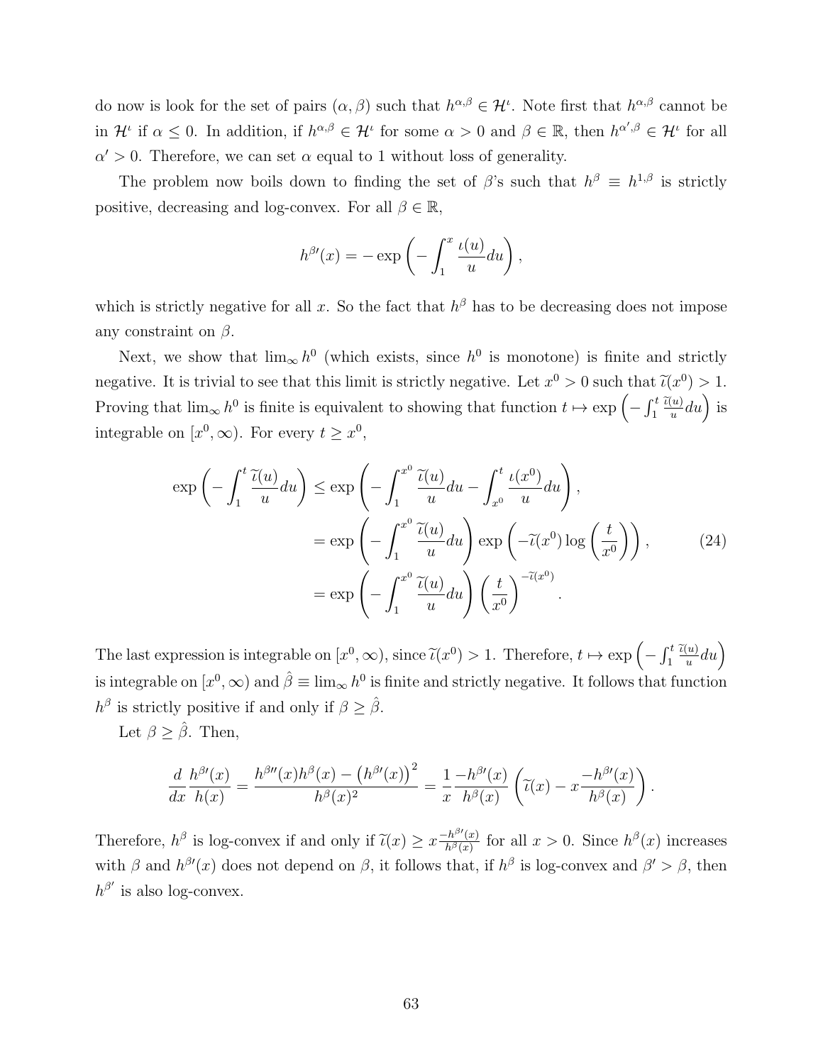do now is look for the set of pairs $(\alpha, \beta)$ such that $h^{\alpha,\beta} \in \mathcal{H}^\iota$. Note first that $h^{\alpha,\beta}$ cannot be in $\mathcal{H}^\iota$ if $\alpha \leq 0$. In addition, if $h^{\alpha,\beta} \in \mathcal{H}^\iota$ for some $\alpha > 0$ and $\beta \in \mathbb{R}$, then $h^{\alpha',\beta} \in \mathcal{H}^\iota$ for all $\alpha' > 0$. Therefore, we can set $\alpha$ equal to 1 without loss of generality.

The problem now boils down to finding the set of $\beta$'s such that $h^\beta \equiv h^{1,\beta}$ is strictly positive, decreasing and log-convex. For all $\beta \in \mathbb{R}$,

$$h^{\beta\prime}(x) = -\exp\left(-\int_1^x \frac{\iota(u)}{u} du\right),$$

which is strictly negative for all $x$. So the fact that $h^\beta$ has to be decreasing does not impose any constraint on $\beta$.

Next, we show that $\lim_\infty h^0$ (which exists, since $h^0$ is monotone) is finite and strictly negative. It is trivial to see that this limit is strictly negative. Let $x^0 > 0$ such that $\widetilde{\iota}(x^0) > 1$. Proving that $\lim_\infty h^0$ is finite is equivalent to showing that function $t \mapsto \exp\left(-\int_1^t \frac{\widetilde{\iota}(u)}{u} du\right)$ is integrable on $[x^0, \infty)$. For every $t \geq x^0$,

$$\begin{aligned}
\exp\left(-\int_1^t \frac{\widetilde{\iota}(u)}{u} du\right) &\leq \exp\left(-\int_1^{x^0} \frac{\widetilde{\iota}(u)}{u} du - \int_{x^0}^t \frac{\iota(x^0)}{u} du\right), \\
&= \exp\left(-\int_1^{x^0} \frac{\widetilde{\iota}(u)}{u} du\right) \exp\left(-\widetilde{\iota}(x^0) \log\left(\frac{t}{x^0}\right)\right), \qquad (24)\\
&= \exp\left(-\int_1^{x^0} \frac{\widetilde{\iota}(u)}{u} du\right) \left(\frac{t}{x^0}\right)^{-\widetilde{\iota}(x^0)}.
\end{aligned}$$

The last expression is integrable on $[x^0, \infty)$, since $\widetilde{\iota}(x^0) > 1$. Therefore, $t \mapsto \exp\left(-\int_1^t \frac{\widetilde{\iota}(u)}{u} du\right)$ is integrable on $[x^0, \infty)$ and $\hat{\beta} \equiv \lim_\infty h^0$ is finite and strictly negative. It follows that function $h^\beta$ is strictly positive if and only if $\beta \geq \hat{\beta}$.

Let $\beta \geq \hat{\beta}$. Then,

$$\frac{d}{dx} \frac{h^{\beta\prime}(x)}{h(x)} = \frac{h^{\beta\prime\prime}(x) h^\beta(x) - \left(h^{\beta\prime}(x)\right)^2}{h^\beta(x)^2} = \frac{1}{x} \frac{-h^{\beta\prime}(x)}{h^\beta(x)} \left(\widetilde{\iota}(x) - x \frac{-h^{\beta\prime}(x)}{h^\beta(x)}\right).$$

Therefore, $h^\beta$ is log-convex if and only if $\widetilde{\iota}(x) \geq x \frac{-h^{\beta\prime}(x)}{h^\beta(x)}$ for all $x > 0$. Since $h^\beta(x)$ increases with $\beta$ and $h^{\beta\prime}(x)$ does not depend on $\beta$, it follows that, if $h^\beta$ is log-convex and $\beta' > \beta$, then $h^{\beta'}$ is also log-convex.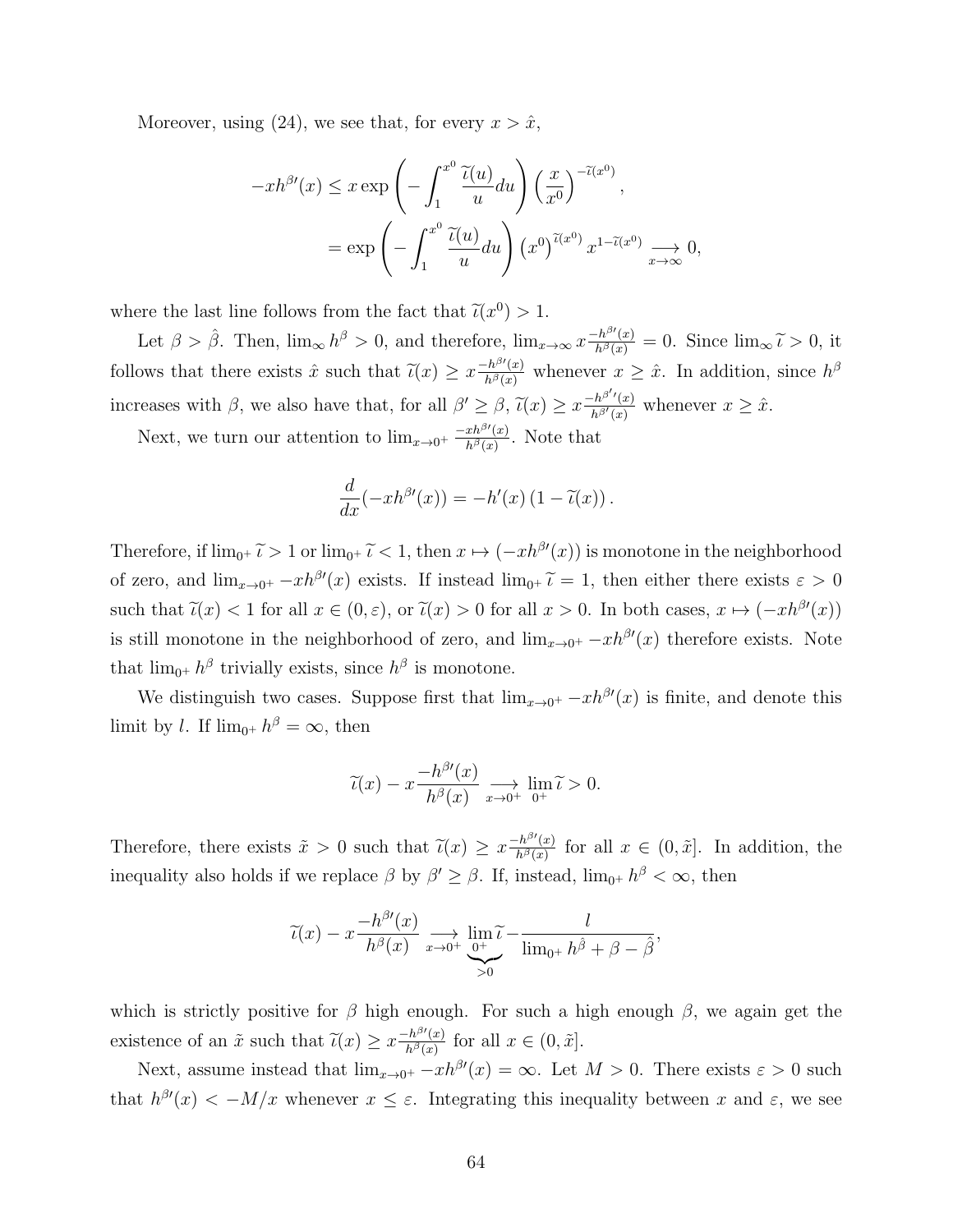Moreover, using (24), we see that, for every $x > \hat{x}$,

$$
\begin{aligned}
-xh^{\beta\prime}(x) &\leq x \exp\left(-\int_1^{x^0} \frac{\widetilde{\iota}(u)}{u} du\right) \left(\frac{x}{x^0}\right)^{-\widetilde{\iota}(x^0)}, \\
&= \exp\left(-\int_1^{x^0} \frac{\widetilde{\iota}(u)}{u} du\right) \left(x^0\right)^{\widetilde{\iota}(x^0)} x^{1-\widetilde{\iota}(x^0)} \underset{x\to\infty}{\longrightarrow} 0,
\end{aligned}
$$

where the last line follows from the fact that $\widetilde{\iota}(x^0) > 1$.

Let $\beta > \hat{\beta}$. Then, $\lim_\infty h^\beta > 0$, and therefore, $\lim_{x\to\infty} x \frac{-h^{\beta\prime}(x)}{h^\beta(x)} = 0$. Since $\lim_\infty \widetilde{\iota} > 0$, it follows that there exists $\hat{x}$ such that $\widetilde{\iota}(x) \geq x \frac{-h^{\beta\prime}(x)}{h^\beta(x)}$ whenever $x \geq \hat{x}$. In addition, since $h^\beta$ increases with $\beta$, we also have that, for all $\beta' \geq \beta$, $\widetilde{\iota}(x) \geq x \frac{-h^{\beta'\prime}(x)}{h^{\beta'}(x)}$ whenever $x \geq \hat{x}$.

Next, we turn our attention to $\lim_{x\to 0^+} \frac{-xh^{\beta\prime}(x)}{h^\beta(x)}$. Note that

$$
\frac{d}{dx}(-xh^{\beta\prime}(x)) = -h'(x)\left(1 - \widetilde{\iota}(x)\right).
$$

Therefore, if $\lim_{0^+} \widetilde{\iota} > 1$ or $\lim_{0^+} \widetilde{\iota} < 1$, then $x \mapsto (-xh^{\beta\prime}(x))$ is monotone in the neighborhood of zero, and $\lim_{x\to 0^+} -xh^{\beta\prime}(x)$ exists. If instead $\lim_{0^+} \widetilde{\iota} = 1$, then either there exists $\varepsilon > 0$ such that $\widetilde{\iota}(x) < 1$ for all $x \in (0, \varepsilon)$, or $\widetilde{\iota}(x) > 0$ for all $x > 0$. In both cases, $x \mapsto (-xh^{\beta\prime}(x))$ is still monotone in the neighborhood of zero, and $\lim_{x\to 0^+} -xh^{\beta\prime}(x)$ therefore exists. Note that $\lim_{0^+} h^\beta$ trivially exists, since $h^\beta$ is monotone.

We distinguish two cases. Suppose first that $\lim_{x\to 0^+} -xh^{\beta\prime}(x)$ is finite, and denote this limit by $l$. If $\lim_{0^+} h^\beta = \infty$, then

$$
\widetilde{\iota}(x) - x\frac{-h^{\beta\prime}(x)}{h^\beta(x)} \underset{x\to 0^+}{\longrightarrow} \lim_{0^+} \widetilde{\iota} > 0.
$$

Therefore, there exists $\tilde{x} > 0$ such that $\widetilde{\iota}(x) \geq x \frac{-h^{\beta\prime}(x)}{h^\beta(x)}$ for all $x \in (0, \tilde{x}]$. In addition, the inequality also holds if we replace $\beta$ by $\beta' \geq \beta$. If, instead, $\lim_{0^+} h^\beta < \infty$, then

$$
\widetilde{\iota}(x) - x\frac{-h^{\beta\prime}(x)}{h^\beta(x)} \underset{x\to 0^+}{\longrightarrow} \underbrace{\lim_{0^+} \widetilde{\iota}}_{>0} - \frac{l}{\lim_{0^+} h^{\hat{\beta}} + \beta - \hat{\beta}},
$$

which is strictly positive for $\beta$ high enough. For such a high enough $\beta$, we again get the existence of an $\tilde{x}$ such that $\widetilde{\iota}(x) \geq x \frac{-h^{\beta\prime}(x)}{h^\beta(x)}$ for all $x \in (0, \tilde{x}]$.

Next, assume instead that $\lim_{x\to 0^+} -xh^{\beta\prime}(x) = \infty$. Let $M > 0$. There exists $\varepsilon > 0$ such that $h^{\beta\prime}(x) < -M/x$ whenever $x \leq \varepsilon$. Integrating this inequality between $x$ and $\varepsilon$, we see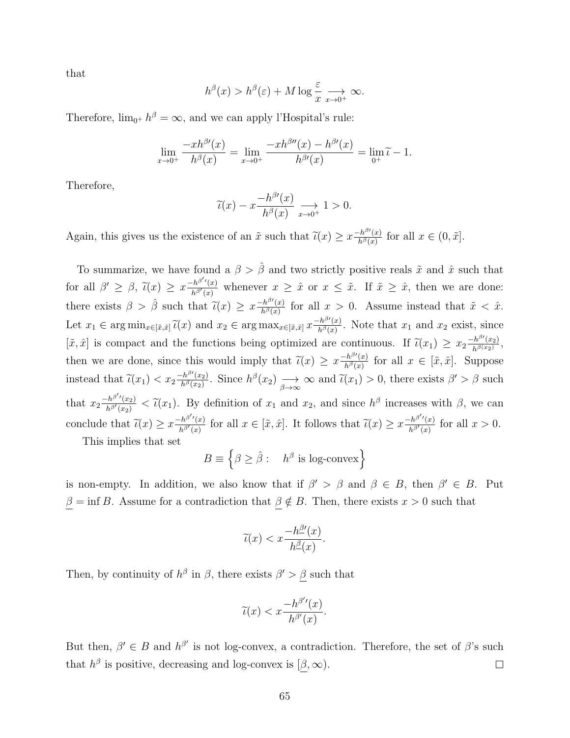that

$$h^\beta(x) > h^\beta(\varepsilon) + M \log \frac{\varepsilon}{x} \underset{x \to 0^+}{\longrightarrow} \infty.$$

Therefore, $\lim_{0^+} h^\beta = \infty$, and we can apply l'Hospital's rule:

$$\lim_{x \to 0^+} \frac{-x h^{\beta\prime}(x)}{h^\beta(x)} = \lim_{x \to 0^+} \frac{-x h^{\beta\prime\prime}(x) - h^{\beta\prime}(x)}{h^{\beta\prime}(x)} = \lim_{0^+} \widetilde{\iota} - 1.$$

Therefore,

$$\widetilde{\iota}(x) - x \frac{-h^{\beta\prime}(x)}{h^\beta(x)} \underset{x \to 0^+}{\longrightarrow} 1 > 0.$$

Again, this gives us the existence of an $\tilde{x}$ such that $\widetilde{\iota}(x) \geq x \frac{-h^{\beta\prime}(x)}{h^\beta(x)}$ for all $x \in (0, \tilde{x}]$.

To summarize, we have found a $\beta > \hat{\beta}$ and two strictly positive reals $\tilde{x}$ and $\hat{x}$ such that for all $\beta' \geq \beta$, $\widetilde{\iota}(x) \geq x \frac{-h^{\beta'\prime}(x)}{h^{\beta'}(x)}$ whenever $x \geq \hat{x}$ or $x \leq \tilde{x}$. If $\tilde{x} \geq \hat{x}$, then we are done: there exists $\beta > \hat{\beta}$ such that $\widetilde{\iota}(x) \geq x \frac{-h^{\beta\prime}(x)}{h^\beta(x)}$ for all $x > 0$. Assume instead that $\tilde{x} < \hat{x}$. Let $x_1 \in \arg\min_{x \in [\tilde{x}, \hat{x}]} \widetilde{\iota}(x)$ and $x_2 \in \arg\max_{x \in [\tilde{x}, \hat{x}]} x \frac{-h^{\beta\prime}(x)}{h^\beta(x)}$. Note that $x_1$ and $x_2$ exist, since $[\tilde{x}, \hat{x}]$ is compact and the functions being optimized are continuous. If $\widetilde{\iota}(x_1) \geq x_2 \frac{-h^{\beta\prime}(x_2)}{h^\beta(x_2)}$, then we are done, since this would imply that $\widetilde{\iota}(x) \geq x \frac{-h^{\beta\prime}(x)}{h^\beta(x)}$ for all $x \in [\tilde{x}, \hat{x}]$. Suppose instead that $\widetilde{\iota}(x_1) < x_2 \frac{-h^{\beta\prime}(x_2)}{h^\beta(x_2)}$. Since $h^\beta(x_2) \underset{\beta \to \infty}{\longrightarrow} \infty$ and $\widetilde{\iota}(x_1) > 0$, there exists $\beta' > \beta$ such that $x_2 \frac{-h^{\beta'\prime}(x_2)}{h^{\beta'}(x_2)} < \widetilde{\iota}(x_1)$. By definition of $x_1$ and $x_2$, and since $h^\beta$ increases with $\beta$, we can conclude that $\widetilde{\iota}(x) \geq x \frac{-h^{\beta'\prime}(x)}{h^{\beta'}(x)}$ for all $x \in [\tilde{x}, \hat{x}]$. It follows that $\widetilde{\iota}(x) \geq x \frac{-h^{\beta'\prime}(x)}{h^{\beta'}(x)}$ for all $x > 0$.

This implies that set

$$B \equiv \left\{ \beta \geq \hat{\beta} : \quad h^\beta \text{ is log-convex} \right\}$$

is non-empty. In addition, we also know that if $\beta' > \beta$ and $\beta \in B$, then $\beta' \in B$. Put $\underline{\beta} = \inf B$. Assume for a contradiction that $\underline{\beta} \notin B$. Then, there exists $x > 0$ such that

$$\widetilde{\iota}(x) < x \frac{-h^{\underline{\beta}\prime}(x)}{h^{\underline{\beta}}(x)}.$$

Then, by continuity of $h^\beta$ in $\beta$, there exists $\beta' > \underline{\beta}$ such that

$$\widetilde{\iota}(x) < x \frac{-h^{\beta'\prime}(x)}{h^{\beta'}(x)}.$$

But then, $\beta' \in B$ and $h^{\beta'}$ is not log-convex, a contradiction. Therefore, the set of $\beta$'s such that $h^\beta$ is positive, decreasing and log-convex is $[\underline{\beta}, \infty)$. $\square$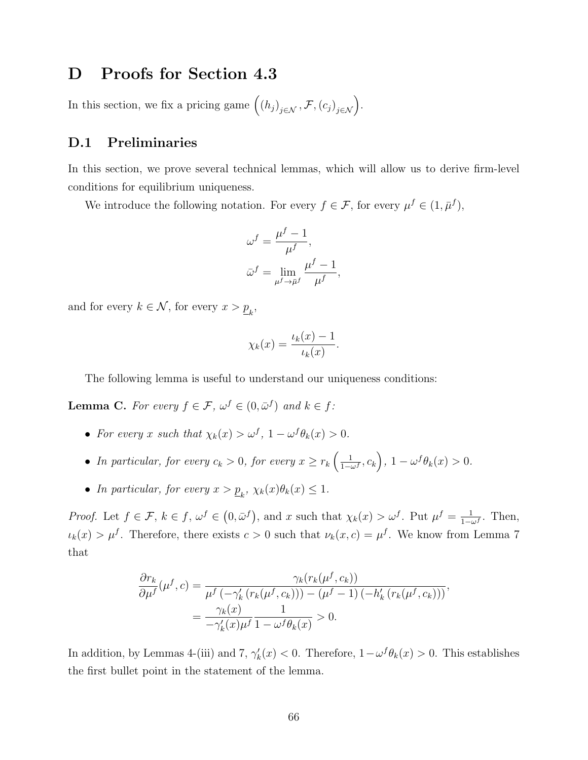# D Proofs for Section 4.3

In this section, we fix a pricing game $\left((h_j)_{j\in\mathcal{N}}, \mathcal{F}, (c_j)_{j\in\mathcal{N}}\right)$.

## D.1 Preliminaries

In this section, we prove several technical lemmas, which will allow us to derive firm-level conditions for equilibrium uniqueness.

We introduce the following notation. For every $f \in \mathcal{F}$, for every $\mu^f \in (1, \bar{\mu}^f)$,

$$\omega^f = \frac{\mu^f - 1}{\mu^f},$$

$$\bar{\omega}^f = \lim_{\mu^f \to \bar{\mu}^f} \frac{\mu^f - 1}{\mu^f},$$

and for every $k \in \mathcal{N}$, for every $x > \underline{p}_k$,

$$\chi_k(x) = \frac{\iota_k(x) - 1}{\iota_k(x)}.$$

The following lemma is useful to understand our uniqueness conditions:

**Lemma C.** *For every $f \in \mathcal{F}$, $\omega^f \in (0, \bar{\omega}^f)$ and $k \in f$:*

- *For every $x$ such that $\chi_k(x) > \omega^f$, $1 - \omega^f \theta_k(x) > 0$.*
- *In particular, for every $c_k > 0$, for every $x \geq r_k\left(\frac{1}{1-\omega^f}, c_k\right)$, $1 - \omega^f \theta_k(x) > 0$.*
- *In particular, for every $x > \underline{p}_k$, $\chi_k(x)\theta_k(x) \leq 1$.*

*Proof.* Let $f \in \mathcal{F}$, $k \in f$, $\omega^f \in \left(0, \bar{\omega}^f\right)$, and $x$ such that $\chi_k(x) > \omega^f$. Put $\mu^f = \frac{1}{1-\omega^f}$. Then, $\iota_k(x) > \mu^f$. Therefore, there exists $c > 0$ such that $\nu_k(x, c) = \mu^f$. We know from Lemma 7 that

$$\begin{aligned}
\frac{\partial r_k}{\partial \mu^f}(\mu^f, c) &= \frac{\gamma_k(r_k(\mu^f, c_k))}{\mu^f \left(-\gamma_k'\left(r_k(\mu^f, c_k)\right)\right) - (\mu^f - 1)\left(-h_k'\left(r_k(\mu^f, c_k)\right)\right)}, \\
&= \frac{\gamma_k(x)}{-\gamma_k'(x)\mu^f} \frac{1}{1 - \omega^f \theta_k(x)} > 0.
\end{aligned}$$

In addition, by Lemmas 4-(iii) and 7, $\gamma_k'(x) < 0$. Therefore, $1 - \omega^f \theta_k(x) > 0$. This establishes the first bullet point in the statement of the lemma.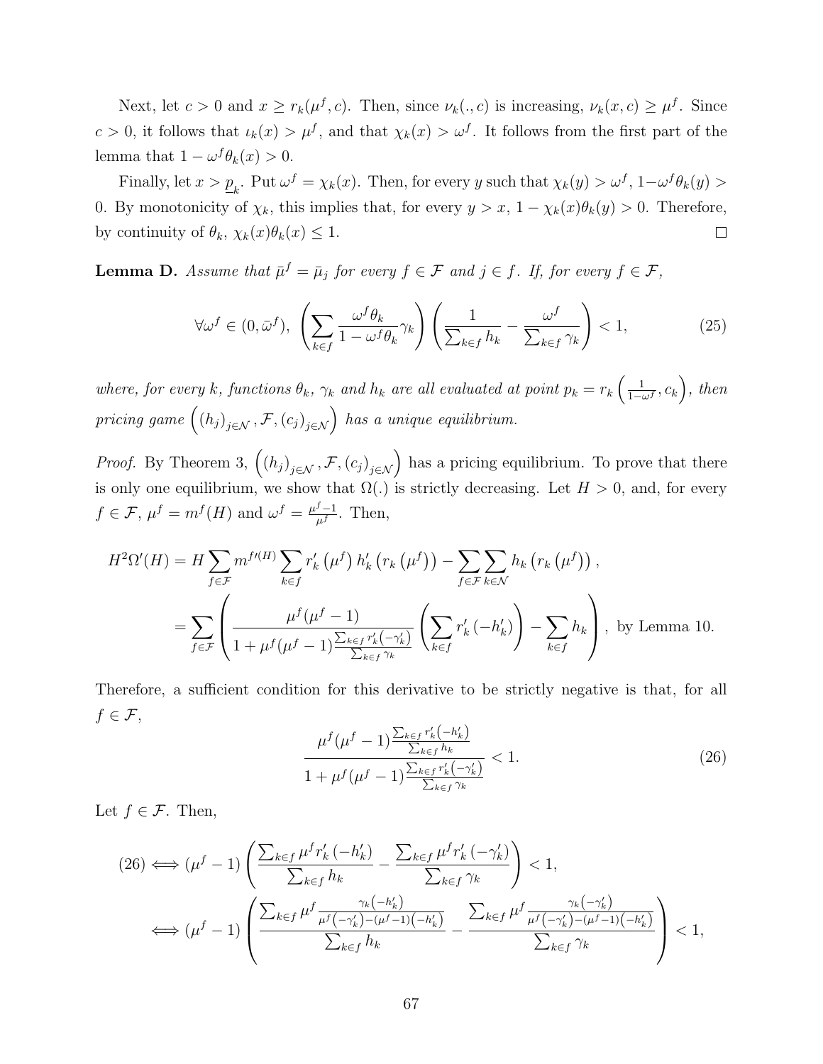Next, let $c > 0$ and $x \geq r_k(\mu^f, c)$. Then, since $\nu_k(., c)$ is increasing, $\nu_k(x, c) \geq \mu^f$. Since $c > 0$, it follows that $\iota_k(x) > \mu^f$, and that $\chi_k(x) > \omega^f$. It follows from the first part of the lemma that $1 - \omega^f \theta_k(x) > 0$.

Finally, let $x > \underline{p}_k$. Put $\omega^f = \chi_k(x)$. Then, for every $y$ such that $\chi_k(y) > \omega^f$, $1 - \omega^f \theta_k(y) > 0$. By monotonicity of $\chi_k$, this implies that, for every $y > x$, $1 - \chi_k(x)\theta_k(y) > 0$. Therefore, by continuity of $\theta_k$, $\chi_k(x)\theta_k(x) \leq 1$. □

**Lemma D.** *Assume that $\bar{\mu}^f = \bar{\mu}_j$ for every $f \in \mathcal{F}$ and $j \in f$. If, for every $f \in \mathcal{F}$,*

$$\forall \omega^f \in (0, \bar{\omega}^f), \ \left( \sum_{k \in f} \frac{\omega^f \theta_k}{1 - \omega^f \theta_k} \gamma_k \right) \left( \frac{1}{\sum_{k \in f} h_k} - \frac{\omega^f}{\sum_{k \in f} \gamma_k} \right) < 1, \tag{25}$$

*where, for every $k$, functions $\theta_k$, $\gamma_k$ and $h_k$ are all evaluated at point $p_k = r_k\left(\frac{1}{1-\omega^f}, c_k\right)$, then pricing game $\left((h_j)_{j \in \mathcal{N}}, \mathcal{F}, (c_j)_{j \in \mathcal{N}}\right)$ has a unique equilibrium.*

*Proof.* By Theorem 3, $\left((h_j)_{j \in \mathcal{N}}, \mathcal{F}, (c_j)_{j \in \mathcal{N}}\right)$ has a pricing equilibrium. To prove that there is only one equilibrium, we show that $\Omega(.)$ is strictly decreasing. Let $H > 0$, and, for every $f \in \mathcal{F}$, $\mu^f = m^f(H)$ and $\omega^f = \frac{\mu^f - 1}{\mu^f}$. Then,

$$\begin{aligned}
H^2 \Omega'(H) &= H \sum_{f \in \mathcal{F}} m^{f\prime}(H) \sum_{k \in f} r_k'\left(\mu^f\right) h_k'\left(r_k\left(\mu^f\right)\right) - \sum_{f \in \mathcal{F}} \sum_{k \in \mathcal{N}} h_k\left(r_k\left(\mu^f\right)\right), \\
&= \sum_{f \in \mathcal{F}} \left( \frac{\mu^f(\mu^f - 1)}{1 + \mu^f(\mu^f - 1)\frac{\sum_{k \in f} r_k'\left(-\gamma_k'\right)}{\sum_{k \in f} \gamma_k}} \left( \sum_{k \in f} r_k'\left(-h_k'\right) \right) - \sum_{k \in f} h_k \right), \text{ by Lemma 10.}
\end{aligned}$$

Therefore, a sufficient condition for this derivative to be strictly negative is that, for all $f \in \mathcal{F}$,

$$\frac{\mu^f(\mu^f - 1)\frac{\sum_{k \in f} r_k'\left(-h_k'\right)}{\sum_{k \in f} h_k}}{1 + \mu^f(\mu^f - 1)\frac{\sum_{k \in f} r_k'\left(-\gamma_k'\right)}{\sum_{k \in f} \gamma_k}} < 1. \tag{26}$$

Let $f \in \mathcal{F}$. Then,

$$\begin{aligned}
(26) &\iff (\mu^f - 1)\left( \frac{\sum_{k \in f} \mu^f r_k'\left(-h_k'\right)}{\sum_{k \in f} h_k} - \frac{\sum_{k \in f} \mu^f r_k'\left(-\gamma_k'\right)}{\sum_{k \in f} \gamma_k} \right) < 1, \\
&\iff (\mu^f - 1)\left( \frac{\sum_{k \in f} \mu^f \frac{\gamma_k\left(-h_k'\right)}{\mu^f\left(-\gamma_k'\right) - (\mu^f - 1)\left(-h_k'\right)}}{\sum_{k \in f} h_k} - \frac{\sum_{k \in f} \mu^f \frac{\gamma_k\left(-\gamma_k'\right)}{\mu^f\left(-\gamma_k'\right) - (\mu^f - 1)\left(-h_k'\right)}}{\sum_{k \in f} \gamma_k} \right) < 1,
\end{aligned}$$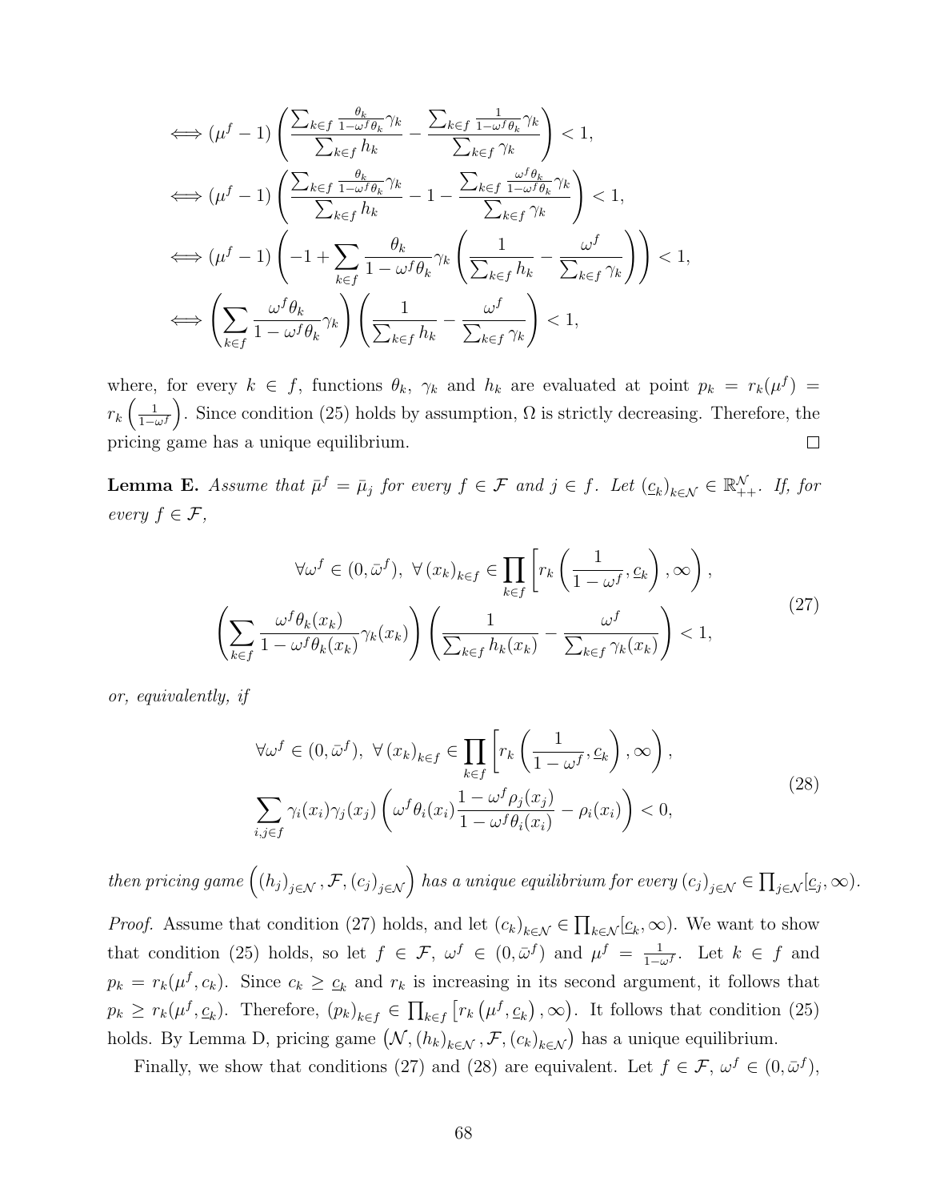$$\iff (\mu^f - 1)\left(\frac{\sum_{k\in f}\frac{\theta_k}{1-\omega^f\theta_k}\gamma_k}{\sum_{k\in f} h_k} - \frac{\sum_{k\in f}\frac{1}{1-\omega^f\theta_k}\gamma_k}{\sum_{k\in f}\gamma_k}\right) < 1,$$

$$\iff (\mu^f - 1)\left(\frac{\sum_{k\in f}\frac{\theta_k}{1-\omega^f\theta_k}\gamma_k}{\sum_{k\in f} h_k} - 1 - \frac{\sum_{k\in f}\frac{\omega^f\theta_k}{1-\omega^f\theta_k}\gamma_k}{\sum_{k\in f}\gamma_k}\right) < 1,$$

$$\iff (\mu^f - 1)\left(-1 + \sum_{k\in f}\frac{\theta_k}{1-\omega^f\theta_k}\gamma_k\left(\frac{1}{\sum_{k\in f} h_k} - \frac{\omega^f}{\sum_{k\in f}\gamma_k}\right)\right) < 1,$$

$$\iff \left(\sum_{k\in f}\frac{\omega^f\theta_k}{1-\omega^f\theta_k}\gamma_k\right)\left(\frac{1}{\sum_{k\in f} h_k} - \frac{\omega^f}{\sum_{k\in f}\gamma_k}\right) < 1,$$

where, for every $k \in f$, functions $\theta_k$, $\gamma_k$ and $h_k$ are evaluated at point $p_k = r_k(\mu^f) = r_k\left(\frac{1}{1-\omega^f}\right)$. Since condition (25) holds by assumption, $\Omega$ is strictly decreasing. Therefore, the pricing game has a unique equilibrium. $\square$

**Lemma E.** *Assume that $\bar{\mu}^f = \bar{\mu}_j$ for every $f \in \mathcal{F}$ and $j \in f$. Let $(\underline{c}_k)_{k\in\mathcal{N}} \in \mathbb{R}^{\mathcal{N}}_{++}$. If, for every $f \in \mathcal{F}$,*

$$\forall \omega^f \in (0, \bar{\omega}^f),\ \forall (x_k)_{k\in f} \in \prod_{k\in f}\left[r_k\left(\frac{1}{1-\omega^f}, \underline{c}_k\right), \infty\right),$$
$$\left(\sum_{k\in f}\frac{\omega^f\theta_k(x_k)}{1-\omega^f\theta_k(x_k)}\gamma_k(x_k)\right)\left(\frac{1}{\sum_{k\in f} h_k(x_k)} - \frac{\omega^f}{\sum_{k\in f}\gamma_k(x_k)}\right) < 1, \tag{27}$$

*or, equivalently, if*

$$\forall \omega^f \in (0, \bar{\omega}^f),\ \forall (x_k)_{k\in f} \in \prod_{k\in f}\left[r_k\left(\frac{1}{1-\omega^f}, \underline{c}_k\right), \infty\right),$$
$$\sum_{i,j\in f}\gamma_i(x_i)\gamma_j(x_j)\left(\omega^f\theta_i(x_i)\frac{1-\omega^f\rho_j(x_j)}{1-\omega^f\theta_i(x_i)} - \rho_i(x_i)\right) < 0, \tag{28}$$

*then pricing game $\left((h_j)_{j\in\mathcal{N}}, \mathcal{F}, (c_j)_{j\in\mathcal{N}}\right)$ has a unique equilibrium for every $(c_j)_{j\in\mathcal{N}} \in \prod_{j\in\mathcal{N}}[\underline{c}_j, \infty)$.*

*Proof.* Assume that condition (27) holds, and let $(c_k)_{k\in\mathcal{N}} \in \prod_{k\in\mathcal{N}}[\underline{c}_k, \infty)$. We want to show that condition (25) holds, so let $f \in \mathcal{F}$, $\omega^f \in (0, \bar{\omega}^f)$ and $\mu^f = \frac{1}{1-\omega^f}$. Let $k \in f$ and $p_k = r_k(\mu^f, c_k)$. Since $c_k \geq \underline{c}_k$ and $r_k$ is increasing in its second argument, it follows that $p_k \geq r_k(\mu^f, \underline{c}_k)$. Therefore, $(p_k)_{k\in f} \in \prod_{k\in f}\left[r_k\left(\mu^f, \underline{c}_k\right), \infty\right)$. It follows that condition (25) holds. By Lemma D, pricing game $\left(\mathcal{N}, (h_k)_{k\in\mathcal{N}}, \mathcal{F}, (c_k)_{k\in\mathcal{N}}\right)$ has a unique equilibrium.

Finally, we show that conditions (27) and (28) are equivalent. Let $f \in \mathcal{F}$, $\omega^f \in (0, \bar{\omega}^f)$,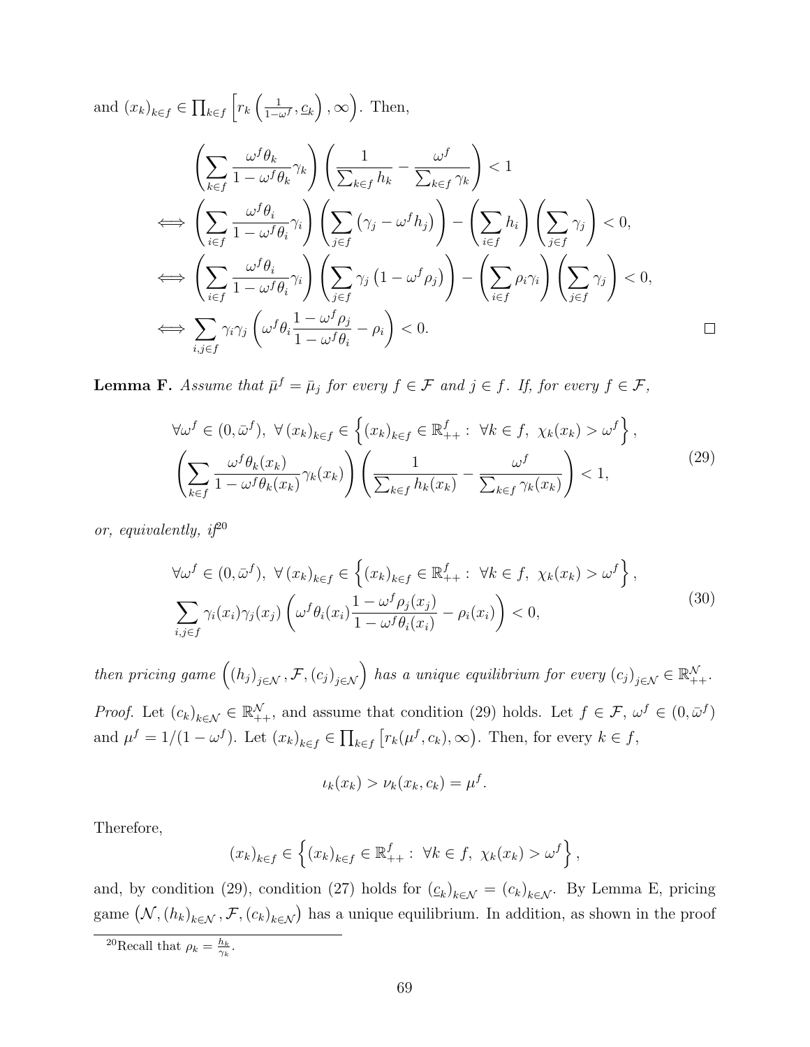and $(x_k)_{k\in f} \in \prod_{k\in f} \left[r_k\left(\frac{1}{1-\omega^f}, \underline{c}_k\right), \infty\right)$. Then,

$$
\begin{aligned}
&\left(\sum_{k\in f} \frac{\omega^f \theta_k}{1-\omega^f\theta_k}\gamma_k\right)\left(\frac{1}{\sum_{k\in f} h_k} - \frac{\omega^f}{\sum_{k\in f}\gamma_k}\right) < 1 \\
\iff &\left(\sum_{i\in f} \frac{\omega^f \theta_i}{1-\omega^f\theta_i}\gamma_i\right)\left(\sum_{j\in f}\left(\gamma_j - \omega^f h_j\right)\right) - \left(\sum_{i\in f} h_i\right)\left(\sum_{j\in f}\gamma_j\right) < 0, \\
\iff &\left(\sum_{i\in f} \frac{\omega^f \theta_i}{1-\omega^f\theta_i}\gamma_i\right)\left(\sum_{j\in f}\gamma_j\left(1 - \omega^f \rho_j\right)\right) - \left(\sum_{i\in f} \rho_i\gamma_i\right)\left(\sum_{j\in f}\gamma_j\right) < 0, \\
\iff &\sum_{i,j\in f}\gamma_i\gamma_j\left(\omega^f\theta_i\frac{1-\omega^f\rho_j}{1-\omega^f\theta_i} - \rho_i\right) < 0.
\end{aligned}
$$

□

**Lemma F.** *Assume that $\bar{\mu}^f = \bar{\mu}_j$ for every $f \in \mathcal{F}$ and $j \in f$. If, for every $f \in \mathcal{F}$,*

$$
\begin{aligned}
&\forall \omega^f \in (0, \bar{\omega}^f),\ \forall (x_k)_{k\in f} \in \left\{(x_k)_{k\in f} \in \mathbb{R}^f_{++} :\ \forall k \in f,\ \chi_k(x_k) > \omega^f\right\}, \\
&\left(\sum_{k\in f} \frac{\omega^f \theta_k(x_k)}{1-\omega^f\theta_k(x_k)}\gamma_k(x_k)\right)\left(\frac{1}{\sum_{k\in f} h_k(x_k)} - \frac{\omega^f}{\sum_{k\in f}\gamma_k(x_k)}\right) < 1,
\end{aligned}
\tag{29}
$$

*or, equivalently, if*[20]

$$
\begin{aligned}
&\forall \omega^f \in (0, \bar{\omega}^f),\ \forall (x_k)_{k\in f} \in \left\{(x_k)_{k\in f} \in \mathbb{R}^f_{++} :\ \forall k \in f,\ \chi_k(x_k) > \omega^f\right\}, \\
&\sum_{i,j\in f}\gamma_i(x_i)\gamma_j(x_j)\left(\omega^f\theta_i(x_i)\frac{1-\omega^f\rho_j(x_j)}{1-\omega^f\theta_i(x_i)} - \rho_i(x_i)\right) < 0,
\end{aligned}
\tag{30}
$$

*then pricing game $\left((h_j)_{j\in\mathcal{N}}, \mathcal{F}, (c_j)_{j\in\mathcal{N}}\right)$ has a unique equilibrium for every $(c_j)_{j\in\mathcal{N}} \in \mathbb{R}^{\mathcal{N}}_{++}$.*

*Proof.* Let $(c_k)_{k\in\mathcal{N}} \in \mathbb{R}^{\mathcal{N}}_{++}$, and assume that condition (29) holds. Let $f \in \mathcal{F}$, $\omega^f \in (0, \bar{\omega}^f)$ and $\mu^f = 1/(1-\omega^f)$. Let $(x_k)_{k\in f} \in \prod_{k\in f}\left[r_k(\mu^f, c_k), \infty\right)$. Then, for every $k \in f$,

$$
\iota_k(x_k) > \nu_k(x_k, c_k) = \mu^f.
$$

Therefore,

$$
(x_k)_{k\in f} \in \left\{(x_k)_{k\in f} \in \mathbb{R}^f_{++} :\ \forall k \in f,\ \chi_k(x_k) > \omega^f\right\},
$$

and, by condition (29), condition (27) holds for $(\underline{c}_k)_{k\in\mathcal{N}} = (c_k)_{k\in\mathcal{N}}$. By Lemma E, pricing game $\left(\mathcal{N}, (h_k)_{k\in\mathcal{N}}, \mathcal{F}, (c_k)_{k\in\mathcal{N}}\right)$ has a unique equilibrium. In addition, as shown in the proof

[20] Recall that $\rho_k = \frac{h_k}{\gamma_k}$.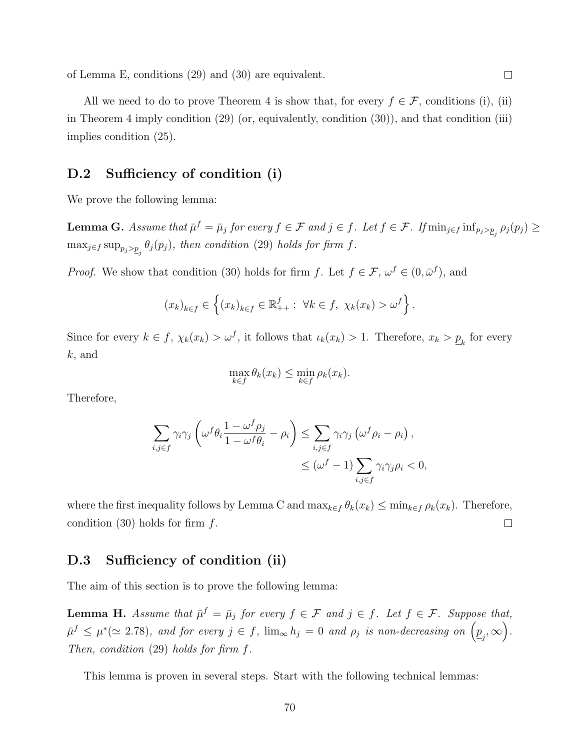of Lemma E, conditions (29) and (30) are equivalent. □

All we need to do to prove Theorem 4 is show that, for every $f \in \mathcal{F}$, conditions (i), (ii) in Theorem 4 imply condition (29) (or, equivalently, condition (30)), and that condition (iii) implies condition (25).

## D.2 Sufficiency of condition (i)

We prove the following lemma:

**Lemma G.** *Assume that $\bar{\mu}^f = \bar{\mu}_j$ for every $f \in \mathcal{F}$ and $j \in f$. Let $f \in \mathcal{F}$. If $\min_{j \in f} \inf_{p_j > \underline{p}_j} \rho_j(p_j) \geq \max_{j \in f} \sup_{p_j > \underline{p}_j} \theta_j(p_j)$, then condition (29) holds for firm $f$.*

*Proof.* We show that condition (30) holds for firm $f$. Let $f \in \mathcal{F}$, $\omega^f \in (0, \bar{\omega}^f)$, and

$$(x_k)_{k \in f} \in \left\{ (x_k)_{k \in f} \in \mathbb{R}^f_{++} : \ \forall k \in f, \ \chi_k(x_k) > \omega^f \right\}.$$

Since for every $k \in f$, $\chi_k(x_k) > \omega^f$, it follows that $\iota_k(x_k) > 1$. Therefore, $x_k > \underline{p}_k$ for every $k$, and

$$\max_{k \in f} \theta_k(x_k) \leq \min_{k \in f} \rho_k(x_k).$$

Therefore,

$$\begin{aligned}
\sum_{i,j \in f} \gamma_i \gamma_j \left( \omega^f \theta_i \frac{1 - \omega^f \rho_j}{1 - \omega^f \theta_i} - \rho_i \right) &\leq \sum_{i,j \in f} \gamma_i \gamma_j \left( \omega^f \rho_i - \rho_i \right), \\
&\leq (\omega^f - 1) \sum_{i,j \in f} \gamma_i \gamma_j \rho_i < 0,
\end{aligned}$$

where the first inequality follows by Lemma C and $\max_{k \in f} \theta_k(x_k) \leq \min_{k \in f} \rho_k(x_k)$. Therefore, condition (30) holds for firm $f$. □

## D.3 Sufficiency of condition (ii)

The aim of this section is to prove the following lemma:

**Lemma H.** *Assume that $\bar{\mu}^f = \bar{\mu}_j$ for every $f \in \mathcal{F}$ and $j \in f$. Let $f \in \mathcal{F}$. Suppose that, $\bar{\mu}^f \leq \mu^* (\simeq 2.78)$, and for every $j \in f$, $\lim_\infty h_j = 0$ and $\rho_j$ is non-decreasing on $\left(\underline{p}_j, \infty\right)$. Then, condition (29) holds for firm $f$.*

This lemma is proven in several steps. Start with the following technical lemmas: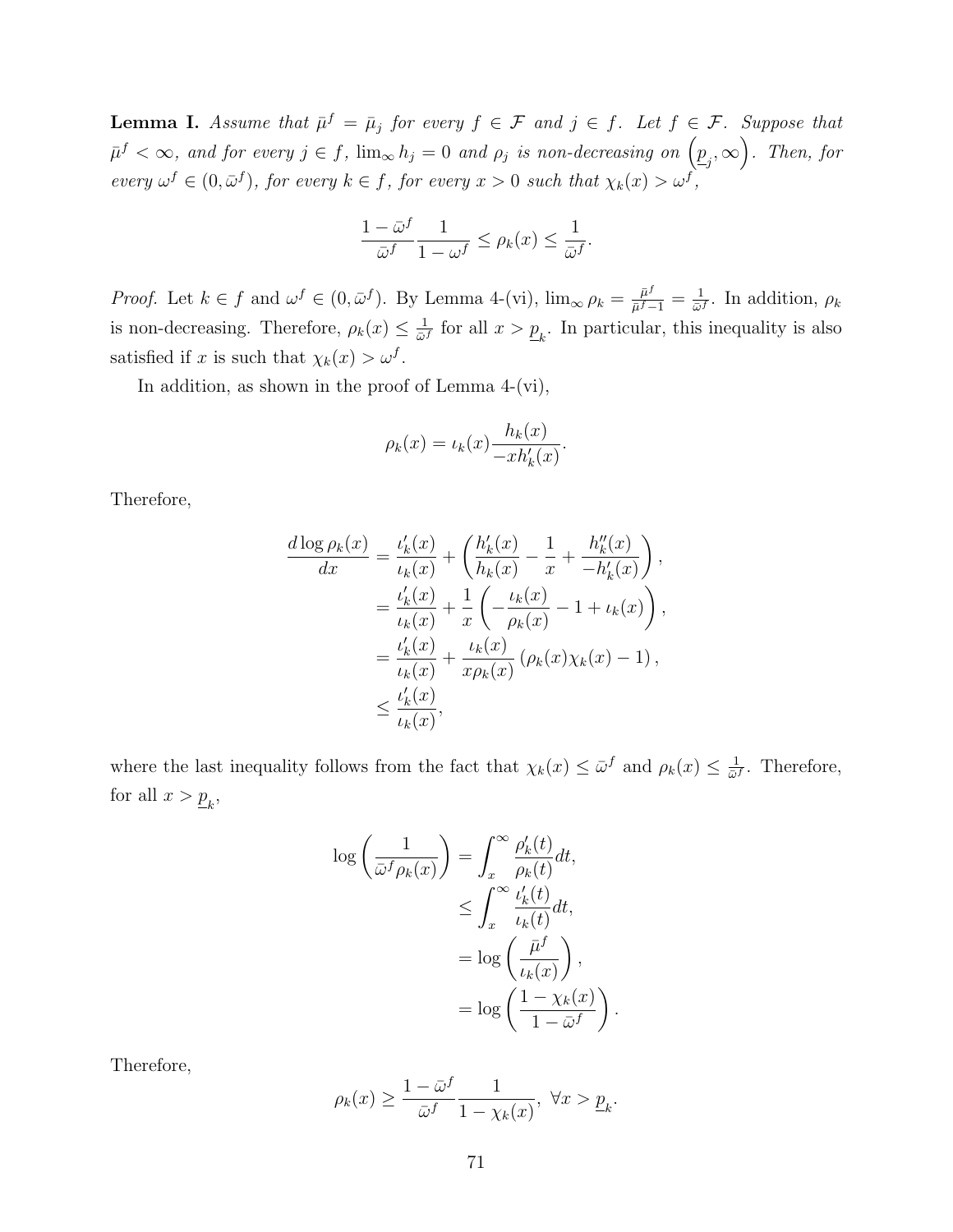**Lemma I.** *Assume that $\bar{\mu}^f = \bar{\mu}_j$ for every $f \in \mathcal{F}$ and $j \in f$. Let $f \in \mathcal{F}$. Suppose that $\bar{\mu}^f < \infty$, and for every $j \in f$, $\lim_\infty h_j = 0$ and $\rho_j$ is non-decreasing on $\left(\underline{p}_j, \infty\right)$. Then, for every $\omega^f \in (0, \bar{\omega}^f)$, for every $k \in f$, for every $x > 0$ such that $\chi_k(x) > \omega^f$,*

$$\frac{1-\bar{\omega}^f}{\bar{\omega}^f}\frac{1}{1-\omega^f} \leq \rho_k(x) \leq \frac{1}{\bar{\omega}^f}.$$

*Proof.* Let $k \in f$ and $\omega^f \in (0, \bar{\omega}^f)$. By Lemma 4-(vi), $\lim_\infty \rho_k = \frac{\bar{\mu}^f}{\bar{\mu}^f - 1} = \frac{1}{\bar{\omega}^f}$. In addition, $\rho_k$ is non-decreasing. Therefore, $\rho_k(x) \leq \frac{1}{\bar{\omega}^f}$ for all $x > \underline{p}_k$. In particular, this inequality is also satisfied if $x$ is such that $\chi_k(x) > \omega^f$.

In addition, as shown in the proof of Lemma 4-(vi),

$$\rho_k(x) = \iota_k(x)\frac{h_k(x)}{-xh_k'(x)}.$$

Therefore,

$$\begin{aligned}
\frac{d\log\rho_k(x)}{dx} &= \frac{\iota_k'(x)}{\iota_k(x)} + \left(\frac{h_k'(x)}{h_k(x)} - \frac{1}{x} + \frac{h_k''(x)}{-h_k'(x)}\right), \\
&= \frac{\iota_k'(x)}{\iota_k(x)} + \frac{1}{x}\left(-\frac{\iota_k(x)}{\rho_k(x)} - 1 + \iota_k(x)\right), \\
&= \frac{\iota_k'(x)}{\iota_k(x)} + \frac{\iota_k(x)}{x\rho_k(x)}\left(\rho_k(x)\chi_k(x) - 1\right), \\
&\leq \frac{\iota_k'(x)}{\iota_k(x)},
\end{aligned}$$

where the last inequality follows from the fact that $\chi_k(x) \leq \bar{\omega}^f$ and $\rho_k(x) \leq \frac{1}{\bar{\omega}^f}$. Therefore, for all $x > \underline{p}_k$,

$$\begin{aligned}
\log\left(\frac{1}{\bar{\omega}^f\rho_k(x)}\right) &= \int_x^\infty \frac{\rho_k'(t)}{\rho_k(t)}dt, \\
&\leq \int_x^\infty \frac{\iota_k'(t)}{\iota_k(t)}dt, \\
&= \log\left(\frac{\bar{\mu}^f}{\iota_k(x)}\right), \\
&= \log\left(\frac{1-\chi_k(x)}{1-\bar{\omega}^f}\right).
\end{aligned}$$

Therefore,

$$\rho_k(x) \geq \frac{1-\bar{\omega}^f}{\bar{\omega}^f}\frac{1}{1-\chi_k(x)},\ \forall x > \underline{p}_k.$$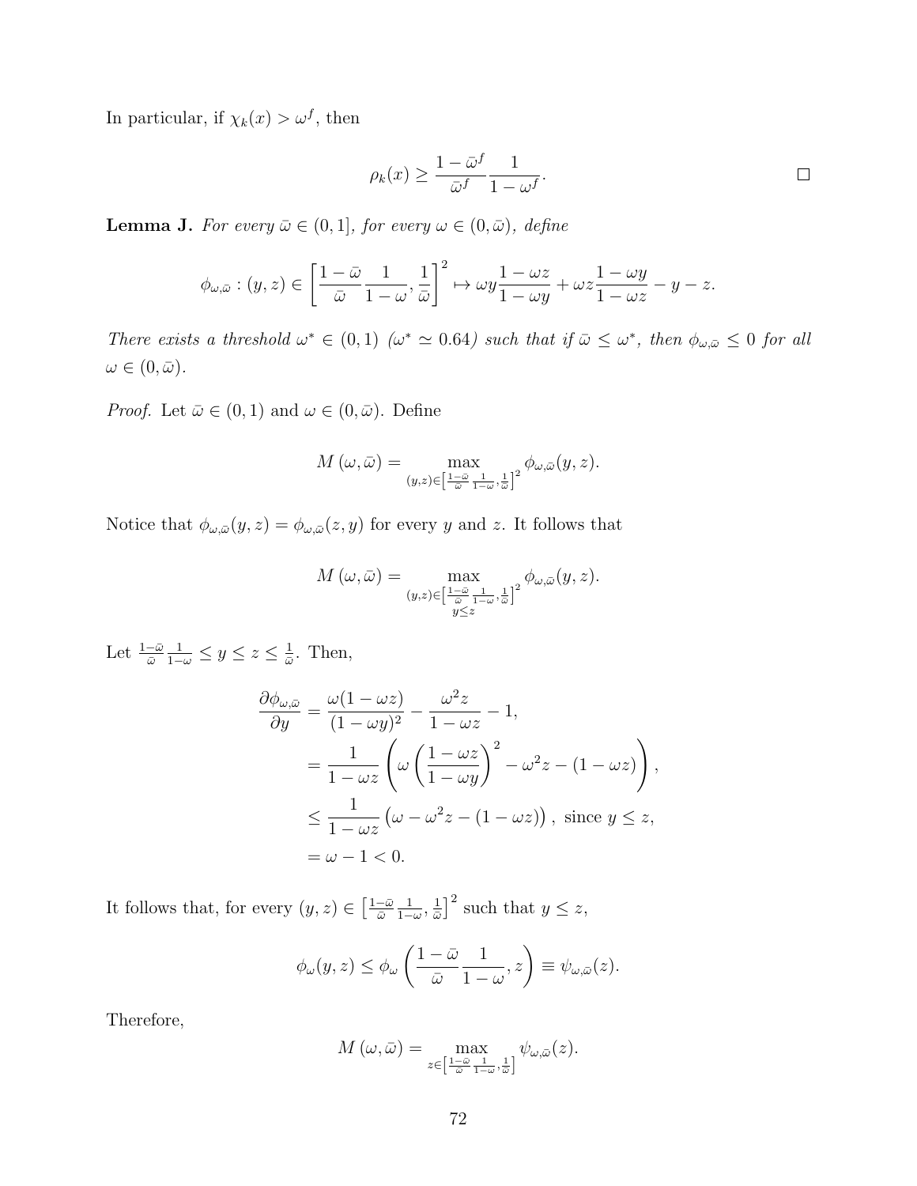In particular, if $\chi_k(x) > \omega^f$, then

$$\rho_k(x) \geq \frac{1-\bar{\omega}^f}{\bar{\omega}^f}\frac{1}{1-\omega^f}. \qquad \square$$

**Lemma J.** *For every $\bar{\omega} \in (0,1]$, for every $\omega \in (0,\bar{\omega})$, define*

$$\phi_{\omega,\bar{\omega}} : (y,z) \in \left[\frac{1-\bar{\omega}}{\bar{\omega}}\frac{1}{1-\omega}, \frac{1}{\bar{\omega}}\right]^2 \mapsto \omega y \frac{1-\omega z}{1-\omega y} + \omega z \frac{1-\omega y}{1-\omega z} - y - z.$$

*There exists a threshold $\omega^* \in (0,1)$ ($\omega^* \simeq 0.64$) such that if $\bar{\omega} \leq \omega^*$, then $\phi_{\omega,\bar{\omega}} \leq 0$ for all $\omega \in (0,\bar{\omega})$.*

*Proof.* Let $\bar{\omega} \in (0,1)$ and $\omega \in (0,\bar{\omega})$. Define

$$M(\omega,\bar{\omega}) = \max_{(y,z)\in\left[\frac{1-\bar{\omega}}{\bar{\omega}}\frac{1}{1-\omega},\frac{1}{\bar{\omega}}\right]^2} \phi_{\omega,\bar{\omega}}(y,z).$$

Notice that $\phi_{\omega,\bar{\omega}}(y,z) = \phi_{\omega,\bar{\omega}}(z,y)$ for every $y$ and $z$. It follows that

$$M(\omega,\bar{\omega}) = \max_{\substack{(y,z)\in\left[\frac{1-\bar{\omega}}{\bar{\omega}}\frac{1}{1-\omega},\frac{1}{\bar{\omega}}\right]^2 \\ y\leq z}} \phi_{\omega,\bar{\omega}}(y,z).$$

Let $\frac{1-\bar{\omega}}{\bar{\omega}}\frac{1}{1-\omega} \leq y \leq z \leq \frac{1}{\bar{\omega}}$. Then,

$$\begin{aligned}
\frac{\partial \phi_{\omega,\bar{\omega}}}{\partial y} &= \frac{\omega(1-\omega z)}{(1-\omega y)^2} - \frac{\omega^2 z}{1-\omega z} - 1, \\
&= \frac{1}{1-\omega z}\left(\omega\left(\frac{1-\omega z}{1-\omega y}\right)^2 - \omega^2 z - (1-\omega z)\right), \\
&\leq \frac{1}{1-\omega z}\left(\omega - \omega^2 z - (1-\omega z)\right), \text{ since } y \leq z, \\
&= \omega - 1 < 0.
\end{aligned}$$

It follows that, for every $(y,z) \in \left[\frac{1-\bar{\omega}}{\bar{\omega}}\frac{1}{1-\omega},\frac{1}{\bar{\omega}}\right]^2$ such that $y \leq z$,

$$\phi_\omega(y,z) \leq \phi_\omega\left(\frac{1-\bar{\omega}}{\bar{\omega}}\frac{1}{1-\omega}, z\right) \equiv \psi_{\omega,\bar{\omega}}(z).$$

Therefore,

$$M(\omega,\bar{\omega}) = \max_{z\in\left[\frac{1-\bar{\omega}}{\bar{\omega}}\frac{1}{1-\omega},\frac{1}{\bar{\omega}}\right]} \psi_{\omega,\bar{\omega}}(z).$$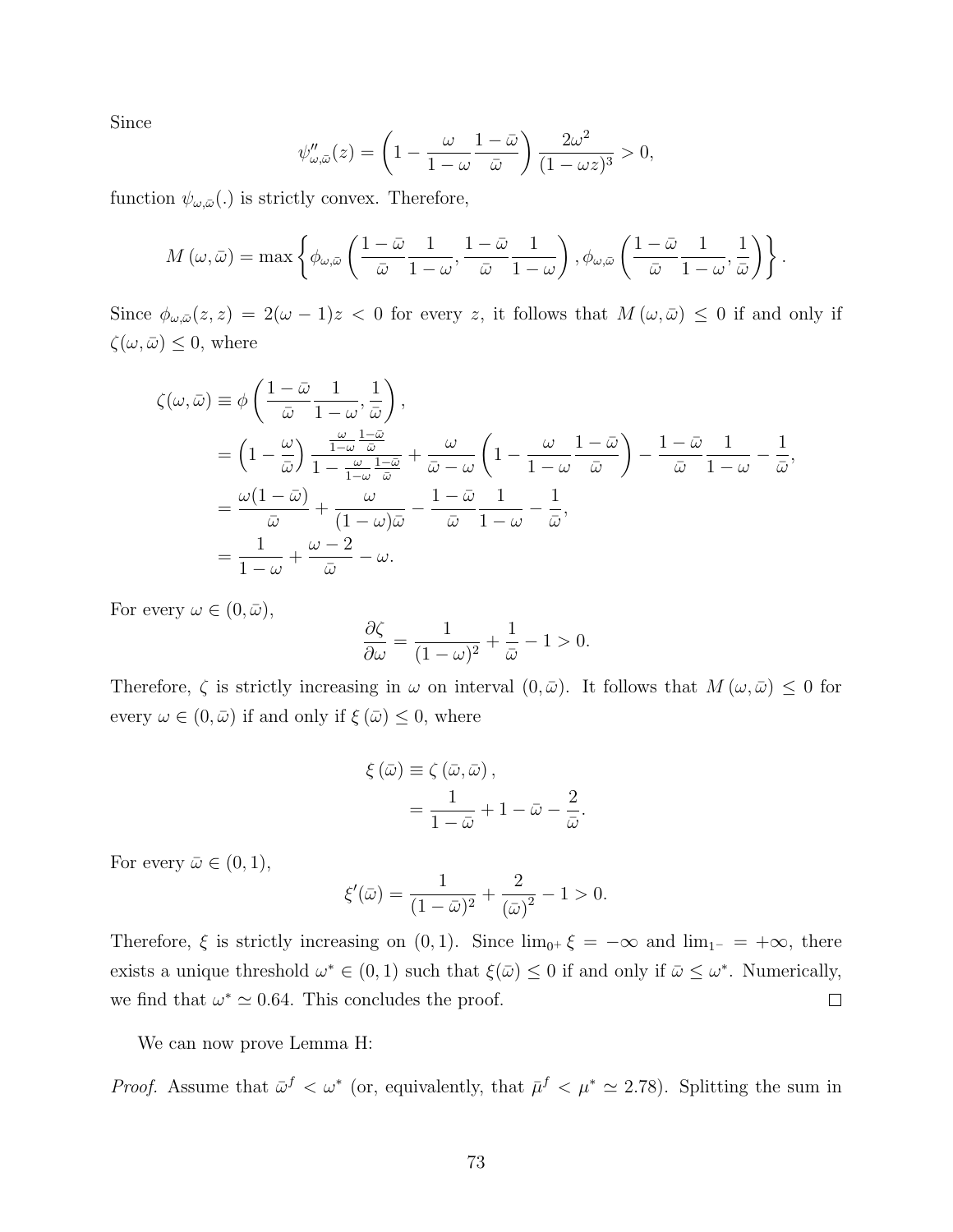Since

$$\psi''_{\omega,\bar{\omega}}(z) = \left(1 - \frac{\omega}{1-\omega}\frac{1-\bar{\omega}}{\bar{\omega}}\right)\frac{2\omega^2}{(1-\omega z)^3} > 0,$$

function $\psi_{\omega,\bar{\omega}}(.)$ is strictly convex. Therefore,

$$M\left(\omega, \bar{\omega}\right) = \max\left\{\phi_{\omega,\bar{\omega}}\left(\frac{1-\bar{\omega}}{\bar{\omega}}\frac{1}{1-\omega}, \frac{1-\bar{\omega}}{\bar{\omega}}\frac{1}{1-\omega}\right), \phi_{\omega,\bar{\omega}}\left(\frac{1-\bar{\omega}}{\bar{\omega}}\frac{1}{1-\omega}, \frac{1}{\bar{\omega}}\right)\right\}.$$

Since $\phi_{\omega,\bar{\omega}}(z,z) = 2(\omega-1)z < 0$ for every $z$, it follows that $M\left(\omega,\bar{\omega}\right) \leq 0$ if and only if $\zeta(\omega,\bar{\omega}) \leq 0$, where

$$\begin{aligned}
\zeta(\omega,\bar{\omega}) &\equiv \phi\left(\frac{1-\bar{\omega}}{\bar{\omega}}\frac{1}{1-\omega}, \frac{1}{\bar{\omega}}\right), \\
&= \left(1-\frac{\omega}{\bar{\omega}}\right)\frac{\frac{\omega}{1-\omega}\frac{1-\bar{\omega}}{\bar{\omega}}}{1-\frac{\omega}{1-\omega}\frac{1-\bar{\omega}}{\bar{\omega}}} + \frac{\omega}{\bar{\omega}-\omega}\left(1-\frac{\omega}{1-\omega}\frac{1-\bar{\omega}}{\bar{\omega}}\right) - \frac{1-\bar{\omega}}{\bar{\omega}}\frac{1}{1-\omega} - \frac{1}{\bar{\omega}}, \\
&= \frac{\omega(1-\bar{\omega})}{\bar{\omega}} + \frac{\omega}{(1-\omega)\bar{\omega}} - \frac{1-\bar{\omega}}{\bar{\omega}}\frac{1}{1-\omega} - \frac{1}{\bar{\omega}}, \\
&= \frac{1}{1-\omega} + \frac{\omega-2}{\bar{\omega}} - \omega.
\end{aligned}$$

For every $\omega \in (0,\bar{\omega})$,

$$\frac{\partial \zeta}{\partial \omega} = \frac{1}{(1-\omega)^2} + \frac{1}{\bar{\omega}} - 1 > 0.$$

Therefore, $\zeta$ is strictly increasing in $\omega$ on interval $(0,\bar{\omega})$. It follows that $M\left(\omega,\bar{\omega}\right) \leq 0$ for every $\omega \in (0,\bar{\omega})$ if and only if $\xi\left(\bar{\omega}\right) \leq 0$, where

$$\begin{aligned}
\xi\left(\bar{\omega}\right) &\equiv \zeta\left(\bar{\omega},\bar{\omega}\right), \\
&= \frac{1}{1-\bar{\omega}} + 1 - \bar{\omega} - \frac{2}{\bar{\omega}}.
\end{aligned}$$

For every $\bar{\omega} \in (0,1)$,

$$\xi'(\bar{\omega}) = \frac{1}{(1-\bar{\omega})^2} + \frac{2}{\left(\bar{\omega}\right)^2} - 1 > 0.$$

Therefore, $\xi$ is strictly increasing on $(0,1)$. Since $\lim_{0^+}\xi = -\infty$ and $\lim_{1^-} = +\infty$, there exists a unique threshold $\omega^* \in (0,1)$ such that $\xi(\bar{\omega}) \leq 0$ if and only if $\bar{\omega} \leq \omega^*$. Numerically, we find that $\omega^* \simeq 0.64$. This concludes the proof. $\square$

We can now prove Lemma H:

*Proof.* Assume that $\bar{\omega}^f < \omega^*$ (or, equivalently, that $\bar{\mu}^f < \mu^* \simeq 2.78$). Splitting the sum in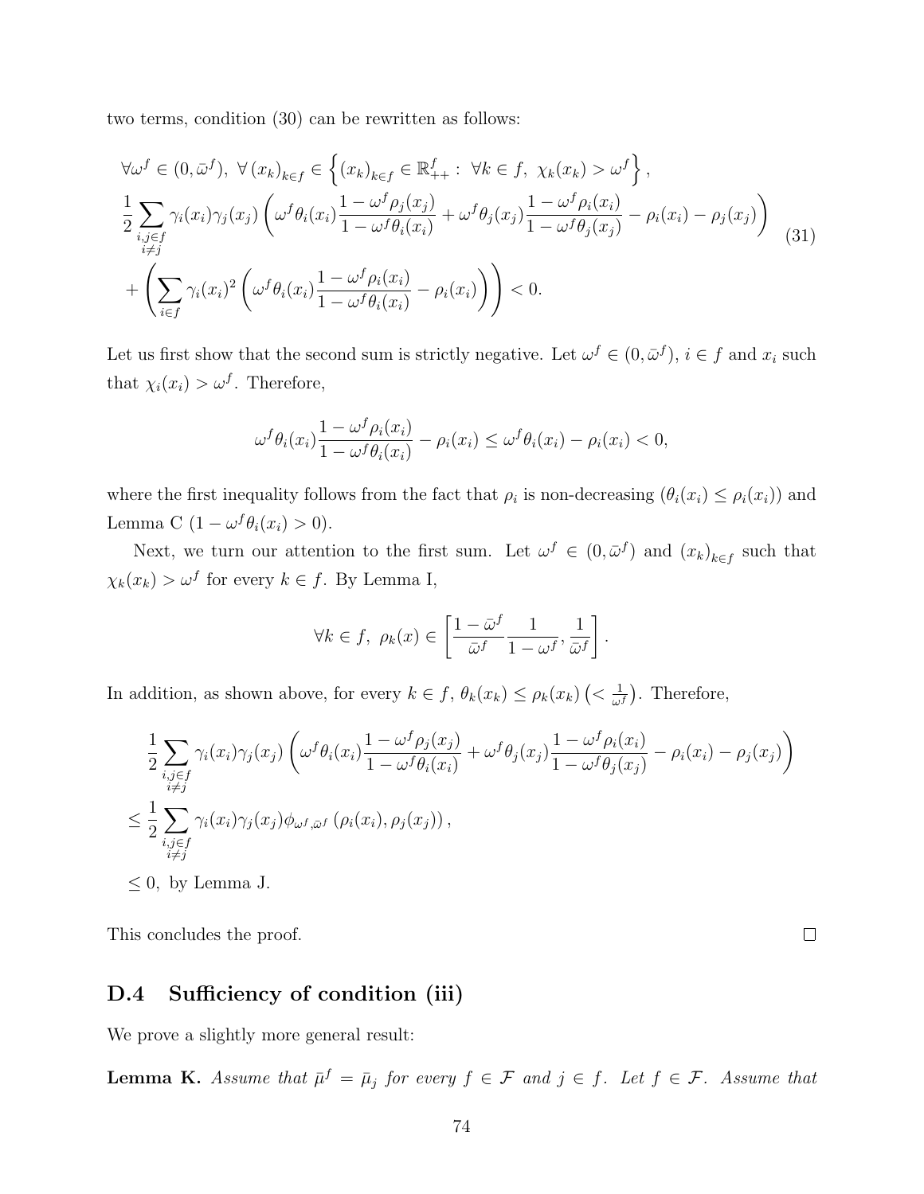two terms, condition (30) can be rewritten as follows:

$$
\begin{aligned}
&\forall \omega^f \in (0, \bar{\omega}^f),\ \forall \left(x_k\right)_{k \in f} \in \left\{ \left(x_k\right)_{k \in f} \in \mathbb{R}^f_{++} :\ \forall k \in f,\ \chi_k(x_k) > \omega^f \right\}, \\
&\frac{1}{2} \sum_{\substack{i,j \in f \\ i \neq j}} \gamma_i(x_i)\gamma_j(x_j) \left( \omega^f \theta_i(x_i) \frac{1 - \omega^f \rho_j(x_j)}{1 - \omega^f \theta_i(x_i)} + \omega^f \theta_j(x_j) \frac{1 - \omega^f \rho_i(x_i)}{1 - \omega^f \theta_j(x_j)} - \rho_i(x_i) - \rho_j(x_j) \right) \\
&+ \left( \sum_{i \in f} \gamma_i(x_i)^2 \left( \omega^f \theta_i(x_i) \frac{1 - \omega^f \rho_i(x_i)}{1 - \omega^f \theta_i(x_i)} - \rho_i(x_i) \right) \right) < 0.
\end{aligned}
\tag{31}
$$

Let us first show that the second sum is strictly negative. Let $\omega^f \in (0, \bar{\omega}^f)$, $i \in f$ and $x_i$ such that $\chi_i(x_i) > \omega^f$. Therefore,

$$
\omega^f \theta_i(x_i) \frac{1 - \omega^f \rho_i(x_i)}{1 - \omega^f \theta_i(x_i)} - \rho_i(x_i) \leq \omega^f \theta_i(x_i) - \rho_i(x_i) < 0,
$$

where the first inequality follows from the fact that $\rho_i$ is non-decreasing ($\theta_i(x_i) \leq \rho_i(x_i)$) and Lemma C ($1 - \omega^f \theta_i(x_i) > 0$).

Next, we turn our attention to the first sum. Let $\omega^f \in (0, \bar{\omega}^f)$ and $\left(x_k\right)_{k \in f}$ such that $\chi_k(x_k) > \omega^f$ for every $k \in f$. By Lemma I,

$$
\forall k \in f,\ \rho_k(x) \in \left[ \frac{1 - \bar{\omega}^f}{\bar{\omega}^f} \frac{1}{1 - \omega^f}, \frac{1}{\bar{\omega}^f} \right].
$$

In addition, as shown above, for every $k \in f$, $\theta_k(x_k) \leq \rho_k(x_k) \left( < \frac{1}{\omega^f} \right)$. Therefore,

$$
\begin{aligned}
&\frac{1}{2} \sum_{\substack{i,j \in f \\ i \neq j}} \gamma_i(x_i)\gamma_j(x_j) \left( \omega^f \theta_i(x_i) \frac{1 - \omega^f \rho_j(x_j)}{1 - \omega^f \theta_i(x_i)} + \omega^f \theta_j(x_j) \frac{1 - \omega^f \rho_i(x_i)}{1 - \omega^f \theta_j(x_j)} - \rho_i(x_i) - \rho_j(x_j) \right) \\
&\leq \frac{1}{2} \sum_{\substack{i,j \in f \\ i \neq j}} \gamma_i(x_i)\gamma_j(x_j) \phi_{\omega^f, \bar{\omega}^f} \left( \rho_i(x_i), \rho_j(x_j) \right), \\
&\leq 0, \text{ by Lemma J.}
\end{aligned}
$$

This concludes the proof. $\square$

## D.4 Sufficiency of condition (iii)

We prove a slightly more general result:

**Lemma K.** *Assume that $\bar{\mu}^f = \bar{\mu}_j$ for every $f \in \mathcal{F}$ and $j \in f$. Let $f \in \mathcal{F}$. Assume that*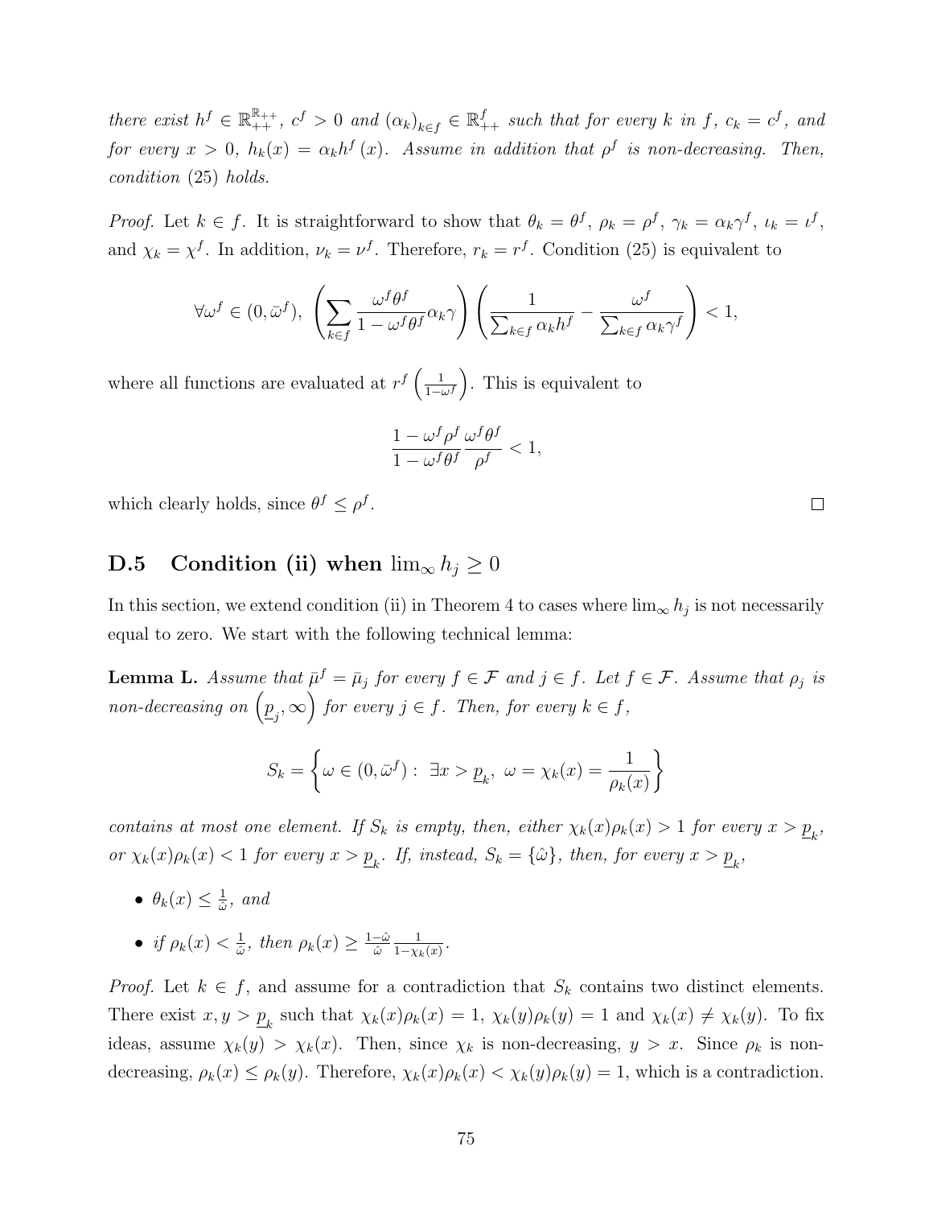*there exist $h^f \in \mathbb{R}_{++}^{\mathbb{R}_{++}}$, $c^f > 0$ and $(\alpha_k)_{k\in f} \in \mathbb{R}_{++}^f$ such that for every $k$ in $f$, $c_k = c^f$, and for every $x > 0$, $h_k(x) = \alpha_k h^f(x)$. Assume in addition that $\rho^f$ is non-decreasing. Then, condition (25) holds.*

*Proof.* Let $k \in f$. It is straightforward to show that $\theta_k = \theta^f$, $\rho_k = \rho^f$, $\gamma_k = \alpha_k \gamma^f$, $\iota_k = \iota^f$, and $\chi_k = \chi^f$. In addition, $\nu_k = \nu^f$. Therefore, $r_k = r^f$. Condition (25) is equivalent to

$$\forall \omega^f \in (0, \bar{\omega}^f),\ \left(\sum_{k\in f} \frac{\omega^f \theta^f}{1 - \omega^f \theta^f} \alpha_k \gamma\right)\left(\frac{1}{\sum_{k\in f} \alpha_k h^f} - \frac{\omega^f}{\sum_{k\in f} \alpha_k \gamma^f}\right) < 1,$$

where all functions are evaluated at $r^f\left(\frac{1}{1-\omega^f}\right)$. This is equivalent to

$$\frac{1 - \omega^f \rho^f}{1 - \omega^f \theta^f} \frac{\omega^f \theta^f}{\rho^f} < 1,$$

which clearly holds, since $\theta^f \leq \rho^f$. $\square$

## D.5 Condition (ii) when $\lim_\infty h_j \geq 0$

In this section, we extend condition (ii) in Theorem 4 to cases where $\lim_\infty h_j$ is not necessarily equal to zero. We start with the following technical lemma:

**Lemma L.** *Assume that $\bar{\mu}^f = \bar{\mu}_j$ for every $f \in \mathcal{F}$ and $j \in f$. Let $f \in \mathcal{F}$. Assume that $\rho_j$ is non-decreasing on $\left(\underline{p}_j, \infty\right)$ for every $j \in f$. Then, for every $k \in f$,*

$$S_k = \left\{\omega \in (0, \bar{\omega}^f) :\ \exists x > \underline{p}_k,\ \omega = \chi_k(x) = \frac{1}{\rho_k(x)}\right\}$$

*contains at most one element. If $S_k$ is empty, then, either $\chi_k(x)\rho_k(x) > 1$ for every $x > \underline{p}_k$, or $\chi_k(x)\rho_k(x) < 1$ for every $x > \underline{p}_k$. If, instead, $S_k = \{\hat{\omega}\}$, then, for every $x > \underline{p}_k$,*

- *$\theta_k(x) \leq \frac{1}{\hat{\omega}}$, and*
- *if $\rho_k(x) < \frac{1}{\hat{\omega}}$, then $\rho_k(x) \geq \frac{1-\hat{\omega}}{\hat{\omega}} \frac{1}{1-\chi_k(x)}$.*

*Proof.* Let $k \in f$, and assume for a contradiction that $S_k$ contains two distinct elements. There exist $x, y > \underline{p}_k$ such that $\chi_k(x)\rho_k(x) = 1$, $\chi_k(y)\rho_k(y) = 1$ and $\chi_k(x) \neq \chi_k(y)$. To fix ideas, assume $\chi_k(y) > \chi_k(x)$. Then, since $\chi_k$ is non-decreasing, $y > x$. Since $\rho_k$ is non-decreasing, $\rho_k(x) \leq \rho_k(y)$. Therefore, $\chi_k(x)\rho_k(x) < \chi_k(y)\rho_k(y) = 1$, which is a contradiction.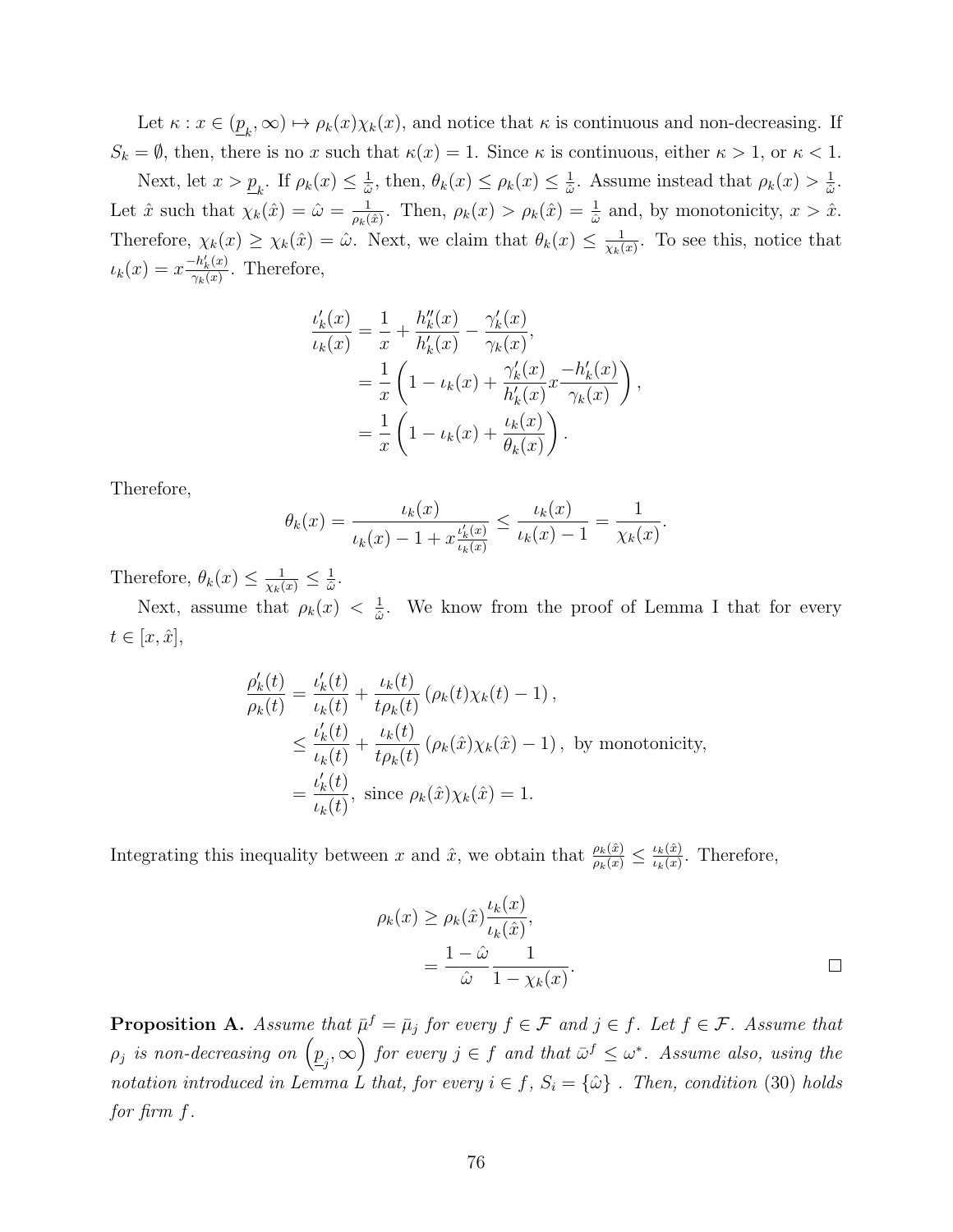Let $\kappa : x \in (\underline{p}_k, \infty) \mapsto \rho_k(x)\chi_k(x)$, and notice that $\kappa$ is continuous and non-decreasing. If $S_k = \emptyset$, then, there is no $x$ such that $\kappa(x) = 1$. Since $\kappa$ is continuous, either $\kappa > 1$, or $\kappa < 1$.

Next, let $x > \underline{p}_k$. If $\rho_k(x) \leq \frac{1}{\hat{\omega}}$, then, $\theta_k(x) \leq \rho_k(x) \leq \frac{1}{\hat{\omega}}$. Assume instead that $\rho_k(x) > \frac{1}{\hat{\omega}}$. Let $\hat{x}$ such that $\chi_k(\hat{x}) = \hat{\omega} = \frac{1}{\rho_k(\hat{x})}$. Then, $\rho_k(x) > \rho_k(\hat{x}) = \frac{1}{\hat{\omega}}$ and, by monotonicity, $x > \hat{x}$. Therefore, $\chi_k(x) \geq \chi_k(\hat{x}) = \hat{\omega}$. Next, we claim that $\theta_k(x) \leq \frac{1}{\chi_k(x)}$. To see this, notice that $\iota_k(x) = x\frac{-h_k'(x)}{\gamma_k(x)}$. Therefore,

$$
\begin{aligned}
\frac{\iota_k'(x)}{\iota_k(x)} &= \frac{1}{x} + \frac{h_k''(x)}{h_k'(x)} - \frac{\gamma_k'(x)}{\gamma_k(x)}, \\
&= \frac{1}{x}\left(1 - \iota_k(x) + \frac{\gamma_k'(x)}{h_k'(x)} x \frac{-h_k'(x)}{\gamma_k(x)}\right), \\
&= \frac{1}{x}\left(1 - \iota_k(x) + \frac{\iota_k(x)}{\theta_k(x)}\right).
\end{aligned}
$$

Therefore,

$$
\theta_k(x) = \frac{\iota_k(x)}{\iota_k(x) - 1 + x\frac{\iota_k'(x)}{\iota_k(x)}} \leq \frac{\iota_k(x)}{\iota_k(x) - 1} = \frac{1}{\chi_k(x)}.
$$

Therefore, $\theta_k(x) \leq \frac{1}{\chi_k(x)} \leq \frac{1}{\hat{\omega}}$.

Next, assume that $\rho_k(x) < \frac{1}{\hat{\omega}}$. We know from the proof of Lemma I that for every $t \in [x, \hat{x}]$,

$$
\begin{aligned}
\frac{\rho_k'(t)}{\rho_k(t)} &= \frac{\iota_k'(t)}{\iota_k(t)} + \frac{\iota_k(t)}{t\rho_k(t)}\left(\rho_k(t)\chi_k(t) - 1\right), \\
&\leq \frac{\iota_k'(t)}{\iota_k(t)} + \frac{\iota_k(t)}{t\rho_k(t)}\left(\rho_k(\hat{x})\chi_k(\hat{x}) - 1\right), \text{ by monotonicity,} \\
&= \frac{\iota_k'(t)}{\iota_k(t)}, \text{ since } \rho_k(\hat{x})\chi_k(\hat{x}) = 1.
\end{aligned}
$$

Integrating this inequality between $x$ and $\hat{x}$, we obtain that $\frac{\rho_k(\hat{x})}{\rho_k(x)} \leq \frac{\iota_k(\hat{x})}{\iota_k(x)}$. Therefore,

$$
\begin{aligned}
\rho_k(x) &\geq \rho_k(\hat{x})\frac{\iota_k(x)}{\iota_k(\hat{x})}, \\
&= \frac{1 - \hat{\omega}}{\hat{\omega}} \frac{1}{1 - \chi_k(x)}.
\end{aligned}
$$

□

**Proposition A.** *Assume that $\bar{\mu}^f = \bar{\mu}_j$ for every $f \in \mathcal{F}$ and $j \in f$. Let $f \in \mathcal{F}$. Assume that $\rho_j$ is non-decreasing on $\left(\underline{p}_j, \infty\right)$ for every $j \in f$ and that $\bar{\omega}^f \leq \omega^*$. Assume also, using the notation introduced in Lemma L that, for every $i \in f$, $S_i = \{\hat{\omega}\}$ . Then, condition (30) holds for firm $f$.*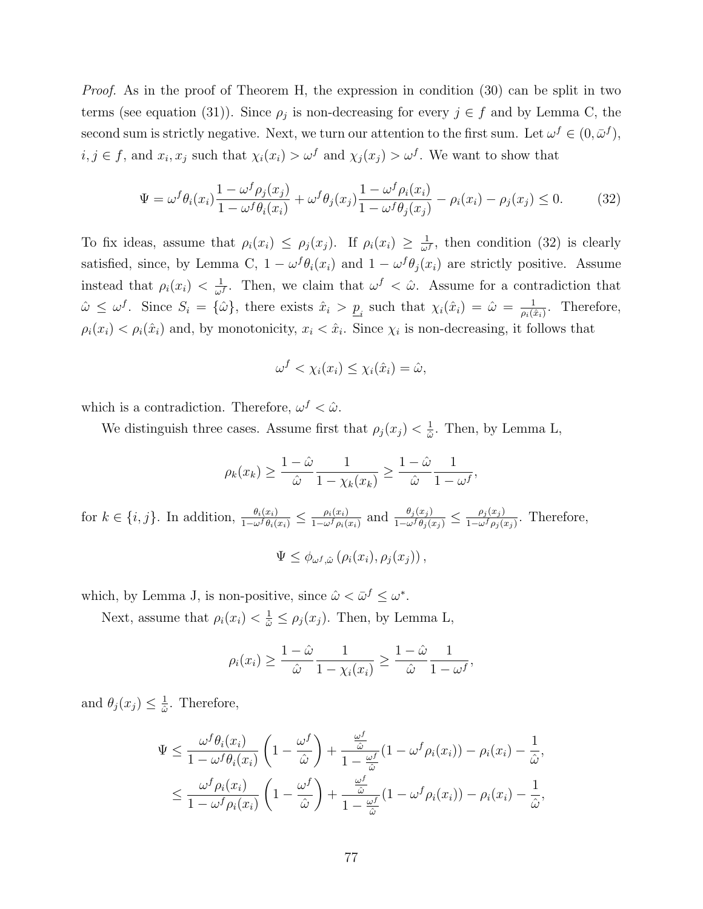*Proof.* As in the proof of Theorem H, the expression in condition (30) can be split in two terms (see equation (31)). Since $\rho_j$ is non-decreasing for every $j \in f$ and by Lemma C, the second sum is strictly negative. Next, we turn our attention to the first sum. Let $\omega^f \in (0, \bar{\omega}^f)$, $i, j \in f$, and $x_i, x_j$ such that $\chi_i(x_i) > \omega^f$ and $\chi_j(x_j) > \omega^f$. We want to show that

$$\Psi = \omega^f \theta_i(x_i) \frac{1 - \omega^f \rho_j(x_j)}{1 - \omega^f \theta_i(x_i)} + \omega^f \theta_j(x_j) \frac{1 - \omega^f \rho_i(x_i)}{1 - \omega^f \theta_j(x_j)} - \rho_i(x_i) - \rho_j(x_j) \leq 0. \tag{32}$$

To fix ideas, assume that $\rho_i(x_i) \leq \rho_j(x_j)$. If $\rho_i(x_i) \geq \frac{1}{\omega^f}$, then condition (32) is clearly satisfied, since, by Lemma C, $1 - \omega^f \theta_i(x_i)$ and $1 - \omega^f \theta_j(x_j)$ are strictly positive. Assume instead that $\rho_i(x_i) < \frac{1}{\omega^f}$. Then, we claim that $\omega^f < \hat{\omega}$. Assume for a contradiction that $\hat{\omega} \leq \omega^f$. Since $S_i = \{\hat{\omega}\}$, there exists $\hat{x}_i > \underline{p}_i$ such that $\chi_i(\hat{x}_i) = \hat{\omega} = \frac{1}{\rho_i(\hat{x}_i)}$. Therefore, $\rho_i(x_i) < \rho_i(\hat{x}_i)$ and, by monotonicity, $x_i < \hat{x}_i$. Since $\chi_i$ is non-decreasing, it follows that

$$\omega^f < \chi_i(x_i) \leq \chi_i(\hat{x}_i) = \hat{\omega},$$

which is a contradiction. Therefore, $\omega^f < \hat{\omega}$.

We distinguish three cases. Assume first that $\rho_j(x_j) < \frac{1}{\hat{\omega}}$. Then, by Lemma L,

$$\rho_k(x_k) \geq \frac{1 - \hat{\omega}}{\hat{\omega}} \frac{1}{1 - \chi_k(x_k)} \geq \frac{1 - \hat{\omega}}{\hat{\omega}} \frac{1}{1 - \omega^f},$$

for $k \in \{i, j\}$. In addition, $\frac{\theta_i(x_i)}{1 - \omega^f \theta_i(x_i)} \leq \frac{\rho_i(x_i)}{1 - \omega^f \rho_i(x_i)}$ and $\frac{\theta_j(x_j)}{1 - \omega^f \theta_j(x_j)} \leq \frac{\rho_j(x_j)}{1 - \omega^f \rho_j(x_j)}$. Therefore,

$$\Psi \leq \phi_{\omega^f, \hat{\omega}} \left( \rho_i(x_i), \rho_j(x_j) \right),$$

which, by Lemma J, is non-positive, since $\hat{\omega} < \bar{\omega}^f \leq \omega^*$.

Next, assume that $\rho_i(x_i) < \frac{1}{\hat{\omega}} \leq \rho_j(x_j)$. Then, by Lemma L,

$$\rho_i(x_i) \geq \frac{1 - \hat{\omega}}{\hat{\omega}} \frac{1}{1 - \chi_i(x_i)} \geq \frac{1 - \hat{\omega}}{\hat{\omega}} \frac{1}{1 - \omega^f},$$

and $\theta_j(x_j) \leq \frac{1}{\hat{\omega}}$. Therefore,

$$\begin{aligned}
\Psi &\leq \frac{\omega^f \theta_i(x_i)}{1 - \omega^f \theta_i(x_i)} \left( 1 - \frac{\omega^f}{\hat{\omega}} \right) + \frac{\frac{\omega^f}{\hat{\omega}}}{1 - \frac{\omega^f}{\hat{\omega}}} (1 - \omega^f \rho_i(x_i)) - \rho_i(x_i) - \frac{1}{\hat{\omega}}, \\
&\leq \frac{\omega^f \rho_i(x_i)}{1 - \omega^f \rho_i(x_i)} \left( 1 - \frac{\omega^f}{\hat{\omega}} \right) + \frac{\frac{\omega^f}{\hat{\omega}}}{1 - \frac{\omega^f}{\hat{\omega}}} (1 - \omega^f \rho_i(x_i)) - \rho_i(x_i) - \frac{1}{\hat{\omega}},
\end{aligned}$$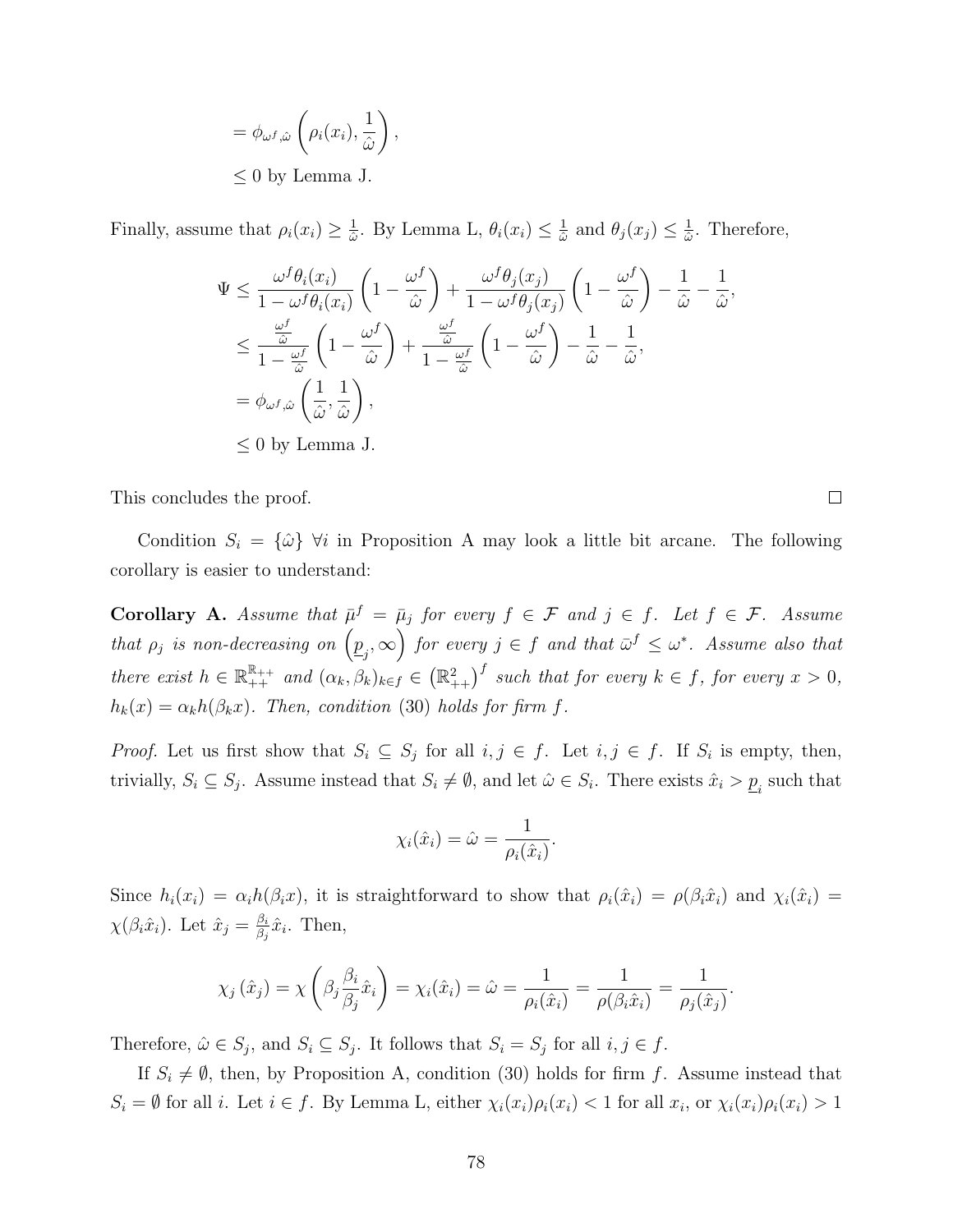$$
\begin{aligned}
&= \phi_{\omega^f,\hat{\omega}}\left(\rho_i(x_i), \frac{1}{\hat{\omega}}\right), \\
&\leq 0 \text{ by Lemma J.}
\end{aligned}
$$

Finally, assume that $\rho_i(x_i) \geq \frac{1}{\hat{\omega}}$. By Lemma L, $\theta_i(x_i) \leq \frac{1}{\hat{\omega}}$ and $\theta_j(x_j) \leq \frac{1}{\hat{\omega}}$. Therefore,

$$
\begin{aligned}
\Psi &\leq \frac{\omega^f \theta_i(x_i)}{1-\omega^f \theta_i(x_i)}\left(1 - \frac{\omega^f}{\hat{\omega}}\right) + \frac{\omega^f \theta_j(x_j)}{1-\omega^f \theta_j(x_j)}\left(1 - \frac{\omega^f}{\hat{\omega}}\right) - \frac{1}{\hat{\omega}} - \frac{1}{\hat{\omega}}, \\
&\leq \frac{\frac{\omega^f}{\hat{\omega}}}{1-\frac{\omega^f}{\hat{\omega}}}\left(1 - \frac{\omega^f}{\hat{\omega}}\right) + \frac{\frac{\omega^f}{\hat{\omega}}}{1-\frac{\omega^f}{\hat{\omega}}}\left(1 - \frac{\omega^f}{\hat{\omega}}\right) - \frac{1}{\hat{\omega}} - \frac{1}{\hat{\omega}}, \\
&= \phi_{\omega^f,\hat{\omega}}\left(\frac{1}{\hat{\omega}}, \frac{1}{\hat{\omega}}\right), \\
&\leq 0 \text{ by Lemma J.}
\end{aligned}
$$

This concludes the proof. ◻

Condition $S_i = \{\hat{\omega}\}\ \forall i$ in Proposition A may look a little bit arcane. The following corollary is easier to understand:

**Corollary A.** *Assume that $\bar{\mu}^f = \bar{\mu}_j$ for every $f \in \mathcal{F}$ and $j \in f$. Let $f \in \mathcal{F}$. Assume that $\rho_j$ is non-decreasing on $\left(\underline{p}_j, \infty\right)$ for every $j \in f$ and that $\bar{\omega}^f \leq \omega^*$. Assume also that there exist $h \in \mathbb{R}_{++}^{\mathbb{R}_{++}}$ and $(\alpha_k, \beta_k)_{k\in f} \in \left(\mathbb{R}_{++}^2\right)^f$ such that for every $k \in f$, for every $x > 0$, $h_k(x) = \alpha_k h(\beta_k x)$. Then, condition (30) holds for firm $f$.*

*Proof.* Let us first show that $S_i \subseteq S_j$ for all $i, j \in f$. Let $i, j \in f$. If $S_i$ is empty, then, trivially, $S_i \subseteq S_j$. Assume instead that $S_i \neq \emptyset$, and let $\hat{\omega} \in S_i$. There exists $\hat{x}_i > \underline{p}_i$ such that

$$
\chi_i(\hat{x}_i) = \hat{\omega} = \frac{1}{\rho_i(\hat{x}_i)}.
$$

Since $h_i(x_i) = \alpha_i h(\beta_i x)$, it is straightforward to show that $\rho_i(\hat{x}_i) = \rho(\beta_i \hat{x}_i)$ and $\chi_i(\hat{x}_i) = \chi(\beta_i \hat{x}_i)$. Let $\hat{x}_j = \frac{\beta_i}{\beta_j}\hat{x}_i$. Then,

$$
\chi_j\left(\hat{x}_j\right) = \chi\left(\beta_j \frac{\beta_i}{\beta_j}\hat{x}_i\right) = \chi_i(\hat{x}_i) = \hat{\omega} = \frac{1}{\rho_i(\hat{x}_i)} = \frac{1}{\rho(\beta_i \hat{x}_i)} = \frac{1}{\rho_j(\hat{x}_j)}.
$$

Therefore, $\hat{\omega} \in S_j$, and $S_i \subseteq S_j$. It follows that $S_i = S_j$ for all $i, j \in f$.

If $S_i \neq \emptyset$, then, by Proposition A, condition (30) holds for firm $f$. Assume instead that $S_i = \emptyset$ for all $i$. Let $i \in f$. By Lemma L, either $\chi_i(x_i)\rho_i(x_i) < 1$ for all $x_i$, or $\chi_i(x_i)\rho_i(x_i) > 1$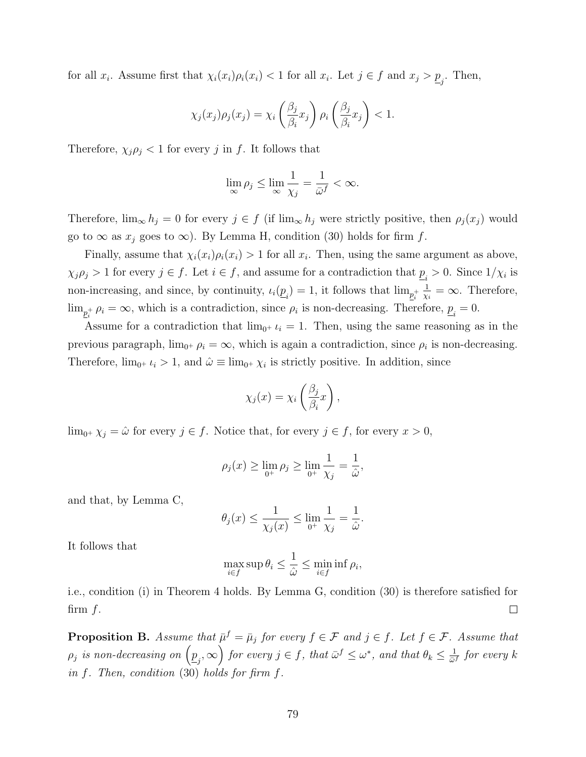for all $x_i$. Assume first that $\chi_i(x_i)\rho_i(x_i) < 1$ for all $x_i$. Let $j \in f$ and $x_j > \underline{p}_j$. Then,

$$\chi_j(x_j)\rho_j(x_j) = \chi_i\left(\frac{\beta_j}{\beta_i}x_j\right)\rho_i\left(\frac{\beta_j}{\beta_i}x_j\right) < 1.$$

Therefore, $\chi_j\rho_j < 1$ for every $j$ in $f$. It follows that

$$\lim_{\infty} \rho_j \leq \lim_{\infty} \frac{1}{\chi_j} = \frac{1}{\bar{\omega}^f} < \infty.$$

Therefore, $\lim_\infty h_j = 0$ for every $j \in f$ (if $\lim_\infty h_j$ were strictly positive, then $\rho_j(x_j)$ would go to $\infty$ as $x_j$ goes to $\infty$). By Lemma H, condition (30) holds for firm $f$.

Finally, assume that $\chi_i(x_i)\rho_i(x_i) > 1$ for all $x_i$. Then, using the same argument as above, $\chi_j\rho_j > 1$ for every $j \in f$. Let $i \in f$, and assume for a contradiction that $\underline{p}_i > 0$. Since $1/\chi_i$ is non-increasing, and since, by continuity, $\iota_i(\underline{p}_i) = 1$, it follows that $\lim_{\underline{p}_i^+} \frac{1}{\chi_i} = \infty$. Therefore, $\lim_{\underline{p}_i^+} \rho_i = \infty$, which is a contradiction, since $\rho_i$ is non-decreasing. Therefore, $\underline{p}_i = 0$.

Assume for a contradiction that $\lim_{0^+} \iota_i = 1$. Then, using the same reasoning as in the previous paragraph, $\lim_{0^+} \rho_i = \infty$, which is again a contradiction, since $\rho_i$ is non-decreasing. Therefore, $\lim_{0^+} \iota_i > 1$, and $\hat{\omega} \equiv \lim_{0^+} \chi_i$ is strictly positive. In addition, since

$$\chi_j(x) = \chi_i\left(\frac{\beta_j}{\beta_i}x\right),$$

$\lim_{0^+} \chi_j = \hat{\omega}$ for every $j \in f$. Notice that, for every $j \in f$, for every $x > 0$,

$$\rho_j(x) \geq \lim_{0^+} \rho_j \geq \lim_{0^+} \frac{1}{\chi_j} = \frac{1}{\hat{\omega}},$$

and that, by Lemma C,

$$\theta_j(x) \leq \frac{1}{\chi_j(x)} \leq \lim_{0^+} \frac{1}{\chi_j} = \frac{1}{\hat{\omega}}.$$

It follows that

$$\max_{i \in f} \sup \theta_i \leq \frac{1}{\hat{\omega}} \leq \min_{i \in f} \inf \rho_i,$$

i.e., condition (i) in Theorem 4 holds. By Lemma G, condition (30) is therefore satisfied for firm $f$. $\square$

**Proposition B.** *Assume that $\bar{\mu}^f = \bar{\mu}_j$ for every $f \in \mathcal{F}$ and $j \in f$. Let $f \in \mathcal{F}$. Assume that $\rho_j$ is non-decreasing on $\left(\underline{p}_j, \infty\right)$ for every $j \in f$, that $\bar{\omega}^f \leq \omega^*$, and that $\theta_k \leq \frac{1}{\bar{\omega}^f}$ for every $k$ in $f$. Then, condition (30) holds for firm $f$.*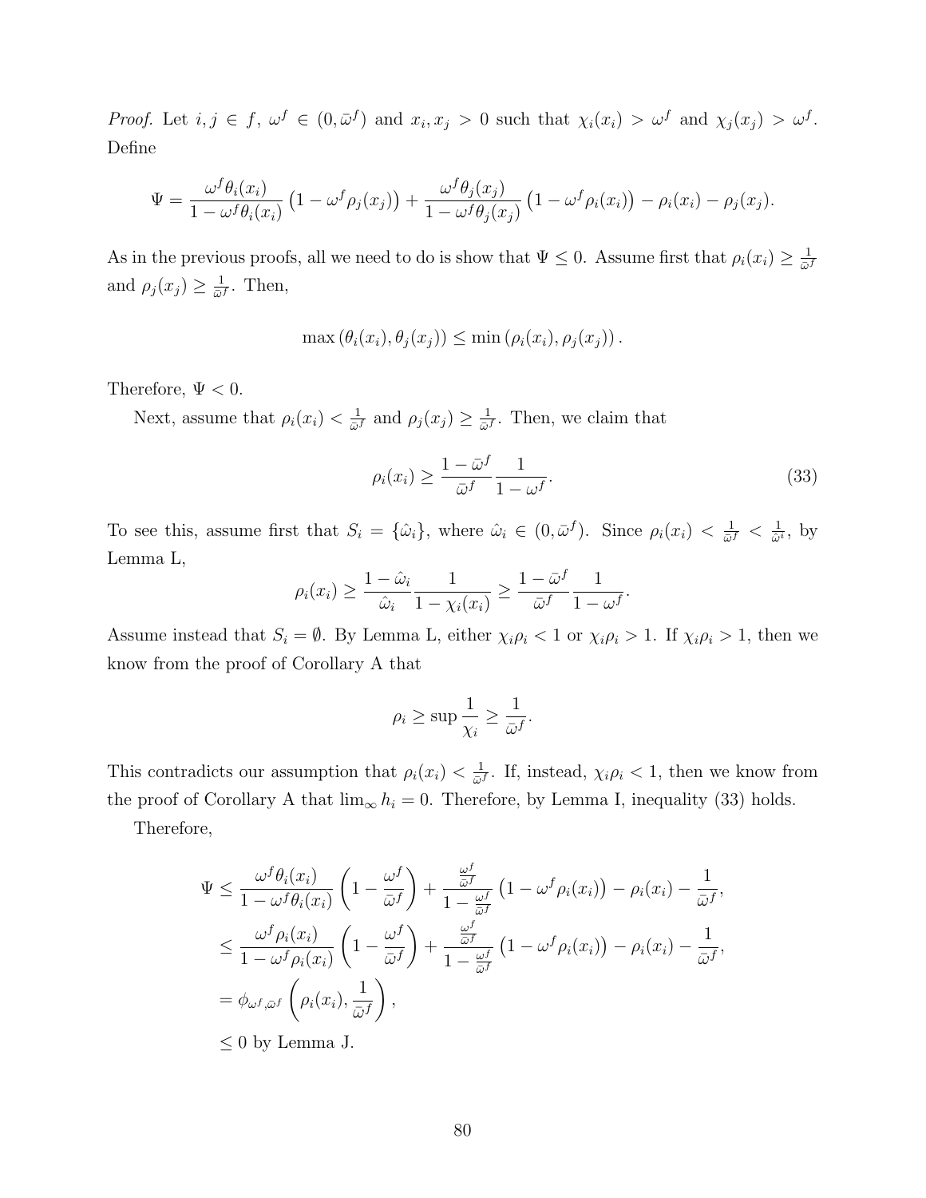*Proof.* Let $i, j \in f$, $\omega^f \in (0, \bar{\omega}^f)$ and $x_i, x_j > 0$ such that $\chi_i(x_i) > \omega^f$ and $\chi_j(x_j) > \omega^f$. Define

$$\Psi = \frac{\omega^f \theta_i(x_i)}{1 - \omega^f \theta_i(x_i)} \left(1 - \omega^f \rho_j(x_j)\right) + \frac{\omega^f \theta_j(x_j)}{1 - \omega^f \theta_j(x_j)} \left(1 - \omega^f \rho_i(x_i)\right) - \rho_i(x_i) - \rho_j(x_j).$$

As in the previous proofs, all we need to do is show that $\Psi \leq 0$. Assume first that $\rho_i(x_i) \geq \frac{1}{\bar{\omega}^f}$ and $\rho_j(x_j) \geq \frac{1}{\bar{\omega}^f}$. Then,

$$\max\left(\theta_i(x_i), \theta_j(x_j)\right) \leq \min\left(\rho_i(x_i), \rho_j(x_j)\right).$$

Therefore, $\Psi < 0$.

Next, assume that $\rho_i(x_i) < \frac{1}{\bar{\omega}^f}$ and $\rho_j(x_j) \geq \frac{1}{\bar{\omega}^f}$. Then, we claim that

$$\rho_i(x_i) \geq \frac{1 - \bar{\omega}^f}{\bar{\omega}^f} \frac{1}{1 - \omega^f}. \tag{33}$$

To see this, assume first that $S_i = \{\hat{\omega}_i\}$, where $\hat{\omega}_i \in (0, \bar{\omega}^f)$. Since $\rho_i(x_i) < \frac{1}{\bar{\omega}^f} < \frac{1}{\hat{\omega}^i}$, by Lemma L,

$$\rho_i(x_i) \geq \frac{1 - \hat{\omega}_i}{\hat{\omega}_i} \frac{1}{1 - \chi_i(x_i)} \geq \frac{1 - \bar{\omega}^f}{\bar{\omega}^f} \frac{1}{1 - \omega^f}.$$

Assume instead that $S_i = \emptyset$. By Lemma L, either $\chi_i \rho_i < 1$ or $\chi_i \rho_i > 1$. If $\chi_i \rho_i > 1$, then we know from the proof of Corollary A that

$$\rho_i \geq \sup \frac{1}{\chi_i} \geq \frac{1}{\bar{\omega}^f}.$$

This contradicts our assumption that $\rho_i(x_i) < \frac{1}{\bar{\omega}^f}$. If, instead, $\chi_i \rho_i < 1$, then we know from the proof of Corollary A that $\lim_\infty h_i = 0$. Therefore, by Lemma I, inequality (33) holds.

Therefore,

$$\begin{aligned}
\Psi &\leq \frac{\omega^f \theta_i(x_i)}{1 - \omega^f \theta_i(x_i)} \left(1 - \frac{\omega^f}{\bar{\omega}^f}\right) + \frac{\frac{\omega^f}{\bar{\omega}^f}}{1 - \frac{\omega^f}{\bar{\omega}^f}} \left(1 - \omega^f \rho_i(x_i)\right) - \rho_i(x_i) - \frac{1}{\bar{\omega}^f}, \\
&\leq \frac{\omega^f \rho_i(x_i)}{1 - \omega^f \rho_i(x_i)} \left(1 - \frac{\omega^f}{\bar{\omega}^f}\right) + \frac{\frac{\omega^f}{\bar{\omega}^f}}{1 - \frac{\omega^f}{\bar{\omega}^f}} \left(1 - \omega^f \rho_i(x_i)\right) - \rho_i(x_i) - \frac{1}{\bar{\omega}^f}, \\
&= \phi_{\omega^f, \bar{\omega}^f}\left(\rho_i(x_i), \frac{1}{\bar{\omega}^f}\right), \\
&\leq 0 \text{ by Lemma J.}
\end{aligned}$$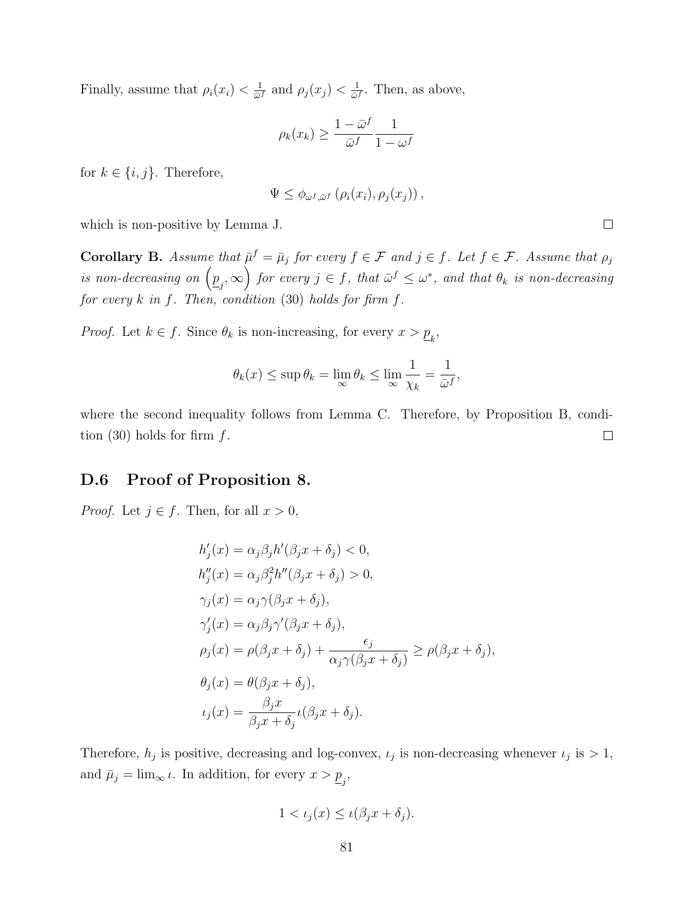Finally, assume that $\rho_i(x_i) < \frac{1}{\bar{\omega}^f}$ and $\rho_j(x_j) < \frac{1}{\bar{\omega}^f}$. Then, as above,

$$\rho_k(x_k) \geq \frac{1-\bar{\omega}^f}{\bar{\omega}^f} \frac{1}{1-\omega^f}$$

for $k \in \{i, j\}$. Therefore,

$$\Psi \leq \phi_{\omega^f, \bar{\omega}^f}\left(\rho_i(x_i), \rho_j(x_j)\right),$$

which is non-positive by Lemma J. $\square$

**Corollary B.** *Assume that $\bar{\mu}^f = \bar{\mu}_j$ for every $f \in \mathcal{F}$ and $j \in f$. Let $f \in \mathcal{F}$. Assume that $\rho_j$ is non-decreasing on $\left(\underline{p}_j, \infty\right)$ for every $j \in f$, that $\bar{\omega}^f \leq \omega^*$, and that $\theta_k$ is non-decreasing for every $k$ in $f$. Then, condition* (30) *holds for firm $f$.*

*Proof.* Let $k \in f$. Since $\theta_k$ is non-increasing, for every $x > \underline{p}_k$,

$$\theta_k(x) \leq \sup \theta_k = \lim_\infty \theta_k \leq \lim_\infty \frac{1}{\chi_k} = \frac{1}{\bar{\omega}^f},$$

where the second inequality follows from Lemma C. Therefore, by Proposition B, condition (30) holds for firm $f$. $\square$

## D.6 Proof of Proposition 8.

*Proof.* Let $j \in f$. Then, for all $x > 0$,

$$\begin{aligned}
h_j'(x) &= \alpha_j \beta_j h'(\beta_j x + \delta_j) < 0, \\
h_j''(x) &= \alpha_j \beta_j^2 h''(\beta_j x + \delta_j) > 0, \\
\gamma_j(x) &= \alpha_j \gamma(\beta_j x + \delta_j), \\
\gamma_j'(x) &= \alpha_j \beta_j \gamma'(\beta_j x + \delta_j), \\
\rho_j(x) &= \rho(\beta_j x + \delta_j) + \frac{\epsilon_j}{\alpha_j \gamma(\beta_j x + \delta_j)} \geq \rho(\beta_j x + \delta_j), \\
\theta_j(x) &= \theta(\beta_j x + \delta_j), \\
\iota_j(x) &= \frac{\beta_j x}{\beta_j x + \delta_j} \iota(\beta_j x + \delta_j).
\end{aligned}$$

Therefore, $h_j$ is positive, decreasing and log-convex, $\iota_j$ is non-decreasing whenever $\iota_j$ is $> 1$, and $\bar{\mu}_j = \lim_\infty \iota$. In addition, for every $x > \underline{p}_j$,

$$1 < \iota_j(x) \leq \iota(\beta_j x + \delta_j).$$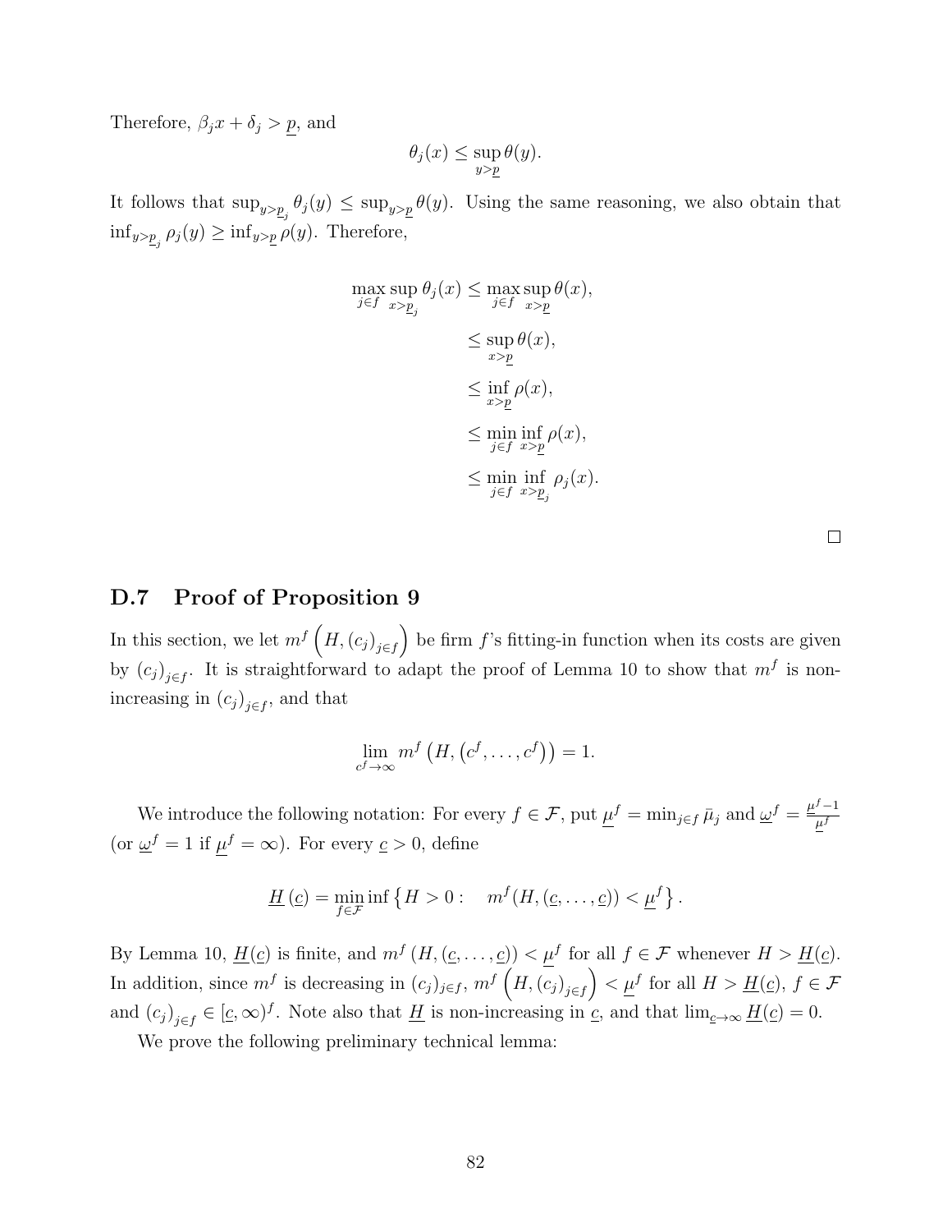Therefore, $\beta_j x + \delta_j > \underline{p}$, and

$$\theta_j(x) \leq \sup_{y > \underline{p}} \theta(y).$$

It follows that $\sup_{y > \underline{p}_j} \theta_j(y) \leq \sup_{y > \underline{p}} \theta(y)$. Using the same reasoning, we also obtain that $\inf_{y > \underline{p}_j} \rho_j(y) \geq \inf_{y > \underline{p}} \rho(y)$. Therefore,

$$\begin{aligned}
\max_{j \in f} \sup_{x > \underline{p}_j} \theta_j(x) &\leq \max_{j \in f} \sup_{x > \underline{p}} \theta(x), \\
&\leq \sup_{x > \underline{p}} \theta(x), \\
&\leq \inf_{x > \underline{p}} \rho(x), \\
&\leq \min_{j \in f} \inf_{x > \underline{p}} \rho(x), \\
&\leq \min_{j \in f} \inf_{x > \underline{p}_j} \rho_j(x).
\end{aligned}$$

□

## D.7 Proof of Proposition 9

In this section, we let $m^f\left(H, (c_j)_{j \in f}\right)$ be firm $f$'s fitting-in function when its costs are given by $(c_j)_{j \in f}$. It is straightforward to adapt the proof of Lemma 10 to show that $m^f$ is non-increasing in $(c_j)_{j \in f}$, and that

$$\lim_{c^f \to \infty} m^f\left(H, \left(c^f, \ldots, c^f\right)\right) = 1.$$

We introduce the following notation: For every $f \in \mathcal{F}$, put $\underline{\mu}^f = \min_{j \in f} \bar{\mu}_j$ and $\underline{\omega}^f = \frac{\underline{\mu}^f - 1}{\underline{\mu}^f}$ (or $\underline{\omega}^f = 1$ if $\underline{\mu}^f = \infty$). For every $\underline{c} > 0$, define

$$\underline{H}(\underline{c}) = \min_{f \in \mathcal{F}} \inf \left\{ H > 0 : \quad m^f(H, (\underline{c}, \ldots, \underline{c})) < \underline{\mu}^f \right\}.$$

By Lemma 10, $\underline{H}(\underline{c})$ is finite, and $m^f\left(H, (\underline{c}, \ldots, \underline{c})\right) < \underline{\mu}^f$ for all $f \in \mathcal{F}$ whenever $H > \underline{H}(\underline{c})$. In addition, since $m^f$ is decreasing in $(c_j)_{j \in f}$, $m^f\left(H, (c_j)_{j \in f}\right) < \underline{\mu}^f$ for all $H > \underline{H}(\underline{c})$, $f \in \mathcal{F}$ and $(c_j)_{j \in f} \in [\underline{c}, \infty)^f$. Note also that $\underline{H}$ is non-increasing in $\underline{c}$, and that $\lim_{\underline{c} \to \infty} \underline{H}(\underline{c}) = 0$.

We prove the following preliminary technical lemma: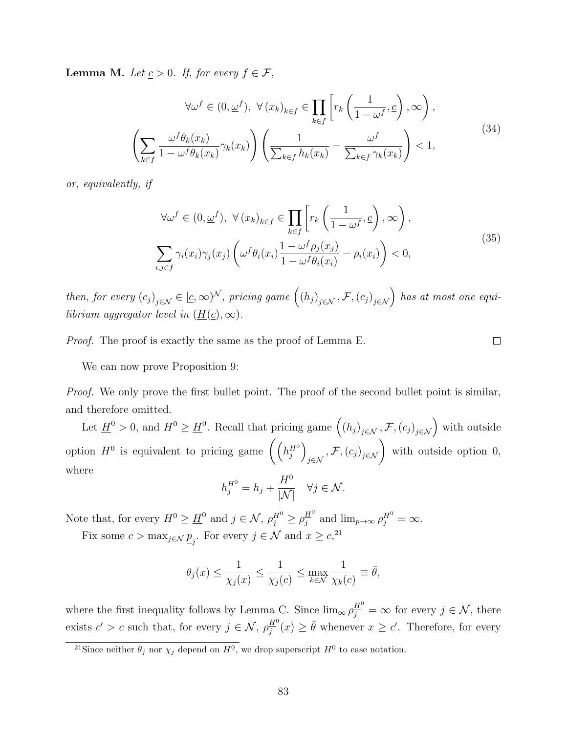**Lemma M.** *Let $\underline{c} > 0$. If, for every $f \in \mathcal{F}$,*

$$
\begin{gathered}
\forall \omega^f \in (0, \underline{\omega}^f),\ \forall \left(x_k\right)_{k\in f} \in \prod_{k\in f} \left[ r_k\left(\frac{1}{1-\omega^f}, \underline{c}\right), \infty \right), \\
\left( \sum_{k\in f} \frac{\omega^f \theta_k(x_k)}{1-\omega^f\theta_k(x_k)} \gamma_k(x_k) \right) \left( \frac{1}{\sum_{k\in f} h_k(x_k)} - \frac{\omega^f}{\sum_{k\in f}\gamma_k(x_k)} \right) < 1,
\end{gathered}
\tag{34}
$$

*or, equivalently, if*

$$
\begin{gathered}
\forall \omega^f \in (0, \underline{\omega}^f),\ \forall \left(x_k\right)_{k\in f} \in \prod_{k\in f} \left[ r_k\left(\frac{1}{1-\omega^f}, \underline{c}\right), \infty \right), \\
\sum_{i,j\in f} \gamma_i(x_i)\gamma_j(x_j) \left( \omega^f \theta_i(x_i) \frac{1-\omega^f\rho_j(x_j)}{1-\omega^f\theta_i(x_i)} - \rho_i(x_i) \right) < 0,
\end{gathered}
\tag{35}
$$

*then, for every $\left(c_j\right)_{j\in\mathcal{N}} \in [\underline{c}, \infty)^{\mathcal{N}}$, pricing game $\left(\left(h_j\right)_{j\in\mathcal{N}}, \mathcal{F}, \left(c_j\right)_{j\in\mathcal{N}}\right)$ has at most one equilibrium aggregator level in $(\underline{H}(\underline{c}), \infty)$.*

*Proof.* The proof is exactly the same as the proof of Lemma E. $\square$

We can now prove Proposition 9:

*Proof.* We only prove the first bullet point. The proof of the second bullet point is similar, and therefore omitted.

Let $\underline{H}^0 > 0$, and $H^0 \geq \underline{H}^0$. Recall that pricing game $\left(\left(h_j\right)_{j\in\mathcal{N}}, \mathcal{F}, \left(c_j\right)_{j\in\mathcal{N}}\right)$ with outside option $H^0$ is equivalent to pricing game $\left(\left(h_j^{H^0}\right)_{j\in\mathcal{N}}, \mathcal{F}, \left(c_j\right)_{j\in\mathcal{N}}\right)$ with outside option 0, where

$$
h_j^{H^0} = h_j + \frac{H^0}{|\mathcal{N}|} \quad \forall j \in \mathcal{N}.
$$

Note that, for every $H^0 \geq \underline{H}^0$ and $j \in \mathcal{N}$, $\rho_j^{H^0} \geq \rho_j^{\underline{H}^0}$ and $\lim_{p\to\infty} \rho_j^{H^0} = \infty$.

Fix some $c > \max_{j\in\mathcal{N}} \underline{p}_j$. For every $j \in \mathcal{N}$ and $x \geq c$,[21]

$$
\theta_j(x) \leq \frac{1}{\chi_j(x)} \leq \frac{1}{\chi_j(c)} \leq \max_{k\in\mathcal{N}} \frac{1}{\chi_k(c)} \equiv \bar{\theta},
$$

where the first inequality follows by Lemma C. Since $\lim_\infty \rho_j^{\underline{H}^0} = \infty$ for every $j \in \mathcal{N}$, there exists $c' > c$ such that, for every $j \in \mathcal{N}$, $\rho_j^{\underline{H}^0}(x) \geq \bar{\theta}$ whenever $x \geq c'$. Therefore, for every

[21] Since neither $\theta_j$ nor $\chi_j$ depend on $H^0$, we drop superscript $H^0$ to ease notation.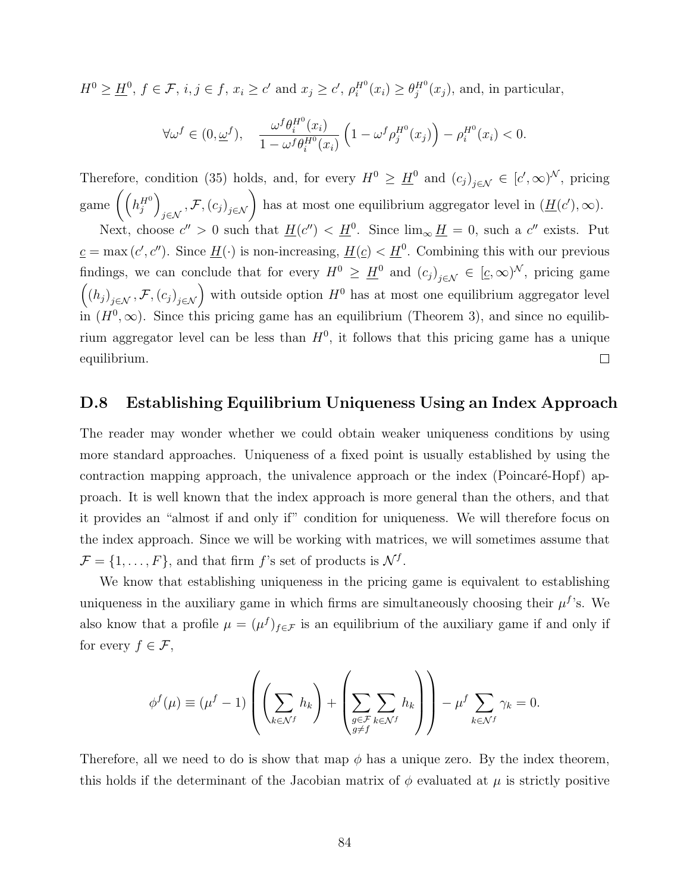$H^0 \geq \underline{H}^0$, $f \in \mathcal{F}$, $i, j \in f$, $x_i \geq c'$ and $x_j \geq c'$, $\rho_i^{H^0}(x_i) \geq \theta_j^{H^0}(x_j)$, and, in particular,

$$\forall \omega^f \in (0, \underline{\omega}^f), \quad \frac{\omega^f \theta_i^{H^0}(x_i)}{1 - \omega^f \theta_i^{H^0}(x_i)} \left(1 - \omega^f \rho_j^{H^0}(x_j)\right) - \rho_i^{H^0}(x_i) < 0.$$

Therefore, condition (35) holds, and, for every $H^0 \geq \underline{H}^0$ and $(c_j)_{j \in \mathcal{N}} \in [c', \infty)^{\mathcal{N}}$, pricing game $\left(\left(h_j^{H^0}\right)_{j \in \mathcal{N}}, \mathcal{F}, (c_j)_{j \in \mathcal{N}}\right)$ has at most one equilibrium aggregator level in $(\underline{H}(c'), \infty)$.

Next, choose $c'' > 0$ such that $\underline{H}(c'') < \underline{H}^0$. Since $\lim_\infty \underline{H} = 0$, such a $c''$ exists. Put $\underline{c} = \max(c', c'')$. Since $\underline{H}(\cdot)$ is non-increasing, $\underline{H}(\underline{c}) < \underline{H}^0$. Combining this with our previous findings, we can conclude that for every $H^0 \geq \underline{H}^0$ and $(c_j)_{j \in \mathcal{N}} \in [\underline{c}, \infty)^{\mathcal{N}}$, pricing game $\left((h_j)_{j \in \mathcal{N}}, \mathcal{F}, (c_j)_{j \in \mathcal{N}}\right)$ with outside option $H^0$ has at most one equilibrium aggregator level in $(H^0, \infty)$. Since this pricing game has an equilibrium (Theorem 3), and since no equilibrium aggregator level can be less than $H^0$, it follows that this pricing game has a unique equilibrium. □

## D.8 Establishing Equilibrium Uniqueness Using an Index Approach

The reader may wonder whether we could obtain weaker uniqueness conditions by using more standard approaches. Uniqueness of a fixed point is usually established by using the contraction mapping approach, the univalence approach or the index (Poincaré-Hopf) approach. It is well known that the index approach is more general than the others, and that it provides an "almost if and only if" condition for uniqueness. We will therefore focus on the index approach. Since we will be working with matrices, we will sometimes assume that $\mathcal{F} = \{1, \ldots, F\}$, and that firm $f$'s set of products is $\mathcal{N}^f$.

We know that establishing uniqueness in the pricing game is equivalent to establishing uniqueness in the auxiliary game in which firms are simultaneously choosing their $\mu^f$'s. We also know that a profile $\mu = (\mu^f)_{f \in \mathcal{F}}$ is an equilibrium of the auxiliary game if and only if for every $f \in \mathcal{F}$,

$$\phi^f(\mu) \equiv (\mu^f - 1)\left(\left(\sum_{k \in \mathcal{N}^f} h_k\right) + \left(\sum_{\substack{g \in \mathcal{F} \\ g \neq f}} \sum_{k \in \mathcal{N}^f} h_k\right)\right) - \mu^f \sum_{k \in \mathcal{N}^f} \gamma_k = 0.$$

Therefore, all we need to do is show that map $\phi$ has a unique zero. By the index theorem, this holds if the determinant of the Jacobian matrix of $\phi$ evaluated at $\mu$ is strictly positive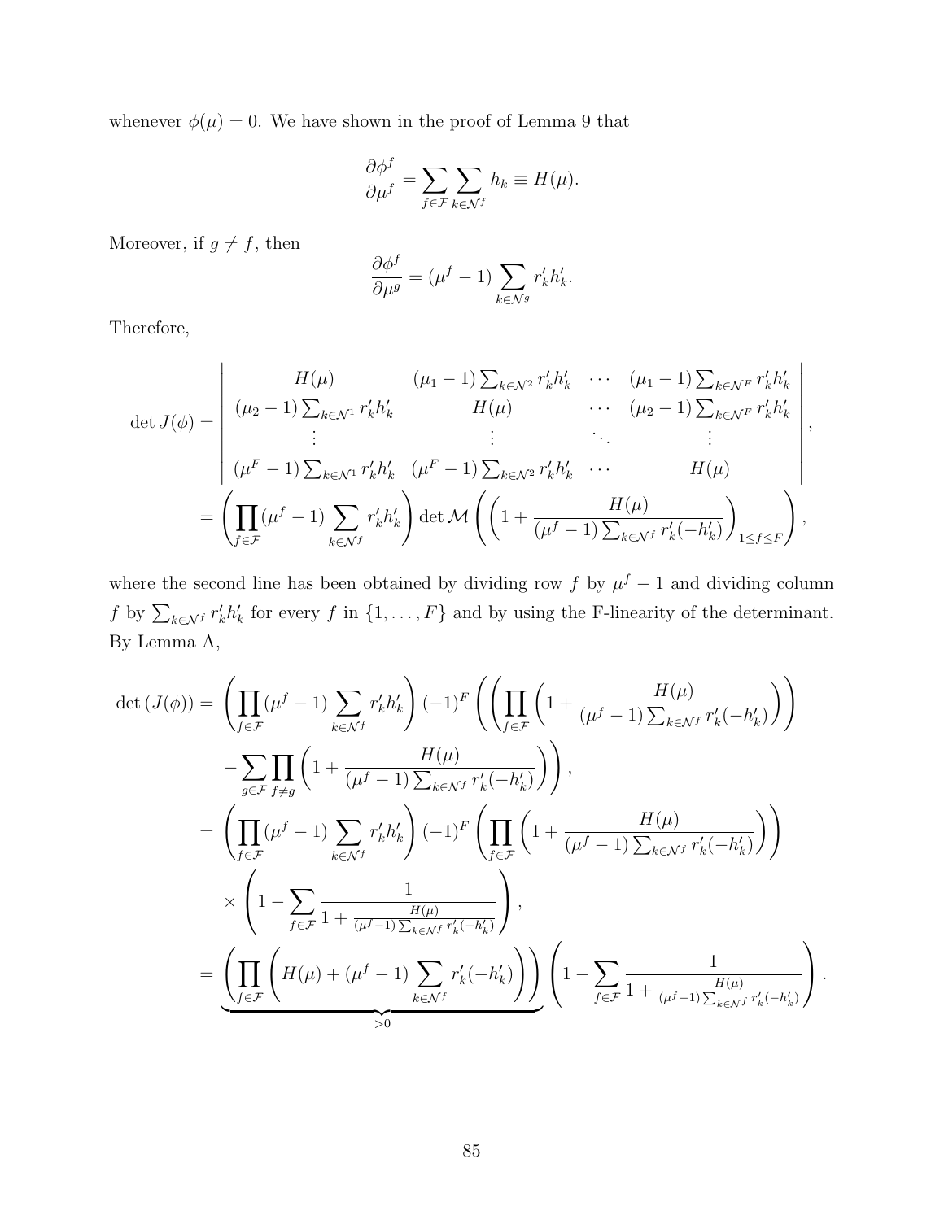whenever $\phi(\mu) = 0$. We have shown in the proof of Lemma 9 that

$$\frac{\partial \phi^f}{\partial \mu^f} = \sum_{f \in \mathcal{F}} \sum_{k \in \mathcal{N}^f} h_k \equiv H(\mu).$$

Moreover, if $g \neq f$, then

$$\frac{\partial \phi^f}{\partial \mu^g} = (\mu^f - 1) \sum_{k \in \mathcal{N}^g} r_k' h_k'.$$

Therefore,

$$\begin{aligned}
\det J(\phi) &= \begin{vmatrix} H(\mu) & (\mu_1 - 1) \sum_{k \in \mathcal{N}^2} r_k' h_k' & \cdots & (\mu_1 - 1) \sum_{k \in \mathcal{N}^F} r_k' h_k' \\ (\mu_2 - 1) \sum_{k \in \mathcal{N}^1} r_k' h_k' & H(\mu) & \cdots & (\mu_2 - 1) \sum_{k \in \mathcal{N}^F} r_k' h_k' \\ \vdots & \vdots & \ddots & \vdots \\ (\mu^F - 1) \sum_{k \in \mathcal{N}^1} r_k' h_k' & (\mu^F - 1) \sum_{k \in \mathcal{N}^2} r_k' h_k' & \cdots & H(\mu) \end{vmatrix}, \\
&= \left( \prod_{f \in \mathcal{F}} (\mu^f - 1) \sum_{k \in \mathcal{N}^f} r_k' h_k' \right) \det \mathcal{M} \left( \left( 1 + \frac{H(\mu)}{(\mu^f - 1) \sum_{k \in \mathcal{N}^f} r_k' (-h_k')} \right)_{1 \leq f \leq F} \right),
\end{aligned}$$

where the second line has been obtained by dividing row $f$ by $\mu^f - 1$ and dividing column $f$ by $\sum_{k \in \mathcal{N}^f} r_k' h_k'$ for every $f$ in $\{1, \ldots, F\}$ and by using the F-linearity of the determinant. By Lemma A,

$$\begin{aligned}
\det (J(\phi)) &= \left( \prod_{f \in \mathcal{F}} (\mu^f - 1) \sum_{k \in \mathcal{N}^f} r_k' h_k' \right) (-1)^F \left( \left( \prod_{f \in \mathcal{F}} \left( 1 + \frac{H(\mu)}{(\mu^f - 1) \sum_{k \in \mathcal{N}^f} r_k' (-h_k')} \right) \right) \right. \\
&\quad \left. - \sum_{g \in \mathcal{F}} \prod_{f \neq g} \left( 1 + \frac{H(\mu)}{(\mu^f - 1) \sum_{k \in \mathcal{N}^f} r_k' (-h_k')} \right) \right), \\
&= \left( \prod_{f \in \mathcal{F}} (\mu^f - 1) \sum_{k \in \mathcal{N}^f} r_k' h_k' \right) (-1)^F \left( \prod_{f \in \mathcal{F}} \left( 1 + \frac{H(\mu)}{(\mu^f - 1) \sum_{k \in \mathcal{N}^f} r_k' (-h_k')} \right) \right) \\
&\quad \times \left( 1 - \sum_{f \in \mathcal{F}} \frac{1}{1 + \frac{H(\mu)}{(\mu^f - 1) \sum_{k \in \mathcal{N}^f} r_k' (-h_k')}} \right), \\
&= \underbrace{\left( \prod_{f \in \mathcal{F}} \left( H(\mu) + (\mu^f - 1) \sum_{k \in \mathcal{N}^f} r_k' (-h_k') \right) \right)}_{>0} \left( 1 - \sum_{f \in \mathcal{F}} \frac{1}{1 + \frac{H(\mu)}{(\mu^f - 1) \sum_{k \in \mathcal{N}^f} r_k' (-h_k')}} \right).
\end{aligned}$$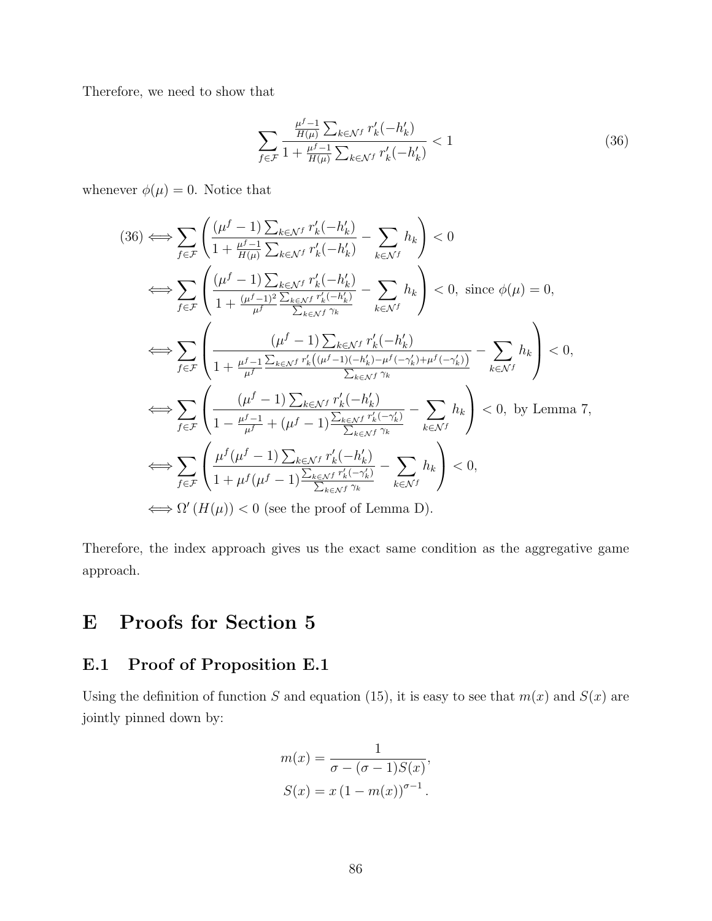Therefore, we need to show that

$$\sum_{f\in\mathcal{F}} \frac{\frac{\mu^f-1}{H(\mu)}\sum_{k\in\mathcal{N}^f} r_k'(-h_k')}{1+\frac{\mu^f-1}{H(\mu)}\sum_{k\in\mathcal{N}^f} r_k'(-h_k')} < 1 \tag{36}$$

whenever $\phi(\mu)=0$. Notice that

$$\begin{aligned}
(36) \iff & \sum_{f\in\mathcal{F}} \left( \frac{(\mu^f-1)\sum_{k\in\mathcal{N}^f} r_k'(-h_k')}{1+\frac{\mu^f-1}{H(\mu)}\sum_{k\in\mathcal{N}^f} r_k'(-h_k')} - \sum_{k\in\mathcal{N}^f} h_k \right) < 0 \\
\iff & \sum_{f\in\mathcal{F}} \left( \frac{(\mu^f-1)\sum_{k\in\mathcal{N}^f} r_k'(-h_k')}{1+\frac{(\mu^f-1)^2}{\mu^f}\frac{\sum_{k\in\mathcal{N}^f} r_k'(-h_k')}{\sum_{k\in\mathcal{N}^f}\gamma_k}} - \sum_{k\in\mathcal{N}^f} h_k \right) < 0, \text{ since } \phi(\mu)=0, \\
\iff & \sum_{f\in\mathcal{F}} \left( \frac{(\mu^f-1)\sum_{k\in\mathcal{N}^f} r_k'(-h_k')}{1+\frac{\mu^f-1}{\mu^f}\frac{\sum_{k\in\mathcal{N}^f} r_k'\left((\mu^f-1)(-h_k')-\mu^f(-\gamma_k')+\mu^f(-\gamma_k')\right)}{\sum_{k\in\mathcal{N}^f}\gamma_k}} - \sum_{k\in\mathcal{N}^f} h_k \right) < 0, \\
\iff & \sum_{f\in\mathcal{F}} \left( \frac{(\mu^f-1)\sum_{k\in\mathcal{N}^f} r_k'(-h_k')}{1-\frac{\mu^f-1}{\mu^f}+(\mu^f-1)\frac{\sum_{k\in\mathcal{N}^f} r_k'(-\gamma_k')}{\sum_{k\in\mathcal{N}^f}\gamma_k}} - \sum_{k\in\mathcal{N}^f} h_k \right) < 0, \text{ by Lemma 7}, \\
\iff & \sum_{f\in\mathcal{F}} \left( \frac{\mu^f(\mu^f-1)\sum_{k\in\mathcal{N}^f} r_k'(-h_k')}{1+\mu^f(\mu^f-1)\frac{\sum_{k\in\mathcal{N}^f} r_k'(-\gamma_k')}{\sum_{k\in\mathcal{N}^f}\gamma_k}} - \sum_{k\in\mathcal{N}^f} h_k \right) < 0, \\
\iff & \Omega'\left(H(\mu)\right) < 0 \text{ (see the proof of Lemma D).}
\end{aligned}$$

Therefore, the index approach gives us the exact same condition as the aggregative game approach.

# E Proofs for Section 5

## E.1 Proof of Proposition E.1

Using the definition of function $S$ and equation (15), it is easy to see that $m(x)$ and $S(x)$ are jointly pinned down by:

$$m(x) = \frac{1}{\sigma-(\sigma-1)S(x)},$$
$$S(x) = x\left(1-m(x)\right)^{\sigma-1}.$$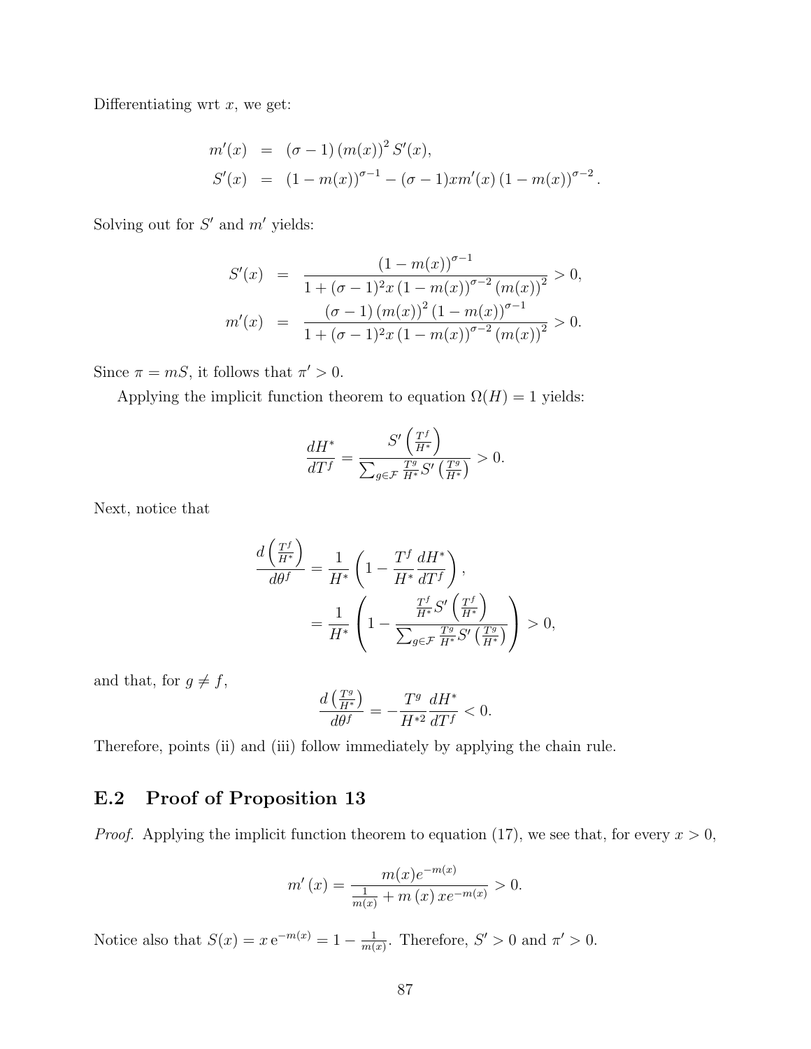Differentiating wrt $x$, we get:

$$
\begin{aligned}
m'(x) &= (\sigma-1)\,(m(x))^2\, S'(x),\\
S'(x) &= (1-m(x))^{\sigma-1} - (\sigma-1)x m'(x)\,(1-m(x))^{\sigma-2}.
\end{aligned}
$$

Solving out for $S'$ and $m'$ yields:

$$
\begin{aligned}
S'(x) &= \frac{(1-m(x))^{\sigma-1}}{1+(\sigma-1)^2 x\,(1-m(x))^{\sigma-2}\,(m(x))^2} > 0,\\
m'(x) &= \frac{(\sigma-1)\,(m(x))^2\,(1-m(x))^{\sigma-1}}{1+(\sigma-1)^2 x\,(1-m(x))^{\sigma-2}\,(m(x))^2} > 0.
\end{aligned}
$$

Since $\pi = mS$, it follows that $\pi' > 0$.

Applying the implicit function theorem to equation $\Omega(H) = 1$ yields:

$$
\frac{dH^*}{dT^f} = \frac{S'\left(\frac{T^f}{H^*}\right)}{\sum_{g\in\mathcal{F}} \frac{T^g}{H^*} S'\left(\frac{T^g}{H^*}\right)} > 0.
$$

Next, notice that

$$
\begin{aligned}
\frac{d\left(\frac{T^f}{H^*}\right)}{d\theta^f} &= \frac{1}{H^*}\left(1 - \frac{T^f}{H^*}\frac{dH^*}{dT^f}\right),\\
&= \frac{1}{H^*}\left(1 - \frac{\frac{T^f}{H^*} S'\left(\frac{T^f}{H^*}\right)}{\sum_{g\in\mathcal{F}} \frac{T^g}{H^*} S'\left(\frac{T^g}{H^*}\right)}\right) > 0,
\end{aligned}
$$

and that, for $g \neq f$,

$$
\frac{d\left(\frac{T^g}{H^*}\right)}{d\theta^f} = -\frac{T^g}{H^{*2}}\frac{dH^*}{dT^f} < 0.
$$

Therefore, points (ii) and (iii) follow immediately by applying the chain rule.

## E.2 Proof of Proposition 13

*Proof.* Applying the implicit function theorem to equation (17), we see that, for every $x > 0$,

$$
m'(x) = \frac{m(x)e^{-m(x)}}{\frac{1}{m(x)} + m(x)\, x e^{-m(x)}} > 0.
$$

Notice also that $S(x) = x\, e^{-m(x)} = 1 - \frac{1}{m(x)}$. Therefore, $S' > 0$ and $\pi' > 0$.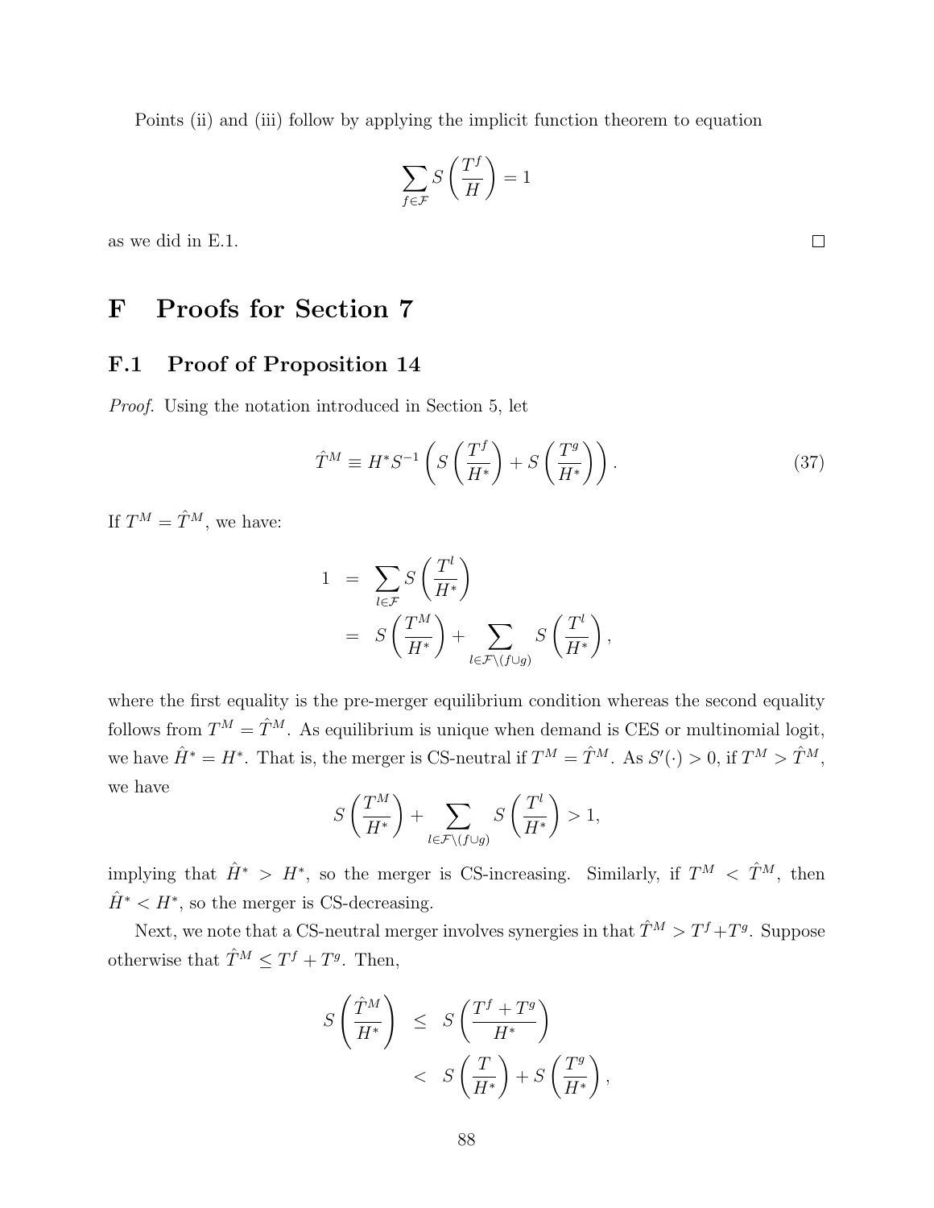Points (ii) and (iii) follow by applying the implicit function theorem to equation

$$\sum_{f \in \mathcal{F}} S\left(\frac{T^f}{H}\right) = 1$$

as we did in E.1. □

# F Proofs for Section 7

## F.1 Proof of Proposition 14

*Proof.* Using the notation introduced in Section 5, let

$$\hat{T}^M \equiv H^* S^{-1}\left(S\left(\frac{T^f}{H^*}\right) + S\left(\frac{T^g}{H^*}\right)\right). \tag{37}$$

If $T^M = \hat{T}^M$, we have:

$$\begin{aligned} 1 &= \sum_{l \in \mathcal{F}} S\left(\frac{T^l}{H^*}\right) \\ &= S\left(\frac{T^M}{H^*}\right) + \sum_{l \in \mathcal{F} \setminus (f \cup g)} S\left(\frac{T^l}{H^*}\right), \end{aligned}$$

where the first equality is the pre-merger equilibrium condition whereas the second equality follows from $T^M = \hat{T}^M$. As equilibrium is unique when demand is CES or multinomial logit, we have $\hat{H}^* = H^*$. That is, the merger is CS-neutral if $T^M = \hat{T}^M$. As $S'(\cdot) > 0$, if $T^M > \hat{T}^M$, we have

$$S\left(\frac{T^M}{H^*}\right) + \sum_{l \in \mathcal{F} \setminus (f \cup g)} S\left(\frac{T^l}{H^*}\right) > 1,$$

implying that $\hat{H}^* > H^*$, so the merger is CS-increasing. Similarly, if $T^M < \hat{T}^M$, then $\hat{H}^* < H^*$, so the merger is CS-decreasing.

Next, we note that a CS-neutral merger involves synergies in that $\hat{T}^M > T^f + T^g$. Suppose otherwise that $\hat{T}^M \leq T^f + T^g$. Then,

$$\begin{aligned} S\left(\frac{\hat{T}^M}{H^*}\right) &\leq S\left(\frac{T^f + T^g}{H^*}\right) \\ &< S\left(\frac{T}{H^*}\right) + S\left(\frac{T^g}{H^*}\right), \end{aligned}$$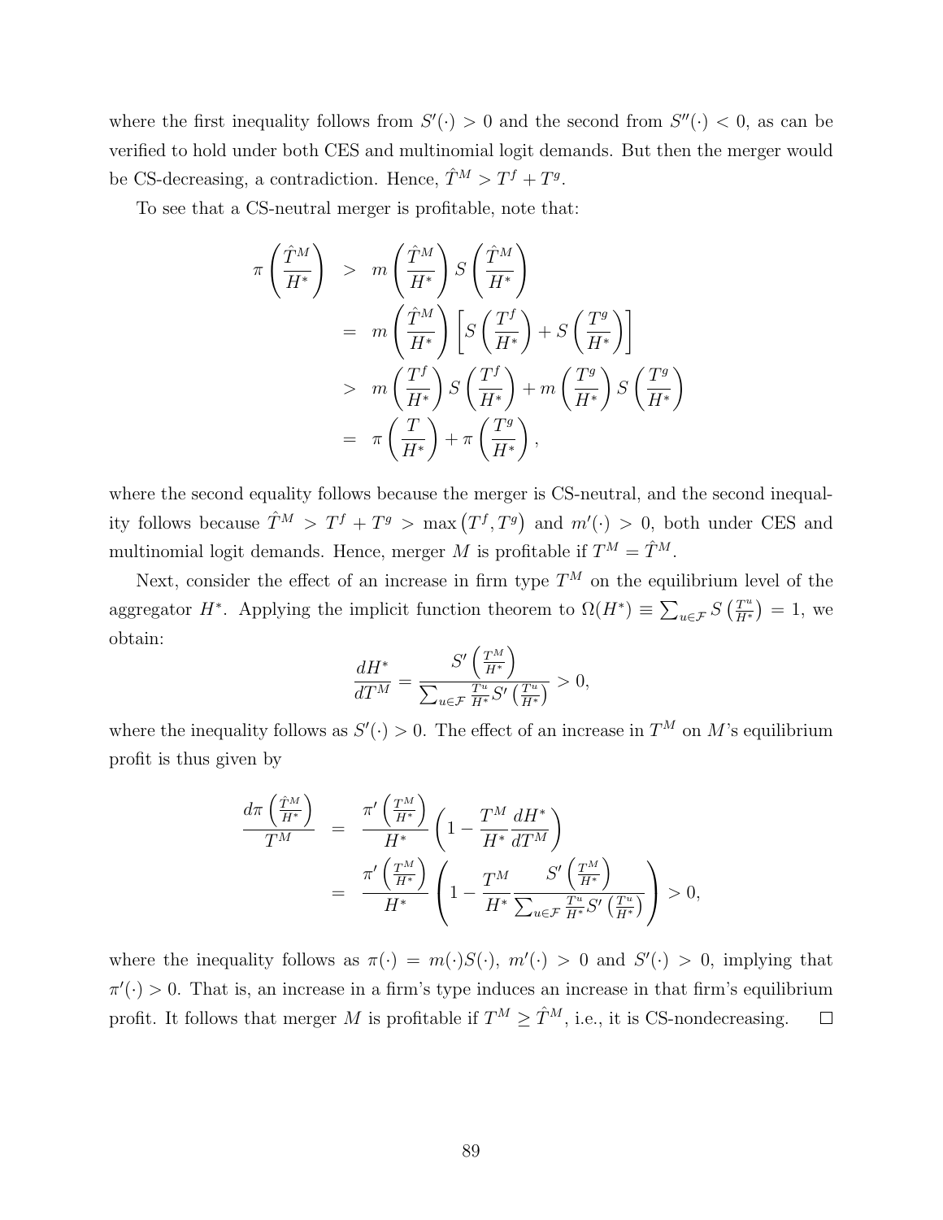where the first inequality follows from $S'(\cdot) > 0$ and the second from $S''(\cdot) < 0$, as can be verified to hold under both CES and multinomial logit demands. But then the merger would be CS-decreasing, a contradiction. Hence, $\hat{T}^M > T^f + T^g$.

To see that a CS-neutral merger is profitable, note that:

$$
\begin{aligned}
\pi\left(\frac{\hat{T}^M}{H^*}\right) &> m\left(\frac{\hat{T}^M}{H^*}\right) S\left(\frac{\hat{T}^M}{H^*}\right) \\
&= m\left(\frac{\hat{T}^M}{H^*}\right)\left[S\left(\frac{T^f}{H^*}\right) + S\left(\frac{T^g}{H^*}\right)\right] \\
&> m\left(\frac{T^f}{H^*}\right) S\left(\frac{T^f}{H^*}\right) + m\left(\frac{T^g}{H^*}\right) S\left(\frac{T^g}{H^*}\right) \\
&= \pi\left(\frac{T}{H^*}\right) + \pi\left(\frac{T^g}{H^*}\right),
\end{aligned}
$$

where the second equality follows because the merger is CS-neutral, and the second inequality follows because $\hat{T}^M > T^f + T^g > \max\left(T^f, T^g\right)$ and $m'(\cdot) > 0$, both under CES and multinomial logit demands. Hence, merger $M$ is profitable if $T^M = \hat{T}^M$.

Next, consider the effect of an increase in firm type $T^M$ on the equilibrium level of the aggregator $H^*$. Applying the implicit function theorem to $\Omega(H^*) \equiv \sum_{u\in\mathcal{F}} S\left(\frac{T^u}{H^*}\right) = 1$, we obtain:

$$
\frac{dH^*}{dT^M} = \frac{S'\left(\frac{T^M}{H^*}\right)}{\sum_{u\in\mathcal{F}} \frac{T^u}{H^*} S'\left(\frac{T^u}{H^*}\right)} > 0,
$$

where the inequality follows as $S'(\cdot) > 0$. The effect of an increase in $T^M$ on $M$'s equilibrium profit is thus given by

$$
\begin{aligned}
\frac{d\pi\left(\frac{\hat{T}^M}{H^*}\right)}{T^M} &= \frac{\pi'\left(\frac{T^M}{H^*}\right)}{H^*}\left(1 - \frac{T^M}{H^*}\frac{dH^*}{dT^M}\right) \\
&= \frac{\pi'\left(\frac{T^M}{H^*}\right)}{H^*}\left(1 - \frac{T^M}{H^*}\frac{S'\left(\frac{T^M}{H^*}\right)}{\sum_{u\in\mathcal{F}} \frac{T^u}{H^*} S'\left(\frac{T^u}{H^*}\right)}\right) > 0,
\end{aligned}
$$

where the inequality follows as $\pi(\cdot) = m(\cdot)S(\cdot)$, $m'(\cdot) > 0$ and $S'(\cdot) > 0$, implying that $\pi'(\cdot) > 0$. That is, an increase in a firm's type induces an increase in that firm's equilibrium profit. It follows that merger $M$ is profitable if $T^M \geq \hat{T}^M$, i.e., it is CS-nondecreasing. $\square$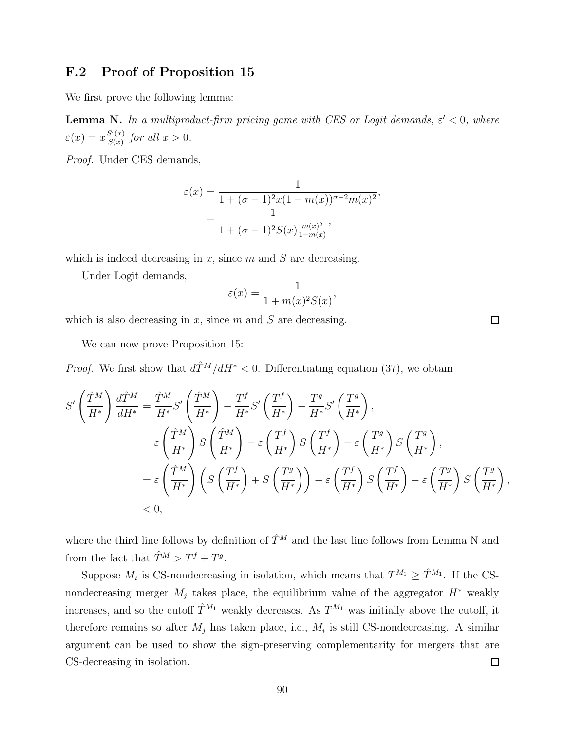## F.2 Proof of Proposition 15

We first prove the following lemma:

**Lemma N.** *In a multiproduct-firm pricing game with CES or Logit demands, $\varepsilon' < 0$, where $\varepsilon(x) = x\frac{S'(x)}{S(x)}$ for all $x > 0$.*

*Proof.* Under CES demands,

$$\begin{aligned}
\varepsilon(x) &= \frac{1}{1 + (\sigma-1)^2 x (1-m(x))^{\sigma-2} m(x)^2}, \\
&= \frac{1}{1 + (\sigma-1)^2 S(x) \frac{m(x)^2}{1-m(x)}},
\end{aligned}$$

which is indeed decreasing in $x$, since $m$ and $S$ are decreasing.

Under Logit demands,

$$\varepsilon(x) = \frac{1}{1 + m(x)^2 S(x)},$$

which is also decreasing in $x$, since $m$ and $S$ are decreasing. $\square$

We can now prove Proposition 15:

*Proof.* We first show that $d\hat{T}^M/dH^* < 0$. Differentiating equation (37), we obtain

$$\begin{aligned}
S'\left(\frac{\hat{T}^M}{H^*}\right)\frac{d\hat{T}^M}{dH^*} &= \frac{\hat{T}^M}{H^*}S'\left(\frac{\hat{T}^M}{H^*}\right) - \frac{T^f}{H^*}S'\left(\frac{T^f}{H^*}\right) - \frac{T^g}{H^*}S'\left(\frac{T^g}{H^*}\right), \\
&= \varepsilon\left(\frac{\hat{T}^M}{H^*}\right)S\left(\frac{\hat{T}^M}{H^*}\right) - \varepsilon\left(\frac{T^f}{H^*}\right)S\left(\frac{T^f}{H^*}\right) - \varepsilon\left(\frac{T^g}{H^*}\right)S\left(\frac{T^g}{H^*}\right), \\
&= \varepsilon\left(\frac{\hat{T}^M}{H^*}\right)\left(S\left(\frac{T^f}{H^*}\right) + S\left(\frac{T^g}{H^*}\right)\right) - \varepsilon\left(\frac{T^f}{H^*}\right)S\left(\frac{T^f}{H^*}\right) - \varepsilon\left(\frac{T^g}{H^*}\right)S\left(\frac{T^g}{H^*}\right), \\
&< 0,
\end{aligned}$$

where the third line follows by definition of $\hat{T}^M$ and the last line follows from Lemma N and from the fact that $\hat{T}^M > T^f + T^g$.

Suppose $M_i$ is CS-nondecreasing in isolation, which means that $T^{M_1} \geq \hat{T}^{M_1}$. If the CS-nondecreasing merger $M_j$ takes place, the equilibrium value of the aggregator $H^*$ weakly increases, and so the cutoff $\hat{T}^{M_1}$ weakly decreases. As $T^{M_1}$ was initially above the cutoff, it therefore remains so after $M_j$ has taken place, i.e., $M_i$ is still CS-nondecreasing. A similar argument can be used to show the sign-preserving complementarity for mergers that are CS-decreasing in isolation. $\square$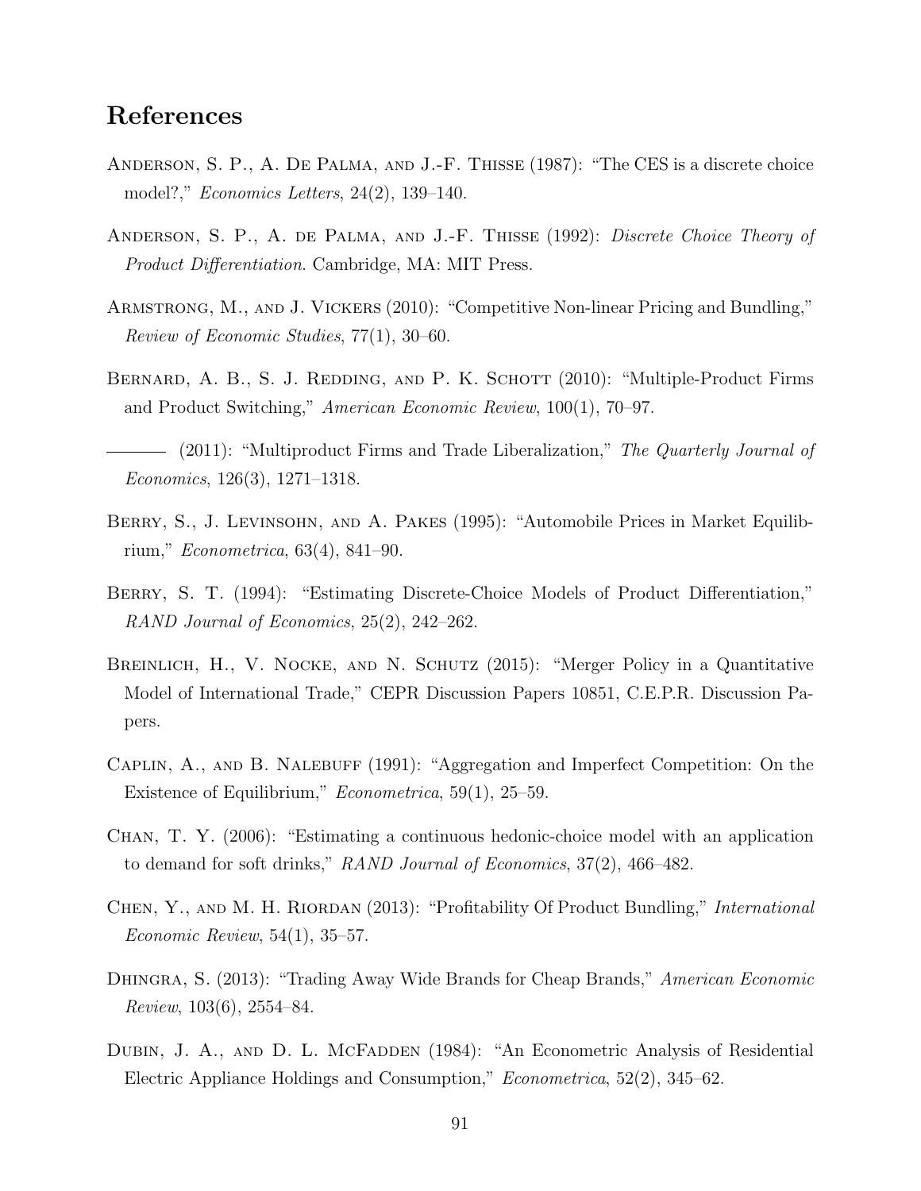## References

Anderson, S. P., A. De Palma, and J.-F. Thisse (1987): "The CES is a discrete choice model?," *Economics Letters*, 24(2), 139–140.

Anderson, S. P., A. de Palma, and J.-F. Thisse (1992): *Discrete Choice Theory of Product Differentiation*. Cambridge, MA: MIT Press.

Armstrong, M., and J. Vickers (2010): "Competitive Non-linear Pricing and Bundling," *Review of Economic Studies*, 77(1), 30–60.

Bernard, A. B., S. J. Redding, and P. K. Schott (2010): "Multiple-Product Firms and Product Switching," *American Economic Review*, 100(1), 70–97.

——— (2011): "Multiproduct Firms and Trade Liberalization," *The Quarterly Journal of Economics*, 126(3), 1271–1318.

Berry, S., J. Levinsohn, and A. Pakes (1995): "Automobile Prices in Market Equilibrium," *Econometrica*, 63(4), 841–90.

Berry, S. T. (1994): "Estimating Discrete-Choice Models of Product Differentiation," *RAND Journal of Economics*, 25(2), 242–262.

Breinlich, H., V. Nocke, and N. Schutz (2015): "Merger Policy in a Quantitative Model of International Trade," CEPR Discussion Papers 10851, C.E.P.R. Discussion Papers.

Caplin, A., and B. Nalebuff (1991): "Aggregation and Imperfect Competition: On the Existence of Equilibrium," *Econometrica*, 59(1), 25–59.

Chan, T. Y. (2006): "Estimating a continuous hedonic-choice model with an application to demand for soft drinks," *RAND Journal of Economics*, 37(2), 466–482.

Chen, Y., and M. H. Riordan (2013): "Profitability Of Product Bundling," *International Economic Review*, 54(1), 35–57.

Dhingra, S. (2013): "Trading Away Wide Brands for Cheap Brands," *American Economic Review*, 103(6), 2554–84.

Dubin, J. A., and D. L. McFadden (1984): "An Econometric Analysis of Residential Electric Appliance Holdings and Consumption," *Econometrica*, 52(2), 345–62.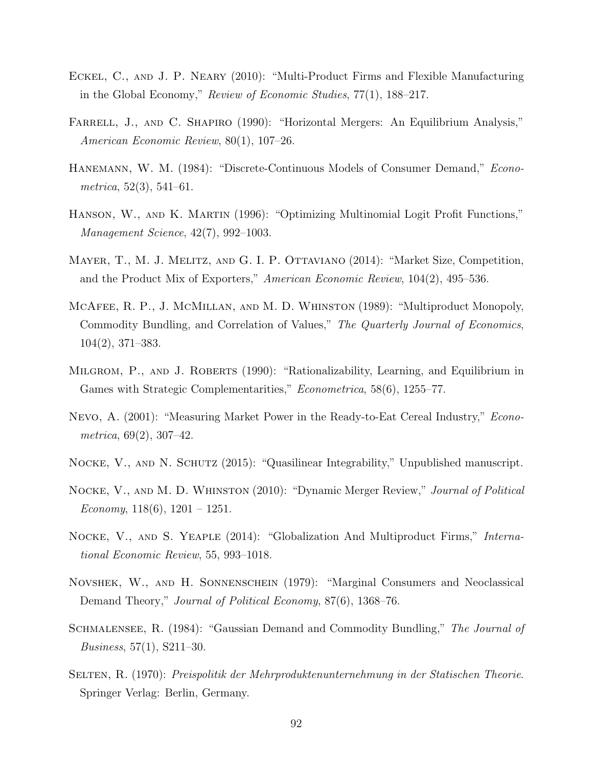Eckel, C., and J. P. Neary (2010): "Multi-Product Firms and Flexible Manufacturing in the Global Economy," *Review of Economic Studies*, 77(1), 188–217.

Farrell, J., and C. Shapiro (1990): "Horizontal Mergers: An Equilibrium Analysis," *American Economic Review*, 80(1), 107–26.

Hanemann, W. M. (1984): "Discrete-Continuous Models of Consumer Demand," *Econometrica*, 52(3), 541–61.

Hanson, W., and K. Martin (1996): "Optimizing Multinomial Logit Profit Functions," *Management Science*, 42(7), 992–1003.

Mayer, T., M. J. Melitz, and G. I. P. Ottaviano (2014): "Market Size, Competition, and the Product Mix of Exporters," *American Economic Review*, 104(2), 495–536.

McAfee, R. P., J. McMillan, and M. D. Whinston (1989): "Multiproduct Monopoly, Commodity Bundling, and Correlation of Values," *The Quarterly Journal of Economics*, 104(2), 371–383.

Milgrom, P., and J. Roberts (1990): "Rationalizability, Learning, and Equilibrium in Games with Strategic Complementarities," *Econometrica*, 58(6), 1255–77.

Nevo, A. (2001): "Measuring Market Power in the Ready-to-Eat Cereal Industry," *Econometrica*, 69(2), 307–42.

Nocke, V., and N. Schutz (2015): "Quasilinear Integrability," Unpublished manuscript.

Nocke, V., and M. D. Whinston (2010): "Dynamic Merger Review," *Journal of Political Economy*, 118(6), 1201 – 1251.

Nocke, V., and S. Yeaple (2014): "Globalization And Multiproduct Firms," *International Economic Review*, 55, 993–1018.

Novshek, W., and H. Sonnenschein (1979): "Marginal Consumers and Neoclassical Demand Theory," *Journal of Political Economy*, 87(6), 1368–76.

Schmalensee, R. (1984): "Gaussian Demand and Commodity Bundling," *The Journal of Business*, 57(1), S211–30.

Selten, R. (1970): *Preispolitik der Mehrproduktenunternehmung in der Statischen Theorie*. Springer Verlag: Berlin, Germany.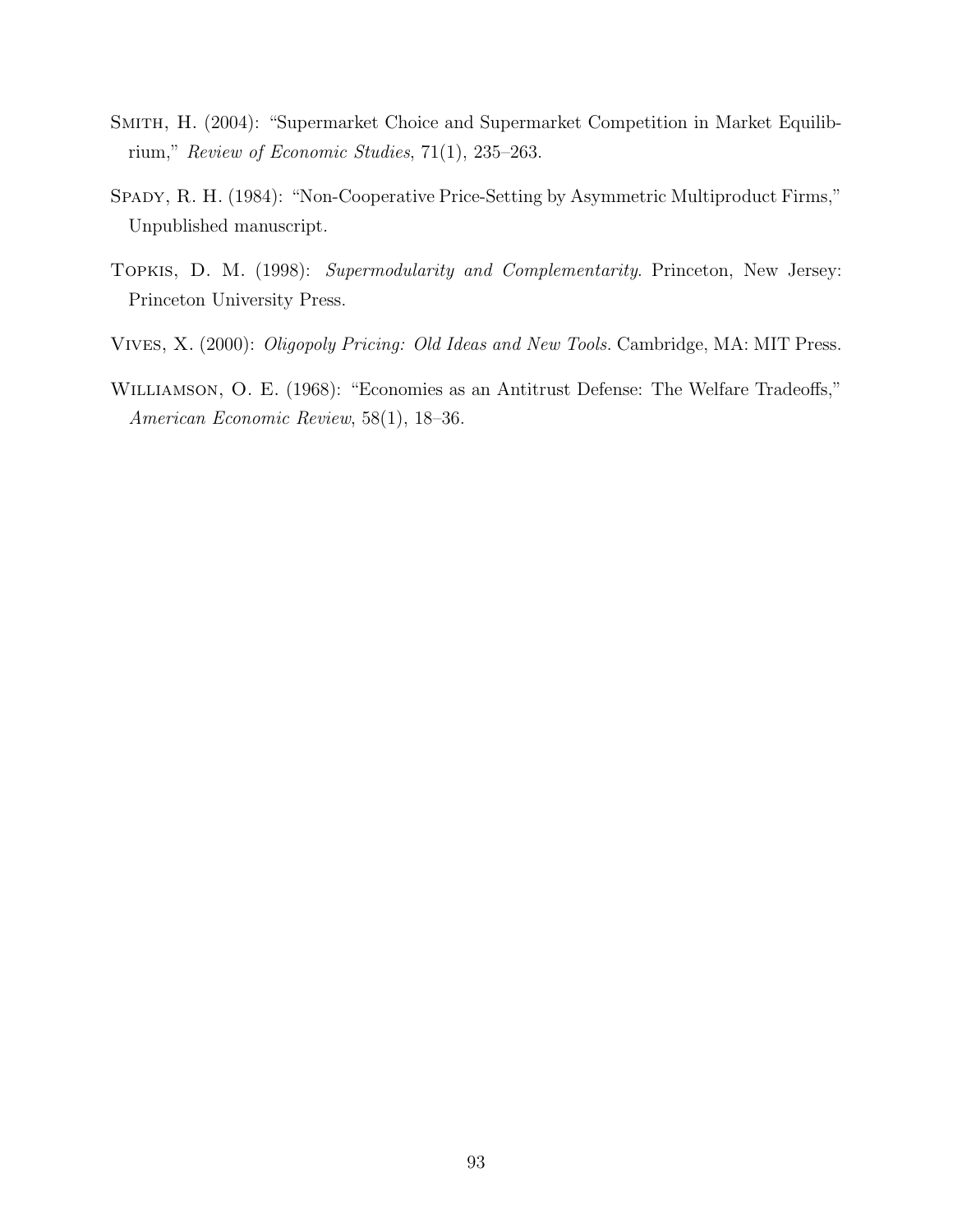Smith, H. (2004): "Supermarket Choice and Supermarket Competition in Market Equilibrium," *Review of Economic Studies*, 71(1), 235–263.

Spady, R. H. (1984): "Non-Cooperative Price-Setting by Asymmetric Multiproduct Firms," Unpublished manuscript.

Topkis, D. M. (1998): *Supermodularity and Complementarity*. Princeton, New Jersey: Princeton University Press.

Vives, X. (2000): *Oligopoly Pricing: Old Ideas and New Tools*. Cambridge, MA: MIT Press.

Williamson, O. E. (1968): "Economies as an Antitrust Defense: The Welfare Tradeoffs," *American Economic Review*, 58(1), 18–36.